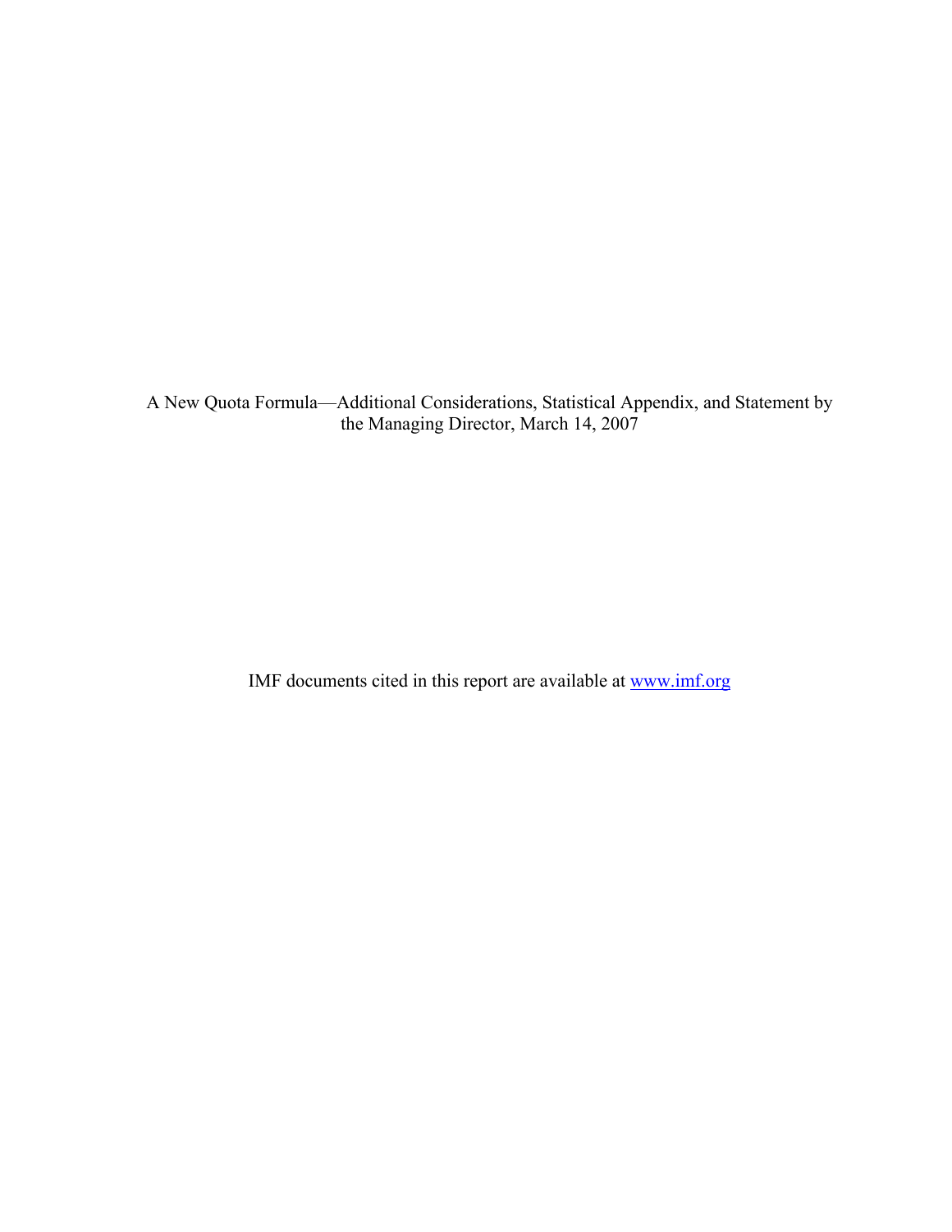A New Quota Formula—Additional Considerations, Statistical Appendix, and Statement by the Managing Director, March 14, 2007

IMF documents cited in this report are available at [www.imf.org](http://www.imf.org)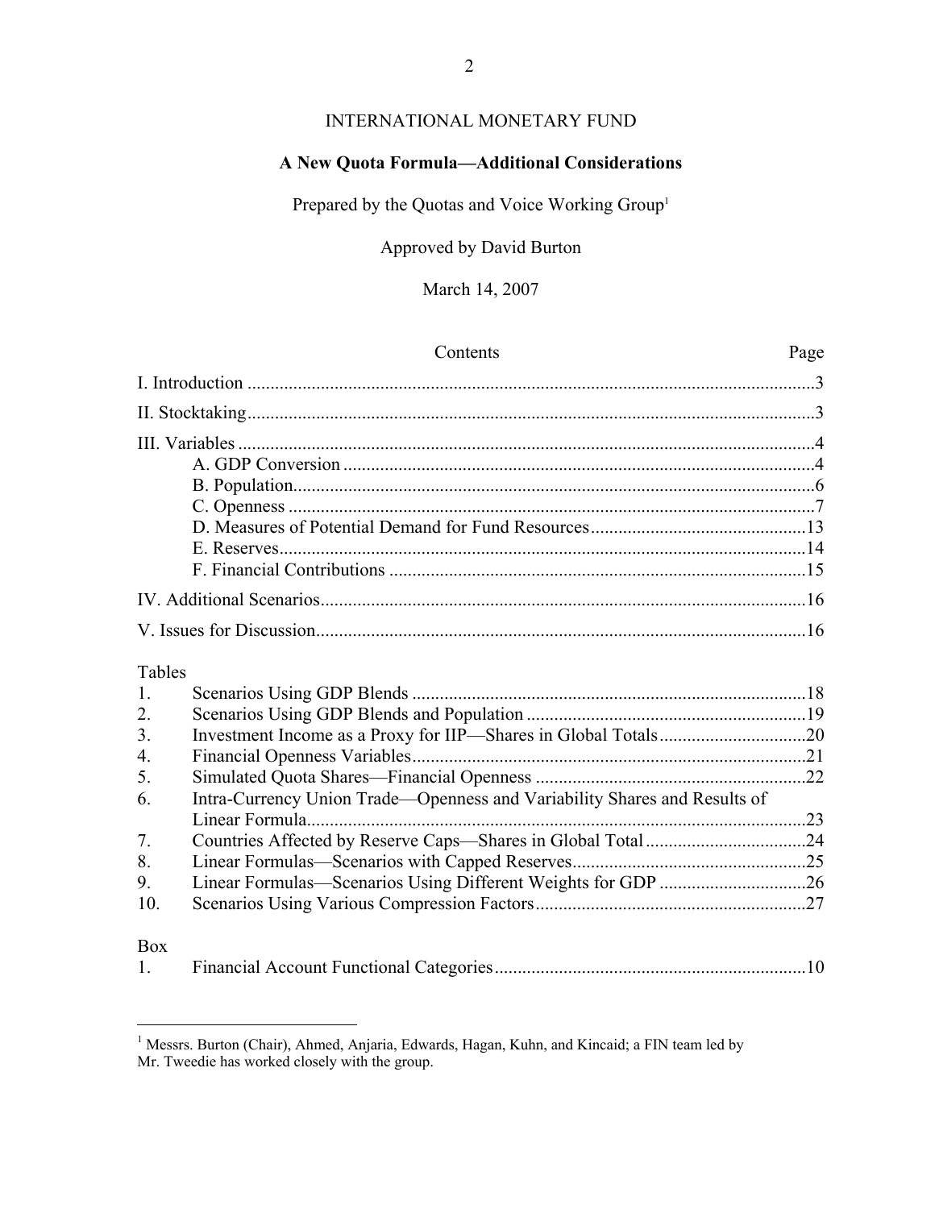INTERNATIONAL MONETARY FUND

# A New Quota Formula—Additional Considerations

Prepared by the Quotas and Voice Working Group[1]

Approved by David Burton

March 14, 2007

| Contents | Page |
|---|---|
| I. Introduction | 3 |
| II. Stocktaking | 3 |
| III. Variables | 4 |
| A. GDP Conversion | 4 |
| B. Population | 6 |
| C. Openness | 7 |
| D. Measures of Potential Demand for Fund Resources | 13 |
| E. Reserves | 14 |
| F. Financial Contributions | 15 |
| IV. Additional Scenarios | 16 |
| V. Issues for Discussion | 16 |

Tables

| | | |
|---|---|---|
| 1. | Scenarios Using GDP Blends | 18 |
| 2. | Scenarios Using GDP Blends and Population | 19 |
| 3. | Investment Income as a Proxy for IIP—Shares in Global Totals | 20 |
| 4. | Financial Openness Variables | 21 |
| 5. | Simulated Quota Shares—Financial Openness | 22 |
| 6. | Intra-Currency Union Trade—Openness and Variability Shares and Results of Linear Formula | 23 |
| 7. | Countries Affected by Reserve Caps—Shares in Global Total | 24 |
| 8. | Linear Formulas—Scenarios with Capped Reserves | 25 |
| 9. | Linear Formulas—Scenarios Using Different Weights for GDP | 26 |
| 10. | Scenarios Using Various Compression Factors | 27 |

Box

| | | |
|---|---|---|
| 1. | Financial Account Functional Categories | 10 |

[1] Messrs. Burton (Chair), Ahmed, Anjaria, Edwards, Hagan, Kuhn, and Kincaid; a FIN team led by Mr. Tweedie has worked closely with the group.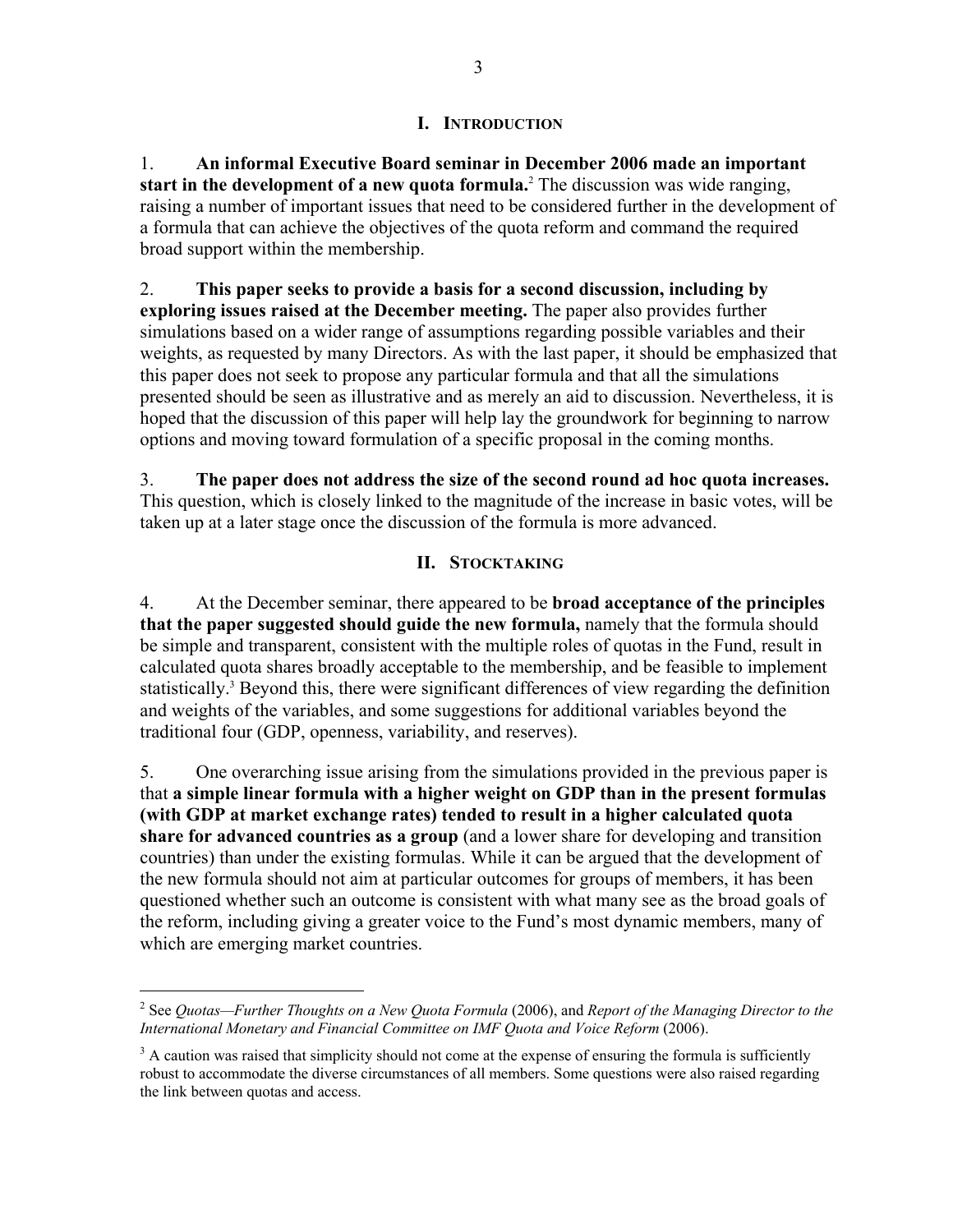## I. Introduction

1. **An informal Executive Board seminar in December 2006 made an important start in the development of a new quota formula.**[2] The discussion was wide ranging, raising a number of important issues that need to be considered further in the development of a formula that can achieve the objectives of the quota reform and command the required broad support within the membership.

2. **This paper seeks to provide a basis for a second discussion, including by exploring issues raised at the December meeting.** The paper also provides further simulations based on a wider range of assumptions regarding possible variables and their weights, as requested by many Directors. As with the last paper, it should be emphasized that this paper does not seek to propose any particular formula and that all the simulations presented should be seen as illustrative and as merely an aid to discussion. Nevertheless, it is hoped that the discussion of this paper will help lay the groundwork for beginning to narrow options and moving toward formulation of a specific proposal in the coming months.

3. **The paper does not address the size of the second round ad hoc quota increases.** This question, which is closely linked to the magnitude of the increase in basic votes, will be taken up at a later stage once the discussion of the formula is more advanced.

## II. Stocktaking

4. At the December seminar, there appeared to be **broad acceptance of the principles that the paper suggested should guide the new formula,** namely that the formula should be simple and transparent, consistent with the multiple roles of quotas in the Fund, result in calculated quota shares broadly acceptable to the membership, and be feasible to implement statistically.[3] Beyond this, there were significant differences of view regarding the definition and weights of the variables, and some suggestions for additional variables beyond the traditional four (GDP, openness, variability, and reserves).

5. One overarching issue arising from the simulations provided in the previous paper is that **a simple linear formula with a higher weight on GDP than in the present formulas (with GDP at market exchange rates) tended to result in a higher calculated quota share for advanced countries as a group** (and a lower share for developing and transition countries) than under the existing formulas. While it can be argued that the development of the new formula should not aim at particular outcomes for groups of members, it has been questioned whether such an outcome is consistent with what many see as the broad goals of the reform, including giving a greater voice to the Fund's most dynamic members, many of which are emerging market countries.

---

[2] See *Quotas—Further Thoughts on a New Quota Formula* (2006), and *Report of the Managing Director to the International Monetary and Financial Committee on IMF Quota and Voice Reform* (2006).

[3] A caution was raised that simplicity should not come at the expense of ensuring the formula is sufficiently robust to accommodate the diverse circumstances of all members. Some questions were also raised regarding the link between quotas and access.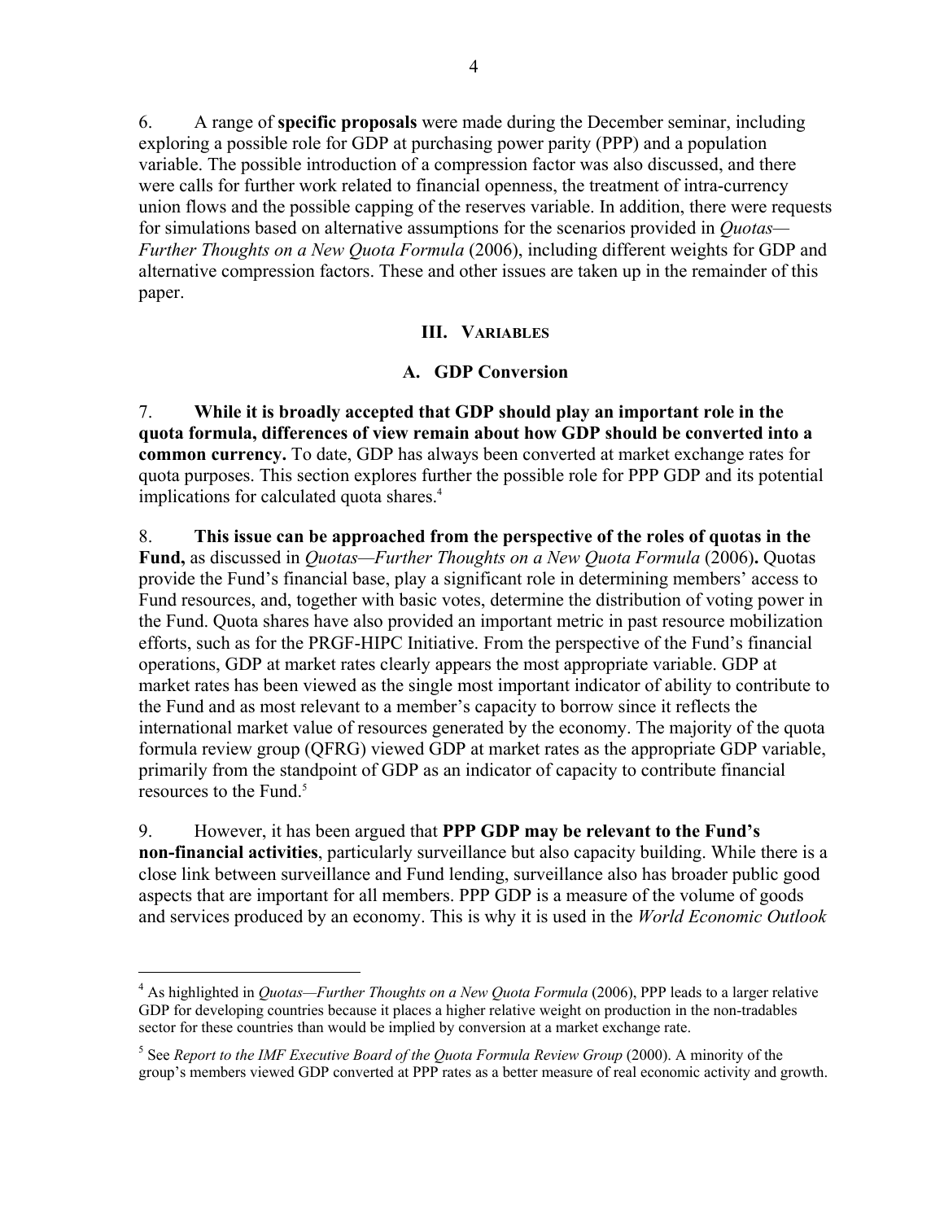6. A range of **specific proposals** were made during the December seminar, including exploring a possible role for GDP at purchasing power parity (PPP) and a population variable. The possible introduction of a compression factor was also discussed, and there were calls for further work related to financial openness, the treatment of intra-currency union flows and the possible capping of the reserves variable. In addition, there were requests for simulations based on alternative assumptions for the scenarios provided in *Quotas—Further Thoughts on a New Quota Formula* (2006), including different weights for GDP and alternative compression factors. These and other issues are taken up in the remainder of this paper.

## III. VARIABLES

### A. GDP Conversion

7. **While it is broadly accepted that GDP should play an important role in the quota formula, differences of view remain about how GDP should be converted into a common currency.** To date, GDP has always been converted at market exchange rates for quota purposes. This section explores further the possible role for PPP GDP and its potential implications for calculated quota shares.[4]

8. **This issue can be approached from the perspective of the roles of quotas in the Fund,** as discussed in *Quotas—Further Thoughts on a New Quota Formula* (2006)**.** Quotas provide the Fund's financial base, play a significant role in determining members' access to Fund resources, and, together with basic votes, determine the distribution of voting power in the Fund. Quota shares have also provided an important metric in past resource mobilization efforts, such as for the PRGF-HIPC Initiative. From the perspective of the Fund's financial operations, GDP at market rates clearly appears the most appropriate variable. GDP at market rates has been viewed as the single most important indicator of ability to contribute to the Fund and as most relevant to a member's capacity to borrow since it reflects the international market value of resources generated by the economy. The majority of the quota formula review group (QFRG) viewed GDP at market rates as the appropriate GDP variable, primarily from the standpoint of GDP as an indicator of capacity to contribute financial resources to the Fund.[5]

9. However, it has been argued that **PPP GDP may be relevant to the Fund's non-financial activities**, particularly surveillance but also capacity building. While there is a close link between surveillance and Fund lending, surveillance also has broader public good aspects that are important for all members. PPP GDP is a measure of the volume of goods and services produced by an economy. This is why it is used in the *World Economic Outlook*

---

[4] As highlighted in *Quotas—Further Thoughts on a New Quota Formula* (2006), PPP leads to a larger relative GDP for developing countries because it places a higher relative weight on production in the non-tradables sector for these countries than would be implied by conversion at a market exchange rate.

[5] See *Report to the IMF Executive Board of the Quota Formula Review Group* (2000). A minority of the group's members viewed GDP converted at PPP rates as a better measure of real economic activity and growth.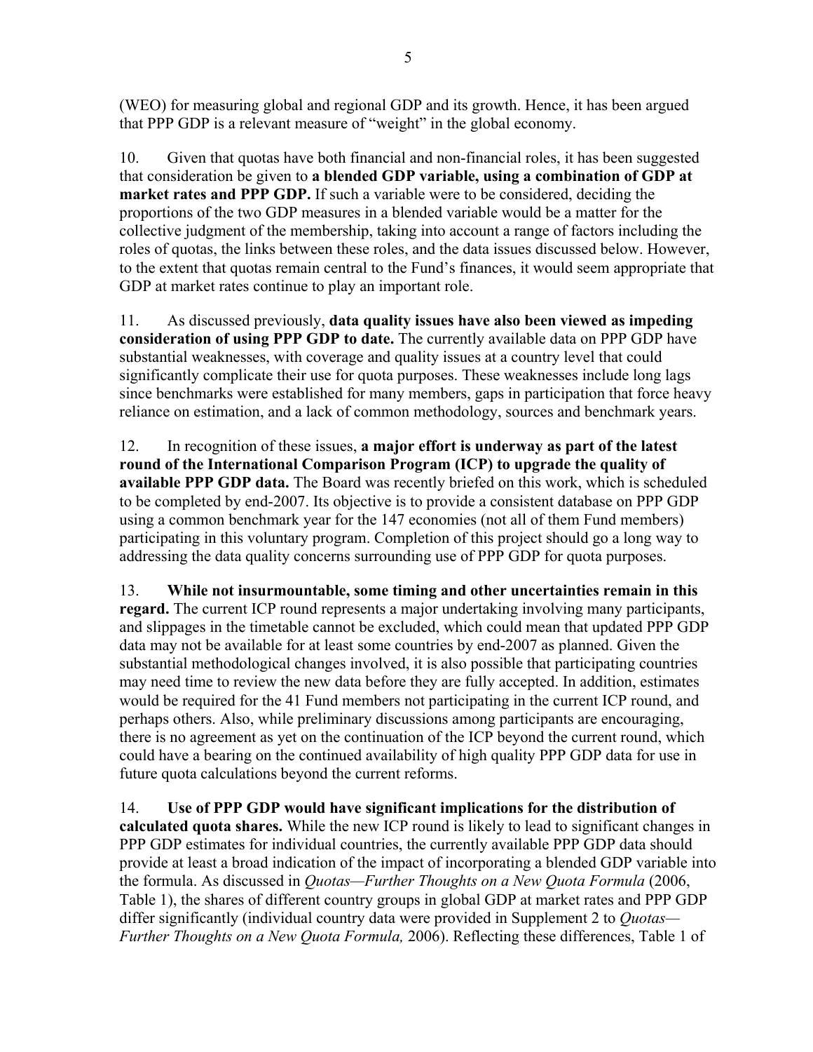(WEO) for measuring global and regional GDP and its growth. Hence, it has been argued that PPP GDP is a relevant measure of "weight" in the global economy.

10. Given that quotas have both financial and non-financial roles, it has been suggested that consideration be given to **a blended GDP variable, using a combination of GDP at market rates and PPP GDP.** If such a variable were to be considered, deciding the proportions of the two GDP measures in a blended variable would be a matter for the collective judgment of the membership, taking into account a range of factors including the roles of quotas, the links between these roles, and the data issues discussed below. However, to the extent that quotas remain central to the Fund's finances, it would seem appropriate that GDP at market rates continue to play an important role.

11. As discussed previously, **data quality issues have also been viewed as impeding consideration of using PPP GDP to date.** The currently available data on PPP GDP have substantial weaknesses, with coverage and quality issues at a country level that could significantly complicate their use for quota purposes. These weaknesses include long lags since benchmarks were established for many members, gaps in participation that force heavy reliance on estimation, and a lack of common methodology, sources and benchmark years.

12. In recognition of these issues, **a major effort is underway as part of the latest round of the International Comparison Program (ICP) to upgrade the quality of available PPP GDP data.** The Board was recently briefed on this work, which is scheduled to be completed by end-2007. Its objective is to provide a consistent database on PPP GDP using a common benchmark year for the 147 economies (not all of them Fund members) participating in this voluntary program. Completion of this project should go a long way to addressing the data quality concerns surrounding use of PPP GDP for quota purposes.

13. **While not insurmountable, some timing and other uncertainties remain in this regard.** The current ICP round represents a major undertaking involving many participants, and slippages in the timetable cannot be excluded, which could mean that updated PPP GDP data may not be available for at least some countries by end-2007 as planned. Given the substantial methodological changes involved, it is also possible that participating countries may need time to review the new data before they are fully accepted. In addition, estimates would be required for the 41 Fund members not participating in the current ICP round, and perhaps others. Also, while preliminary discussions among participants are encouraging, there is no agreement as yet on the continuation of the ICP beyond the current round, which could have a bearing on the continued availability of high quality PPP GDP data for use in future quota calculations beyond the current reforms.

14. **Use of PPP GDP would have significant implications for the distribution of calculated quota shares.** While the new ICP round is likely to lead to significant changes in PPP GDP estimates for individual countries, the currently available PPP GDP data should provide at least a broad indication of the impact of incorporating a blended GDP variable into the formula. As discussed in *Quotas—Further Thoughts on a New Quota Formula* (2006, Table 1), the shares of different country groups in global GDP at market rates and PPP GDP differ significantly (individual country data were provided in Supplement 2 to *Quotas—Further Thoughts on a New Quota Formula,* 2006). Reflecting these differences, Table 1 of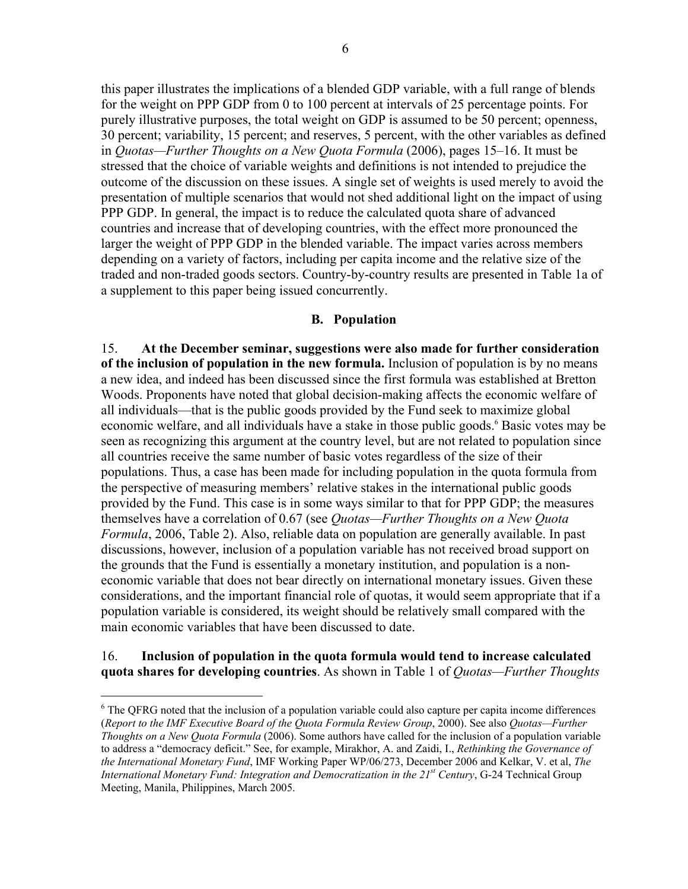this paper illustrates the implications of a blended GDP variable, with a full range of blends for the weight on PPP GDP from 0 to 100 percent at intervals of 25 percentage points. For purely illustrative purposes, the total weight on GDP is assumed to be 50 percent; openness, 30 percent; variability, 15 percent; and reserves, 5 percent, with the other variables as defined in *Quotas—Further Thoughts on a New Quota Formula* (2006), pages 15–16. It must be stressed that the choice of variable weights and definitions is not intended to prejudice the outcome of the discussion on these issues. A single set of weights is used merely to avoid the presentation of multiple scenarios that would not shed additional light on the impact of using PPP GDP. In general, the impact is to reduce the calculated quota share of advanced countries and increase that of developing countries, with the effect more pronounced the larger the weight of PPP GDP in the blended variable. The impact varies across members depending on a variety of factors, including per capita income and the relative size of the traded and non-traded goods sectors. Country-by-country results are presented in Table 1a of a supplement to this paper being issued concurrently.

### B. Population

15. **At the December seminar, suggestions were also made for further consideration of the inclusion of population in the new formula.** Inclusion of population is by no means a new idea, and indeed has been discussed since the first formula was established at Bretton Woods. Proponents have noted that global decision-making affects the economic welfare of all individuals—that is the public goods provided by the Fund seek to maximize global economic welfare, and all individuals have a stake in those public goods.[6] Basic votes may be seen as recognizing this argument at the country level, but are not related to population since all countries receive the same number of basic votes regardless of the size of their populations. Thus, a case has been made for including population in the quota formula from the perspective of measuring members' relative stakes in the international public goods provided by the Fund. This case is in some ways similar to that for PPP GDP; the measures themselves have a correlation of 0.67 (see *Quotas—Further Thoughts on a New Quota Formula*, 2006, Table 2). Also, reliable data on population are generally available. In past discussions, however, inclusion of a population variable has not received broad support on the grounds that the Fund is essentially a monetary institution, and population is a non-economic variable that does not bear directly on international monetary issues. Given these considerations, and the important financial role of quotas, it would seem appropriate that if a population variable is considered, its weight should be relatively small compared with the main economic variables that have been discussed to date.

16. **Inclusion of population in the quota formula would tend to increase calculated quota shares for developing countries**. As shown in Table 1 of *Quotas—Further Thoughts*

[6] The QFRG noted that the inclusion of a population variable could also capture per capita income differences (*Report to the IMF Executive Board of the Quota Formula Review Group*, 2000). See also *Quotas—Further Thoughts on a New Quota Formula* (2006). Some authors have called for the inclusion of a population variable to address a "democracy deficit." See, for example, Mirakhor, A. and Zaidi, I., *Rethinking the Governance of the International Monetary Fund*, IMF Working Paper WP/06/273, December 2006 and Kelkar, V. et al, *The International Monetary Fund: Integration and Democratization in the 21st Century*, G-24 Technical Group Meeting, Manila, Philippines, March 2005.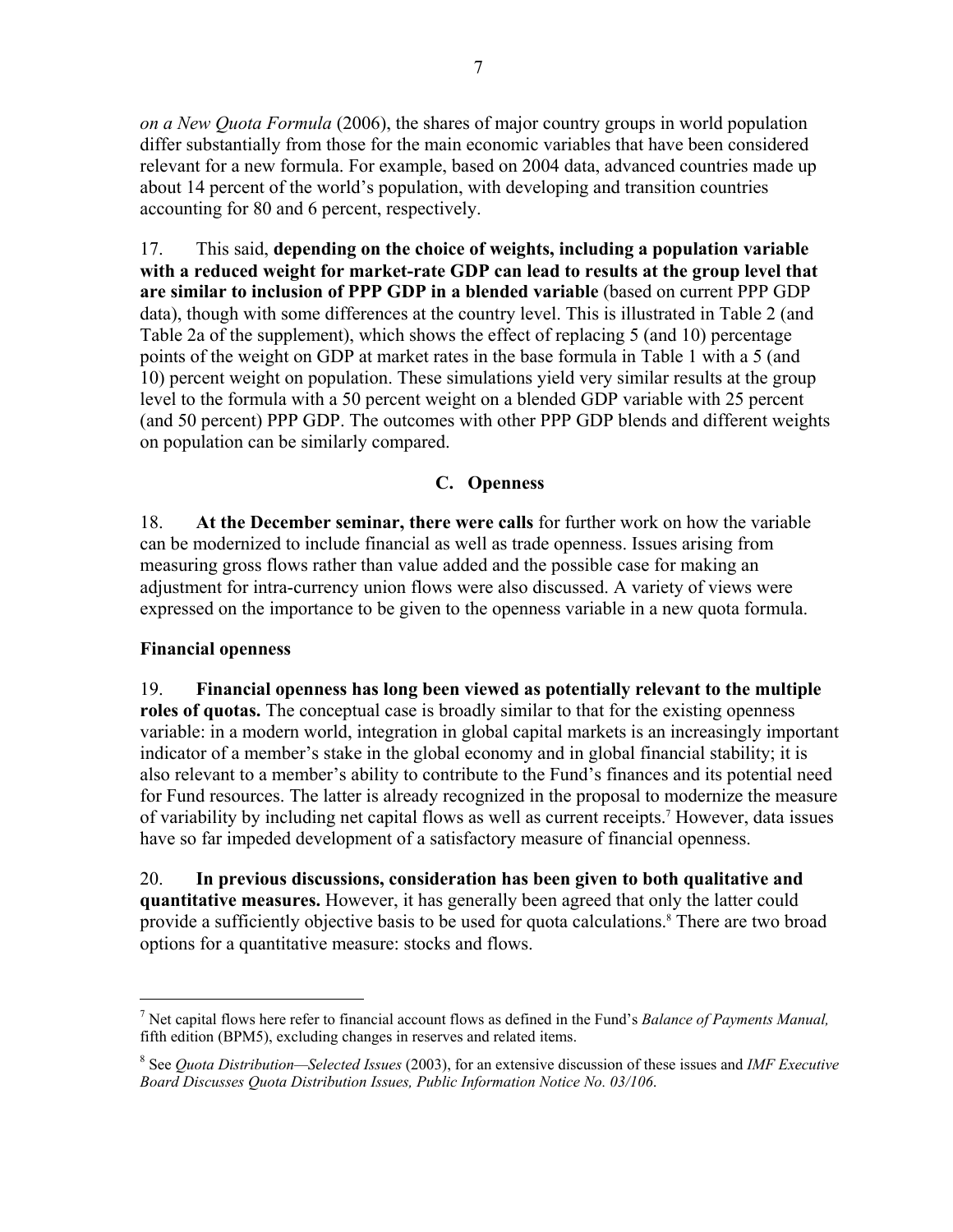*on a New Quota Formula* (2006), the shares of major country groups in world population differ substantially from those for the main economic variables that have been considered relevant for a new formula. For example, based on 2004 data, advanced countries made up about 14 percent of the world's population, with developing and transition countries accounting for 80 and 6 percent, respectively.

17. This said, **depending on the choice of weights, including a population variable with a reduced weight for market-rate GDP can lead to results at the group level that are similar to inclusion of PPP GDP in a blended variable** (based on current PPP GDP data), though with some differences at the country level. This is illustrated in Table 2 (and Table 2a of the supplement), which shows the effect of replacing 5 (and 10) percentage points of the weight on GDP at market rates in the base formula in Table 1 with a 5 (and 10) percent weight on population. These simulations yield very similar results at the group level to the formula with a 50 percent weight on a blended GDP variable with 25 percent (and 50 percent) PPP GDP. The outcomes with other PPP GDP blends and different weights on population can be similarly compared.

## C. Openness

18. **At the December seminar, there were calls** for further work on how the variable can be modernized to include financial as well as trade openness. Issues arising from measuring gross flows rather than value added and the possible case for making an adjustment for intra-currency union flows were also discussed. A variety of views were expressed on the importance to be given to the openness variable in a new quota formula.

### Financial openness

19. **Financial openness has long been viewed as potentially relevant to the multiple roles of quotas.** The conceptual case is broadly similar to that for the existing openness variable: in a modern world, integration in global capital markets is an increasingly important indicator of a member's stake in the global economy and in global financial stability; it is also relevant to a member's ability to contribute to the Fund's finances and its potential need for Fund resources. The latter is already recognized in the proposal to modernize the measure of variability by including net capital flows as well as current receipts.[7] However, data issues have so far impeded development of a satisfactory measure of financial openness.

20. **In previous discussions, consideration has been given to both qualitative and quantitative measures.** However, it has generally been agreed that only the latter could provide a sufficiently objective basis to be used for quota calculations.[8] There are two broad options for a quantitative measure: stocks and flows.

---

[7] Net capital flows here refer to financial account flows as defined in the Fund's *Balance of Payments Manual,* fifth edition (BPM5), excluding changes in reserves and related items.

[8] See *Quota Distribution—Selected Issues* (2003), for an extensive discussion of these issues and *IMF Executive Board Discusses Quota Distribution Issues, Public Information Notice No. 03/106*.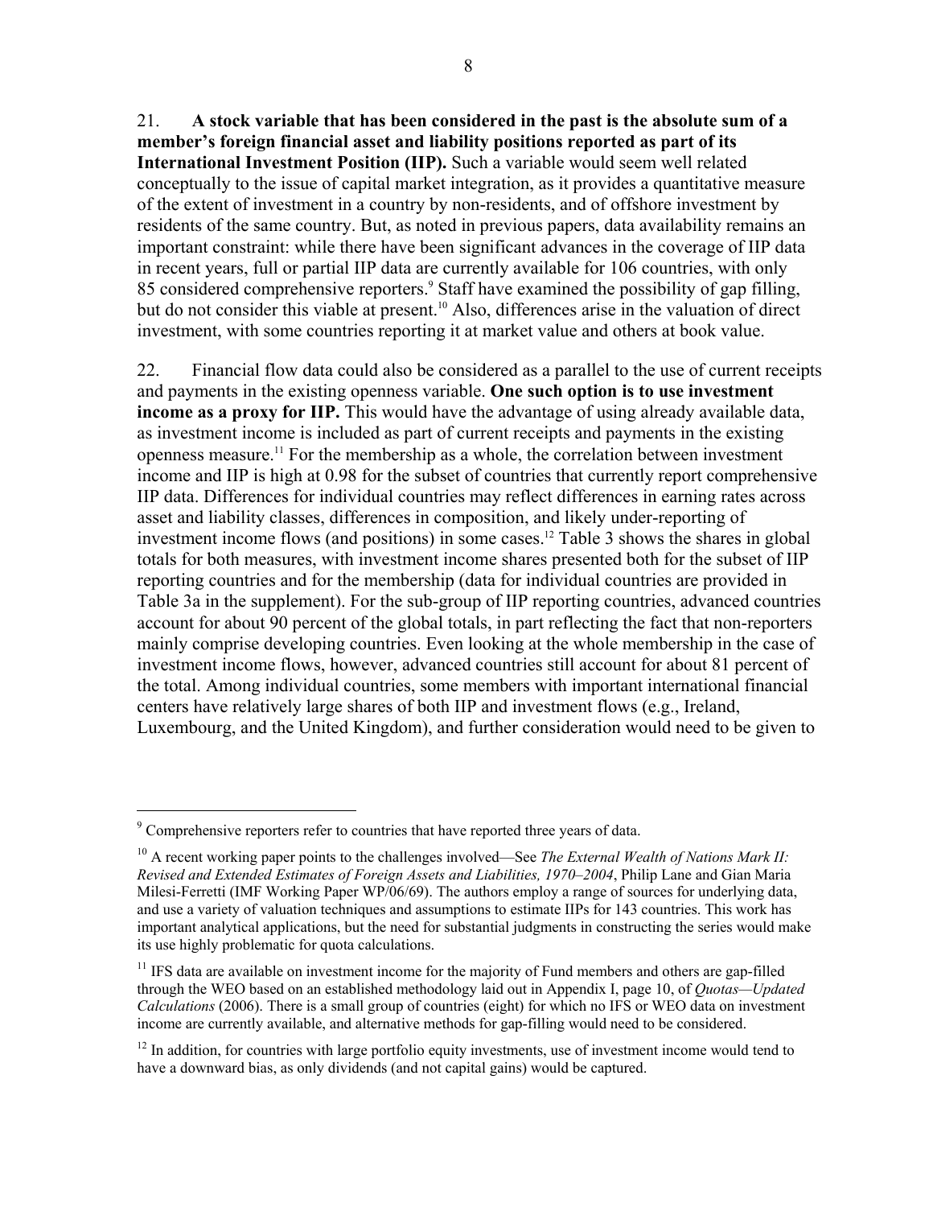21. **A stock variable that has been considered in the past is the absolute sum of a member's foreign financial asset and liability positions reported as part of its International Investment Position (IIP).** Such a variable would seem well related conceptually to the issue of capital market integration, as it provides a quantitative measure of the extent of investment in a country by non-residents, and of offshore investment by residents of the same country. But, as noted in previous papers, data availability remains an important constraint: while there have been significant advances in the coverage of IIP data in recent years, full or partial IIP data are currently available for 106 countries, with only 85 considered comprehensive reporters.[9] Staff have examined the possibility of gap filling, but do not consider this viable at present.[10] Also, differences arise in the valuation of direct investment, with some countries reporting it at market value and others at book value.

22. Financial flow data could also be considered as a parallel to the use of current receipts and payments in the existing openness variable. **One such option is to use investment income as a proxy for IIP.** This would have the advantage of using already available data, as investment income is included as part of current receipts and payments in the existing openness measure.[11] For the membership as a whole, the correlation between investment income and IIP is high at 0.98 for the subset of countries that currently report comprehensive IIP data. Differences for individual countries may reflect differences in earning rates across asset and liability classes, differences in composition, and likely under-reporting of investment income flows (and positions) in some cases.[12] Table 3 shows the shares in global totals for both measures, with investment income shares presented both for the subset of IIP reporting countries and for the membership (data for individual countries are provided in Table 3a in the supplement). For the sub-group of IIP reporting countries, advanced countries account for about 90 percent of the global totals, in part reflecting the fact that non-reporters mainly comprise developing countries. Even looking at the whole membership in the case of investment income flows, however, advanced countries still account for about 81 percent of the total. Among individual countries, some members with important international financial centers have relatively large shares of both IIP and investment flows (e.g., Ireland, Luxembourg, and the United Kingdom), and further consideration would need to be given to

---

[9] Comprehensive reporters refer to countries that have reported three years of data.

[10] A recent working paper points to the challenges involved—See *The External Wealth of Nations Mark II: Revised and Extended Estimates of Foreign Assets and Liabilities, 1970–2004*, Philip Lane and Gian Maria Milesi-Ferretti (IMF Working Paper WP/06/69). The authors employ a range of sources for underlying data, and use a variety of valuation techniques and assumptions to estimate IIPs for 143 countries. This work has important analytical applications, but the need for substantial judgments in constructing the series would make its use highly problematic for quota calculations.

[11] IFS data are available on investment income for the majority of Fund members and others are gap-filled through the WEO based on an established methodology laid out in Appendix I, page 10, of *Quotas—Updated Calculations* (2006). There is a small group of countries (eight) for which no IFS or WEO data on investment income are currently available, and alternative methods for gap-filling would need to be considered.

[12] In addition, for countries with large portfolio equity investments, use of investment income would tend to have a downward bias, as only dividends (and not capital gains) would be captured.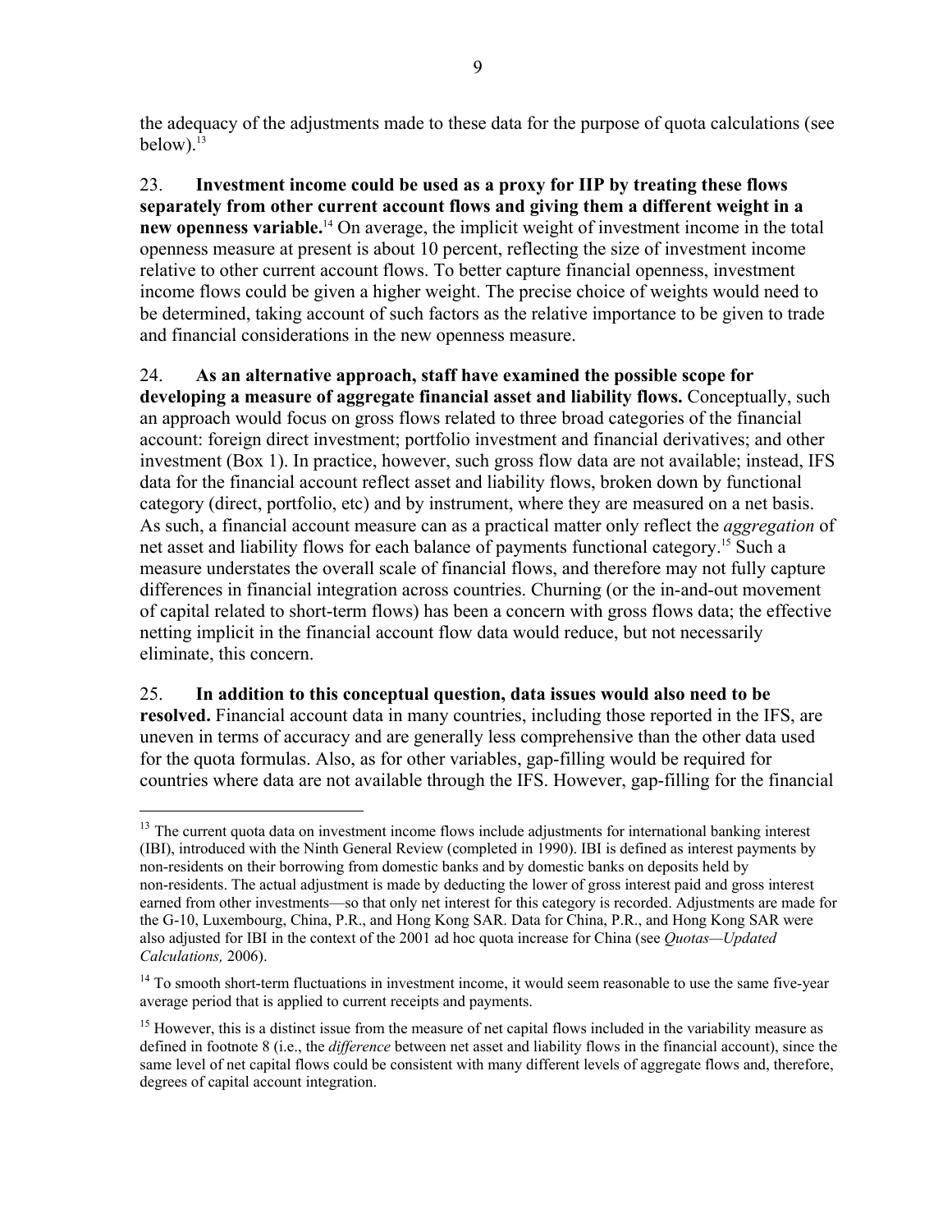the adequacy of the adjustments made to these data for the purpose of quota calculations (see below).[13]

23. **Investment income could be used as a proxy for IIP by treating these flows separately from other current account flows and giving them a different weight in a new openness variable.**[14] On average, the implicit weight of investment income in the total openness measure at present is about 10 percent, reflecting the size of investment income relative to other current account flows. To better capture financial openness, investment income flows could be given a higher weight. The precise choice of weights would need to be determined, taking account of such factors as the relative importance to be given to trade and financial considerations in the new openness measure.

24. **As an alternative approach, staff have examined the possible scope for developing a measure of aggregate financial asset and liability flows.** Conceptually, such an approach would focus on gross flows related to three broad categories of the financial account: foreign direct investment; portfolio investment and financial derivatives; and other investment (Box 1). In practice, however, such gross flow data are not available; instead, IFS data for the financial account reflect asset and liability flows, broken down by functional category (direct, portfolio, etc) and by instrument, where they are measured on a net basis. As such, a financial account measure can as a practical matter only reflect the *aggregation* of net asset and liability flows for each balance of payments functional category.[15] Such a measure understates the overall scale of financial flows, and therefore may not fully capture differences in financial integration across countries. Churning (or the in-and-out movement of capital related to short-term flows) has been a concern with gross flows data; the effective netting implicit in the financial account flow data would reduce, but not necessarily eliminate, this concern.

25. **In addition to this conceptual question, data issues would also need to be resolved.** Financial account data in many countries, including those reported in the IFS, are uneven in terms of accuracy and are generally less comprehensive than the other data used for the quota formulas. Also, as for other variables, gap-filling would be required for countries where data are not available through the IFS. However, gap-filling for the financial

---

[13] The current quota data on investment income flows include adjustments for international banking interest (IBI), introduced with the Ninth General Review (completed in 1990). IBI is defined as interest payments by non-residents on their borrowing from domestic banks and by domestic banks on deposits held by non-residents. The actual adjustment is made by deducting the lower of gross interest paid and gross interest earned from other investments—so that only net interest for this category is recorded. Adjustments are made for the G-10, Luxembourg, China, P.R., and Hong Kong SAR. Data for China, P.R., and Hong Kong SAR were also adjusted for IBI in the context of the 2001 ad hoc quota increase for China (see *Quotas—Updated Calculations,* 2006).

[14] To smooth short-term fluctuations in investment income, it would seem reasonable to use the same five-year average period that is applied to current receipts and payments.

[15] However, this is a distinct issue from the measure of net capital flows included in the variability measure as defined in footnote 8 (i.e., the *difference* between net asset and liability flows in the financial account), since the same level of net capital flows could be consistent with many different levels of aggregate flows and, therefore, degrees of capital account integration.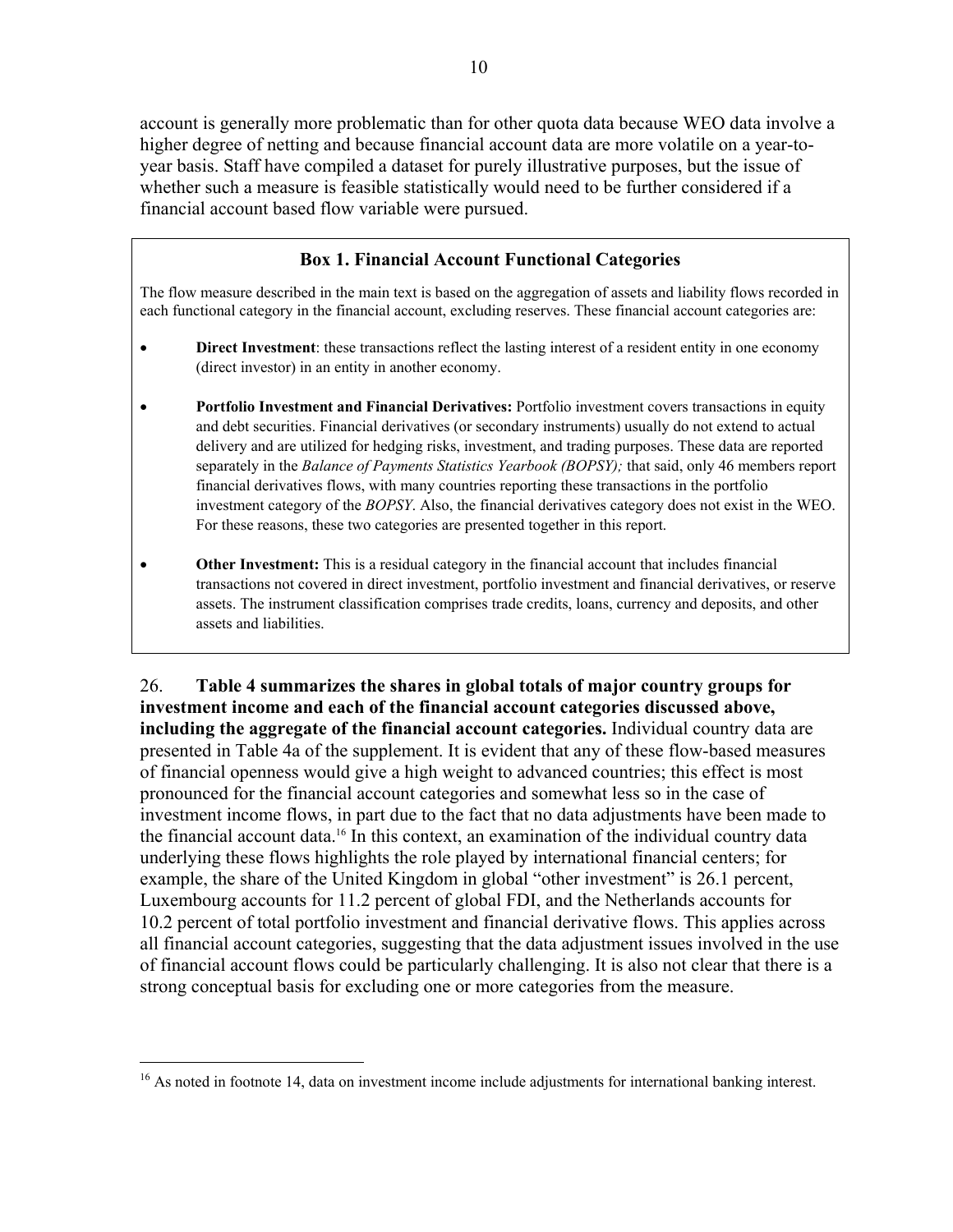account is generally more problematic than for other quota data because WEO data involve a higher degree of netting and because financial account data are more volatile on a year-to-year basis. Staff have compiled a dataset for purely illustrative purposes, but the issue of whether such a measure is feasible statistically would need to be further considered if a financial account based flow variable were pursued.

### Box 1. Financial Account Functional Categories

The flow measure described in the main text is based on the aggregation of assets and liability flows recorded in each functional category in the financial account, excluding reserves. These financial account categories are:

- **Direct Investment**: these transactions reflect the lasting interest of a resident entity in one economy (direct investor) in an entity in another economy.
- **Portfolio Investment and Financial Derivatives:** Portfolio investment covers transactions in equity and debt securities. Financial derivatives (or secondary instruments) usually do not extend to actual delivery and are utilized for hedging risks, investment, and trading purposes. These data are reported separately in the *Balance of Payments Statistics Yearbook (BOPSY);* that said, only 46 members report financial derivatives flows, with many countries reporting these transactions in the portfolio investment category of the *BOPSY*. Also, the financial derivatives category does not exist in the WEO. For these reasons, these two categories are presented together in this report.
- **Other Investment:** This is a residual category in the financial account that includes financial transactions not covered in direct investment, portfolio investment and financial derivatives, or reserve assets. The instrument classification comprises trade credits, loans, currency and deposits, and other assets and liabilities.

26. **Table 4 summarizes the shares in global totals of major country groups for investment income and each of the financial account categories discussed above, including the aggregate of the financial account categories.** Individual country data are presented in Table 4a of the supplement. It is evident that any of these flow-based measures of financial openness would give a high weight to advanced countries; this effect is most pronounced for the financial account categories and somewhat less so in the case of investment income flows, in part due to the fact that no data adjustments have been made to the financial account data.[16] In this context, an examination of the individual country data underlying these flows highlights the role played by international financial centers; for example, the share of the United Kingdom in global "other investment" is 26.1 percent, Luxembourg accounts for 11.2 percent of global FDI, and the Netherlands accounts for 10.2 percent of total portfolio investment and financial derivative flows. This applies across all financial account categories, suggesting that the data adjustment issues involved in the use of financial account flows could be particularly challenging. It is also not clear that there is a strong conceptual basis for excluding one or more categories from the measure.

[16] As noted in footnote 14, data on investment income include adjustments for international banking interest.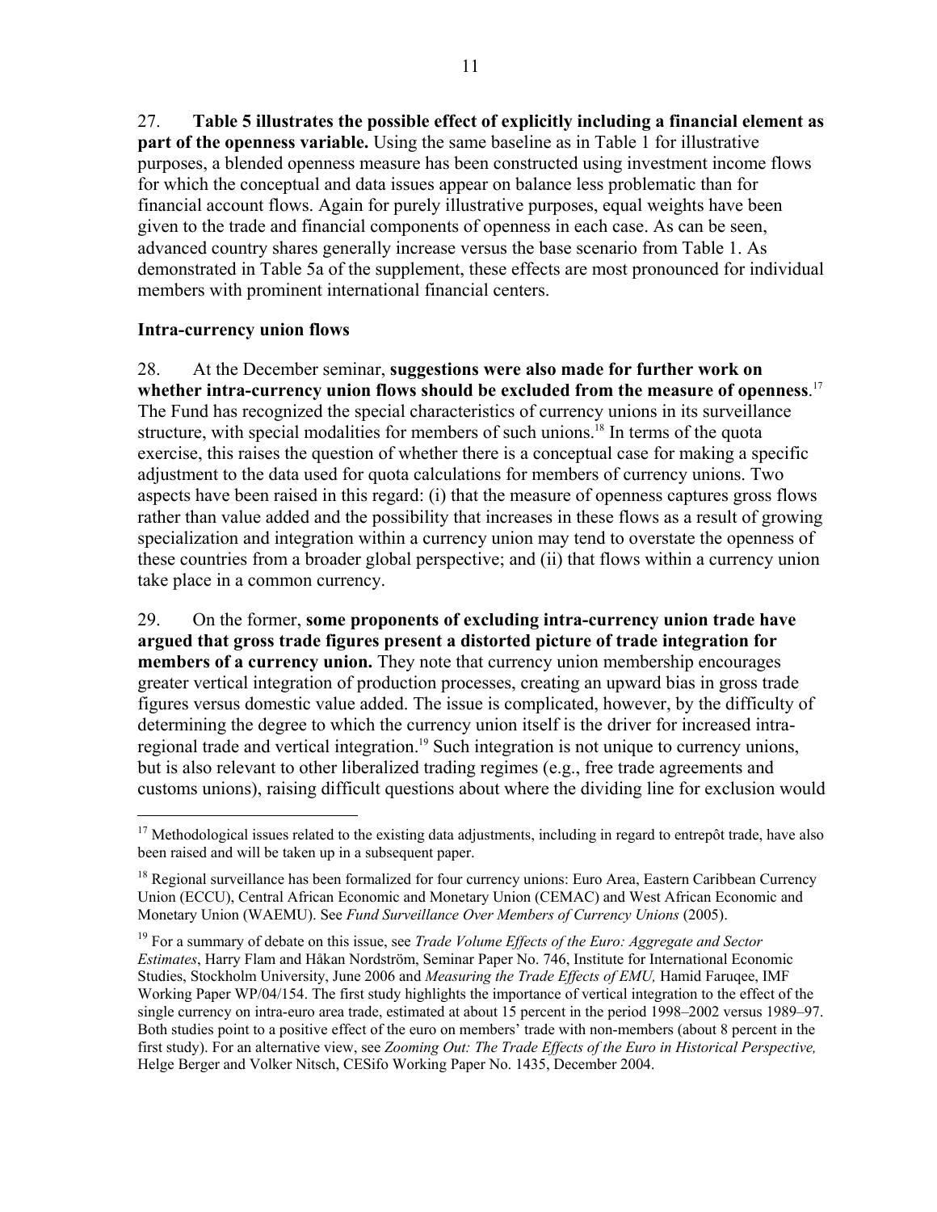27. **Table 5 illustrates the possible effect of explicitly including a financial element as part of the openness variable.** Using the same baseline as in Table 1 for illustrative purposes, a blended openness measure has been constructed using investment income flows for which the conceptual and data issues appear on balance less problematic than for financial account flows. Again for purely illustrative purposes, equal weights have been given to the trade and financial components of openness in each case. As can be seen, advanced country shares generally increase versus the base scenario from Table 1. As demonstrated in Table 5a of the supplement, these effects are most pronounced for individual members with prominent international financial centers.

### Intra-currency union flows

28. At the December seminar, **suggestions were also made for further work on whether intra-currency union flows should be excluded from the measure of openness**.[17] The Fund has recognized the special characteristics of currency unions in its surveillance structure, with special modalities for members of such unions.[18] In terms of the quota exercise, this raises the question of whether there is a conceptual case for making a specific adjustment to the data used for quota calculations for members of currency unions. Two aspects have been raised in this regard: (i) that the measure of openness captures gross flows rather than value added and the possibility that increases in these flows as a result of growing specialization and integration within a currency union may tend to overstate the openness of these countries from a broader global perspective; and (ii) that flows within a currency union take place in a common currency.

29. On the former, **some proponents of excluding intra-currency union trade have argued that gross trade figures present a distorted picture of trade integration for members of a currency union.** They note that currency union membership encourages greater vertical integration of production processes, creating an upward bias in gross trade figures versus domestic value added. The issue is complicated, however, by the difficulty of determining the degree to which the currency union itself is the driver for increased intra-regional trade and vertical integration.[19] Such integration is not unique to currency unions, but is also relevant to other liberalized trading regimes (e.g., free trade agreements and customs unions), raising difficult questions about where the dividing line for exclusion would

---

[17] Methodological issues related to the existing data adjustments, including in regard to entrepôt trade, have also been raised and will be taken up in a subsequent paper.

[18] Regional surveillance has been formalized for four currency unions: Euro Area, Eastern Caribbean Currency Union (ECCU), Central African Economic and Monetary Union (CEMAC) and West African Economic and Monetary Union (WAEMU). See *Fund Surveillance Over Members of Currency Unions* (2005).

[19] For a summary of debate on this issue, see *Trade Volume Effects of the Euro: Aggregate and Sector Estimates*, Harry Flam and Håkan Nordström, Seminar Paper No. 746, Institute for International Economic Studies, Stockholm University, June 2006 and *Measuring the Trade Effects of EMU,* Hamid Faruqee, IMF Working Paper WP/04/154. The first study highlights the importance of vertical integration to the effect of the single currency on intra-euro area trade, estimated at about 15 percent in the period 1998–2002 versus 1989–97. Both studies point to a positive effect of the euro on members' trade with non-members (about 8 percent in the first study). For an alternative view, see *Zooming Out: The Trade Effects of the Euro in Historical Perspective,* Helge Berger and Volker Nitsch, CESifo Working Paper No. 1435, December 2004.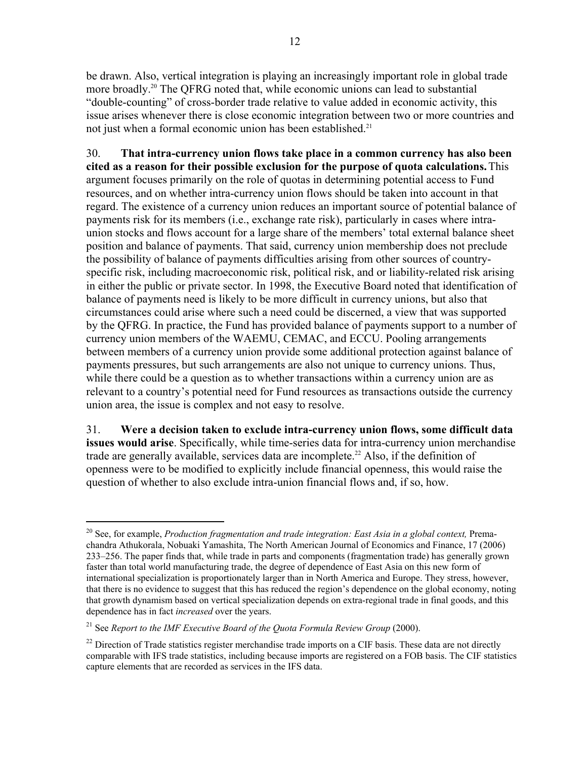be drawn. Also, vertical integration is playing an increasingly important role in global trade more broadly.[20] The QFRG noted that, while economic unions can lead to substantial "double-counting" of cross-border trade relative to value added in economic activity, this issue arises whenever there is close economic integration between two or more countries and not just when a formal economic union has been established.[21]

30. **That intra-currency union flows take place in a common currency has also been cited as a reason for their possible exclusion for the purpose of quota calculations.** This argument focuses primarily on the role of quotas in determining potential access to Fund resources, and on whether intra-currency union flows should be taken into account in that regard. The existence of a currency union reduces an important source of potential balance of payments risk for its members (i.e., exchange rate risk), particularly in cases where intra-union stocks and flows account for a large share of the members' total external balance sheet position and balance of payments. That said, currency union membership does not preclude the possibility of balance of payments difficulties arising from other sources of country-specific risk, including macroeconomic risk, political risk, and or liability-related risk arising in either the public or private sector. In 1998, the Executive Board noted that identification of balance of payments need is likely to be more difficult in currency unions, but also that circumstances could arise where such a need could be discerned, a view that was supported by the QFRG. In practice, the Fund has provided balance of payments support to a number of currency union members of the WAEMU, CEMAC, and ECCU. Pooling arrangements between members of a currency union provide some additional protection against balance of payments pressures, but such arrangements are also not unique to currency unions. Thus, while there could be a question as to whether transactions within a currency union are as relevant to a country's potential need for Fund resources as transactions outside the currency union area, the issue is complex and not easy to resolve.

31. **Were a decision taken to exclude intra-currency union flows, some difficult data issues would arise**. Specifically, while time-series data for intra-currency union merchandise trade are generally available, services data are incomplete.[22] Also, if the definition of openness were to be modified to explicitly include financial openness, this would raise the question of whether to also exclude intra-union financial flows and, if so, how.

---

[20] See, for example, *Production fragmentation and trade integration: East Asia in a global context,* Premachandra Athukorala, Nobuaki Yamashita, The North American Journal of Economics and Finance, 17 (2006) 233–256. The paper finds that, while trade in parts and components (fragmentation trade) has generally grown faster than total world manufacturing trade, the degree of dependence of East Asia on this new form of international specialization is proportionately larger than in North America and Europe. They stress, however, that there is no evidence to suggest that this has reduced the region's dependence on the global economy, noting that growth dynamism based on vertical specialization depends on extra-regional trade in final goods, and this dependence has in fact *increased* over the years.

[21] See *Report to the IMF Executive Board of the Quota Formula Review Group* (2000).

[22] Direction of Trade statistics register merchandise trade imports on a CIF basis. These data are not directly comparable with IFS trade statistics, including because imports are registered on a FOB basis. The CIF statistics capture elements that are recorded as services in the IFS data.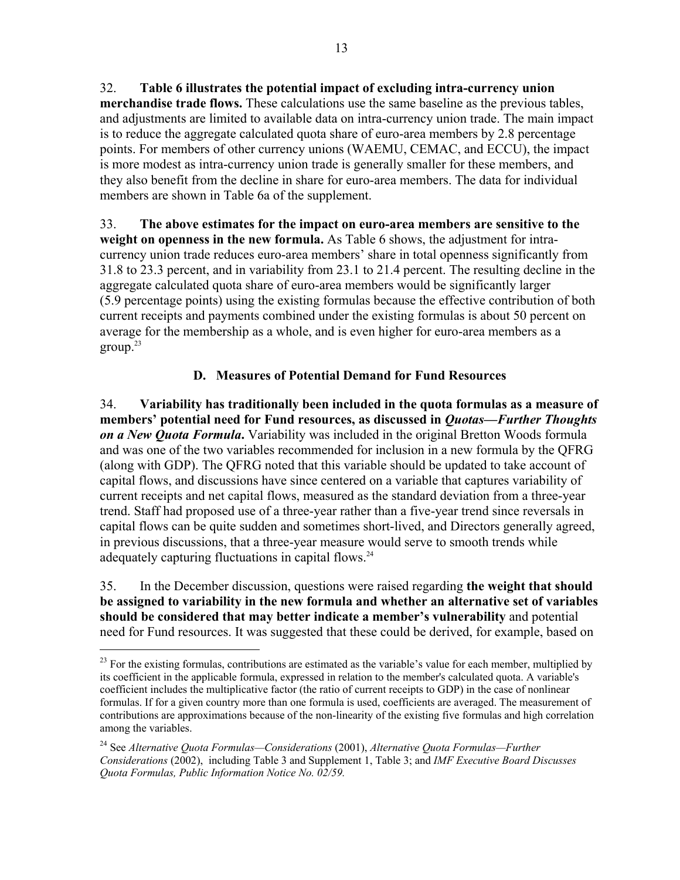32. **Table 6 illustrates the potential impact of excluding intra-currency union merchandise trade flows.** These calculations use the same baseline as the previous tables, and adjustments are limited to available data on intra-currency union trade. The main impact is to reduce the aggregate calculated quota share of euro-area members by 2.8 percentage points. For members of other currency unions (WAEMU, CEMAC, and ECCU), the impact is more modest as intra-currency union trade is generally smaller for these members, and they also benefit from the decline in share for euro-area members. The data for individual members are shown in Table 6a of the supplement.

33. **The above estimates for the impact on euro-area members are sensitive to the weight on openness in the new formula.** As Table 6 shows, the adjustment for intra-currency union trade reduces euro-area members' share in total openness significantly from 31.8 to 23.3 percent, and in variability from 23.1 to 21.4 percent. The resulting decline in the aggregate calculated quota share of euro-area members would be significantly larger (5.9 percentage points) using the existing formulas because the effective contribution of both current receipts and payments combined under the existing formulas is about 50 percent on average for the membership as a whole, and is even higher for euro-area members as a group.[23]

### D. Measures of Potential Demand for Fund Resources

34. **Variability has traditionally been included in the quota formulas as a measure of members' potential need for Fund resources, as discussed in *Quotas—Further Thoughts on a New Quota Formula*.** Variability was included in the original Bretton Woods formula and was one of the two variables recommended for inclusion in a new formula by the QFRG (along with GDP). The QFRG noted that this variable should be updated to take account of capital flows, and discussions have since centered on a variable that captures variability of current receipts and net capital flows, measured as the standard deviation from a three-year trend. Staff had proposed use of a three-year rather than a five-year trend since reversals in capital flows can be quite sudden and sometimes short-lived, and Directors generally agreed, in previous discussions, that a three-year measure would serve to smooth trends while adequately capturing fluctuations in capital flows.[24]

35. In the December discussion, questions were raised regarding **the weight that should be assigned to variability in the new formula and whether an alternative set of variables should be considered that may better indicate a member's vulnerability** and potential need for Fund resources. It was suggested that these could be derived, for example, based on

---

[23] For the existing formulas, contributions are estimated as the variable's value for each member, multiplied by its coefficient in the applicable formula, expressed in relation to the member's calculated quota. A variable's coefficient includes the multiplicative factor (the ratio of current receipts to GDP) in the case of nonlinear formulas. If for a given country more than one formula is used, coefficients are averaged. The measurement of contributions are approximations because of the non-linearity of the existing five formulas and high correlation among the variables.

[24] See *Alternative Quota Formulas—Considerations* (2001), *Alternative Quota Formulas—Further Considerations* (2002), including Table 3 and Supplement 1, Table 3; and *IMF Executive Board Discusses Quota Formulas, Public Information Notice No. 02/59.*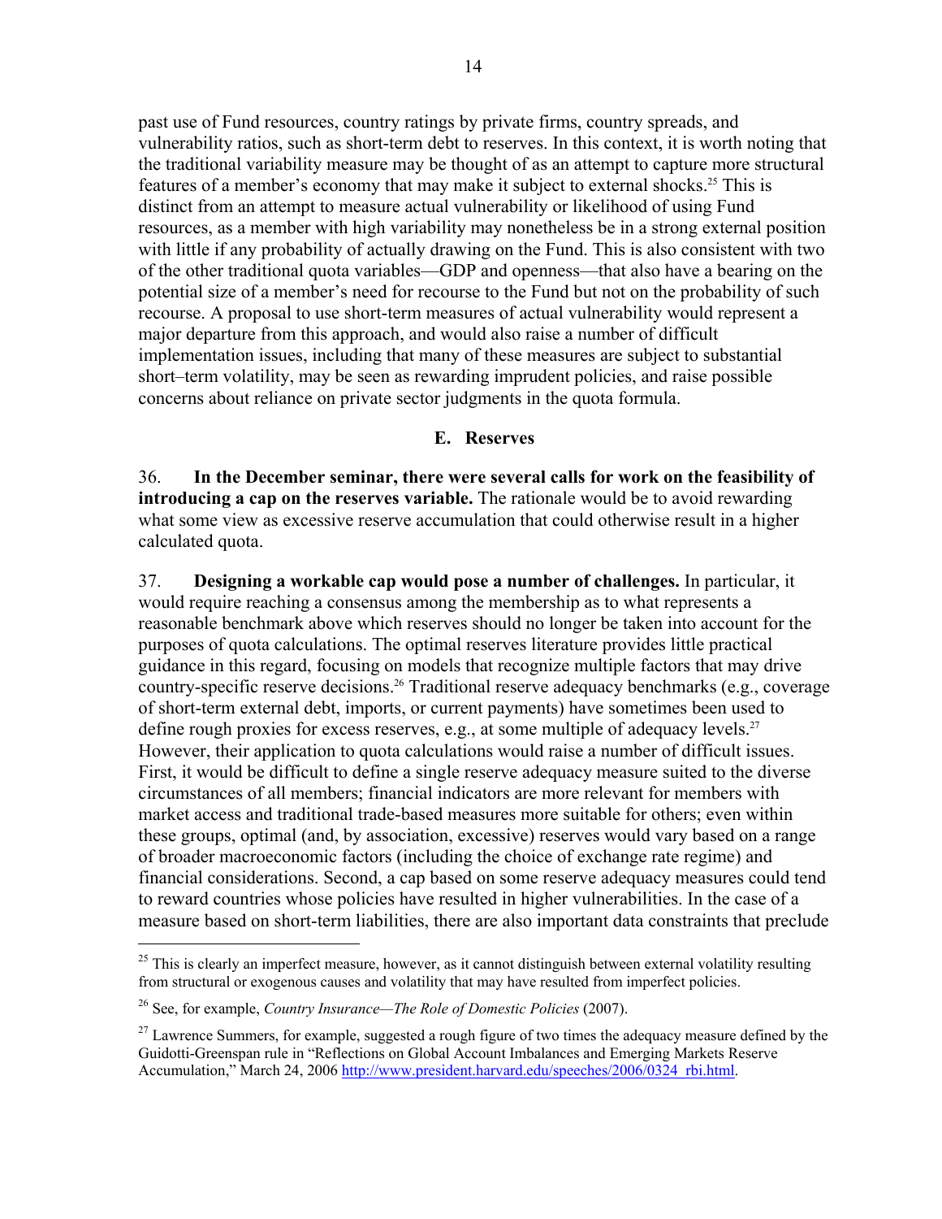past use of Fund resources, country ratings by private firms, country spreads, and vulnerability ratios, such as short-term debt to reserves. In this context, it is worth noting that the traditional variability measure may be thought of as an attempt to capture more structural features of a member's economy that may make it subject to external shocks.[25] This is distinct from an attempt to measure actual vulnerability or likelihood of using Fund resources, as a member with high variability may nonetheless be in a strong external position with little if any probability of actually drawing on the Fund. This is also consistent with two of the other traditional quota variables—GDP and openness—that also have a bearing on the potential size of a member's need for recourse to the Fund but not on the probability of such recourse. A proposal to use short-term measures of actual vulnerability would represent a major departure from this approach, and would also raise a number of difficult implementation issues, including that many of these measures are subject to substantial short–term volatility, may be seen as rewarding imprudent policies, and raise possible concerns about reliance on private sector judgments in the quota formula.

## E. Reserves

36. **In the December seminar, there were several calls for work on the feasibility of introducing a cap on the reserves variable.** The rationale would be to avoid rewarding what some view as excessive reserve accumulation that could otherwise result in a higher calculated quota.

37. **Designing a workable cap would pose a number of challenges.** In particular, it would require reaching a consensus among the membership as to what represents a reasonable benchmark above which reserves should no longer be taken into account for the purposes of quota calculations. The optimal reserves literature provides little practical guidance in this regard, focusing on models that recognize multiple factors that may drive country-specific reserve decisions.[26] Traditional reserve adequacy benchmarks (e.g., coverage of short-term external debt, imports, or current payments) have sometimes been used to define rough proxies for excess reserves, e.g., at some multiple of adequacy levels.[27] However, their application to quota calculations would raise a number of difficult issues. First, it would be difficult to define a single reserve adequacy measure suited to the diverse circumstances of all members; financial indicators are more relevant for members with market access and traditional trade-based measures more suitable for others; even within these groups, optimal (and, by association, excessive) reserves would vary based on a range of broader macroeconomic factors (including the choice of exchange rate regime) and financial considerations. Second, a cap based on some reserve adequacy measures could tend to reward countries whose policies have resulted in higher vulnerabilities. In the case of a measure based on short-term liabilities, there are also important data constraints that preclude

---

[25] This is clearly an imperfect measure, however, as it cannot distinguish between external volatility resulting from structural or exogenous causes and volatility that may have resulted from imperfect policies.

[26] See, for example, *Country Insurance—The Role of Domestic Policies* (2007).

[27] Lawrence Summers, for example, suggested a rough figure of two times the adequacy measure defined by the Guidotti-Greenspan rule in "Reflections on Global Account Imbalances and Emerging Markets Reserve Accumulation," March 24, 2006 http://www.president.harvard.edu/speeches/2006/0324_rbi.html.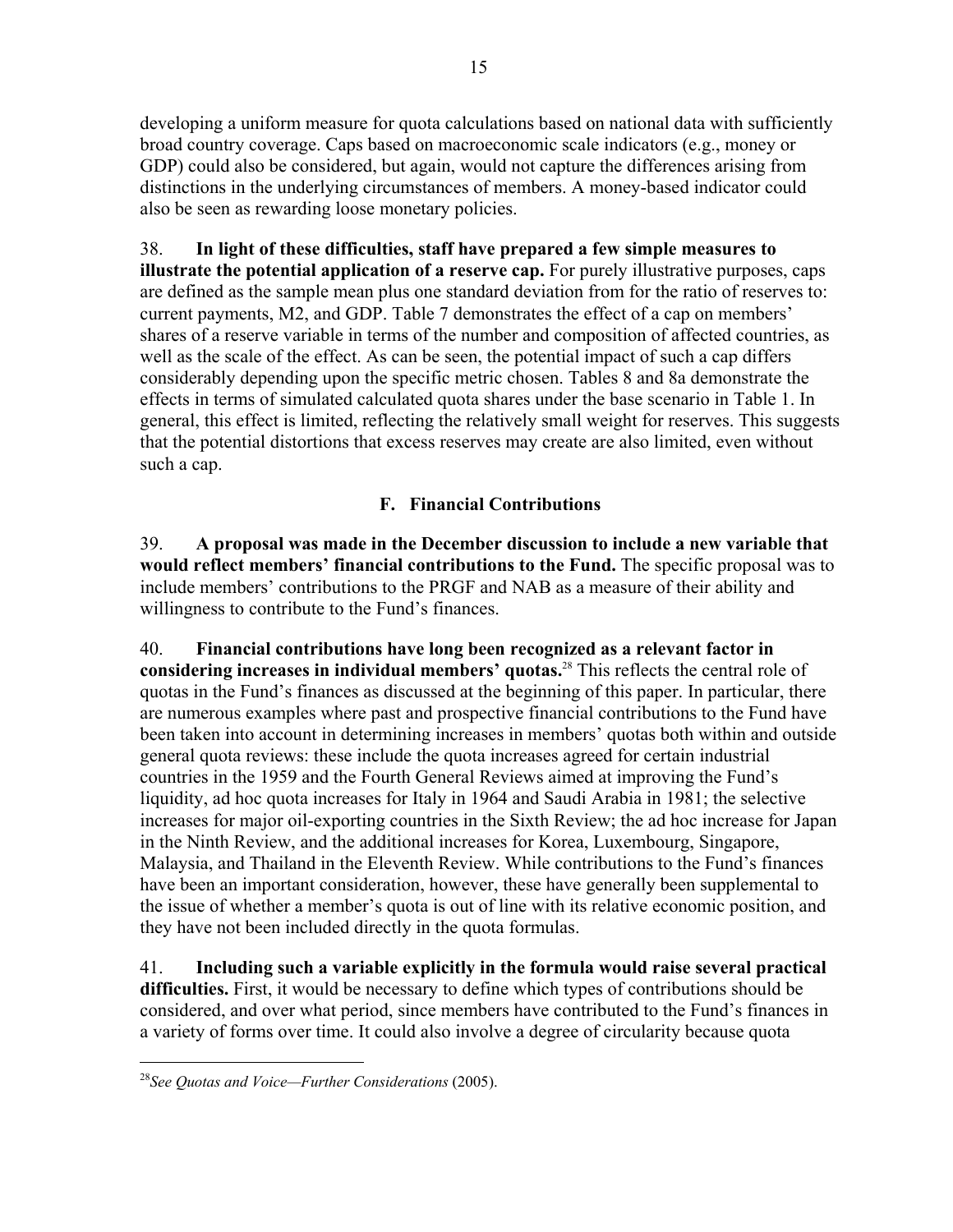developing a uniform measure for quota calculations based on national data with sufficiently broad country coverage. Caps based on macroeconomic scale indicators (e.g., money or GDP) could also be considered, but again, would not capture the differences arising from distinctions in the underlying circumstances of members. A money-based indicator could also be seen as rewarding loose monetary policies.

38. **In light of these difficulties, staff have prepared a few simple measures to illustrate the potential application of a reserve cap.** For purely illustrative purposes, caps are defined as the sample mean plus one standard deviation from for the ratio of reserves to: current payments, M2, and GDP. Table 7 demonstrates the effect of a cap on members' shares of a reserve variable in terms of the number and composition of affected countries, as well as the scale of the effect. As can be seen, the potential impact of such a cap differs considerably depending upon the specific metric chosen. Tables 8 and 8a demonstrate the effects in terms of simulated calculated quota shares under the base scenario in Table 1. In general, this effect is limited, reflecting the relatively small weight for reserves. This suggests that the potential distortions that excess reserves may create are also limited, even without such a cap.

## F. Financial Contributions

39. **A proposal was made in the December discussion to include a new variable that would reflect members' financial contributions to the Fund.** The specific proposal was to include members' contributions to the PRGF and NAB as a measure of their ability and willingness to contribute to the Fund's finances.

40. **Financial contributions have long been recognized as a relevant factor in considering increases in individual members' quotas.**[28] This reflects the central role of quotas in the Fund's finances as discussed at the beginning of this paper. In particular, there are numerous examples where past and prospective financial contributions to the Fund have been taken into account in determining increases in members' quotas both within and outside general quota reviews: these include the quota increases agreed for certain industrial countries in the 1959 and the Fourth General Reviews aimed at improving the Fund's liquidity, ad hoc quota increases for Italy in 1964 and Saudi Arabia in 1981; the selective increases for major oil-exporting countries in the Sixth Review; the ad hoc increase for Japan in the Ninth Review, and the additional increases for Korea, Luxembourg, Singapore, Malaysia, and Thailand in the Eleventh Review. While contributions to the Fund's finances have been an important consideration, however, these have generally been supplemental to the issue of whether a member's quota is out of line with its relative economic position, and they have not been included directly in the quota formulas.

41. **Including such a variable explicitly in the formula would raise several practical difficulties.** First, it would be necessary to define which types of contributions should be considered, and over what period, since members have contributed to the Fund's finances in a variety of forms over time. It could also involve a degree of circularity because quota

---

[28] *See Quotas and Voice—Further Considerations* (2005).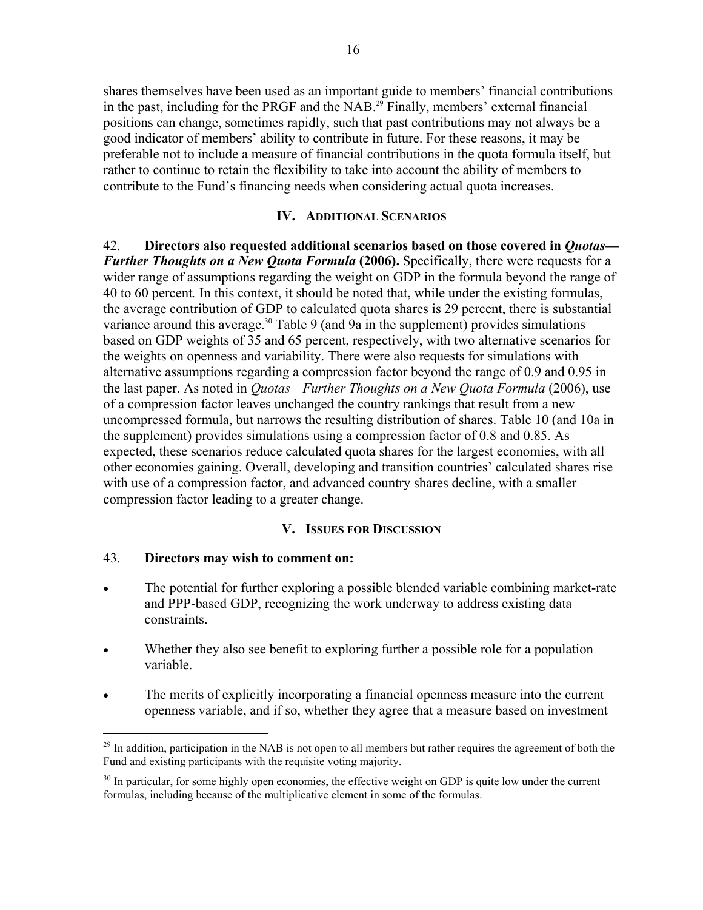shares themselves have been used as an important guide to members' financial contributions in the past, including for the PRGF and the NAB.[29] Finally, members' external financial positions can change, sometimes rapidly, such that past contributions may not always be a good indicator of members' ability to contribute in future. For these reasons, it may be preferable not to include a measure of financial contributions in the quota formula itself, but rather to continue to retain the flexibility to take into account the ability of members to contribute to the Fund's financing needs when considering actual quota increases.

## IV. Additional Scenarios

42. **Directors also requested additional scenarios based on those covered in *Quotas—Further Thoughts on a New Quota Formula* (2006).** Specifically, there were requests for a wider range of assumptions regarding the weight on GDP in the formula beyond the range of 40 to 60 percent*.* In this context, it should be noted that, while under the existing formulas, the average contribution of GDP to calculated quota shares is 29 percent, there is substantial variance around this average.[30] Table 9 (and 9a in the supplement) provides simulations based on GDP weights of 35 and 65 percent, respectively, with two alternative scenarios for the weights on openness and variability. There were also requests for simulations with alternative assumptions regarding a compression factor beyond the range of 0.9 and 0.95 in the last paper. As noted in *Quotas—Further Thoughts on a New Quota Formula* (2006), use of a compression factor leaves unchanged the country rankings that result from a new uncompressed formula, but narrows the resulting distribution of shares. Table 10 (and 10a in the supplement) provides simulations using a compression factor of 0.8 and 0.85. As expected, these scenarios reduce calculated quota shares for the largest economies, with all other economies gaining. Overall, developing and transition countries' calculated shares rise with use of a compression factor, and advanced country shares decline, with a smaller compression factor leading to a greater change.

## V. Issues for Discussion

43. **Directors may wish to comment on:**

- The potential for further exploring a possible blended variable combining market-rate and PPP-based GDP, recognizing the work underway to address existing data constraints.
- Whether they also see benefit to exploring further a possible role for a population variable.
- The merits of explicitly incorporating a financial openness measure into the current openness variable, and if so, whether they agree that a measure based on investment

[29] In addition, participation in the NAB is not open to all members but rather requires the agreement of both the Fund and existing participants with the requisite voting majority.

[30] In particular, for some highly open economies, the effective weight on GDP is quite low under the current formulas, including because of the multiplicative element in some of the formulas.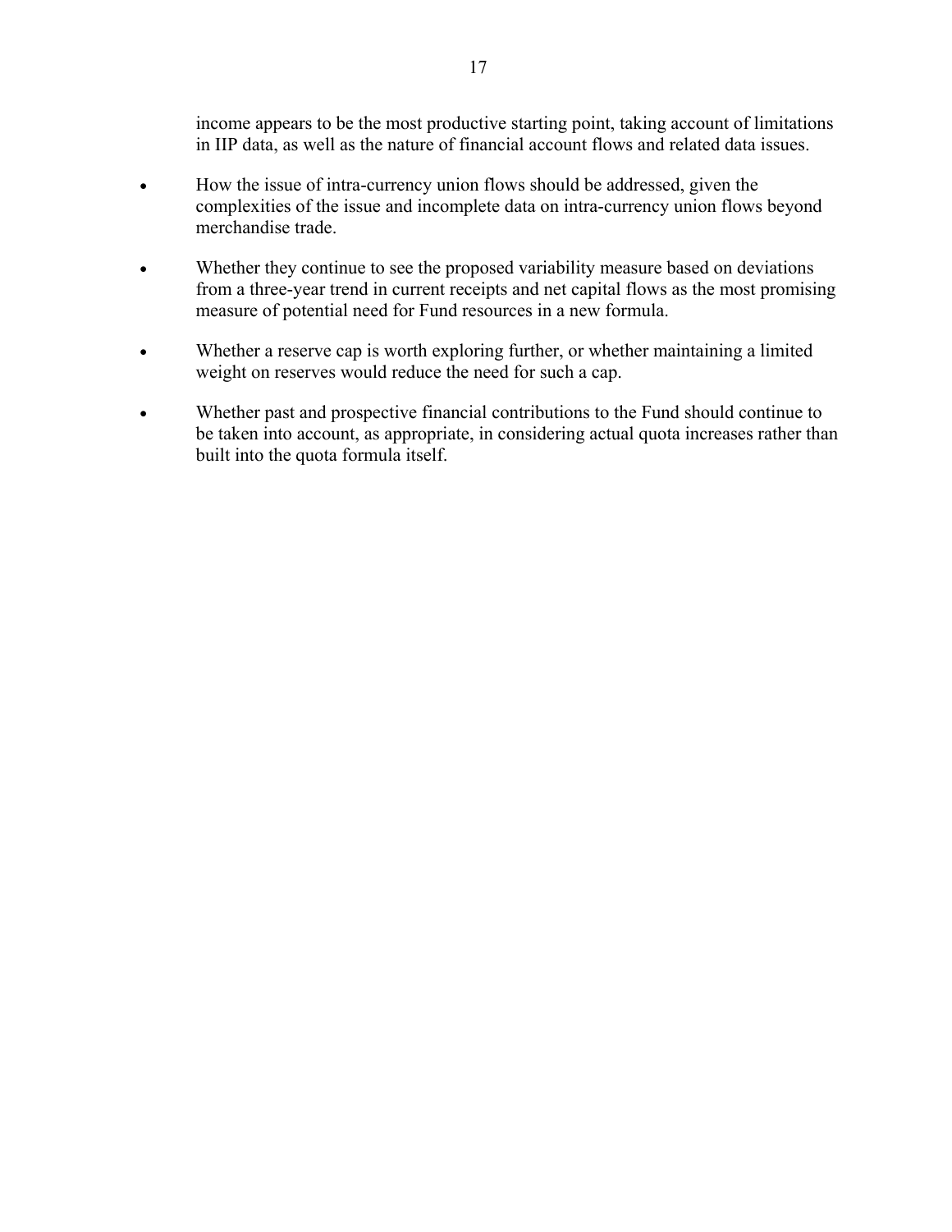income appears to be the most productive starting point, taking account of limitations in IIP data, as well as the nature of financial account flows and related data issues.

- How the issue of intra-currency union flows should be addressed, given the complexities of the issue and incomplete data on intra-currency union flows beyond merchandise trade.

- Whether they continue to see the proposed variability measure based on deviations from a three-year trend in current receipts and net capital flows as the most promising measure of potential need for Fund resources in a new formula.

- Whether a reserve cap is worth exploring further, or whether maintaining a limited weight on reserves would reduce the need for such a cap.

- Whether past and prospective financial contributions to the Fund should continue to be taken into account, as appropriate, in considering actual quota increases rather than built into the quota formula itself.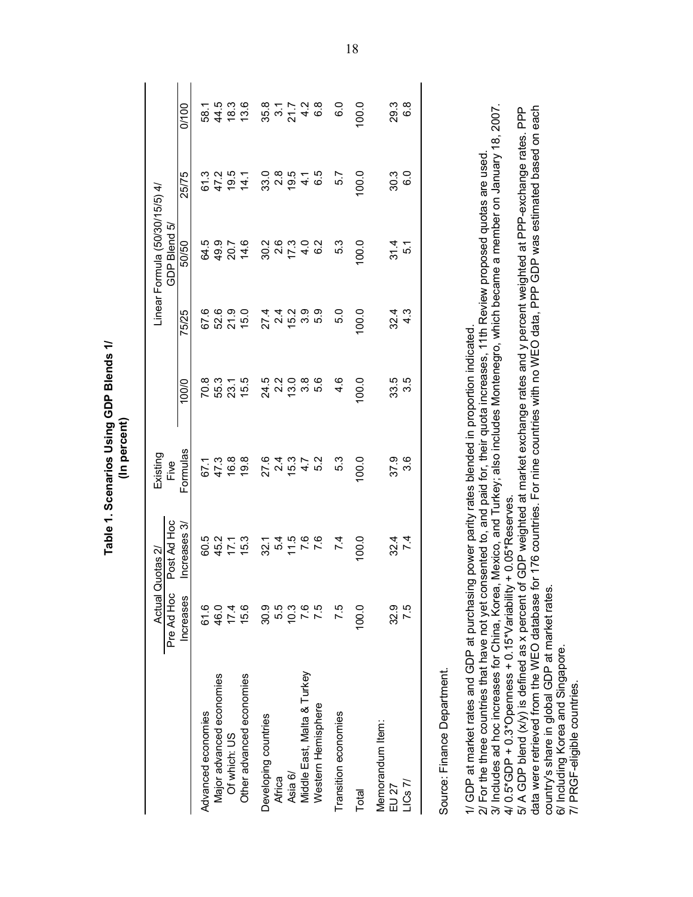**Table 1. Scenarios Using GDP Blends 1/**
**(In percent)**

| | Actual Quotas 2/ | | Existing Five Formulas | Linear Formula (50/30/15/5) 4/ GDP Blend 5/ | | | | |
|---|---|---|---|---|---|---|---|---|
| | Pre Ad Hoc Increases | Post Ad Hoc Increases 3/ | | 100/0 | 75/25 | 50/50 | 25/75 | 0/100 |
| Advanced economies | 61.6 | 60.5 | 67.1 | 70.8 | 67.6 | 64.5 | 61.3 | 58.1 |
| Major advanced economies | 46.0 | 45.2 | 47.3 | 55.3 | 52.6 | 49.9 | 47.2 | 44.5 |
| Of which: US | 17.4 | 17.1 | 16.8 | 23.1 | 21.9 | 20.7 | 19.5 | 18.3 |
| Other advanced economies | 15.6 | 15.3 | 19.8 | 15.5 | 15.0 | 14.6 | 14.1 | 13.6 |
| Developing countries | 30.9 | 32.1 | 27.6 | 24.5 | 27.4 | 30.2 | 33.0 | 35.8 |
| Africa | 5.5 | 5.4 | 2.4 | 2.2 | 2.4 | 2.6 | 2.8 | 3.1 |
| Asia 6/ | 10.3 | 11.5 | 15.3 | 13.0 | 15.2 | 17.3 | 19.5 | 21.7 |
| Middle East, Malta & Turkey | 7.6 | 7.6 | 4.7 | 3.8 | 3.9 | 4.0 | 4.1 | 4.2 |
| Western Hemisphere | 7.5 | 7.6 | 5.2 | 5.6 | 5.9 | 6.2 | 6.5 | 6.8 |
| Transition economies | 7.5 | 7.4 | 5.3 | 4.6 | 5.0 | 5.3 | 5.7 | 6.0 |
| Total | 100.0 | 100.0 | 100.0 | 100.0 | 100.0 | 100.0 | 100.0 | 100.0 |
| Memorandum Item: | | | | | | | | |
| EU 27 | 32.9 | 32.4 | 37.9 | 33.5 | 32.4 | 31.4 | 30.3 | 29.3 |
| LICs 7/ | 7.5 | 7.4 | 3.6 | 3.5 | 4.3 | 5.1 | 6.0 | 6.8 |

Source: Finance Department.

1/ GDP at market rates and GDP at purchasing power parity rates blended in proportion indicated.
2/ For the three countries that have not yet consented to, and paid for, their quota increases, 11th Review proposed quotas are used.
3/ Includes ad hoc increases for China, Korea, Mexico, and Turkey; also includes Montenegro, which became a member on January 18, 2007.
4/ 0.5*GDP + 0.3*Openness + 0.15*Variability + 0.05*Reserves.
5/ A GDP blend (x/y) is defined as x percent of GDP weighted at market exchange rates and y percent weighted at PPP-exchange rates. PPP data were retrieved from the WEO database for 176 countries. For nine countries with no WEO data, PPP GDP was estimated based on each country's share in global GDP at market rates.
6/ Including Korea and Singapore.
7/ PRGF-eligible countries.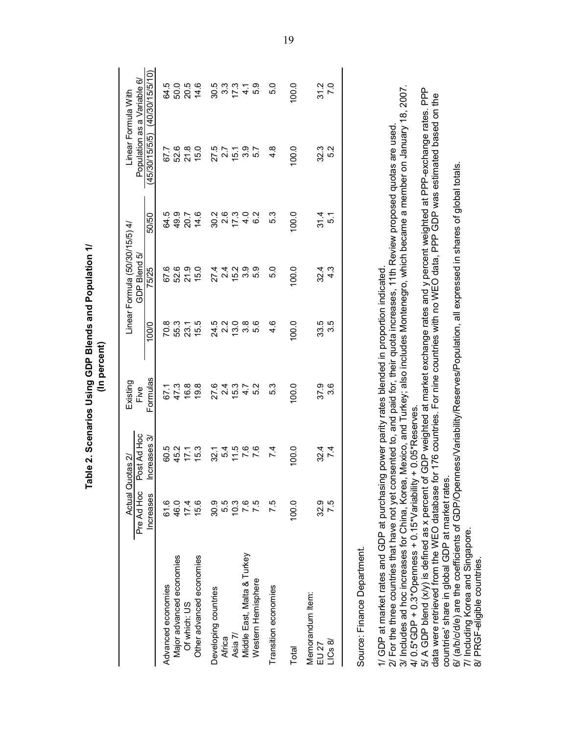## Table 2. Scenarios Using GDP Blends and Population 1/
**(In percent)**

| | Actual Quotas 2/ | | Existing Five Formulas | Linear Formula (50/30/15/5) 4/ GDP Blend 5/ | | | Linear Formula With Population as a Variable 6/ | |
|---|---|---|---|---|---|---|---|---|
| | Pre Ad Hoc Increases | Post Ad Hoc Increases 3/ | | 100/0 | 75/25 | 50/50 | (45/30/15/5/5) | (40/30/15/5/10) |
| Advanced economies | 61.6 | 60.5 | 67.1 | 70.8 | 67.6 | 64.5 | 67.7 | 64.5 |
| Major advanced economies | 46.0 | 45.2 | 47.3 | 55.3 | 52.6 | 49.9 | 52.6 | 50.0 |
| Of which: US | 17.4 | 17.1 | 16.8 | 23.1 | 21.9 | 20.7 | 21.8 | 20.5 |
| Other advanced economies | 15.6 | 15.3 | 19.8 | 15.5 | 15.0 | 14.6 | 15.0 | 14.6 |
| Developing countries | 30.9 | 32.1 | 27.6 | 24.5 | 27.4 | 30.2 | 27.5 | 30.5 |
| Africa | 5.5 | 5.4 | 2.4 | 2.2 | 2.4 | 2.6 | 2.7 | 3.3 |
| Asia 7/ | 10.3 | 11.5 | 15.3 | 13.0 | 15.2 | 17.3 | 15.1 | 17.3 |
| Middle East, Malta & Turkey | 7.6 | 7.6 | 4.7 | 3.8 | 3.9 | 4.0 | 3.9 | 4.1 |
| Western Hemisphere | 7.5 | 7.6 | 5.2 | 5.6 | 5.9 | 6.2 | 5.7 | 5.9 |
| Transition economies | 7.5 | 7.4 | 5.3 | 4.6 | 5.0 | 5.3 | 4.8 | 5.0 |
| Total | 100.0 | 100.0 | 100.0 | 100.0 | 100.0 | 100.0 | 100.0 | 100.0 |
| Memorandum Item: | | | | | | | | |
| EU 27 | 32.9 | 32.4 | 37.9 | 33.5 | 32.4 | 31.4 | 32.3 | 31.2 |
| LICs 8/ | 7.5 | 7.4 | 3.6 | 3.5 | 4.3 | 5.1 | 5.2 | 7.0 |

Source: Finance Department.

1/ GDP at market rates and GDP at purchasing power parity rates blended in proportion indicated.
2/ For the three countries that have not yet consented to, and paid for, their quota increases, 11th Review proposed quotas are used.
3/ Includes ad hoc increases for China, Korea, Mexico, and Turkey; also includes Montenegro, which became a member on January 18, 2007.
4/ 0.5*GDP + 0.3*Openness + 0.15*Variability + 0.05*Reserves.
5/ A GDP blend (x/y) is defined as x percent of GDP weighted at market exchange rates and y percent weighted at PPP-exchange rates. PPP data were retrieved from the WEO database for 176 countries. For nine countries with no WEO data, PPP GDP was estimated based on the countries' share in global GDP at market rates.
6/ (a/b/c/d/e) are the coefficients of GDP/Openness/Variability/Reserves/Population, all expressed in shares of global totals.
7/ Including Korea and Singapore.
8/ PRGF-eligible countries.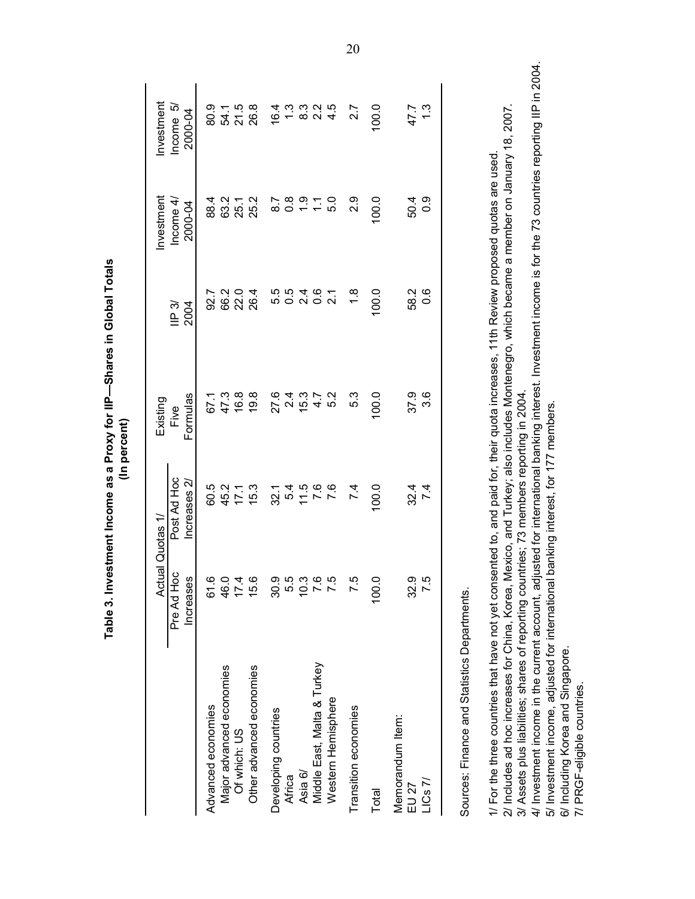**Table 3. Investment Income as a Proxy for IIP—Shares in Global Totals**
**(In percent)**

| | Actual Quotas 1/ | | Existing | | Investment | Investment |
|---|---|---|---|---|---|---|
| | Pre Ad Hoc Increases | Post Ad Hoc Increases 2/ | Five Formulas | IIP 3/ 2004 | Income 4/ 2000-04 | Income 5/ 2000-04 |
| Advanced economies | 61.6 | 60.5 | 67.1 | 92.7 | 88.4 | 80.9 |
| Major advanced economies | 46.0 | 45.2 | 47.3 | 66.2 | 63.2 | 54.1 |
| Of which: US | 17.4 | 17.1 | 16.8 | 22.0 | 25.1 | 21.5 |
| Other advanced economies | 15.6 | 15.3 | 19.8 | 26.4 | 25.2 | 26.8 |
| Developing countries | 30.9 | 32.1 | 27.6 | 5.5 | 8.7 | 16.4 |
| Africa | 5.5 | 5.4 | 2.4 | 0.5 | 0.8 | 1.3 |
| Asia 6/ | 10.3 | 11.5 | 15.3 | 2.4 | 1.9 | 8.3 |
| Middle East, Malta & Turkey | 7.6 | 7.6 | 4.7 | 0.6 | 1.1 | 2.2 |
| Western Hemisphere | 7.5 | 7.6 | 5.2 | 2.1 | 5.0 | 4.5 |
| Transition economies | 7.5 | 7.4 | 5.3 | 1.8 | 2.9 | 2.7 |
| Total | 100.0 | 100.0 | 100.0 | 100.0 | 100.0 | 100.0 |
| Memorandum Item: | | | | | | |
| EU 27 | 32.9 | 32.4 | 37.9 | 58.2 | 50.4 | 47.7 |
| LICs 7/ | 7.5 | 7.4 | 3.6 | 0.6 | 0.9 | 1.3 |

Sources: Finance and Statistics Departments.

1/ For the three countries that have not yet consented to, and paid for, their quota increases, 11th Review proposed quotas are used.
2/ Includes ad hoc increases for China, Korea, Mexico, and Turkey; also includes Montenegro, which became a member on January 18, 2007.
3/ Assets plus liabilities; shares of reporting countries; 73 members reporting in 2004.
4/ Investment income in the current account, adjusted for international banking interest. Investment income is for the 73 countries reporting IIP in 2004.
5/ Investment income, adjusted for international banking interest, for 177 members.
6/ Including Korea and Singapore.
7/ PRGF-eligible countries.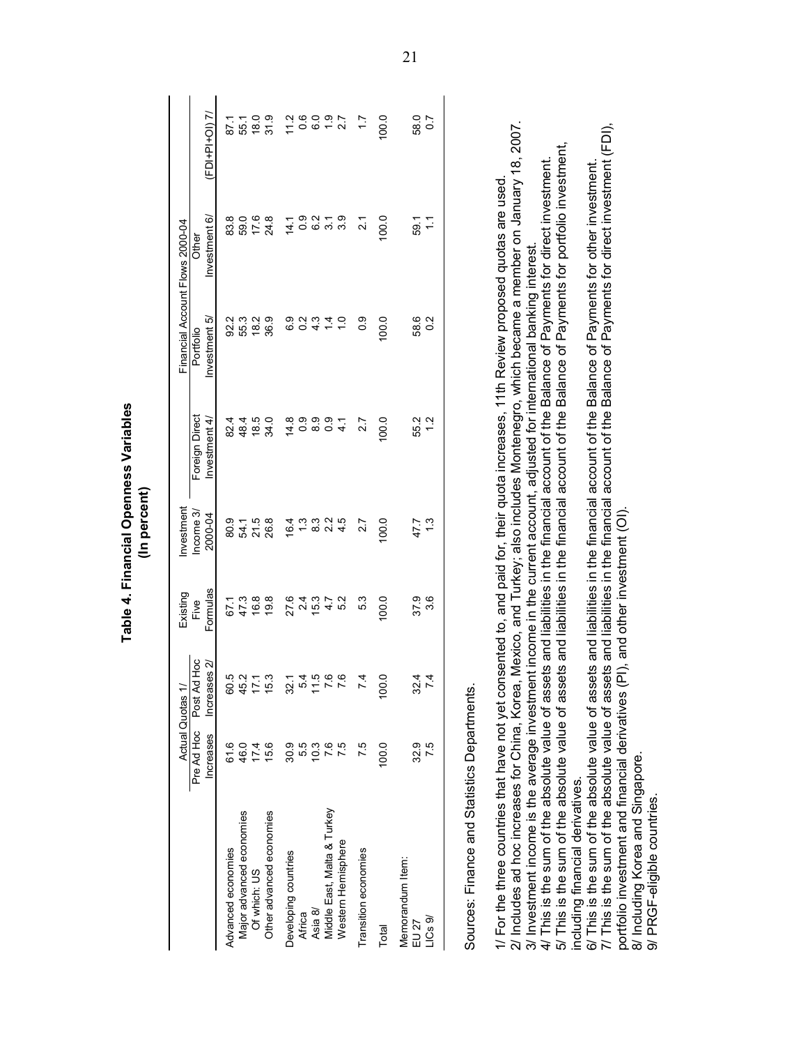**Table 4. Financial Openness Variables**
**(In percent)**

| | Actual Quotas 1/ | | Existing | Investment | Financial Account Flows 2000-04 | | | |
|---|---|---|---|---|---|---|---|---|
| | Pre Ad Hoc Increases | Post Ad Hoc Increases 2/ | Five Formulas | Income 3/ 2000-04 | Foreign Direct Investment 4/ | Portfolio Investment 5/ | Other Investment 6/ | (FDI+PI+OI) 7/ |
| Advanced economies | 61.6 | 60.5 | 67.1 | 80.9 | 82.4 | 92.2 | 83.8 | 87.1 |
| Major advanced economies | 46.0 | 45.2 | 47.3 | 54.1 | 48.4 | 55.3 | 59.0 | 55.1 |
| Of which: US | 17.4 | 17.1 | 16.8 | 21.5 | 18.5 | 18.2 | 17.6 | 18.0 |
| Other advanced economies | 15.6 | 15.3 | 19.8 | 26.8 | 34.0 | 36.9 | 24.8 | 31.9 |
| Developing countries | 30.9 | 32.1 | 27.6 | 16.4 | 14.8 | 6.9 | 14.1 | 11.2 |
| Africa | 5.5 | 5.4 | 2.4 | 1.3 | 0.9 | 0.2 | 0.9 | 0.6 |
| Asia 8/ | 10.3 | 11.5 | 15.3 | 8.3 | 8.9 | 4.3 | 6.2 | 6.0 |
| Middle East, Malta & Turkey | 7.6 | 7.6 | 4.7 | 2.2 | 0.9 | 1.4 | 3.1 | 1.9 |
| Western Hemisphere | 7.5 | 7.6 | 5.2 | 4.5 | 4.1 | 1.0 | 3.9 | 2.7 |
| Transition economies | 7.5 | 7.4 | 5.3 | 2.7 | 2.7 | 0.9 | 2.1 | 1.7 |
| Total | 100.0 | 100.0 | 100.0 | 100.0 | 100.0 | 100.0 | 100.0 | 100.0 |
| Memorandum Item: | | | | | | | | |
| EU 27 | 32.9 | 32.4 | 37.9 | 47.7 | 55.2 | 58.6 | 59.1 | 58.0 |
| LICs 9/ | 7.5 | 7.4 | 3.6 | 1.3 | 1.2 | 0.2 | 1.1 | 0.7 |

Sources: Finance and Statistics Departments.

1/ For the three countries that have not yet consented to, and paid for, their quota increases, 11th Review proposed quotas are used.
2/ Includes ad hoc increases for China, Korea, Mexico, and Turkey; also includes Montenegro, which became a member on January 18, 2007.
3/ Investment income is the average investment income in the current account, adjusted for international banking interest.
4/ This is the sum of the absolute value of assets and liabilities in the financial account of the Balance of Payments for direct investment.
5/ This is the sum of the absolute value of assets and liabilities in the financial account of the Balance of Payments for portfolio investment, including financial derivatives.
6/ This is the sum of the absolute value of assets and liabilities in the financial account of the Balance of Payments for other investment.
7/ This is the sum of the absolute value of assets and liabilities in the financial account of the Balance of Payments for direct investment (FDI), portfolio investment and financial derivatives (PI), and other investment (OI).
8/ Including Korea and Singapore.
9/ PRGF-eligible countries.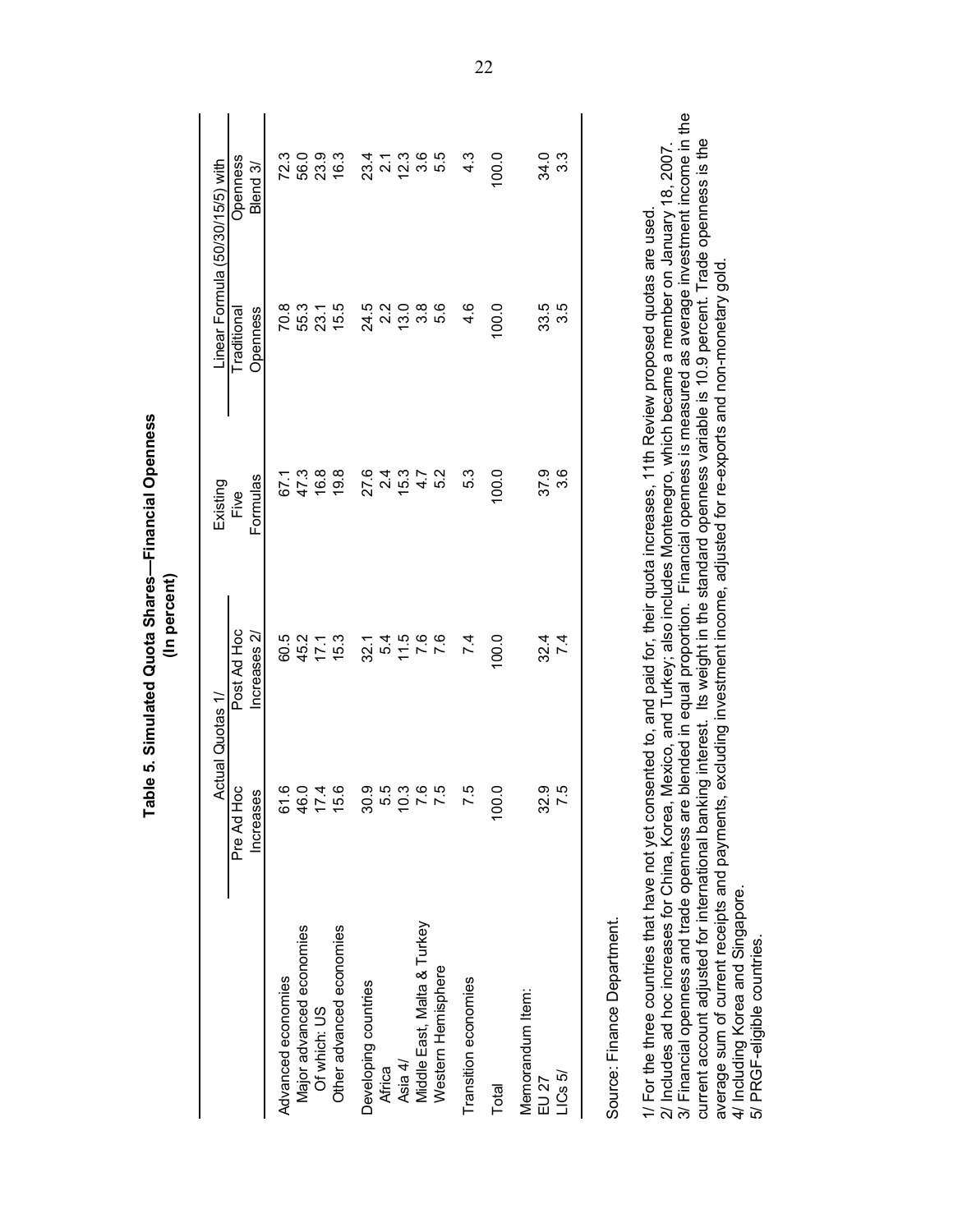**Table 5. Simulated Quota Shares—Financial Openness**
**(In percent)**

| | Actual Quotas 1/ | | Existing | Linear Formula (50/30/15/5) with | |
|---|---|---|---|---|---|
| | Pre Ad Hoc Increases | Post Ad Hoc Increases 2/ | Five Formulas | Traditional Openness | Openness Blend 3/ |
| Advanced economies | 61.6 | 60.5 | 67.1 | 70.8 | 72.3 |
| Major advanced economies | 46.0 | 45.2 | 47.3 | 55.3 | 56.0 |
| Of which: US | 17.4 | 17.1 | 16.8 | 23.1 | 23.9 |
| Other advanced economies | 15.6 | 15.3 | 19.8 | 15.5 | 16.3 |
| Developing countries | 30.9 | 32.1 | 27.6 | 24.5 | 23.4 |
| Africa | 5.5 | 5.4 | 2.4 | 2.2 | 2.1 |
| Asia 4/ | 10.3 | 11.5 | 15.3 | 13.0 | 12.3 |
| Middle East, Malta & Turkey | 7.6 | 7.6 | 4.7 | 3.8 | 3.6 |
| Western Hemisphere | 7.5 | 7.6 | 5.2 | 5.6 | 5.5 |
| Transition economies | 7.5 | 7.4 | 5.3 | 4.6 | 4.3 |
| Total | 100.0 | 100.0 | 100.0 | 100.0 | 100.0 |
| Memorandum Item: | | | | | |
| EU 27 | 32.9 | 32.4 | 37.9 | 33.5 | 34.0 |
| LICs 5/ | 7.5 | 7.4 | 3.6 | 3.5 | 3.3 |

Source: Finance Department.

1/ For the three countries that have not yet consented to, and paid for, their quota increases, 11th Review proposed quotas are used.
2/ Includes ad hoc increases for China, Korea, Mexico, and Turkey; also includes Montenegro, which became a member on January 18, 2007.
3/ Financial openness and trade openness are blended in equal proportion. Financial openness is measured as average investment income in the current account adjusted for international banking interest. Its weight in the standard openness variable is 10.9 percent. Trade openness is the average sum of current receipts and payments, excluding investment income, adjusted for re-exports and non-monetary gold.
4/ Including Korea and Singapore.
5/ PRGF-eligible countries.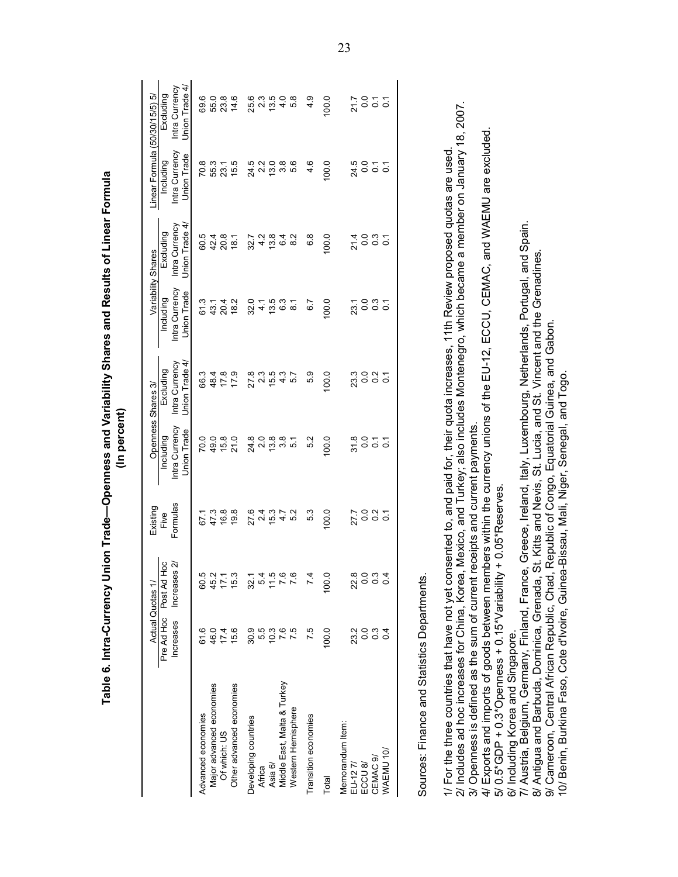**Table 6. Intra-Currency Union Trade—Openness and Variability Shares and Results of Linear Formula**
**(In percent)**

| | Actual Quotas 1/ | | Existing Five Formulas | Openness Shares 3/ | | Variability Shares | | Linear Formula (50/30/15/5) 5/ | |
|---|---|---|---|---|---|---|---|---|---|
| | Pre Ad Hoc Increases | Post Ad Hoc Increases 2/ | | Including Intra Currency Union Trade | Excluding Intra Currency Union Trade 4/ | Including Intra Currency Union Trade | Excluding Intra Currency Union Trade 4/ | Including Intra Currency Union Trade | Excluding Intra Currency Union Trade 4/ |
| Advanced economies | 61.6 | 60.5 | 67.1 | 70.0 | 66.3 | 61.3 | 60.5 | 70.8 | 69.6 |
| Major advanced economies | 46.0 | 45.2 | 47.3 | 49.0 | 48.4 | 43.1 | 42.4 | 55.3 | 55.0 |
| Of which: US | 17.4 | 17.1 | 16.8 | 15.8 | 17.8 | 20.4 | 20.8 | 23.1 | 23.8 |
| Other advanced economies | 15.6 | 15.3 | 19.8 | 21.0 | 17.9 | 18.2 | 18.1 | 15.5 | 14.6 |
| Developing countries | 30.9 | 32.1 | 27.6 | 24.8 | 27.8 | 32.0 | 32.7 | 24.5 | 25.6 |
| Africa | 5.5 | 5.4 | 2.4 | 2.0 | 2.3 | 4.1 | 4.2 | 2.2 | 2.3 |
| Asia 6/ | 10.3 | 11.5 | 15.3 | 13.8 | 15.5 | 13.5 | 13.8 | 13.0 | 13.5 |
| Middle East, Malta & Turkey | 7.6 | 7.6 | 4.7 | 3.8 | 4.3 | 6.3 | 6.4 | 3.8 | 4.0 |
| Western Hemisphere | 7.5 | 7.6 | 5.2 | 5.1 | 5.7 | 8.1 | 8.2 | 5.6 | 5.8 |
| Transition economies | 7.5 | 7.4 | 5.3 | 5.2 | 5.9 | 6.7 | 6.8 | 4.6 | 4.9 |
| Total | 100.0 | 100.0 | 100.0 | 100.0 | 100.0 | 100.0 | 100.0 | 100.0 | 100.0 |
| Memorandum Item: | | | | | | | | | |
| EU-12 7/ | 23.2 | 22.8 | 27.7 | 31.8 | 23.3 | 23.1 | 21.4 | 24.5 | 21.7 |
| ECCU 8/ | 0.0 | 0.0 | 0.0 | 0.0 | 0.0 | 0.0 | 0.0 | 0.0 | 0.0 |
| CEMAC 9/ | 0.3 | 0.3 | 0.2 | 0.1 | 0.2 | 0.3 | 0.3 | 0.1 | 0.1 |
| WAEMU 10/ | 0.4 | 0.4 | 0.1 | 0.1 | 0.1 | 0.1 | 0.1 | 0.1 | 0.1 |

Sources: Finance and Statistics Departments.

1/ For the three countries that have not yet consented to, and paid for, their quota increases, 11th Review proposed quotas are used.
2/ Includes ad hoc increases for China, Korea, Mexico, and Turkey; also includes Montenegro, which became a member on January 18, 2007.
3/ Openness is defined as the sum of current receipts and current payments.
4/ Exports and imports of goods between members within the currency unions of the EU-12, ECCU, CEMAC, and WAEMU are excluded.
5/ 0.5*GDP + 0.3*Openness + 0.15*Variability + 0.05*Reserves.
6/ Including Korea and Singapore.
7/ Austria, Belgium, Germany, Finland, France, Greece, Ireland, Italy, Luxembourg, Netherlands, Portugal, and Spain.
8/ Antigua and Barbuda, Dominica, Grenada, St. Kitts and Nevis, St. Lucia, and St. Vincent and the Grenadines.
9/ Cameroon, Central African Republic, Chad, Republic of Congo, Equatorial Guinea, and Gabon.
10/ Benin, Burkina Faso, Cote d'Ivoire, Guinea-Bissau, Mali, Niger, Senegal, and Togo.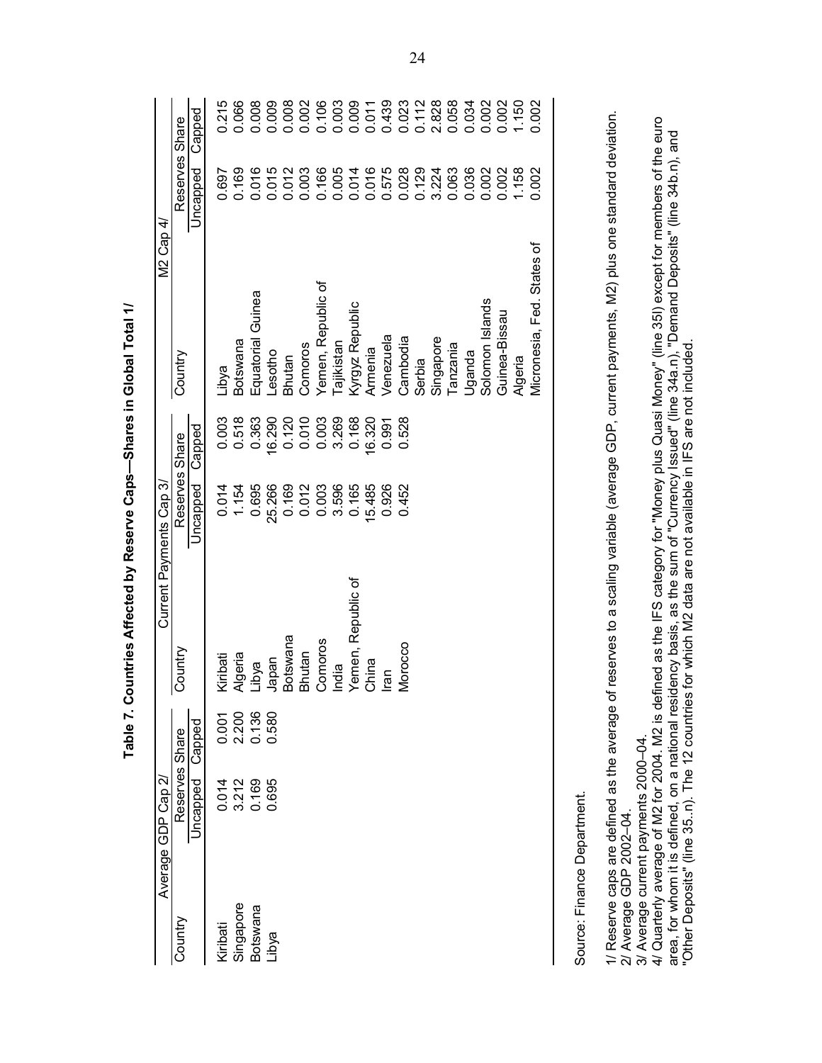**Table 7. Countries Affected by Reserve Caps—Shares in Global Total 1/**

| Average GDP Cap 2/ | | | Current Payments Cap 3/ | | | M2 Cap 4/ | | |
|---|---|---|---|---|---|---|---|---|
| Country | Reserves Share | | Country | Reserves Share | | Country | Reserves Share | |
| | Uncapped | Capped | | Uncapped | Capped | | Uncapped | Capped |
| Kiribati | 0.014 | 0.001 | Kiribati | 0.014 | 0.003 | Libya | 0.697 | 0.215 |
| Singapore | 3.212 | 2.200 | Algeria | 1.154 | 0.518 | Botswana | 0.169 | 0.066 |
| Botswana | 0.169 | 0.136 | Libya | 0.695 | 0.363 | Equatorial Guinea | 0.016 | 0.008 |
| Libya | 0.695 | 0.580 | Japan | 25.266 | 16.290 | Lesotho | 0.015 | 0.009 |
| | | | Botswana | 0.169 | 0.120 | Bhutan | 0.012 | 0.008 |
| | | | Bhutan | 0.012 | 0.010 | Comoros | 0.003 | 0.002 |
| | | | Comoros | 0.003 | 0.003 | Yemen, Republic of | 0.166 | 0.106 |
| | | | India | 3.596 | 3.269 | Tajikistan | 0.005 | 0.003 |
| | | | Yemen, Republic of | 0.165 | 0.168 | Kyrgyz Republic | 0.014 | 0.009 |
| | | | China | 15.485 | 16.320 | Armenia | 0.016 | 0.011 |
| | | | Iran | 0.926 | 0.991 | Venezuela | 0.575 | 0.439 |
| | | | Morocco | 0.452 | 0.528 | Cambodia | 0.028 | 0.023 |
| | | | | | | Serbia | 0.129 | 0.112 |
| | | | | | | Singapore | 3.224 | 2.828 |
| | | | | | | Tanzania | 0.063 | 0.058 |
| | | | | | | Uganda | 0.036 | 0.034 |
| | | | | | | Solomon Islands | 0.002 | 0.002 |
| | | | | | | Guinea-Bissau | 0.002 | 0.002 |
| | | | | | | Algeria | 1.158 | 1.150 |
| | | | | | | Micronesia, Fed. States of | 0.002 | 0.002 |

Source: Finance Department.

1/ Reserve caps are defined as the average of reserves to a scaling variable (average GDP, current payments, M2) plus one standard deviation.
2/ Average GDP 2002–04.
3/ Average current payments 2000–04.
4/ Quarterly average of M2 for 2004. M2 is defined as the IFS category for "Money plus Quasi Money" (line 35l) except for members of the euro area, for whom it is defined, on a national residency basis, as the sum of "Currency Issued" (line 34a.n), "Demand Deposits" (line 34b.n), and "Other Deposits" (line 35..n). The 12 countries for which M2 data are not available in IFS are not included.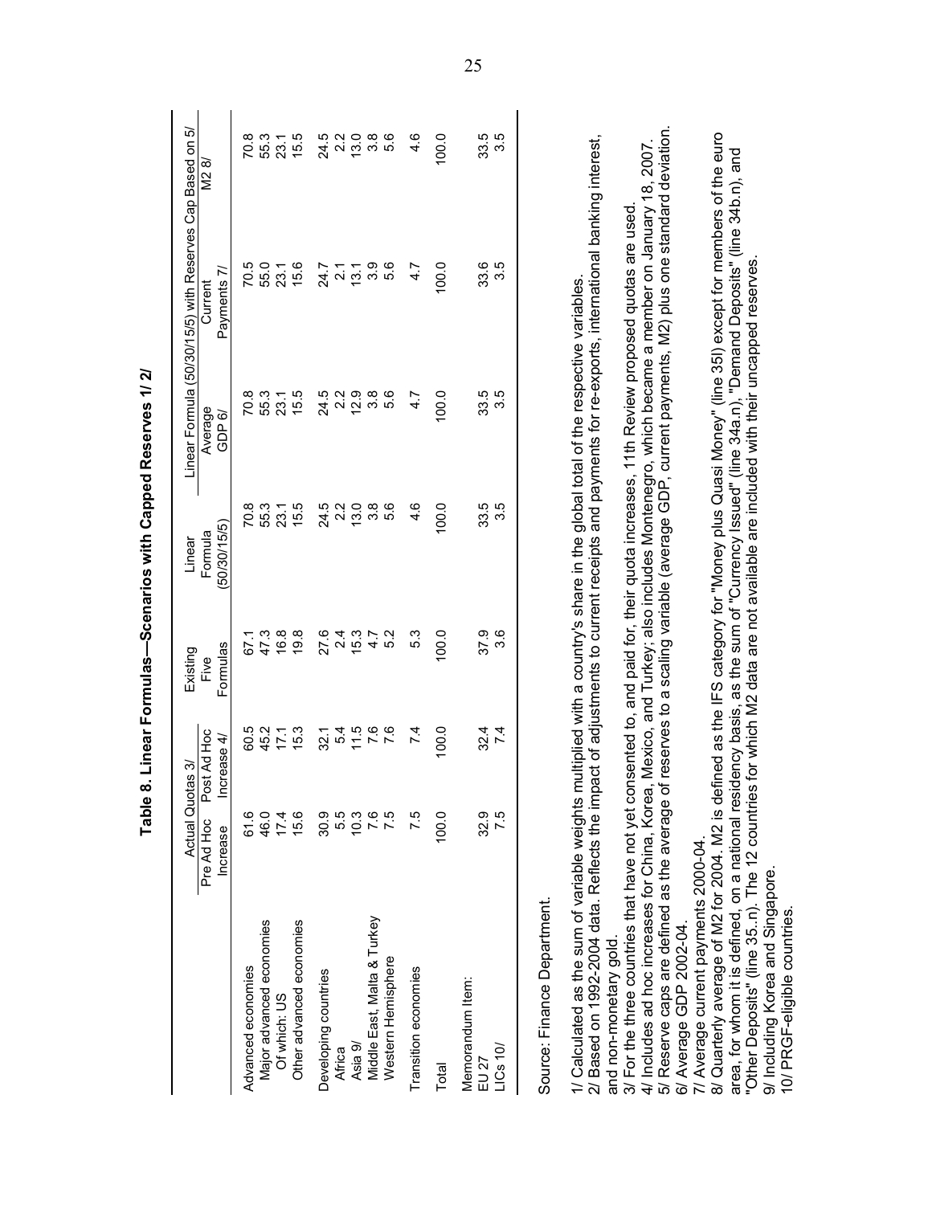**Table 8. Linear Formulas—Scenarios with Capped Reserves 1/ 2/**

| | Actual Quotas 3/ | | Existing | Linear | Linear Formula (50/30/15/5) with Reserves Cap Based on 5/ | | |
|---|---|---|---|---|---|---|---|
| | Pre Ad Hoc Increase | Post Ad Hoc Increase 4/ | Five Formulas | Formula (50/30/15/5) | Average GDP 6/ | Current Payments 7/ | M2 8/ |
| Advanced economies | 61.6 | 60.5 | 67.1 | 70.8 | 70.8 | 70.5 | 70.8 |
| Major advanced economies | 46.0 | 45.2 | 47.3 | 55.3 | 55.3 | 55.0 | 55.3 |
| Of which: US | 17.4 | 17.1 | 16.8 | 23.1 | 23.1 | 23.1 | 23.1 |
| Other advanced economies | 15.6 | 15.3 | 19.8 | 15.5 | 15.5 | 15.6 | 15.5 |
| Developing countries | 30.9 | 32.1 | 27.6 | 24.5 | 24.5 | 24.7 | 24.5 |
| Africa | 5.5 | 5.4 | 2.4 | 2.2 | 2.2 | 2.1 | 2.2 |
| Asia 9/ | 10.3 | 11.5 | 15.3 | 13.0 | 12.9 | 13.1 | 13.0 |
| Middle East, Malta & Turkey | 7.6 | 7.6 | 4.7 | 3.8 | 3.8 | 3.9 | 3.8 |
| Western Hemisphere | 7.5 | 7.6 | 5.2 | 5.6 | 5.6 | 5.6 | 5.6 |
| Transition economies | 7.5 | 7.4 | 5.3 | 4.6 | 4.7 | 4.7 | 4.6 |
| Total | 100.0 | 100.0 | 100.0 | 100.0 | 100.0 | 100.0 | 100.0 |
| Memorandum Item: | | | | | | | |
| EU 27 | 32.9 | 32.4 | 37.9 | 33.5 | 33.5 | 33.6 | 33.5 |
| LICs 10/ | 7.5 | 7.4 | 3.6 | 3.5 | 3.5 | 3.5 | 3.5 |

Source: Finance Department.

1/ Calculated as the sum of variable weights multiplied with a country's share in the global total of the respective variables.
2/ Based on 1992-2004 data. Reflects the impact of adjustments to current receipts and payments for re-exports, international banking interest, and non-monetary gold.
3/ For the three countries that have not yet consented to, and paid for, their quota increases, 11th Review proposed quotas are used.
4/ Includes ad hoc increases for China, Korea, Mexico, and Turkey; also includes Montenegro, which became a member on January 18, 2007.
5/ Reserve caps are defined as the average of reserves to a scaling variable (average GDP, current payments, M2) plus one standard deviation.
6/ Average GDP 2002-04.
7/ Average current payments 2000-04.
8/ Quarterly average of M2 for 2004. M2 is defined as the IFS category for "Money plus Quasi Money" (line 35l) except for members of the euro area, for whom it is defined, on a national residency basis, as the sum of "Currency Issued" (line 34a.n), "Demand Deposits" (line 34b.n), and "Other Deposits" (line 35..n). The 12 countries for which M2 data are not available are included with their uncapped reserves.
9/ Including Korea and Singapore.
10/ PRGF-eligible countries.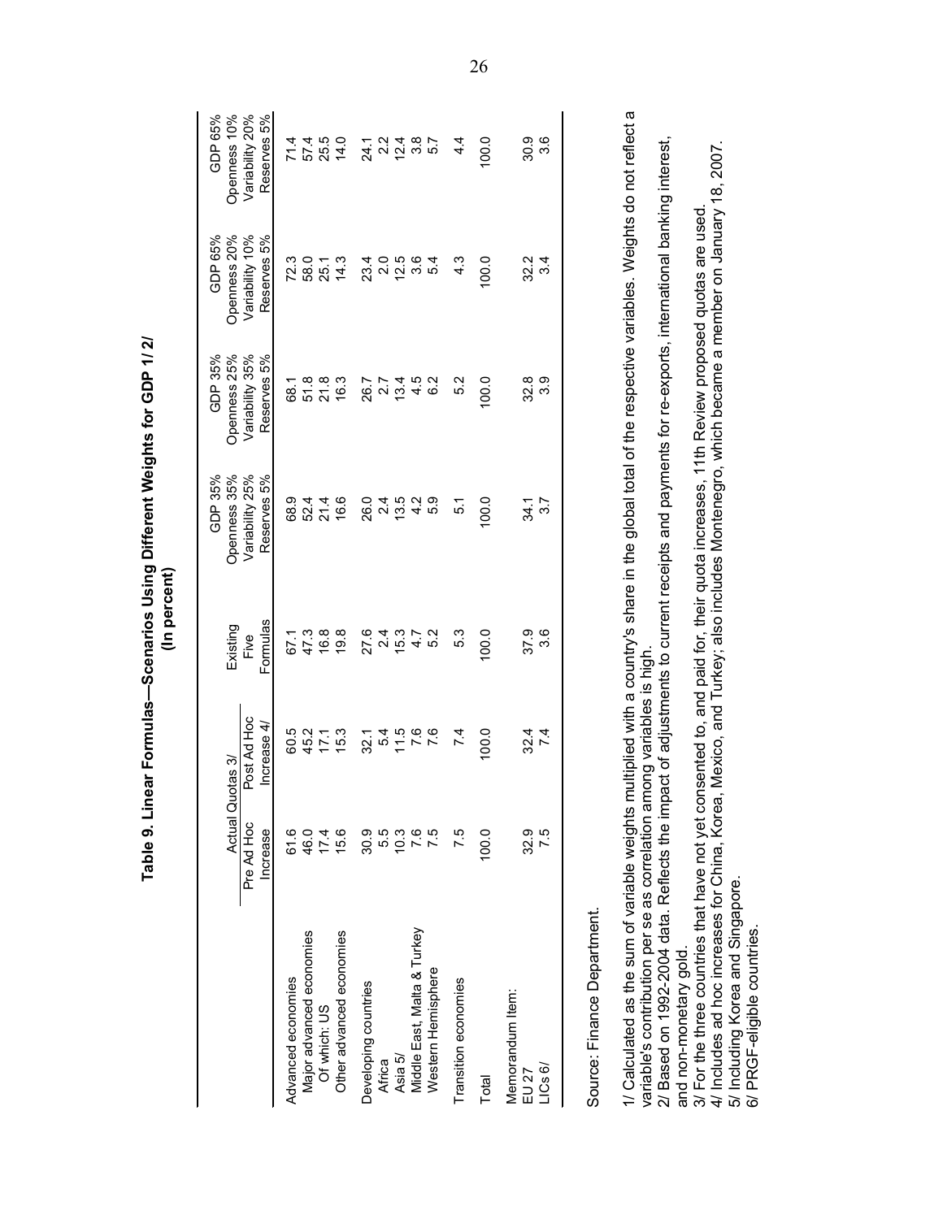# Table 9. Linear Formulas—Scenarios Using Different Weights for GDP 1/ 2/

**(In percent)**

| | Actual Quotas 3/ | | Existing | GDP 35% | GDP 35% | GDP 65% | GDP 65% |
|---|---|---|---|---|---|---|---|
| | Pre Ad Hoc Increase | Post Ad Hoc Increase 4/ | Five Formulas | Openness 35% Variability 25% Reserves 5% | Openness 25% Variability 35% Reserves 5% | Openness 20% Variability 10% Reserves 5% | Openness 10% Variability 20% Reserves 5% |
| Advanced economies | 61.6 | 60.5 | 67.1 | 68.9 | 68.1 | 72.3 | 71.4 |
| Major advanced economies | 46.0 | 45.2 | 47.3 | 52.4 | 51.8 | 58.0 | 57.4 |
| Of which: US | 17.4 | 17.1 | 16.8 | 21.4 | 21.8 | 25.1 | 25.5 |
| Other advanced economies | 15.6 | 15.3 | 19.8 | 16.6 | 16.3 | 14.3 | 14.0 |
| Developing countries | 30.9 | 32.1 | 27.6 | 26.0 | 26.7 | 23.4 | 24.1 |
| Africa | 5.5 | 5.4 | 2.4 | 2.4 | 2.7 | 2.0 | 2.2 |
| Asia 5/ | 10.3 | 11.5 | 15.3 | 13.5 | 13.4 | 12.5 | 12.4 |
| Middle East, Malta & Turkey | 7.6 | 7.6 | 4.7 | 4.2 | 4.5 | 3.6 | 3.8 |
| Western Hemisphere | 7.5 | 7.6 | 5.2 | 5.9 | 6.2 | 5.4 | 5.7 |
| Transition economies | 7.5 | 7.4 | 5.3 | 5.1 | 5.2 | 4.3 | 4.4 |
| Total | 100.0 | 100.0 | 100.0 | 100.0 | 100.0 | 100.0 | 100.0 |
| Memorandum Item: | | | | | | | |
| EU 27 | 32.9 | 32.4 | 37.9 | 34.1 | 32.8 | 32.2 | 30.9 |
| LICs 6/ | 7.5 | 7.4 | 3.6 | 3.7 | 3.9 | 3.4 | 3.6 |

Source: Finance Department.

1/ Calculated as the sum of variable weights multiplied with a country's share in the global total of the respective variables. Weights do not reflect a variable's contribution per se as correlation among variables is high.
2/ Based on 1992-2004 data. Reflects the impact of adjustments to current receipts and payments for re-exports, international banking interest, and non-monetary gold.
3/ For the three countries that have not yet consented to, and paid for, their quota increases, 11th Review proposed quotas are used.
4/ Includes ad hoc increases for China, Korea, Mexico, and Turkey; also includes Montenegro, which became a member on January 18, 2007.
5/ Including Korea and Singapore.
6/ PRGF-eligible countries.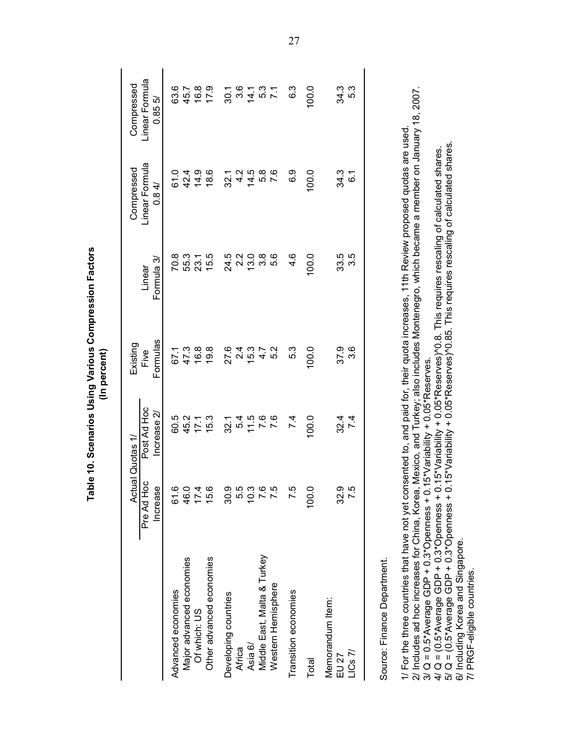**Table 10. Scenarios Using Various Compression Factors**
**(In percent)**

| | Actual Quotas 1/ | | Existing Five Formulas | Linear Formula 3/ | Compressed Linear Formula 0.8 4/ | Compressed Linear Formula 0.85 5/ |
|---|---|---|---|---|---|---|
| | Pre Ad Hoc Increase | Post Ad Hoc Increase 2/ | | | | |
| Advanced economies | 61.6 | 60.5 | 67.1 | 70.8 | 61.0 | 63.6 |
| Major advanced economies | 46.0 | 45.2 | 47.3 | 55.3 | 42.4 | 45.7 |
| Of which: US | 17.4 | 17.1 | 16.8 | 23.1 | 14.9 | 16.8 |
| Other advanced economies | 15.6 | 15.3 | 19.8 | 15.5 | 18.6 | 17.9 |
| Developing countries | 30.9 | 32.1 | 27.6 | 24.5 | 32.1 | 30.1 |
| Africa | 5.5 | 5.4 | 2.4 | 2.2 | 4.2 | 3.6 |
| Asia 6/ | 10.3 | 11.5 | 15.3 | 13.0 | 14.5 | 14.1 |
| Middle East, Malta & Turkey | 7.6 | 7.6 | 4.7 | 3.8 | 5.8 | 5.3 |
| Western Hemisphere | 7.5 | 7.6 | 5.2 | 5.6 | 7.6 | 7.1 |
| Transition economies | 7.5 | 7.4 | 5.3 | 4.6 | 6.9 | 6.3 |
| Total | 100.0 | 100.0 | 100.0 | 100.0 | 100.0 | 100.0 |
| Memorandum Item: | | | | | | |
| EU 27 | 32.9 | 32.4 | 37.9 | 33.5 | 34.3 | 34.3 |
| LICs 7/ | 7.5 | 7.4 | 3.6 | 3.5 | 6.1 | 5.3 |

Source: Finance Department.

1/ For the three countries that have not yet consented to, and paid for, their quota increases, 11th Review proposed quotas are used.
2/ Includes ad hoc increases for China, Korea, Mexico, and Turkey; also includes Montenegro, which became a member on January 18, 2007.
3/ Q = 0.5\*Average GDP + 0.3\*Openness + 0.15\*Variability + 0.05\*Reserves.
4/ Q = (0.5\*Average GDP + 0.3\*Openness + 0.15\*Variability + 0.05\*Reserves)^0.8. This requires rescaling of calculated shares.
5/ Q = (0.5\*Average GDP + 0.3\*Openness + 0.15\*Variability + 0.05\*Reserves)^0.85. This requires rescaling of calculated shares.
6/ Including Korea and Singapore.
7/ PRGF-eligible countries.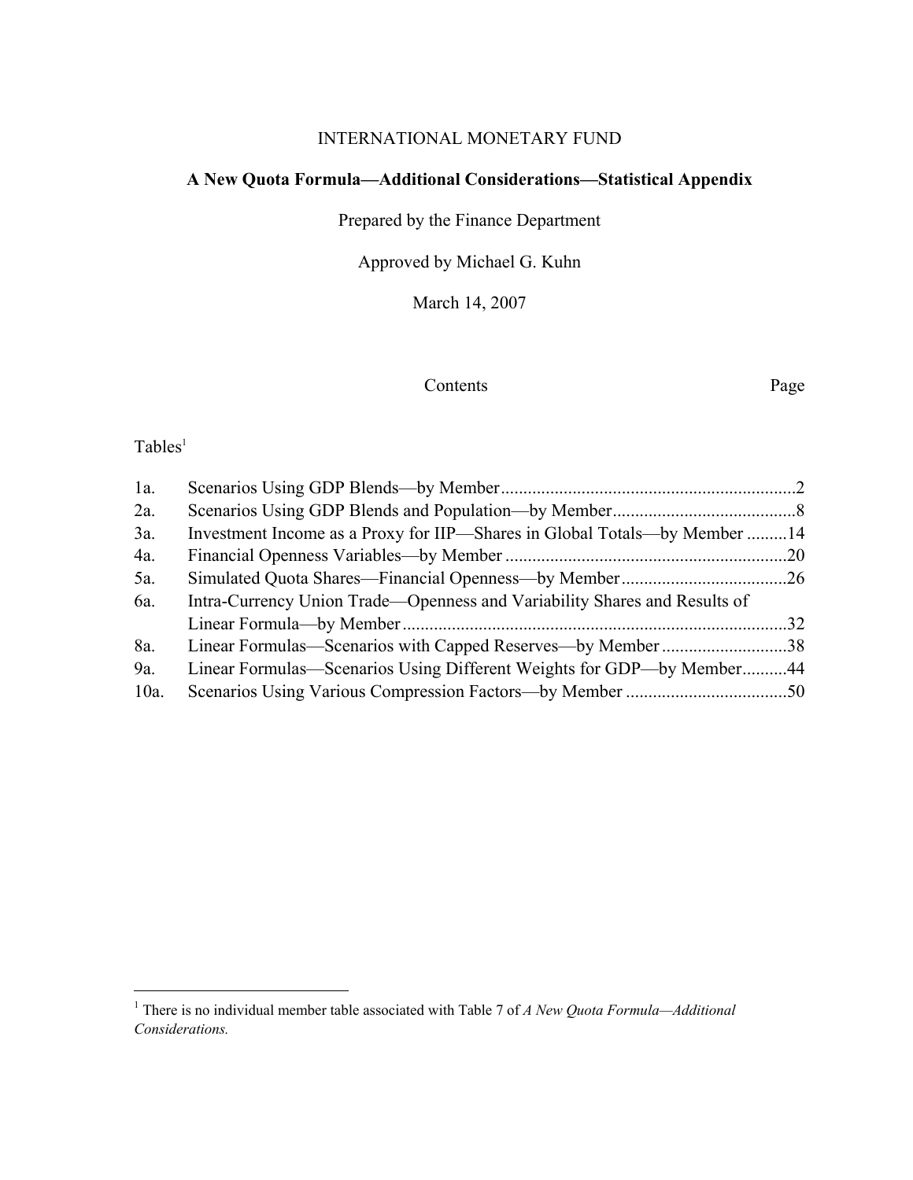INTERNATIONAL MONETARY FUND

**A New Quota Formula—Additional Considerations—Statistical Appendix**

Prepared by the Finance Department

Approved by Michael G. Kuhn

March 14, 2007

| | Contents | Page |
|---|---|---|

Tables[1]

| | | |
|---|---|---|
| 1a. | Scenarios Using GDP Blends—by Member | 2 |
| 2a. | Scenarios Using GDP Blends and Population—by Member | 8 |
| 3a. | Investment Income as a Proxy for IIP—Shares in Global Totals—by Member | 14 |
| 4a. | Financial Openness Variables—by Member | 20 |
| 5a. | Simulated Quota Shares—Financial Openness—by Member | 26 |
| 6a. | Intra-Currency Union Trade—Openness and Variability Shares and Results of Linear Formula—by Member | 32 |
| 8a. | Linear Formulas—Scenarios with Capped Reserves—by Member | 38 |
| 9a. | Linear Formulas—Scenarios Using Different Weights for GDP—by Member | 44 |
| 10a. | Scenarios Using Various Compression Factors—by Member | 50 |

[1] There is no individual member table associated with Table 7 of *A New Quota Formula—Additional Considerations.*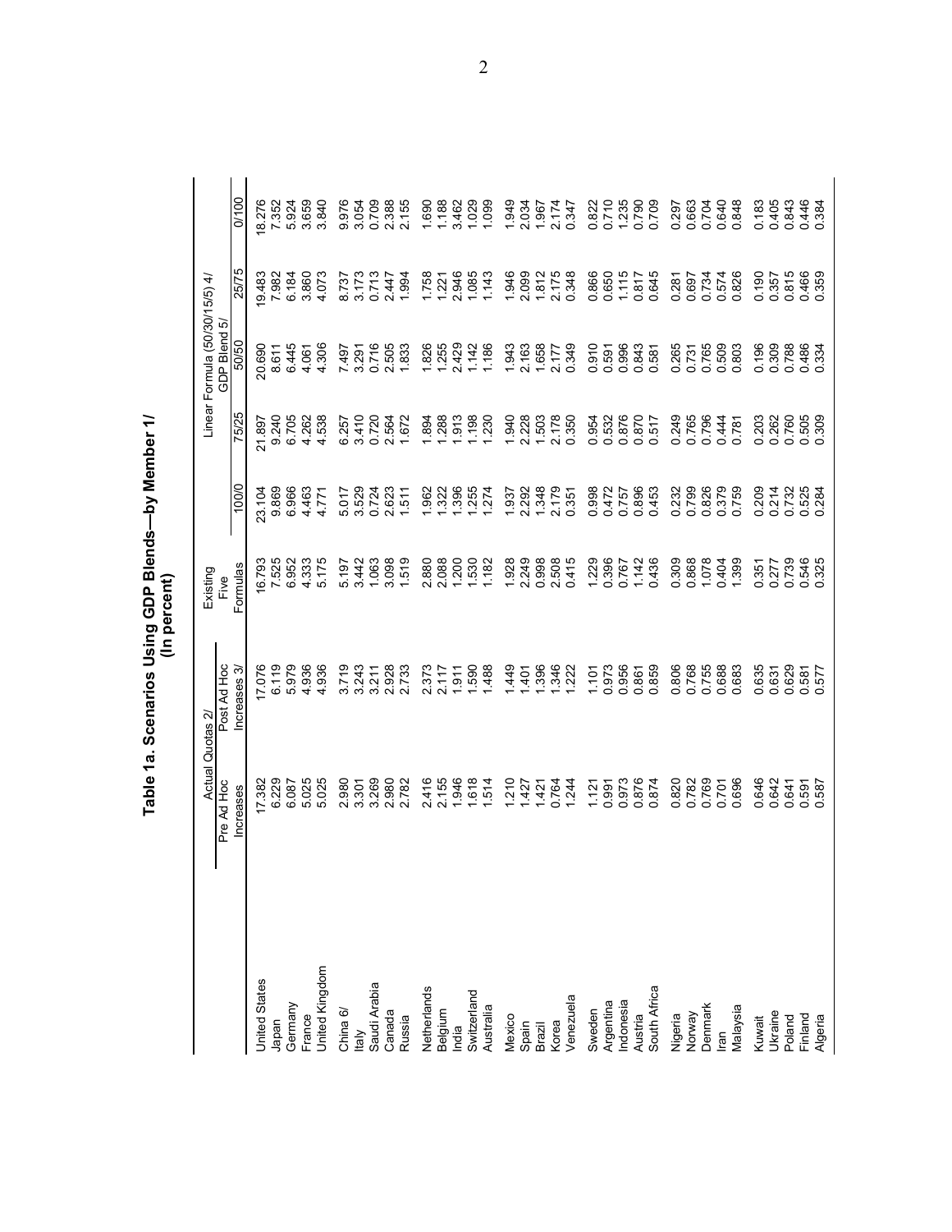# Table 1a. Scenarios Using GDP Blends—by Member 1/
## (In percent)

| | Actual Quotas 2/ | | Existing Five Formulas | Linear Formula (50/30/15/5) 4/ GDP Blend 5/ | | | | |
|---|---|---|---|---|---|---|---|---|
| | Pre Ad Hoc Increases | Post Ad Hoc Increases 3/ | | 100/0 | 75/25 | 50/50 | 25/75 | 0/100 |
| United States | 17.382 | 17.076 | 16.793 | 23.104 | 21.897 | 20.690 | 19.483 | 18.276 |
| Japan | 6.229 | 6.119 | 7.525 | 9.869 | 9.240 | 8.611 | 7.982 | 7.352 |
| Germany | 6.087 | 5.979 | 6.952 | 6.966 | 6.705 | 6.445 | 6.184 | 5.924 |
| France | 5.025 | 4.936 | 4.333 | 4.463 | 4.262 | 4.061 | 3.860 | 3.659 |
| United Kingdom | 5.025 | 4.936 | 5.175 | 4.771 | 4.538 | 4.306 | 4.073 | 3.840 |
| China 6/ | 2.980 | 3.719 | 5.197 | 5.017 | 6.257 | 7.497 | 8.737 | 9.976 |
| Italy | 3.301 | 3.243 | 3.442 | 3.529 | 3.410 | 3.291 | 3.173 | 3.054 |
| Saudi Arabia | 3.269 | 3.211 | 1.063 | 0.724 | 0.720 | 0.716 | 0.713 | 0.709 |
| Canada | 2.980 | 2.928 | 3.098 | 2.623 | 2.564 | 2.505 | 2.447 | 2.388 |
| Russia | 2.782 | 2.733 | 1.519 | 1.511 | 1.672 | 1.833 | 1.994 | 2.155 |
| Netherlands | 2.416 | 2.373 | 2.880 | 1.962 | 1.894 | 1.826 | 1.758 | 1.690 |
| Belgium | 2.155 | 2.117 | 2.088 | 1.322 | 1.288 | 1.255 | 1.221 | 1.188 |
| India | 1.946 | 1.911 | 1.200 | 1.396 | 1.913 | 2.429 | 2.946 | 3.462 |
| Switzerland | 1.618 | 1.590 | 1.530 | 1.255 | 1.198 | 1.142 | 1.085 | 1.029 |
| Australia | 1.514 | 1.488 | 1.182 | 1.274 | 1.230 | 1.186 | 1.143 | 1.099 |
| Mexico | 1.210 | 1.449 | 1.928 | 1.937 | 1.940 | 1.943 | 1.946 | 1.949 |
| Spain | 1.427 | 1.401 | 2.249 | 2.292 | 2.228 | 2.163 | 2.099 | 2.034 |
| Brazil | 1.421 | 1.396 | 0.998 | 1.348 | 1.503 | 1.658 | 1.812 | 1.967 |
| Korea | 0.764 | 1.346 | 2.508 | 2.179 | 2.178 | 2.177 | 2.175 | 2.174 |
| Venezuela | 1.244 | 1.222 | 0.415 | 0.351 | 0.350 | 0.349 | 0.348 | 0.347 |
| Sweden | 1.121 | 1.101 | 1.229 | 0.998 | 0.954 | 0.910 | 0.866 | 0.822 |
| Argentina | 0.991 | 0.973 | 0.396 | 0.472 | 0.532 | 0.591 | 0.650 | 0.710 |
| Indonesia | 0.973 | 0.956 | 0.767 | 0.757 | 0.876 | 0.996 | 1.115 | 1.235 |
| Austria | 0.876 | 0.861 | 1.142 | 0.896 | 0.870 | 0.843 | 0.817 | 0.790 |
| South Africa | 0.874 | 0.859 | 0.436 | 0.453 | 0.517 | 0.581 | 0.645 | 0.709 |
| Nigeria | 0.820 | 0.806 | 0.309 | 0.232 | 0.249 | 0.265 | 0.281 | 0.297 |
| Norway | 0.782 | 0.768 | 0.868 | 0.799 | 0.765 | 0.731 | 0.697 | 0.663 |
| Denmark | 0.769 | 0.755 | 1.078 | 0.826 | 0.796 | 0.765 | 0.734 | 0.704 |
| Iran | 0.701 | 0.688 | 0.404 | 0.379 | 0.444 | 0.509 | 0.574 | 0.640 |
| Malaysia | 0.696 | 0.683 | 1.399 | 0.759 | 0.781 | 0.803 | 0.826 | 0.848 |
| Kuwait | 0.646 | 0.635 | 0.351 | 0.209 | 0.203 | 0.196 | 0.190 | 0.183 |
| Ukraine | 0.642 | 0.631 | 0.277 | 0.214 | 0.262 | 0.309 | 0.357 | 0.405 |
| Poland | 0.641 | 0.629 | 0.739 | 0.732 | 0.760 | 0.788 | 0.815 | 0.843 |
| Finland | 0.591 | 0.581 | 0.546 | 0.525 | 0.505 | 0.486 | 0.466 | 0.446 |
| Algeria | 0.587 | 0.577 | 0.325 | 0.284 | 0.309 | 0.334 | 0.359 | 0.384 |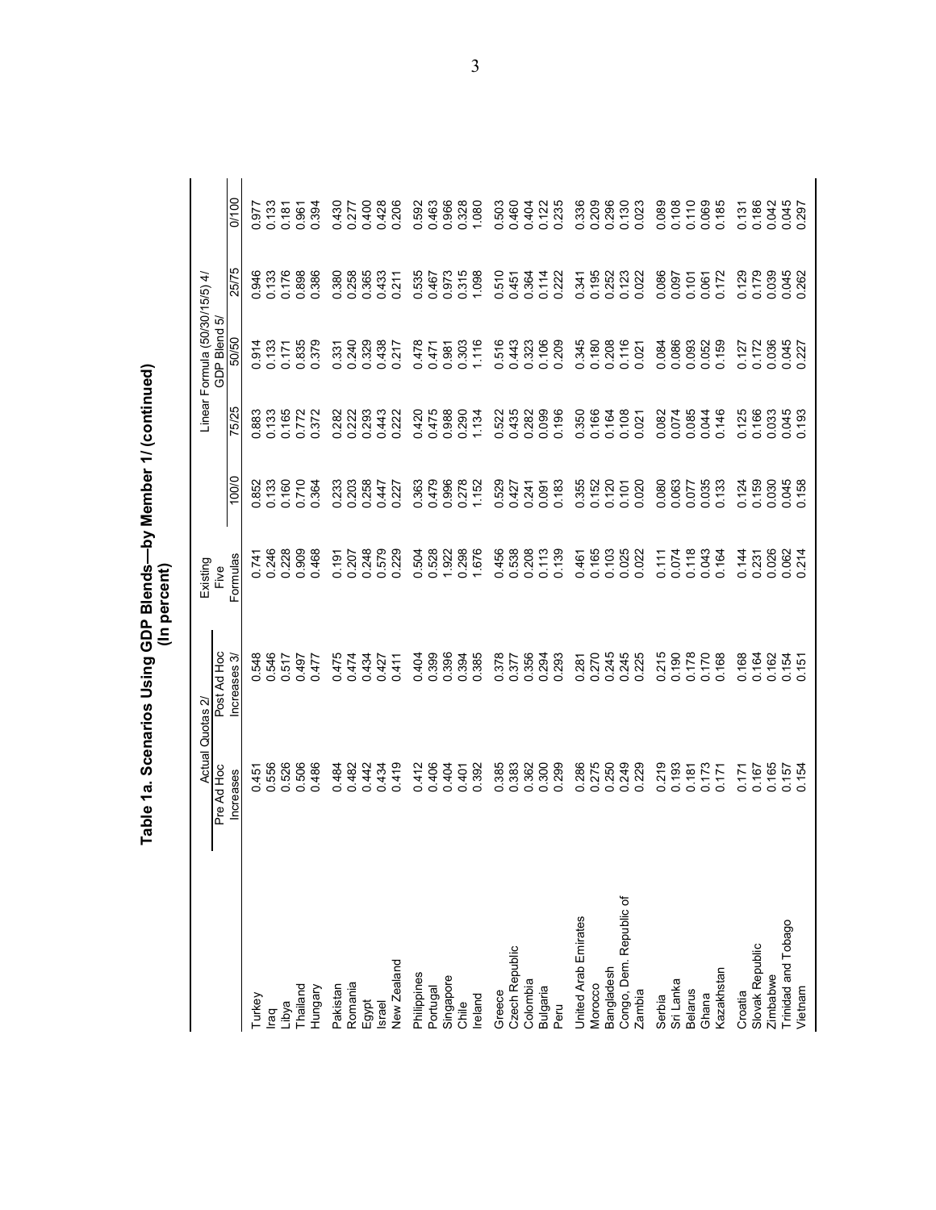# Table 1a. Scenarios Using GDP Blends—by Member 1/ (continued)
(In percent)

| | Actual Quotas 2/ | | Existing Five Formulas | Linear Formula (50/30/15/5) 4/ GDP Blend 5/ | | | | |
|---|---|---|---|---|---|---|---|---|
| | Pre Ad Hoc Increases | Post Ad Hoc Increases 3/ | | 100/0 | 75/25 | 50/50 | 25/75 | 0/100 |
| Turkey | 0.451 | 0.548 | 0.741 | 0.852 | 0.883 | 0.914 | 0.946 | 0.977 |
| Iraq | 0.556 | 0.546 | 0.246 | 0.133 | 0.133 | 0.133 | 0.133 | 0.133 |
| Libya | 0.526 | 0.517 | 0.228 | 0.160 | 0.165 | 0.171 | 0.176 | 0.181 |
| Thailand | 0.506 | 0.497 | 0.909 | 0.710 | 0.772 | 0.835 | 0.898 | 0.961 |
| Hungary | 0.486 | 0.477 | 0.468 | 0.364 | 0.372 | 0.379 | 0.386 | 0.394 |
| Pakistan | 0.484 | 0.475 | 0.191 | 0.233 | 0.282 | 0.331 | 0.380 | 0.430 |
| Romania | 0.482 | 0.474 | 0.207 | 0.203 | 0.222 | 0.240 | 0.258 | 0.277 |
| Egypt | 0.442 | 0.434 | 0.248 | 0.258 | 0.293 | 0.329 | 0.365 | 0.400 |
| Israel | 0.434 | 0.427 | 0.579 | 0.447 | 0.443 | 0.438 | 0.433 | 0.428 |
| New Zealand | 0.419 | 0.411 | 0.229 | 0.227 | 0.222 | 0.217 | 0.211 | 0.206 |
| Philippines | 0.412 | 0.404 | 0.504 | 0.363 | 0.420 | 0.478 | 0.535 | 0.592 |
| Portugal | 0.406 | 0.399 | 0.528 | 0.479 | 0.475 | 0.471 | 0.467 | 0.463 |
| Singapore | 0.404 | 0.396 | 1.922 | 0.996 | 0.988 | 0.981 | 0.973 | 0.966 |
| Chile | 0.401 | 0.394 | 0.298 | 0.278 | 0.290 | 0.303 | 0.315 | 0.328 |
| Ireland | 0.392 | 0.385 | 1.676 | 1.152 | 1.134 | 1.116 | 1.098 | 1.080 |
| Greece | 0.385 | 0.378 | 0.456 | 0.529 | 0.522 | 0.516 | 0.510 | 0.503 |
| Czech Republic | 0.383 | 0.377 | 0.538 | 0.427 | 0.435 | 0.443 | 0.451 | 0.460 |
| Colombia | 0.362 | 0.356 | 0.208 | 0.241 | 0.282 | 0.323 | 0.364 | 0.404 |
| Bulgaria | 0.300 | 0.294 | 0.113 | 0.091 | 0.099 | 0.106 | 0.114 | 0.122 |
| Peru | 0.299 | 0.293 | 0.139 | 0.183 | 0.196 | 0.209 | 0.222 | 0.235 |
| United Arab Emirates | 0.286 | 0.281 | 0.461 | 0.355 | 0.350 | 0.345 | 0.341 | 0.336 |
| Morocco | 0.275 | 0.270 | 0.165 | 0.152 | 0.166 | 0.180 | 0.195 | 0.209 |
| Bangladesh | 0.250 | 0.245 | 0.103 | 0.120 | 0.164 | 0.208 | 0.252 | 0.296 |
| Congo, Dem. Republic of | 0.249 | 0.245 | 0.025 | 0.101 | 0.108 | 0.116 | 0.123 | 0.130 |
| Zambia | 0.229 | 0.225 | 0.022 | 0.020 | 0.021 | 0.021 | 0.022 | 0.023 |
| Serbia | 0.219 | 0.215 | 0.111 | 0.080 | 0.082 | 0.084 | 0.086 | 0.089 |
| Sri Lanka | 0.193 | 0.190 | 0.074 | 0.063 | 0.074 | 0.086 | 0.097 | 0.108 |
| Belarus | 0.181 | 0.178 | 0.118 | 0.077 | 0.085 | 0.093 | 0.101 | 0.110 |
| Ghana | 0.173 | 0.170 | 0.043 | 0.035 | 0.044 | 0.052 | 0.061 | 0.069 |
| Kazakhstan | 0.171 | 0.168 | 0.164 | 0.133 | 0.146 | 0.159 | 0.172 | 0.185 |
| Croatia | 0.171 | 0.168 | 0.144 | 0.124 | 0.125 | 0.127 | 0.129 | 0.131 |
| Slovak Republic | 0.167 | 0.164 | 0.231 | 0.159 | 0.166 | 0.172 | 0.179 | 0.186 |
| Zimbabwe | 0.165 | 0.162 | 0.026 | 0.030 | 0.033 | 0.036 | 0.039 | 0.042 |
| Trinidad and Tobago | 0.157 | 0.154 | 0.062 | 0.045 | 0.045 | 0.045 | 0.045 | 0.045 |
| Vietnam | 0.154 | 0.151 | 0.214 | 0.158 | 0.193 | 0.227 | 0.262 | 0.297 |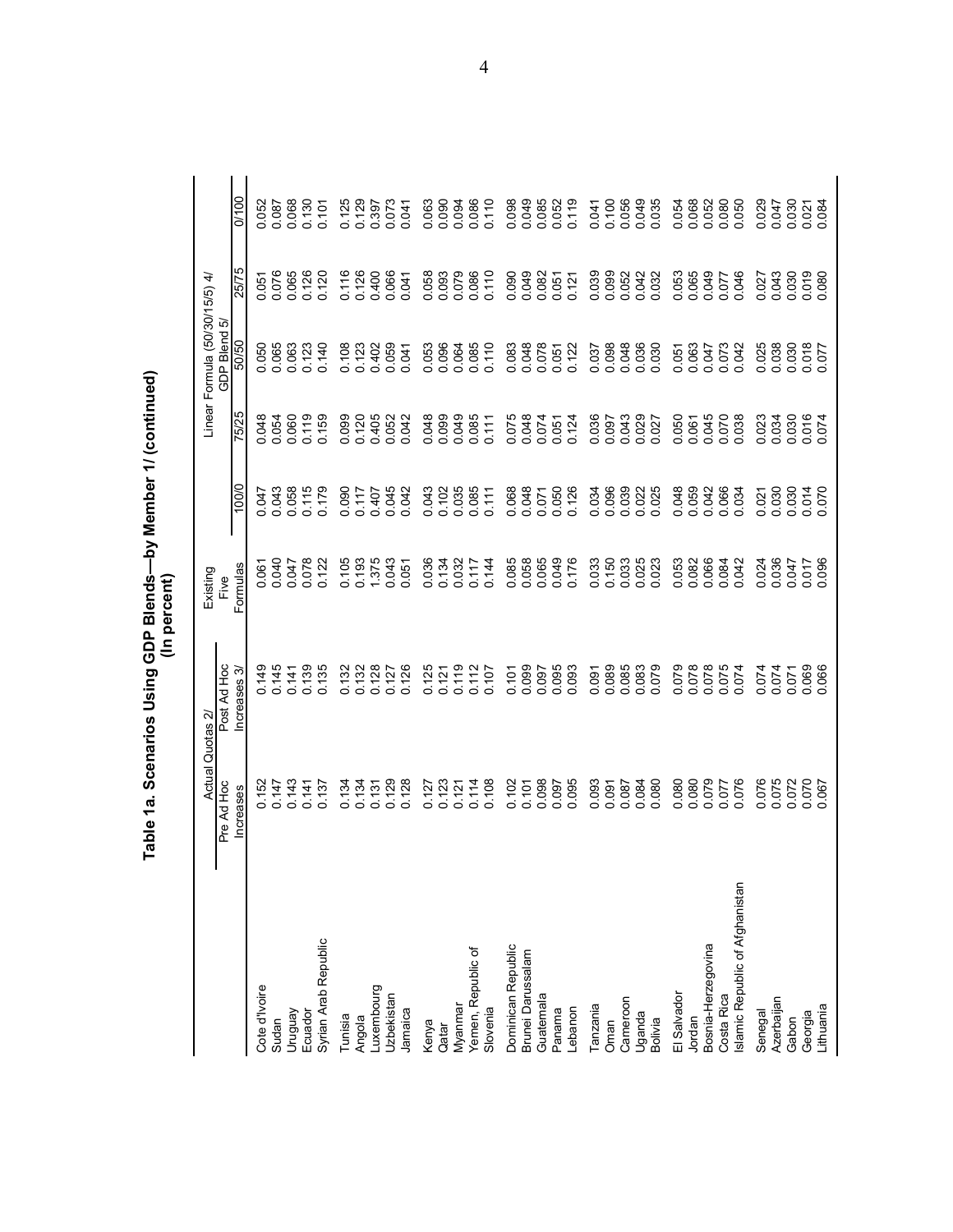# Table 1a. Scenarios Using GDP Blends—by Member 1/ (continued)
(In percent)

| | Actual Quotas 2/ | | Existing Five Formulas | Linear Formula (50/30/15/5) 4/ GDP Blend 5/ | | | | |
|---|---|---|---|---|---|---|---|---|
| | Pre Ad Hoc Increases | Post Ad Hoc Increases 3/ | | 100/0 | 75/25 | 50/50 | 25/75 | 0/100 |
| Cote d'Ivoire | 0.152 | 0.149 | 0.061 | 0.047 | 0.048 | 0.050 | 0.051 | 0.052 |
| Sudan | 0.147 | 0.145 | 0.040 | 0.043 | 0.054 | 0.065 | 0.076 | 0.087 |
| Uruguay | 0.143 | 0.141 | 0.047 | 0.058 | 0.060 | 0.063 | 0.065 | 0.068 |
| Ecuador | 0.141 | 0.139 | 0.078 | 0.115 | 0.119 | 0.123 | 0.126 | 0.130 |
| Syrian Arab Republic | 0.137 | 0.135 | 0.122 | 0.179 | 0.159 | 0.140 | 0.120 | 0.101 |
| Tunisia | 0.134 | 0.132 | 0.105 | 0.090 | 0.099 | 0.108 | 0.116 | 0.125 |
| Angola | 0.134 | 0.132 | 0.193 | 0.117 | 0.120 | 0.123 | 0.126 | 0.129 |
| Luxembourg | 0.131 | 0.128 | 1.375 | 0.407 | 0.405 | 0.402 | 0.400 | 0.397 |
| Uzbekistan | 0.129 | 0.127 | 0.043 | 0.045 | 0.052 | 0.059 | 0.066 | 0.073 |
| Jamaica | 0.128 | 0.126 | 0.051 | 0.042 | 0.042 | 0.041 | 0.041 | 0.041 |
| Kenya | 0.127 | 0.125 | 0.036 | 0.043 | 0.048 | 0.053 | 0.058 | 0.063 |
| Qatar | 0.123 | 0.121 | 0.134 | 0.102 | 0.099 | 0.096 | 0.093 | 0.090 |
| Myanmar | 0.121 | 0.119 | 0.032 | 0.035 | 0.049 | 0.064 | 0.079 | 0.094 |
| Yemen, Republic of | 0.114 | 0.112 | 0.117 | 0.085 | 0.085 | 0.085 | 0.086 | 0.086 |
| Slovenia | 0.108 | 0.107 | 0.144 | 0.111 | 0.111 | 0.110 | 0.110 | 0.110 |
| Dominican Republic | 0.102 | 0.101 | 0.085 | 0.068 | 0.075 | 0.083 | 0.090 | 0.098 |
| Brunei Darussalam | 0.101 | 0.099 | 0.058 | 0.048 | 0.048 | 0.048 | 0.049 | 0.049 |
| Guatemala | 0.098 | 0.097 | 0.065 | 0.071 | 0.074 | 0.078 | 0.082 | 0.085 |
| Panama | 0.097 | 0.095 | 0.049 | 0.050 | 0.051 | 0.051 | 0.051 | 0.052 |
| Lebanon | 0.095 | 0.093 | 0.176 | 0.126 | 0.124 | 0.122 | 0.121 | 0.119 |
| Tanzania | 0.093 | 0.091 | 0.033 | 0.034 | 0.036 | 0.037 | 0.039 | 0.041 |
| Oman | 0.091 | 0.089 | 0.150 | 0.096 | 0.097 | 0.098 | 0.099 | 0.100 |
| Cameroon | 0.087 | 0.085 | 0.033 | 0.039 | 0.043 | 0.048 | 0.052 | 0.056 |
| Uganda | 0.084 | 0.083 | 0.025 | 0.022 | 0.029 | 0.036 | 0.042 | 0.049 |
| Bolivia | 0.080 | 0.079 | 0.023 | 0.025 | 0.027 | 0.030 | 0.032 | 0.035 |
| El Salvador | 0.080 | 0.079 | 0.053 | 0.048 | 0.050 | 0.051 | 0.053 | 0.054 |
| Jordan | 0.080 | 0.078 | 0.082 | 0.059 | 0.061 | 0.063 | 0.065 | 0.068 |
| Bosnia-Herzegovina | 0.079 | 0.078 | 0.066 | 0.042 | 0.045 | 0.047 | 0.049 | 0.052 |
| Costa Rica | 0.077 | 0.075 | 0.084 | 0.066 | 0.070 | 0.073 | 0.077 | 0.080 |
| Islamic Republic of Afghanistan | 0.076 | 0.074 | 0.042 | 0.034 | 0.038 | 0.042 | 0.046 | 0.050 |
| Senegal | 0.076 | 0.074 | 0.024 | 0.021 | 0.023 | 0.025 | 0.027 | 0.029 |
| Azerbaijan | 0.075 | 0.074 | 0.036 | 0.030 | 0.034 | 0.038 | 0.043 | 0.047 |
| Gabon | 0.072 | 0.071 | 0.047 | 0.030 | 0.030 | 0.030 | 0.030 | 0.030 |
| Georgia | 0.070 | 0.069 | 0.017 | 0.014 | 0.016 | 0.018 | 0.019 | 0.021 |
| Lithuania | 0.067 | 0.066 | 0.096 | 0.070 | 0.074 | 0.077 | 0.080 | 0.084 |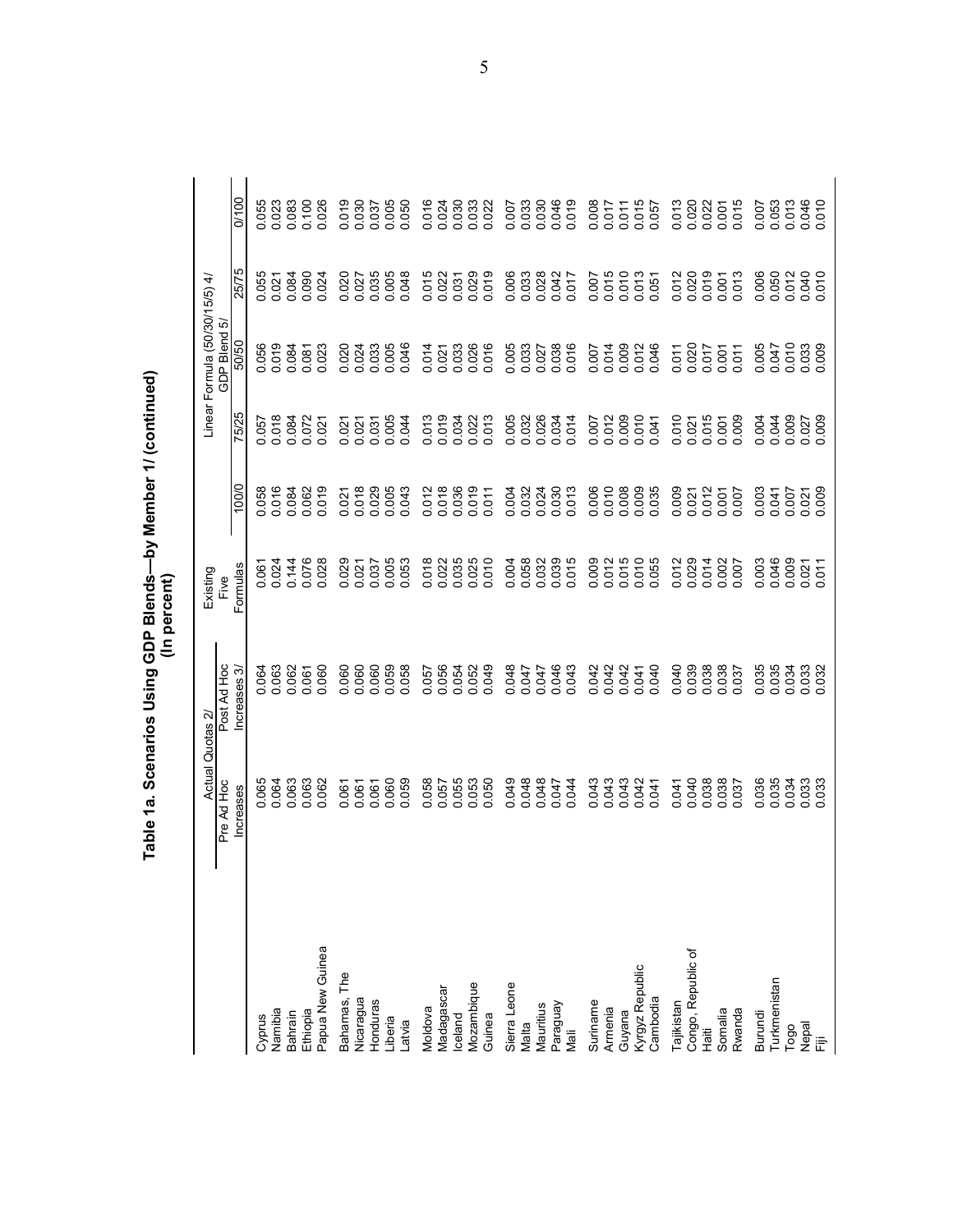# Table 1a. Scenarios Using GDP Blends—by Member 1/ (continued)
(In percent)

| | Actual Quotas 2/ | | Existing Five | Linear Formula (50/30/15/5) 4/ GDP Blend 5/ | | | | |
|---|---|---|---|---|---|---|---|---|
| | Pre Ad Hoc Increases | Post Ad Hoc Increases 3/ | Formulas | 100/0 | 75/25 | 50/50 | 25/75 | 0/100 |
| Cyprus | 0.065 | 0.064 | 0.061 | 0.058 | 0.057 | 0.056 | 0.055 | 0.055 |
| Namibia | 0.064 | 0.063 | 0.024 | 0.016 | 0.018 | 0.019 | 0.021 | 0.023 |
| Bahrain | 0.063 | 0.062 | 0.144 | 0.084 | 0.084 | 0.084 | 0.084 | 0.083 |
| Ethiopia | 0.063 | 0.061 | 0.076 | 0.062 | 0.072 | 0.081 | 0.090 | 0.100 |
| Papua New Guinea | 0.062 | 0.060 | 0.028 | 0.019 | 0.021 | 0.023 | 0.024 | 0.026 |
| Bahamas, The | 0.061 | 0.060 | 0.029 | 0.021 | 0.021 | 0.020 | 0.020 | 0.019 |
| Nicaragua | 0.061 | 0.060 | 0.021 | 0.018 | 0.021 | 0.024 | 0.027 | 0.030 |
| Honduras | 0.061 | 0.060 | 0.037 | 0.029 | 0.031 | 0.033 | 0.035 | 0.037 |
| Liberia | 0.060 | 0.059 | 0.005 | 0.005 | 0.005 | 0.005 | 0.005 | 0.005 |
| Latvia | 0.059 | 0.058 | 0.053 | 0.043 | 0.044 | 0.046 | 0.048 | 0.050 |
| Moldova | 0.058 | 0.057 | 0.018 | 0.012 | 0.013 | 0.014 | 0.015 | 0.016 |
| Madagascar | 0.057 | 0.056 | 0.022 | 0.018 | 0.019 | 0.021 | 0.022 | 0.024 |
| Iceland | 0.055 | 0.054 | 0.035 | 0.036 | 0.034 | 0.033 | 0.031 | 0.030 |
| Mozambique | 0.053 | 0.052 | 0.025 | 0.019 | 0.022 | 0.026 | 0.029 | 0.033 |
| Guinea | 0.050 | 0.049 | 0.010 | 0.011 | 0.013 | 0.016 | 0.019 | 0.022 |
| Sierra Leone | 0.049 | 0.048 | 0.004 | 0.004 | 0.005 | 0.005 | 0.006 | 0.007 |
| Malta | 0.048 | 0.047 | 0.058 | 0.032 | 0.032 | 0.033 | 0.033 | 0.033 |
| Mauritius | 0.048 | 0.047 | 0.032 | 0.024 | 0.026 | 0.027 | 0.028 | 0.030 |
| Paraguay | 0.047 | 0.046 | 0.039 | 0.030 | 0.034 | 0.038 | 0.042 | 0.046 |
| Mali | 0.044 | 0.043 | 0.015 | 0.013 | 0.014 | 0.016 | 0.017 | 0.019 |
| Suriname | 0.043 | 0.042 | 0.009 | 0.006 | 0.007 | 0.007 | 0.007 | 0.008 |
| Armenia | 0.043 | 0.042 | 0.012 | 0.010 | 0.012 | 0.014 | 0.015 | 0.017 |
| Guyana | 0.043 | 0.042 | 0.015 | 0.008 | 0.009 | 0.009 | 0.010 | 0.011 |
| Kyrgyz Republic | 0.042 | 0.041 | 0.010 | 0.009 | 0.010 | 0.012 | 0.013 | 0.015 |
| Cambodia | 0.041 | 0.040 | 0.055 | 0.035 | 0.041 | 0.046 | 0.051 | 0.057 |
| Tajikistan | 0.041 | 0.040 | 0.012 | 0.009 | 0.010 | 0.011 | 0.012 | 0.013 |
| Congo, Republic of | 0.040 | 0.039 | 0.029 | 0.021 | 0.021 | 0.020 | 0.020 | 0.020 |
| Haiti | 0.038 | 0.038 | 0.014 | 0.012 | 0.015 | 0.017 | 0.019 | 0.022 |
| Somalia | 0.038 | 0.038 | 0.002 | 0.001 | 0.001 | 0.001 | 0.001 | 0.001 |
| Rwanda | 0.037 | 0.037 | 0.007 | 0.007 | 0.009 | 0.011 | 0.013 | 0.015 |
| Burundi | 0.036 | 0.035 | 0.003 | 0.003 | 0.004 | 0.005 | 0.006 | 0.007 |
| Turkmenistan | 0.035 | 0.035 | 0.046 | 0.041 | 0.044 | 0.047 | 0.050 | 0.053 |
| Togo | 0.034 | 0.034 | 0.009 | 0.007 | 0.009 | 0.010 | 0.012 | 0.013 |
| Nepal | 0.033 | 0.033 | 0.021 | 0.021 | 0.027 | 0.033 | 0.040 | 0.046 |
| Fiji | 0.033 | 0.032 | 0.011 | 0.009 | 0.009 | 0.009 | 0.010 | 0.010 |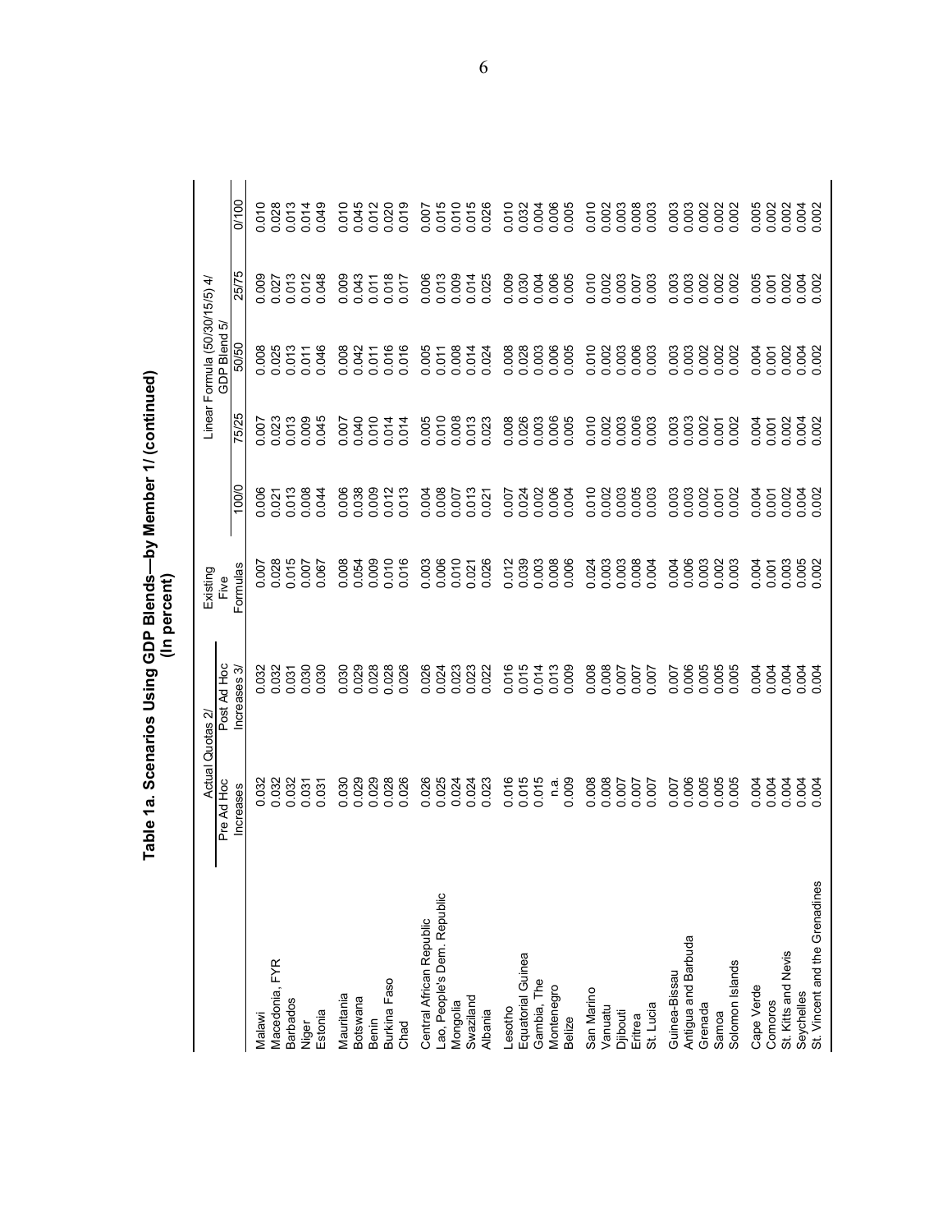# Table 1a. Scenarios Using GDP Blends—by Member 1/ (continued)
(In percent)

| | Actual Quotas 2/ | | Existing Five Formulas | Linear Formula (50/30/15/5) 4/ GDP Blend 5/ | | | | |
|---|---|---|---|---|---|---|---|---|
| | Pre Ad Hoc Increases | Post Ad Hoc Increases 3/ | | 100/0 | 75/25 | 50/50 | 25/75 | 0/100 |
| Malawi | 0.032 | 0.032 | 0.007 | 0.006 | 0.007 | 0.008 | 0.009 | 0.010 |
| Macedonia, FYR | 0.032 | 0.032 | 0.028 | 0.021 | 0.023 | 0.025 | 0.027 | 0.028 |
| Barbados | 0.032 | 0.031 | 0.015 | 0.013 | 0.013 | 0.013 | 0.013 | 0.013 |
| Niger | 0.031 | 0.030 | 0.007 | 0.008 | 0.009 | 0.011 | 0.012 | 0.014 |
| Estonia | 0.031 | 0.030 | 0.067 | 0.044 | 0.045 | 0.046 | 0.048 | 0.049 |
| Mauritania | 0.030 | 0.030 | 0.008 | 0.006 | 0.007 | 0.008 | 0.009 | 0.010 |
| Botswana | 0.029 | 0.029 | 0.054 | 0.038 | 0.040 | 0.042 | 0.043 | 0.045 |
| Benin | 0.029 | 0.028 | 0.009 | 0.009 | 0.010 | 0.011 | 0.011 | 0.012 |
| Burkina Faso | 0.028 | 0.028 | 0.010 | 0.012 | 0.014 | 0.016 | 0.018 | 0.020 |
| Chad | 0.026 | 0.026 | 0.016 | 0.013 | 0.014 | 0.016 | 0.017 | 0.019 |
| Central African Republic | 0.026 | 0.026 | 0.003 | 0.004 | 0.005 | 0.005 | 0.006 | 0.007 |
| Lao, People's Dem. Republic | 0.025 | 0.024 | 0.006 | 0.008 | 0.010 | 0.011 | 0.013 | 0.015 |
| Mongolia | 0.024 | 0.023 | 0.010 | 0.007 | 0.008 | 0.008 | 0.009 | 0.010 |
| Swaziland | 0.024 | 0.023 | 0.021 | 0.013 | 0.013 | 0.014 | 0.014 | 0.015 |
| Albania | 0.023 | 0.022 | 0.026 | 0.021 | 0.023 | 0.024 | 0.025 | 0.026 |
| Lesotho | 0.016 | 0.016 | 0.012 | 0.007 | 0.008 | 0.008 | 0.009 | 0.010 |
| Equatorial Guinea | 0.015 | 0.015 | 0.039 | 0.024 | 0.026 | 0.028 | 0.030 | 0.032 |
| Gambia, The | 0.015 | 0.014 | 0.003 | 0.002 | 0.003 | 0.003 | 0.004 | 0.004 |
| Montenegro | n.a. | 0.013 | 0.008 | 0.006 | 0.006 | 0.006 | 0.006 | 0.006 |
| Belize | 0.009 | 0.009 | 0.006 | 0.004 | 0.005 | 0.005 | 0.005 | 0.005 |
| San Marino | 0.008 | 0.008 | 0.024 | 0.010 | 0.010 | 0.010 | 0.010 | 0.010 |
| Vanuatu | 0.008 | 0.008 | 0.003 | 0.002 | 0.002 | 0.002 | 0.002 | 0.002 |
| Djibouti | 0.007 | 0.007 | 0.003 | 0.003 | 0.003 | 0.003 | 0.003 | 0.003 |
| Eritrea | 0.007 | 0.007 | 0.008 | 0.005 | 0.006 | 0.006 | 0.007 | 0.008 |
| St. Lucia | 0.007 | 0.007 | 0.004 | 0.003 | 0.003 | 0.003 | 0.003 | 0.003 |
| Guinea-Bissau | 0.007 | 0.007 | 0.004 | 0.003 | 0.003 | 0.003 | 0.003 | 0.003 |
| Antigua and Barbuda | 0.006 | 0.006 | 0.006 | 0.003 | 0.003 | 0.003 | 0.003 | 0.003 |
| Grenada | 0.005 | 0.005 | 0.003 | 0.002 | 0.002 | 0.002 | 0.002 | 0.002 |
| Samoa | 0.005 | 0.005 | 0.002 | 0.001 | 0.001 | 0.002 | 0.002 | 0.002 |
| Solomon Islands | 0.005 | 0.005 | 0.003 | 0.002 | 0.002 | 0.002 | 0.002 | 0.002 |
| Cape Verde | 0.004 | 0.004 | 0.004 | 0.004 | 0.004 | 0.004 | 0.005 | 0.005 |
| Comoros | 0.004 | 0.004 | 0.001 | 0.001 | 0.001 | 0.001 | 0.001 | 0.002 |
| St. Kitts and Nevis | 0.004 | 0.004 | 0.003 | 0.002 | 0.002 | 0.002 | 0.002 | 0.002 |
| Seychelles | 0.004 | 0.004 | 0.005 | 0.004 | 0.004 | 0.004 | 0.004 | 0.004 |
| St. Vincent and the Grenadines | 0.004 | 0.004 | 0.002 | 0.002 | 0.002 | 0.002 | 0.002 | 0.002 |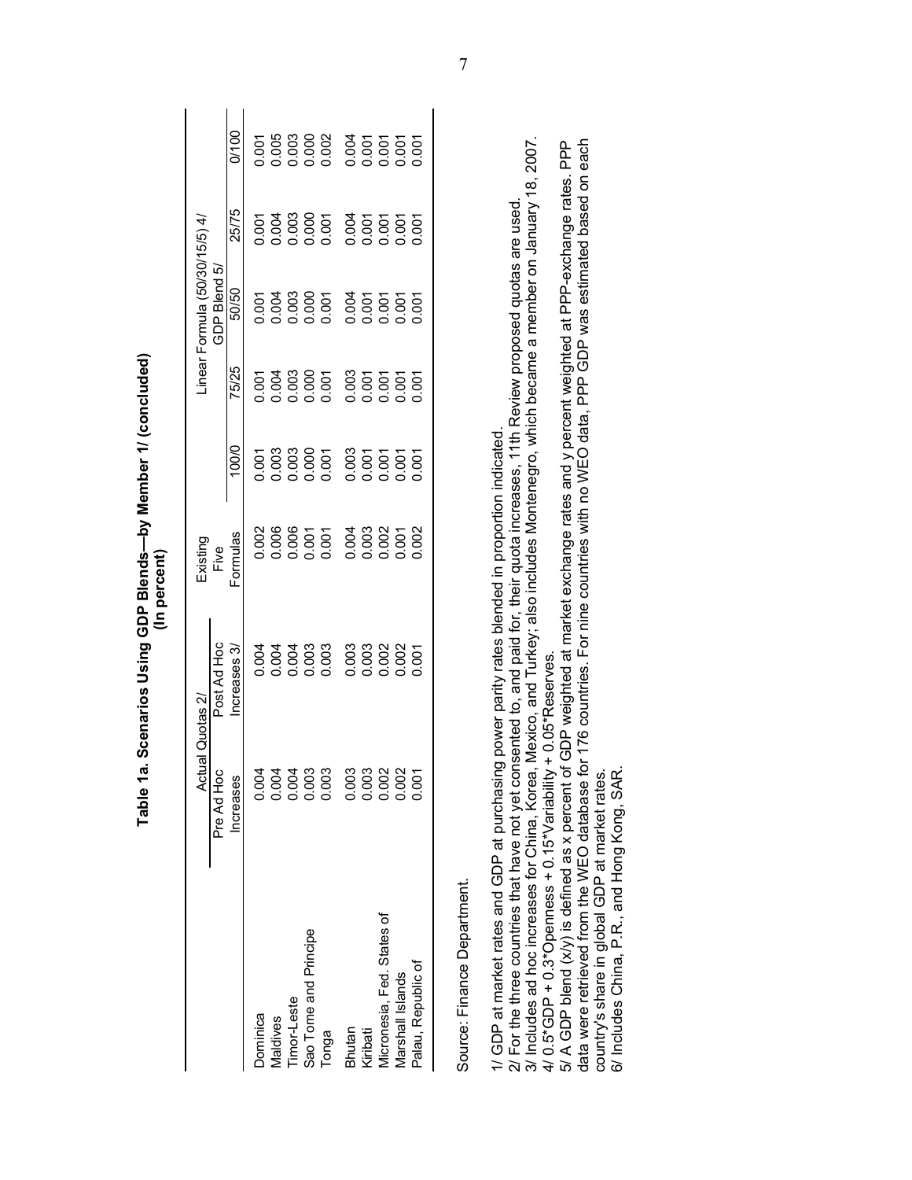## Table 1a. Scenarios Using GDP Blends—by Member 1/ (concluded)
**(In percent)**

| | Actual Quotas 2/ | | Existing Five Formulas | Linear Formula (50/30/15/5) 4/ | | | | |
|---|---|---|---|---|---|---|---|---|
| | | | | GDP Blend 5/ | | | | |
| | Pre Ad Hoc Increases | Post Ad Hoc Increases 3/ | | 100/0 | 75/25 | 50/50 | 25/75 | 0/100 |
| Dominica | 0.004 | 0.004 | 0.002 | 0.001 | 0.001 | 0.001 | 0.001 | 0.001 |
| Maldives | 0.004 | 0.004 | 0.006 | 0.003 | 0.004 | 0.004 | 0.004 | 0.005 |
| Timor-Leste | 0.004 | 0.004 | 0.006 | 0.003 | 0.003 | 0.003 | 0.003 | 0.003 |
| Sao Tome and Principe | 0.003 | 0.003 | 0.001 | 0.000 | 0.000 | 0.000 | 0.000 | 0.000 |
| Tonga | 0.003 | 0.003 | 0.001 | 0.001 | 0.001 | 0.001 | 0.001 | 0.002 |
| Bhutan | 0.003 | 0.003 | 0.004 | 0.003 | 0.003 | 0.004 | 0.004 | 0.004 |
| Kiribati | 0.003 | 0.003 | 0.003 | 0.001 | 0.001 | 0.001 | 0.001 | 0.001 |
| Micronesia, Fed. States of | 0.002 | 0.002 | 0.002 | 0.001 | 0.001 | 0.001 | 0.001 | 0.001 |
| Marshall Islands | 0.002 | 0.002 | 0.001 | 0.001 | 0.001 | 0.001 | 0.001 | 0.001 |
| Palau, Republic of | 0.001 | 0.001 | 0.002 | 0.001 | 0.001 | 0.001 | 0.001 | 0.001 |

Source: Finance Department.

1/ GDP at market rates and GDP at purchasing power parity rates blended in proportion indicated.
2/ For the three countries that have not yet consented to, and paid for, their quota increases, 11th Review proposed quotas are used.
3/ Includes ad hoc increases for China, Korea, Mexico, and Turkey; also includes Montenegro, which became a member on January 18, 2007.
4/ 0.5*GDP + 0.3*Openness + 0.15*Variability + 0.05*Reserves.
5/ A GDP blend (x/y) is defined as x percent of GDP weighted at market exchange rates and y percent weighted at PPP-exchange rates. PPP data were retrieved from the WEO database for 176 countries. For nine countries with no WEO data, PPP GDP was estimated based on each country's share in global GDP at market rates.
6/ Includes China, P.R., and Hong Kong, SAR.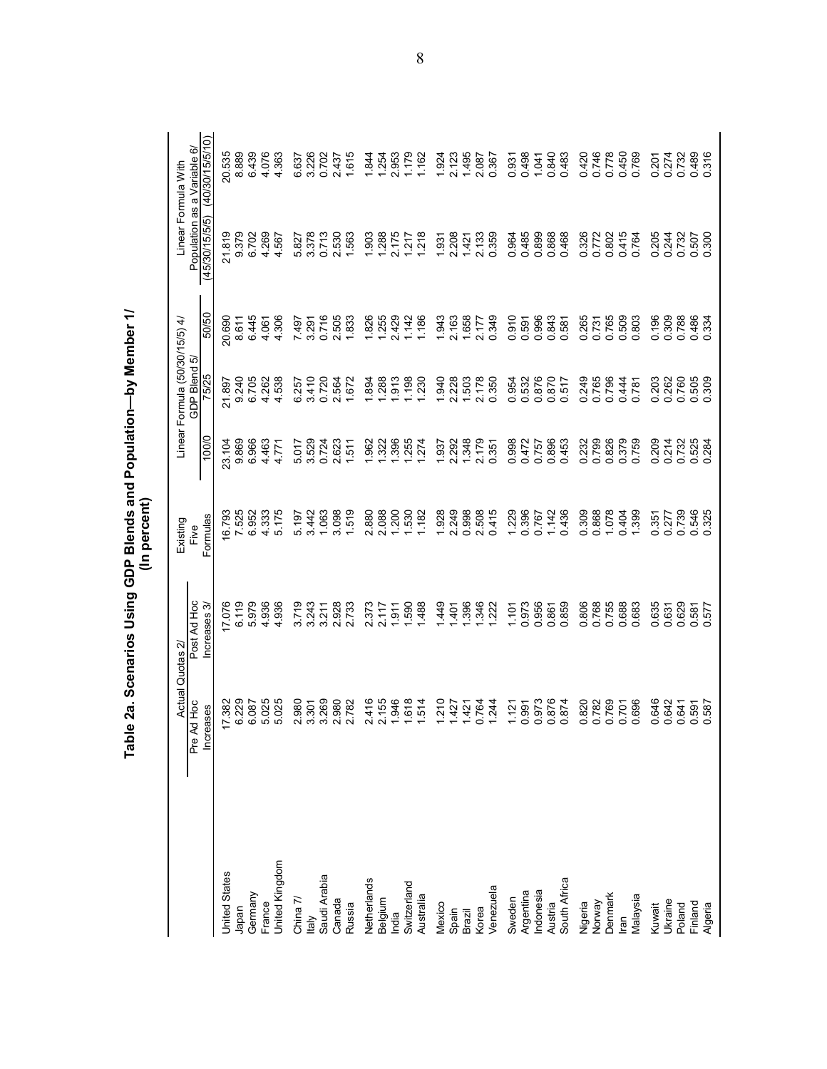**Table 2a. Scenarios Using GDP Blends and Population—by Member 1/**
**(In percent)**

| | Actual Quotas 2/ | | Existing Five Formulas | Linear Formula (50/30/15/5) 4/ GDP Blend 5/ | | | Linear Formula With Population as a Variable 6/ | |
|---|---|---|---|---|---|---|---|---|
| | Pre Ad Hoc Increases | Post Ad Hoc Increases 3/ | | 100/0 | 75/25 | 50/50 | (45/30/15/5/5) | (40/30/15/5/10) |
| United States | 17.382 | 17.076 | 16.793 | 23.104 | 21.897 | 20.690 | 21.819 | 20.535 |
| Japan | 6.229 | 6.119 | 7.525 | 9.869 | 9.240 | 8.611 | 9.379 | 8.889 |
| Germany | 6.087 | 5.979 | 6.952 | 6.966 | 6.705 | 6.445 | 6.702 | 6.439 |
| France | 5.025 | 4.936 | 4.333 | 4.463 | 4.262 | 4.061 | 4.269 | 4.076 |
| United Kingdom | 5.025 | 4.936 | 5.175 | 4.771 | 4.538 | 4.306 | 4.567 | 4.363 |
| China 7/ | 2.980 | 3.719 | 5.197 | 5.017 | 6.257 | 7.497 | 5.827 | 6.637 |
| Italy | 3.301 | 3.243 | 3.442 | 3.529 | 3.410 | 3.291 | 3.378 | 3.226 |
| Saudi Arabia | 3.269 | 3.211 | 1.063 | 0.724 | 0.720 | 0.716 | 0.713 | 0.702 |
| Canada | 2.980 | 2.928 | 3.098 | 2.623 | 2.564 | 2.505 | 2.530 | 2.437 |
| Russia | 2.782 | 2.733 | 1.519 | 1.511 | 1.672 | 1.833 | 1.563 | 1.615 |
| Netherlands | 2.416 | 2.373 | 2.880 | 1.962 | 1.894 | 1.826 | 1.903 | 1.844 |
| Belgium | 2.155 | 2.117 | 2.088 | 1.322 | 1.288 | 1.255 | 1.288 | 1.254 |
| India | 1.946 | 1.911 | 1.200 | 1.396 | 1.913 | 2.429 | 2.175 | 2.953 |
| Switzerland | 1.618 | 1.590 | 1.530 | 1.255 | 1.198 | 1.142 | 1.217 | 1.179 |
| Australia | 1.514 | 1.488 | 1.182 | 1.274 | 1.230 | 1.186 | 1.218 | 1.162 |
| Mexico | 1.210 | 1.449 | 1.928 | 1.937 | 1.940 | 1.943 | 1.931 | 1.924 |
| Spain | 1.427 | 1.401 | 2.249 | 2.292 | 2.228 | 2.163 | 2.208 | 2.123 |
| Brazil | 1.421 | 1.396 | 0.998 | 1.348 | 1.503 | 1.658 | 1.421 | 1.495 |
| Korea | 0.764 | 1.346 | 2.508 | 2.179 | 2.178 | 2.177 | 2.133 | 2.087 |
| Venezuela | 1.244 | 1.222 | 0.415 | 0.351 | 0.350 | 0.349 | 0.359 | 0.367 |
| Sweden | 1.121 | 1.101 | 1.229 | 0.998 | 0.954 | 0.910 | 0.964 | 0.931 |
| Argentina | 0.991 | 0.973 | 0.396 | 0.472 | 0.532 | 0.591 | 0.485 | 0.498 |
| Indonesia | 0.973 | 0.956 | 0.767 | 0.757 | 0.876 | 0.996 | 0.899 | 1.041 |
| Austria | 0.876 | 0.861 | 1.142 | 0.896 | 0.870 | 0.843 | 0.868 | 0.840 |
| South Africa | 0.874 | 0.859 | 0.436 | 0.453 | 0.517 | 0.581 | 0.468 | 0.483 |
| Nigeria | 0.820 | 0.806 | 0.309 | 0.232 | 0.249 | 0.265 | 0.326 | 0.420 |
| Norway | 0.782 | 0.768 | 0.868 | 0.799 | 0.765 | 0.731 | 0.772 | 0.746 |
| Denmark | 0.769 | 0.755 | 1.078 | 0.826 | 0.796 | 0.765 | 0.802 | 0.778 |
| Iran | 0.701 | 0.688 | 0.404 | 0.379 | 0.444 | 0.509 | 0.415 | 0.450 |
| Malaysia | 0.696 | 0.683 | 1.399 | 0.759 | 0.781 | 0.803 | 0.764 | 0.769 |
| Kuwait | 0.646 | 0.635 | 0.351 | 0.209 | 0.203 | 0.196 | 0.205 | 0.201 |
| Ukraine | 0.642 | 0.631 | 0.277 | 0.214 | 0.262 | 0.309 | 0.244 | 0.274 |
| Poland | 0.641 | 0.629 | 0.739 | 0.732 | 0.760 | 0.788 | 0.732 | 0.732 |
| Finland | 0.591 | 0.581 | 0.546 | 0.525 | 0.505 | 0.486 | 0.507 | 0.489 |
| Algeria | 0.587 | 0.577 | 0.325 | 0.284 | 0.309 | 0.334 | 0.300 | 0.316 |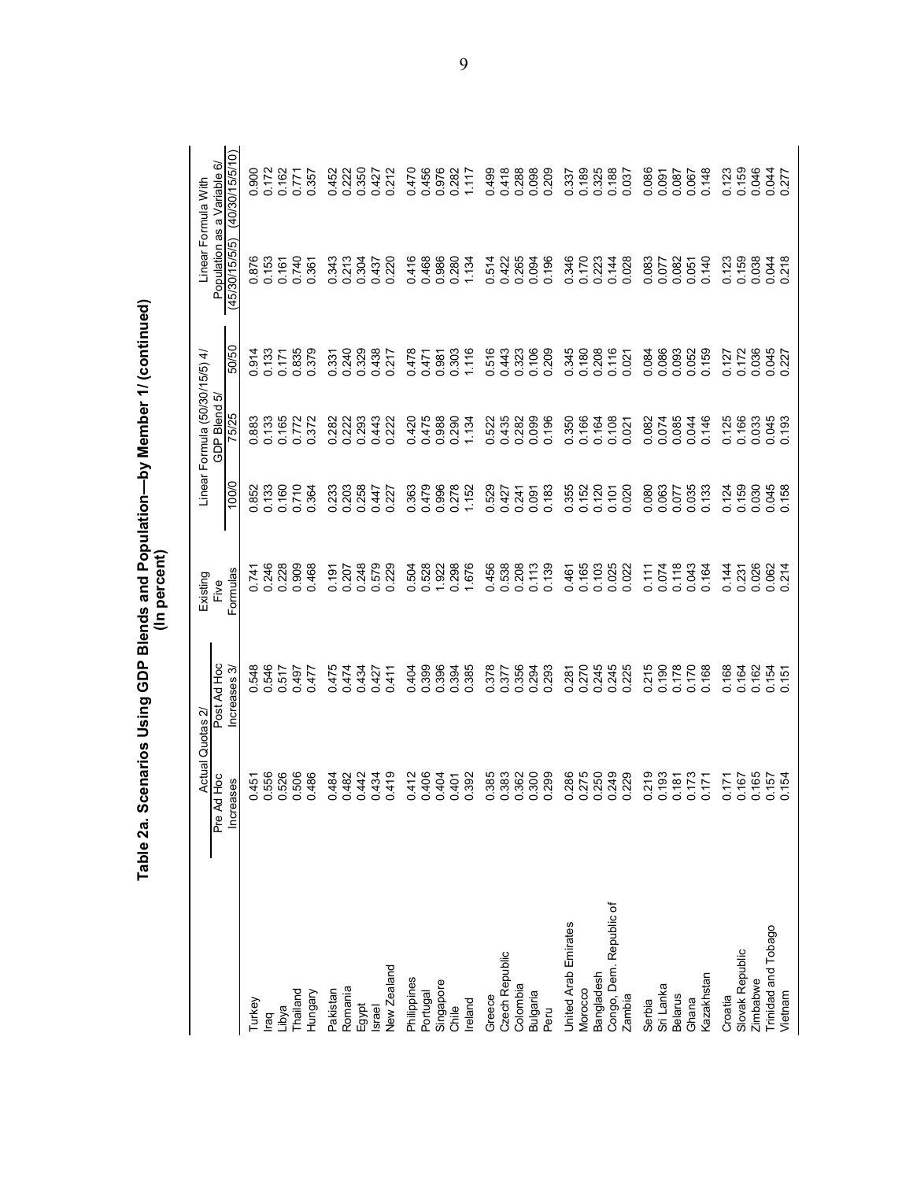**Table 2a. Scenarios Using GDP Blends and Population—by Member 1/ (continued)**
**(In percent)**

| | Actual Quotas 2/ | | Existing Five Formulas | Linear Formula (50/30/15/5) 4/ GDP Blend 5/ | | | Linear Formula With Population as a Variable 6/ | |
|---|---|---|---|---|---|---|---|---|
| | Pre Ad Hoc Increases | Post Ad Hoc Increases 3/ | | 100/0 | 75/25 | 50/50 | (45/30/15/5/5) | (40/30/15/5/10) |
| Turkey | 0.451 | 0.548 | 0.741 | 0.852 | 0.883 | 0.914 | 0.876 | 0.900 |
| Iraq | 0.556 | 0.546 | 0.246 | 0.133 | 0.133 | 0.133 | 0.153 | 0.172 |
| Libya | 0.526 | 0.517 | 0.228 | 0.160 | 0.165 | 0.171 | 0.161 | 0.162 |
| Thailand | 0.506 | 0.497 | 0.909 | 0.710 | 0.772 | 0.835 | 0.740 | 0.771 |
| Hungary | 0.486 | 0.477 | 0.468 | 0.364 | 0.372 | 0.379 | 0.361 | 0.357 |
| Pakistan | 0.484 | 0.475 | 0.191 | 0.233 | 0.282 | 0.331 | 0.343 | 0.452 |
| Romania | 0.482 | 0.474 | 0.207 | 0.203 | 0.222 | 0.240 | 0.213 | 0.222 |
| Egypt | 0.442 | 0.434 | 0.248 | 0.258 | 0.293 | 0.329 | 0.304 | 0.350 |
| Israel | 0.434 | 0.427 | 0.579 | 0.447 | 0.443 | 0.438 | 0.437 | 0.427 |
| New Zealand | 0.419 | 0.411 | 0.229 | 0.227 | 0.222 | 0.217 | 0.220 | 0.212 |
| Philippines | 0.412 | 0.404 | 0.504 | 0.363 | 0.420 | 0.478 | 0.416 | 0.470 |
| Portugal | 0.406 | 0.399 | 0.528 | 0.479 | 0.475 | 0.471 | 0.468 | 0.456 |
| Singapore | 0.404 | 0.396 | 1.922 | 0.996 | 0.988 | 0.981 | 0.986 | 0.976 |
| Chile | 0.401 | 0.394 | 0.298 | 0.278 | 0.290 | 0.303 | 0.280 | 0.282 |
| Ireland | 0.392 | 0.385 | 1.676 | 1.152 | 1.134 | 1.116 | 1.134 | 1.117 |
| Greece | 0.385 | 0.378 | 0.456 | 0.529 | 0.522 | 0.516 | 0.514 | 0.499 |
| Czech Republic | 0.383 | 0.377 | 0.538 | 0.427 | 0.435 | 0.443 | 0.422 | 0.418 |
| Colombia | 0.362 | 0.356 | 0.208 | 0.241 | 0.282 | 0.323 | 0.265 | 0.288 |
| Bulgaria | 0.300 | 0.294 | 0.113 | 0.091 | 0.099 | 0.106 | 0.094 | 0.098 |
| Peru | 0.299 | 0.293 | 0.139 | 0.183 | 0.196 | 0.209 | 0.196 | 0.209 |
| United Arab Emirates | 0.286 | 0.281 | 0.461 | 0.355 | 0.350 | 0.345 | 0.346 | 0.337 |
| Morocco | 0.275 | 0.270 | 0.165 | 0.152 | 0.166 | 0.180 | 0.170 | 0.189 |
| Bangladesh | 0.250 | 0.245 | 0.103 | 0.120 | 0.164 | 0.208 | 0.223 | 0.325 |
| Congo, Dem. Republic of | 0.249 | 0.245 | 0.025 | 0.101 | 0.108 | 0.116 | 0.144 | 0.188 |
| Zambia | 0.229 | 0.225 | 0.022 | 0.020 | 0.021 | 0.021 | 0.028 | 0.037 |
| Serbia | 0.219 | 0.215 | 0.111 | 0.080 | 0.082 | 0.084 | 0.083 | 0.086 |
| Sri Lanka | 0.193 | 0.190 | 0.074 | 0.063 | 0.074 | 0.086 | 0.077 | 0.091 |
| Belarus | 0.181 | 0.178 | 0.118 | 0.077 | 0.085 | 0.093 | 0.082 | 0.087 |
| Ghana | 0.173 | 0.170 | 0.043 | 0.035 | 0.044 | 0.052 | 0.051 | 0.067 |
| Kazakhstan | 0.171 | 0.168 | 0.164 | 0.133 | 0.146 | 0.159 | 0.140 | 0.148 |
| Croatia | 0.171 | 0.168 | 0.144 | 0.124 | 0.125 | 0.127 | 0.123 | 0.123 |
| Slovak Republic | 0.167 | 0.164 | 0.231 | 0.159 | 0.166 | 0.172 | 0.159 | 0.159 |
| Zimbabwe | 0.165 | 0.162 | 0.026 | 0.030 | 0.033 | 0.036 | 0.038 | 0.046 |
| Trinidad and Tobago | 0.157 | 0.154 | 0.062 | 0.045 | 0.045 | 0.045 | 0.044 | 0.044 |
| Vietnam | 0.154 | 0.151 | 0.214 | 0.158 | 0.193 | 0.227 | 0.218 | 0.277 |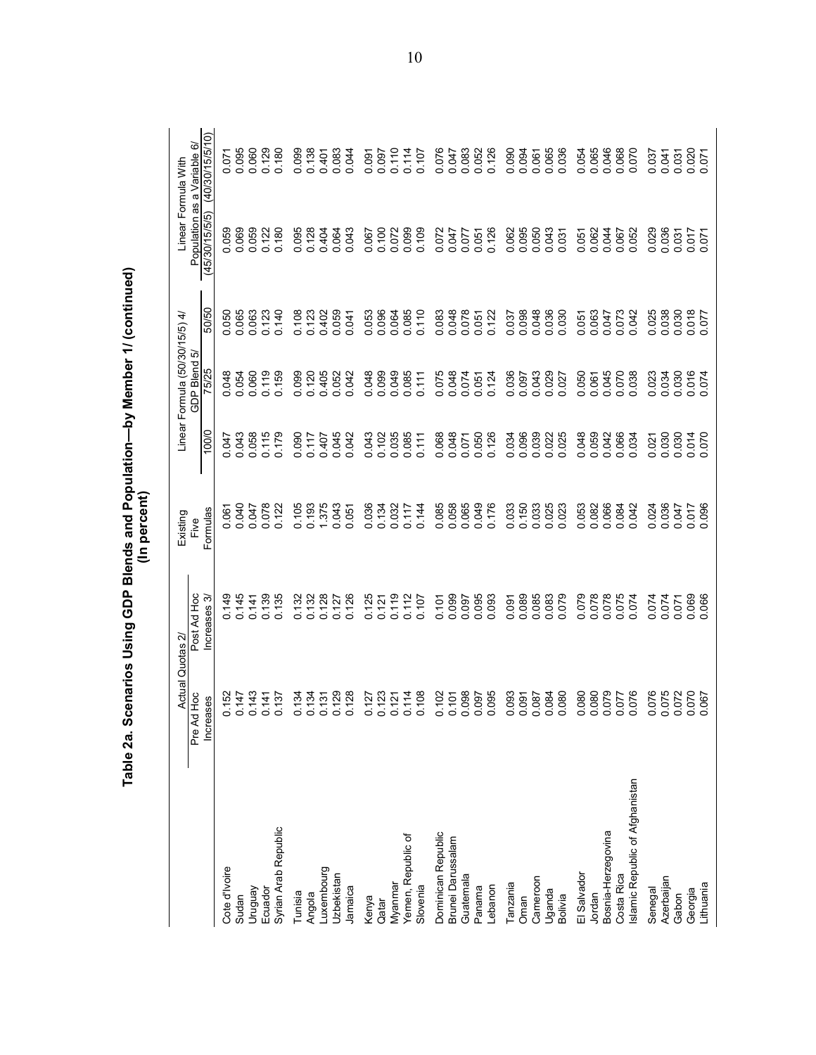# Table 2a. Scenarios Using GDP Blends and Population—by Member 1/ (continued)
## (In percent)

| | Actual Quotas 2/ | | Existing Five Formulas | Linear Formula (50/30/15/5) 4/ GDP Blend 5/ | | | Linear Formula With Population as a Variable 6/ | |
|---|---|---|---|---|---|---|---|---|
| | Pre Ad Hoc Increases | Post Ad Hoc Increases 3/ | | 100/0 | 75/25 | 50/50 | (45/30/15/5/5) | (40/30/15/5/10) |
| Cote d'Ivoire | 0.152 | 0.149 | 0.061 | 0.047 | 0.048 | 0.050 | 0.059 | 0.071 |
| Sudan | 0.147 | 0.145 | 0.040 | 0.043 | 0.054 | 0.065 | 0.069 | 0.095 |
| Uruguay | 0.143 | 0.141 | 0.047 | 0.058 | 0.060 | 0.063 | 0.059 | 0.060 |
| Ecuador | 0.141 | 0.139 | 0.078 | 0.115 | 0.119 | 0.123 | 0.122 | 0.129 |
| Syrian Arab Republic | 0.137 | 0.135 | 0.122 | 0.179 | 0.159 | 0.140 | 0.180 | 0.180 |
| Tunisia | 0.134 | 0.132 | 0.105 | 0.090 | 0.099 | 0.108 | 0.095 | 0.099 |
| Angola | 0.134 | 0.132 | 0.193 | 0.117 | 0.120 | 0.123 | 0.128 | 0.138 |
| Luxembourg | 0.131 | 0.128 | 1.375 | 0.407 | 0.405 | 0.402 | 0.404 | 0.401 |
| Uzbekistan | 0.129 | 0.127 | 0.043 | 0.045 | 0.052 | 0.059 | 0.064 | 0.083 |
| Jamaica | 0.128 | 0.126 | 0.051 | 0.042 | 0.042 | 0.041 | 0.043 | 0.044 |
| Kenya | 0.127 | 0.125 | 0.036 | 0.043 | 0.048 | 0.053 | 0.067 | 0.091 |
| Qatar | 0.123 | 0.121 | 0.134 | 0.102 | 0.099 | 0.096 | 0.100 | 0.097 |
| Myanmar | 0.121 | 0.119 | 0.032 | 0.035 | 0.049 | 0.064 | 0.072 | 0.110 |
| Yemen, Republic of | 0.114 | 0.112 | 0.117 | 0.085 | 0.085 | 0.085 | 0.099 | 0.114 |
| Slovenia | 0.108 | 0.107 | 0.144 | 0.111 | 0.111 | 0.110 | 0.109 | 0.107 |
| Dominican Republic | 0.102 | 0.101 | 0.085 | 0.068 | 0.075 | 0.083 | 0.072 | 0.076 |
| Brunei Darussalam | 0.101 | 0.099 | 0.058 | 0.048 | 0.048 | 0.048 | 0.047 | 0.047 |
| Guatemala | 0.098 | 0.097 | 0.065 | 0.071 | 0.074 | 0.078 | 0.077 | 0.083 |
| Panama | 0.097 | 0.095 | 0.049 | 0.050 | 0.051 | 0.051 | 0.051 | 0.052 |
| Lebanon | 0.095 | 0.093 | 0.176 | 0.126 | 0.124 | 0.122 | 0.126 | 0.126 |
| Tanzania | 0.093 | 0.091 | 0.033 | 0.034 | 0.036 | 0.037 | 0.062 | 0.090 |
| Oman | 0.091 | 0.089 | 0.150 | 0.096 | 0.097 | 0.098 | 0.095 | 0.094 |
| Cameroon | 0.087 | 0.085 | 0.033 | 0.039 | 0.043 | 0.048 | 0.050 | 0.061 |
| Uganda | 0.084 | 0.083 | 0.025 | 0.022 | 0.029 | 0.036 | 0.043 | 0.065 |
| Bolivia | 0.080 | 0.079 | 0.023 | 0.025 | 0.027 | 0.030 | 0.031 | 0.036 |
| El Salvador | 0.080 | 0.079 | 0.053 | 0.048 | 0.050 | 0.051 | 0.051 | 0.054 |
| Jordan | 0.080 | 0.078 | 0.082 | 0.059 | 0.061 | 0.063 | 0.062 | 0.065 |
| Bosnia-Herzegovina | 0.079 | 0.078 | 0.066 | 0.042 | 0.045 | 0.047 | 0.044 | 0.046 |
| Costa Rica | 0.077 | 0.075 | 0.084 | 0.066 | 0.070 | 0.073 | 0.067 | 0.068 |
| Islamic Republic of Afghanistan | 0.076 | 0.074 | 0.042 | 0.034 | 0.038 | 0.042 | 0.052 | 0.070 |
| Senegal | 0.076 | 0.074 | 0.024 | 0.021 | 0.023 | 0.025 | 0.029 | 0.037 |
| Azerbaijan | 0.075 | 0.074 | 0.036 | 0.030 | 0.034 | 0.038 | 0.036 | 0.041 |
| Gabon | 0.072 | 0.071 | 0.047 | 0.030 | 0.030 | 0.030 | 0.031 | 0.031 |
| Georgia | 0.070 | 0.069 | 0.017 | 0.014 | 0.016 | 0.018 | 0.017 | 0.020 |
| Lithuania | 0.067 | 0.066 | 0.096 | 0.070 | 0.074 | 0.077 | 0.071 | 0.071 |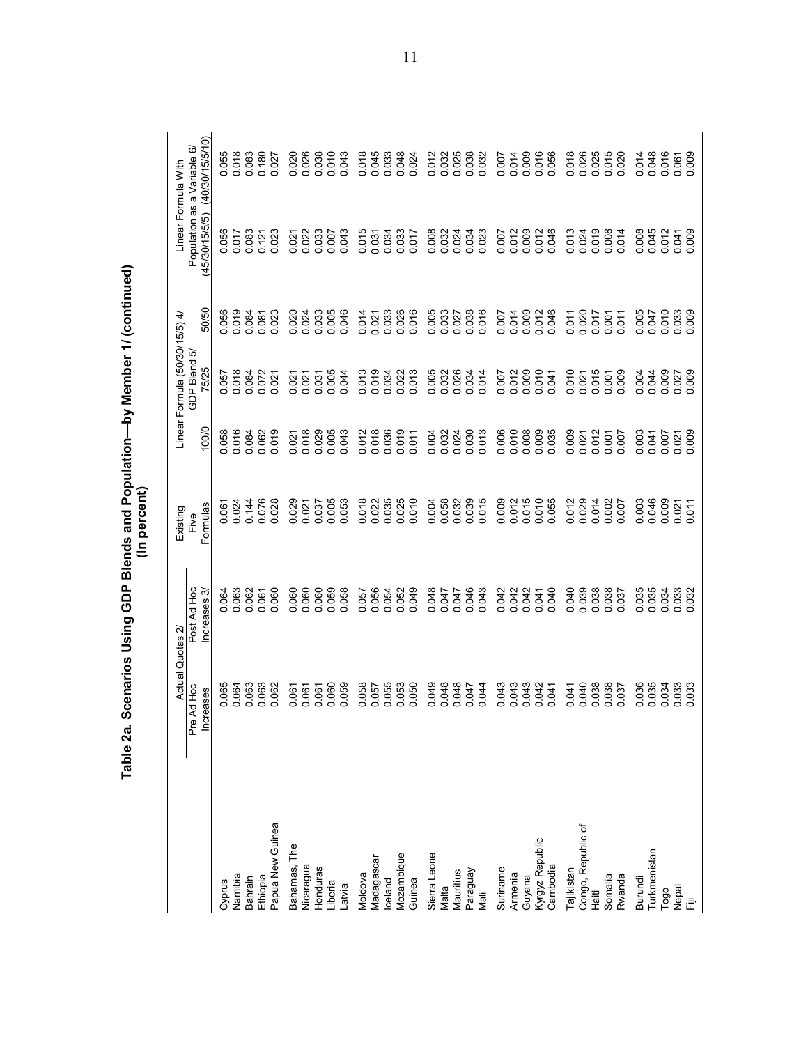# Table 2a. Scenarios Using GDP Blends and Population—by Member 1/ (continued)
**(In percent)**

| | Actual Quotas 2/ | | Existing Five | Linear Formula (50/30/15/5) 4/ GDP Blend 5/ | | | Linear Formula With Population as a Variable 6/ | |
|---|---|---|---|---|---|---|---|---|
| | Pre Ad Hoc Increases | Post Ad Hoc Increases 3/ | Formulas | 100/0 | 75/25 | 50/50 | (45/30/15/5/5) | (40/30/15/5/10) |
| Cyprus | 0.065 | 0.064 | 0.061 | 0.058 | 0.057 | 0.056 | 0.056 | 0.055 |
| Namibia | 0.064 | 0.063 | 0.024 | 0.016 | 0.018 | 0.019 | 0.017 | 0.018 |
| Bahrain | 0.063 | 0.062 | 0.144 | 0.084 | 0.084 | 0.084 | 0.083 | 0.083 |
| Ethiopia | 0.063 | 0.061 | 0.076 | 0.062 | 0.072 | 0.081 | 0.121 | 0.180 |
| Papua New Guinea | 0.062 | 0.060 | 0.028 | 0.019 | 0.021 | 0.023 | 0.023 | 0.027 |
| Bahamas, The | 0.061 | 0.060 | 0.029 | 0.021 | 0.021 | 0.020 | 0.021 | 0.020 |
| Nicaragua | 0.061 | 0.060 | 0.021 | 0.018 | 0.021 | 0.024 | 0.022 | 0.026 |
| Honduras | 0.061 | 0.060 | 0.037 | 0.029 | 0.031 | 0.033 | 0.033 | 0.038 |
| Liberia | 0.060 | 0.059 | 0.005 | 0.005 | 0.005 | 0.005 | 0.007 | 0.010 |
| Latvia | 0.059 | 0.058 | 0.053 | 0.043 | 0.044 | 0.046 | 0.043 | 0.043 |
| Moldova | 0.058 | 0.057 | 0.018 | 0.012 | 0.013 | 0.014 | 0.015 | 0.018 |
| Madagascar | 0.057 | 0.056 | 0.022 | 0.018 | 0.019 | 0.021 | 0.031 | 0.045 |
| Iceland | 0.055 | 0.054 | 0.035 | 0.036 | 0.034 | 0.033 | 0.034 | 0.033 |
| Mozambique | 0.053 | 0.052 | 0.025 | 0.019 | 0.022 | 0.026 | 0.033 | 0.048 |
| Guinea | 0.050 | 0.049 | 0.010 | 0.011 | 0.013 | 0.016 | 0.017 | 0.024 |
| Sierra Leone | 0.049 | 0.048 | 0.004 | 0.004 | 0.005 | 0.005 | 0.008 | 0.012 |
| Malta | 0.048 | 0.047 | 0.058 | 0.032 | 0.032 | 0.033 | 0.032 | 0.032 |
| Mauritius | 0.048 | 0.047 | 0.032 | 0.024 | 0.026 | 0.027 | 0.024 | 0.025 |
| Paraguay | 0.047 | 0.046 | 0.039 | 0.030 | 0.034 | 0.038 | 0.034 | 0.038 |
| Mali | 0.044 | 0.043 | 0.015 | 0.013 | 0.014 | 0.016 | 0.023 | 0.032 |
| Suriname | 0.043 | 0.042 | 0.009 | 0.006 | 0.007 | 0.007 | 0.007 | 0.007 |
| Armenia | 0.043 | 0.042 | 0.012 | 0.010 | 0.012 | 0.014 | 0.012 | 0.014 |
| Guyana | 0.043 | 0.042 | 0.015 | 0.008 | 0.009 | 0.009 | 0.009 | 0.009 |
| Kyrgyz Republic | 0.042 | 0.041 | 0.010 | 0.009 | 0.010 | 0.012 | 0.012 | 0.016 |
| Cambodia | 0.041 | 0.040 | 0.055 | 0.035 | 0.041 | 0.046 | 0.046 | 0.056 |
| Tajikistan | 0.041 | 0.040 | 0.012 | 0.009 | 0.010 | 0.011 | 0.013 | 0.018 |
| Congo, Republic of | 0.040 | 0.039 | 0.029 | 0.021 | 0.021 | 0.020 | 0.024 | 0.026 |
| Haiti | 0.038 | 0.038 | 0.014 | 0.012 | 0.015 | 0.017 | 0.019 | 0.025 |
| Somalia | 0.038 | 0.038 | 0.002 | 0.001 | 0.001 | 0.001 | 0.008 | 0.015 |
| Rwanda | 0.037 | 0.037 | 0.007 | 0.007 | 0.009 | 0.011 | 0.014 | 0.020 |
| Burundi | 0.036 | 0.035 | 0.003 | 0.003 | 0.004 | 0.005 | 0.008 | 0.014 |
| Turkmenistan | 0.035 | 0.035 | 0.046 | 0.041 | 0.044 | 0.047 | 0.045 | 0.048 |
| Togo | 0.034 | 0.034 | 0.009 | 0.007 | 0.009 | 0.010 | 0.012 | 0.016 |
| Nepal | 0.033 | 0.033 | 0.021 | 0.021 | 0.027 | 0.033 | 0.041 | 0.061 |
| Fiji | 0.033 | 0.032 | 0.011 | 0.009 | 0.009 | 0.009 | 0.009 | 0.009 |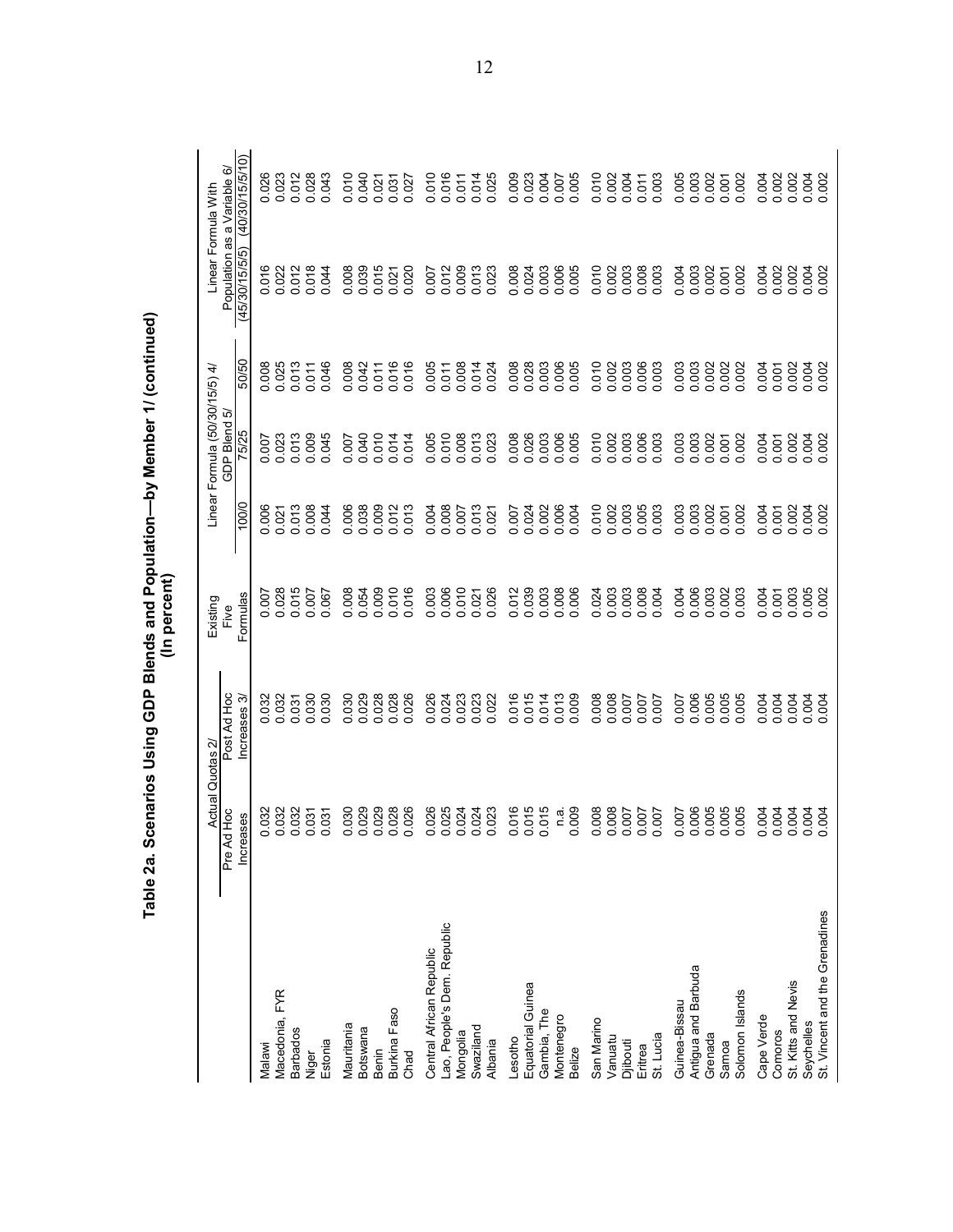## Table 2a. Scenarios Using GDP Blends and Population—by Member 1/ (continued)
## (In percent)

| | Actual Quotas 2/ | | Existing Five | Linear Formula (50/30/15/5) 4/ GDP Blend 5/ | | | Linear Formula With Population as a Variable 6/ | |
|---|---|---|---|---|---|---|---|---|
| | Pre Ad Hoc Increases | Post Ad Hoc Increases 3/ | Formulas | 100/0 | 75/25 | 50/50 | (45/30/15/5/5) | (40/30/15/5/10) |
| Malawi | 0.032 | 0.032 | 0.007 | 0.006 | 0.007 | 0.008 | 0.016 | 0.026 |
| Macedonia, FYR | 0.032 | 0.032 | 0.028 | 0.021 | 0.023 | 0.025 | 0.022 | 0.023 |
| Barbados | 0.032 | 0.031 | 0.015 | 0.013 | 0.013 | 0.013 | 0.012 | 0.012 |
| Niger | 0.031 | 0.030 | 0.007 | 0.008 | 0.009 | 0.011 | 0.018 | 0.028 |
| Estonia | 0.031 | 0.030 | 0.067 | 0.044 | 0.045 | 0.046 | 0.044 | 0.043 |
| Mauritania | 0.030 | 0.030 | 0.008 | 0.006 | 0.007 | 0.008 | 0.008 | 0.010 |
| Botswana | 0.029 | 0.029 | 0.054 | 0.038 | 0.040 | 0.042 | 0.039 | 0.040 |
| Benin | 0.029 | 0.028 | 0.009 | 0.009 | 0.010 | 0.011 | 0.015 | 0.021 |
| Burkina Faso | 0.028 | 0.028 | 0.010 | 0.012 | 0.014 | 0.016 | 0.021 | 0.031 |
| Chad | 0.026 | 0.026 | 0.016 | 0.013 | 0.014 | 0.016 | 0.020 | 0.027 |
| Central African Republic | 0.026 | 0.026 | 0.003 | 0.004 | 0.005 | 0.005 | 0.007 | 0.010 |
| Lao, People's Dem. Republic | 0.025 | 0.024 | 0.006 | 0.008 | 0.010 | 0.011 | 0.012 | 0.016 |
| Mongolia | 0.024 | 0.023 | 0.010 | 0.007 | 0.008 | 0.008 | 0.009 | 0.011 |
| Swaziland | 0.024 | 0.023 | 0.021 | 0.013 | 0.013 | 0.014 | 0.013 | 0.014 |
| Albania | 0.023 | 0.022 | 0.026 | 0.021 | 0.023 | 0.024 | 0.023 | 0.025 |
| Lesotho | 0.016 | 0.016 | 0.012 | 0.007 | 0.008 | 0.008 | 0.008 | 0.009 |
| Equatorial Guinea | 0.015 | 0.015 | 0.039 | 0.024 | 0.026 | 0.028 | 0.024 | 0.023 |
| Gambia, The | 0.015 | 0.014 | 0.003 | 0.002 | 0.003 | 0.003 | 0.003 | 0.004 |
| Montenegro | n.a. | 0.013 | 0.008 | 0.006 | 0.006 | 0.006 | 0.006 | 0.007 |
| Belize | 0.009 | 0.009 | 0.006 | 0.004 | 0.005 | 0.005 | 0.005 | 0.005 |
| San Marino | 0.008 | 0.008 | 0.024 | 0.010 | 0.010 | 0.010 | 0.010 | 0.010 |
| Vanuatu | 0.008 | 0.008 | 0.003 | 0.002 | 0.002 | 0.002 | 0.002 | 0.002 |
| Djibouti | 0.007 | 0.007 | 0.003 | 0.003 | 0.003 | 0.003 | 0.003 | 0.004 |
| Eritrea | 0.007 | 0.007 | 0.008 | 0.005 | 0.006 | 0.006 | 0.008 | 0.011 |
| St. Lucia | 0.007 | 0.007 | 0.004 | 0.003 | 0.003 | 0.003 | 0.003 | 0.003 |
| Guinea-Bissau | 0.007 | 0.007 | 0.004 | 0.003 | 0.003 | 0.003 | 0.004 | 0.005 |
| Antigua and Barbuda | 0.006 | 0.006 | 0.006 | 0.003 | 0.003 | 0.003 | 0.003 | 0.003 |
| Grenada | 0.005 | 0.005 | 0.003 | 0.002 | 0.002 | 0.002 | 0.002 | 0.002 |
| Samoa | 0.005 | 0.005 | 0.002 | 0.001 | 0.001 | 0.002 | 0.001 | 0.001 |
| Solomon Islands | 0.005 | 0.005 | 0.003 | 0.002 | 0.002 | 0.002 | 0.002 | 0.002 |
| Cape Verde | 0.004 | 0.004 | 0.004 | 0.004 | 0.004 | 0.004 | 0.004 | 0.004 |
| Comoros | 0.004 | 0.004 | 0.001 | 0.001 | 0.001 | 0.001 | 0.002 | 0.002 |
| St. Kitts and Nevis | 0.004 | 0.004 | 0.003 | 0.002 | 0.002 | 0.002 | 0.002 | 0.002 |
| Seychelles | 0.004 | 0.004 | 0.005 | 0.004 | 0.004 | 0.004 | 0.004 | 0.004 |
| St. Vincent and the Grenadines | 0.004 | 0.004 | 0.002 | 0.002 | 0.002 | 0.002 | 0.002 | 0.002 |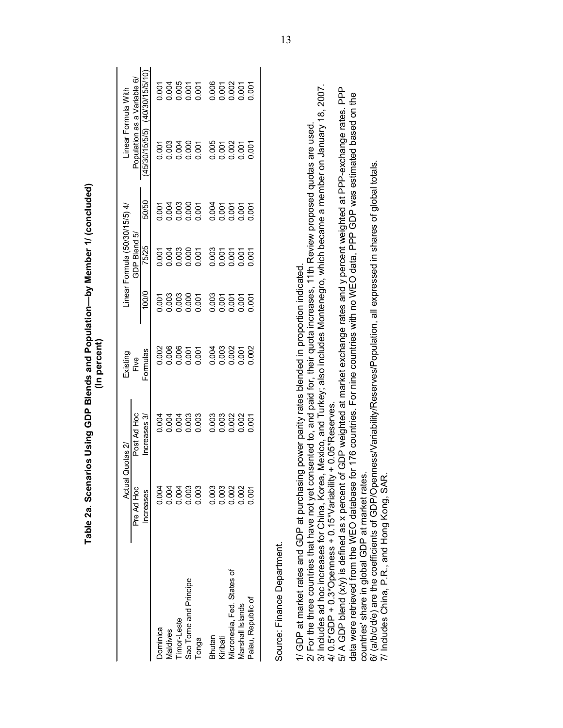**Table 2a. Scenarios Using GDP Blends and Population—by Member 1/ (concluded)**
**(In percent)**

| | Actual Quotas 2/ | | Existing Five Formulas | Linear Formula (50/30/15/5) 4/ GDP Blend 5/ | | | Linear Formula With Population as a Variable 6/ | |
|---|---|---|---|---|---|---|---|---|
| | Pre Ad Hoc Increases | Post Ad Hoc Increases 3/ | | 100/0 | 75/25 | 50/50 | (45/30/15/5/5) | (40/30/15/5/10) |
| Dominica | 0.004 | 0.004 | 0.002 | 0.001 | 0.001 | 0.001 | 0.001 | 0.001 |
| Maldives | 0.004 | 0.004 | 0.006 | 0.003 | 0.004 | 0.004 | 0.003 | 0.004 |
| Timor-Leste | 0.004 | 0.004 | 0.006 | 0.003 | 0.003 | 0.003 | 0.004 | 0.005 |
| Sao Tome and Principe | 0.003 | 0.003 | 0.001 | 0.000 | 0.000 | 0.000 | 0.000 | 0.001 |
| Tonga | 0.003 | 0.003 | 0.001 | 0.001 | 0.001 | 0.001 | 0.001 | 0.001 |
| | | | | | | | | |
| Bhutan | 0.003 | 0.003 | 0.004 | 0.003 | 0.003 | 0.004 | 0.005 | 0.006 |
| Kiribati | 0.003 | 0.003 | 0.003 | 0.001 | 0.001 | 0.001 | 0.001 | 0.001 |
| Micronesia, Fed. States of | 0.002 | 0.002 | 0.002 | 0.001 | 0.001 | 0.001 | 0.002 | 0.002 |
| Marshall Islands | 0.002 | 0.002 | 0.001 | 0.001 | 0.001 | 0.001 | 0.001 | 0.001 |
| Palau, Republic of | 0.001 | 0.001 | 0.002 | 0.001 | 0.001 | 0.001 | 0.001 | 0.001 |

Source: Finance Department.

1/ GDP at market rates and GDP at purchasing power parity rates blended in proportion indicated.
2/ For the three countries that have not yet consented to, and paid for, their quota increases, 11th Review proposed quotas are used.
3/ Includes ad hoc increases for China, Korea, Mexico, and Turkey; also includes Montenegro, which became a member on January 18, 2007.
4/ 0.5*GDP + 0.3*Openness + 0.15*Variability + 0.05*Reserves.
5/ A GDP blend (x/y) is defined as x percent of GDP weighted at market exchange rates and y percent weighted at PPP-exchange rates. PPP data were retrieved from the WEO database for 176 countries. For nine countries with no WEO data, PPP GDP was estimated based on the countries' share in global GDP at market rates.
6/ (a/b/c/d/e) are the coefficients of GDP/Openness/Variability/Reserves/Population, all expressed in shares of global totals.
7/ Includes China, P.R., and Hong Kong, SAR.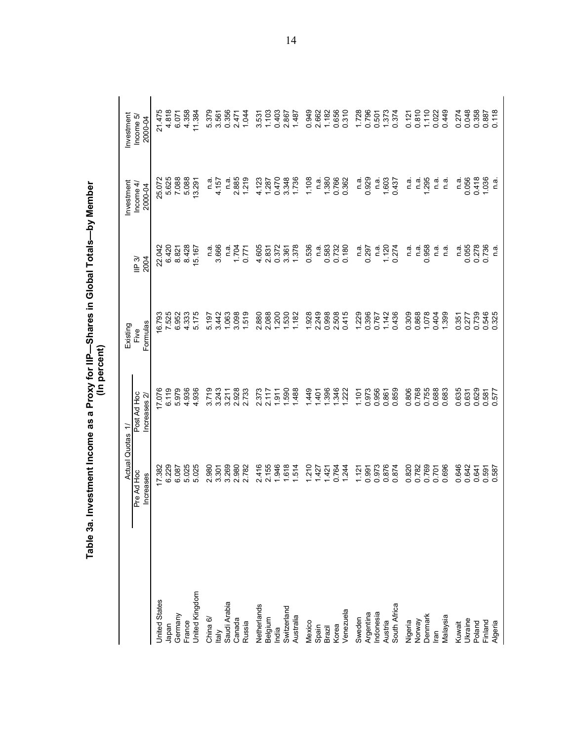**Table 3a. Investment Income as a Proxy for IIP—Shares in Global Totals—by Member**
**(In percent)**

| | Actual Quotas 1/ | | Existing Five Formulas | IIP 3/ 2004 | Investment Income 4/ 2000-04 | Investment Income 5/ 2000-04 |
|---|---|---|---|---|---|---|
| | Pre Ad Hoc Increases | Post Ad Hoc Increases 2/ | | | | |
| United States | 17.382 | 17.076 | 16.793 | 22.042 | 25.072 | 21.475 |
| Japan | 6.229 | 6.119 | 7.525 | 6.420 | 5.625 | 4.818 |
| Germany | 6.087 | 5.979 | 6.952 | 8.821 | 7.088 | 6.071 |
| France | 5.025 | 4.936 | 4.333 | 8.428 | 5.088 | 4.358 |
| United Kingdom | 5.025 | 4.936 | 5.175 | 15.167 | 13.291 | 11.384 |
| China 6/ | 2.980 | 3.719 | 5.197 | n.a. | n.a. | 5.379 |
| Italy | 3.301 | 3.243 | 3.442 | 3.666 | 4.157 | 3.561 |
| Saudi Arabia | 3.269 | 3.211 | 1.063 | n.a. | n.a. | 0.356 |
| Canada | 2.980 | 2.928 | 3.098 | 1.704 | 2.885 | 2.471 |
| Russia | 2.782 | 2.733 | 1.519 | 0.771 | 1.219 | 1.044 |
| Netherlands | 2.416 | 2.373 | 2.880 | 4.605 | 4.123 | 3.531 |
| Belgium | 2.155 | 2.117 | 2.088 | 2.831 | 1.287 | 1.103 |
| India | 1.946 | 1.911 | 1.200 | 0.372 | 0.470 | 0.403 |
| Switzerland | 1.618 | 1.590 | 1.530 | 3.361 | 3.348 | 2.867 |
| Australia | 1.514 | 1.488 | 1.182 | 1.378 | 1.736 | 1.487 |
| Mexico | 1.210 | 1.449 | 1.928 | 0.536 | 1.108 | 0.949 |
| Spain | 1.427 | 1.401 | 2.249 | n.a. | n.a. | 2.662 |
| Brazil | 1.421 | 1.396 | 0.998 | 0.583 | 1.380 | 1.182 |
| Korea | 0.764 | 1.346 | 2.508 | 0.732 | 0.766 | 0.656 |
| Venezuela | 1.244 | 1.222 | 0.415 | 0.180 | 0.362 | 0.310 |
| Sweden | 1.121 | 1.101 | 1.229 | n.a. | n.a. | 1.728 |
| Argentina | 0.991 | 0.973 | 0.396 | 0.297 | 0.929 | 0.796 |
| Indonesia | 0.973 | 0.956 | 0.767 | n.a. | n.a. | 0.501 |
| Austria | 0.876 | 0.861 | 1.142 | 1.120 | 1.603 | 1.373 |
| South Africa | 0.874 | 0.859 | 0.436 | 0.274 | 0.437 | 0.374 |
| Nigeria | 0.820 | 0.806 | 0.309 | n.a. | n.a. | 0.121 |
| Norway | 0.782 | 0.768 | 0.868 | n.a. | n.a. | 0.810 |
| Denmark | 0.769 | 0.755 | 1.078 | 0.958 | 1.295 | 1.110 |
| Iran | 0.701 | 0.688 | 0.404 | n.a. | n.a. | 0.022 |
| Malaysia | 0.696 | 0.683 | 1.399 | n.a. | n.a. | 0.449 |
| Kuwait | 0.646 | 0.635 | 0.351 | n.a. | n.a. | 0.274 |
| Ukraine | 0.642 | 0.631 | 0.277 | 0.055 | 0.056 | 0.048 |
| Poland | 0.641 | 0.629 | 0.739 | 0.278 | 0.418 | 0.358 |
| Finland | 0.591 | 0.581 | 0.546 | 0.736 | 1.036 | 0.887 |
| Algeria | 0.587 | 0.577 | 0.325 | n.a. | n.a. | 0.118 |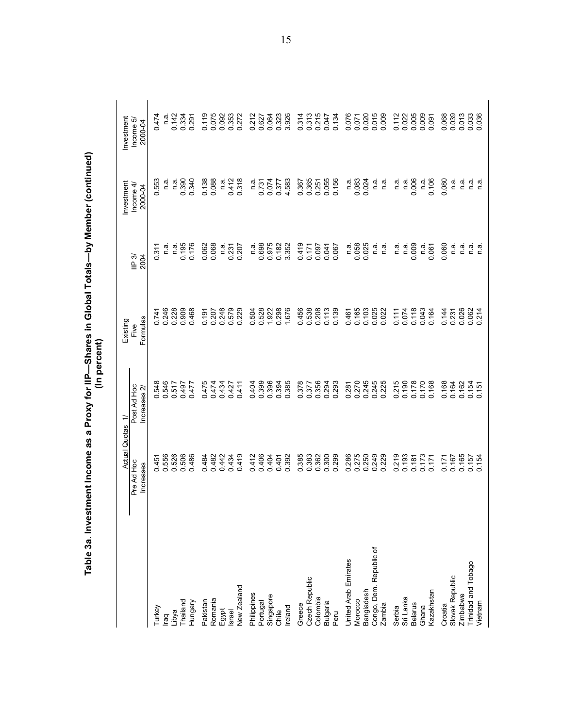# Table 3a. Investment Income as a Proxy for IIP—Shares in Global Totals—by Member (continued)
## (In percent)

| | Actual Quotas 1/ | | Existing Five Formulas | IIP 3/ 2004 | Investment Income 4/ 2000-04 | Investment Income 5/ 2000-04 |
|---|---|---|---|---|---|---|
| | Pre Ad Hoc Increases | Post Ad Hoc Increases 2/ | | | | |
| Turkey | 0.451 | 0.548 | 0.741 | 0.311 | 0.553 | 0.474 |
| Iraq | 0.556 | 0.546 | 0.246 | n.a. | n.a. | n.a. |
| Libya | 0.526 | 0.517 | 0.228 | n.a. | n.a. | 0.142 |
| Thailand | 0.506 | 0.497 | 0.909 | 0.195 | 0.390 | 0.334 |
| Hungary | 0.486 | 0.477 | 0.468 | 0.176 | 0.340 | 0.291 |
| Pakistan | 0.484 | 0.475 | 0.191 | 0.062 | 0.138 | 0.119 |
| Romania | 0.482 | 0.474 | 0.207 | 0.068 | 0.088 | 0.075 |
| Egypt | 0.442 | 0.434 | 0.248 | n.a. | n.a. | 0.092 |
| Israel | 0.434 | 0.427 | 0.579 | 0.231 | 0.412 | 0.353 |
| New Zealand | 0.419 | 0.411 | 0.229 | 0.207 | 0.318 | 0.272 |
| Philippines | 0.412 | 0.404 | 0.504 | n.a. | n.a. | 0.212 |
| Portugal | 0.406 | 0.399 | 0.528 | 0.698 | 0.731 | 0.627 |
| Singapore | 0.404 | 0.396 | 1.922 | 0.975 | 0.074 | 0.064 |
| Chile | 0.401 | 0.394 | 0.298 | 0.182 | 0.377 | 0.323 |
| Ireland | 0.392 | 0.385 | 1.676 | 3.352 | 4.583 | 3.926 |
| Greece | 0.385 | 0.378 | 0.456 | 0.419 | 0.367 | 0.314 |
| Czech Republic | 0.383 | 0.377 | 0.538 | 0.171 | 0.365 | 0.313 |
| Colombia | 0.362 | 0.356 | 0.208 | 0.097 | 0.251 | 0.215 |
| Bulgaria | 0.300 | 0.294 | 0.113 | 0.041 | 0.055 | 0.047 |
| Peru | 0.299 | 0.293 | 0.139 | 0.067 | 0.156 | 0.134 |
| United Arab Emirates | 0.286 | 0.281 | 0.461 | n.a. | n.a. | 0.076 |
| Morocco | 0.275 | 0.270 | 0.165 | 0.058 | 0.083 | 0.071 |
| Bangladesh | 0.250 | 0.245 | 0.103 | 0.025 | 0.024 | 0.020 |
| Congo, Dem. Republic of | 0.249 | 0.245 | 0.025 | n.a. | n.a. | 0.015 |
| Zambia | 0.229 | 0.225 | 0.022 | n.a. | n.a. | 0.009 |
| Serbia | 0.219 | 0.215 | 0.111 | n.a. | n.a. | 0.112 |
| Sri Lanka | 0.193 | 0.190 | 0.074 | n.a. | n.a. | 0.022 |
| Belarus | 0.181 | 0.178 | 0.118 | 0.009 | 0.006 | 0.005 |
| Ghana | 0.173 | 0.170 | 0.043 | n.a. | n.a. | 0.009 |
| Kazakhstan | 0.171 | 0.168 | 0.164 | 0.061 | 0.106 | 0.091 |
| Croatia | 0.171 | 0.168 | 0.144 | 0.060 | 0.080 | 0.068 |
| Slovak Republic | 0.167 | 0.164 | 0.231 | n.a. | n.a. | 0.039 |
| Zimbabwe | 0.165 | 0.162 | 0.026 | n.a. | n.a. | 0.013 |
| Trinidad and Tobago | 0.157 | 0.154 | 0.062 | n.a. | n.a. | 0.033 |
| Vietnam | 0.154 | 0.151 | 0.214 | n.a. | n.a. | 0.036 |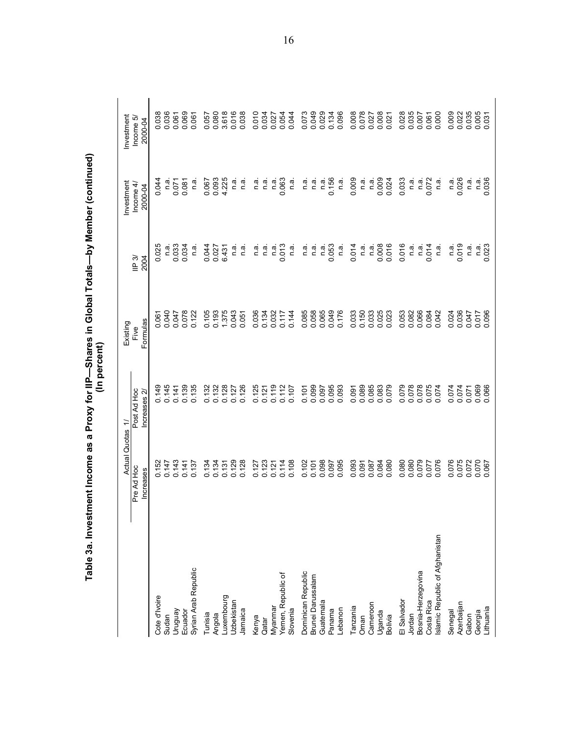# Table 3a. Investment Income as a Proxy for IIP—Shares in Global Totals—by Member (continued)
(In percent)

| | Actual Quotas 1/ | | Existing Five Formulas | IIP 3/ 2004 | Investment Income 4/ 2000-04 | Investment Income 5/ 2000-04 |
|---|---|---|---|---|---|---|
| | Pre Ad Hoc Increases | Post Ad Hoc Increases 2/ | | | | |
| Cote d'Ivoire | 0.152 | 0.149 | 0.061 | 0.025 | 0.044 | 0.038 |
| Sudan | 0.147 | 0.145 | 0.040 | n.a. | n.a. | 0.036 |
| Uruguay | 0.143 | 0.141 | 0.047 | 0.033 | 0.071 | 0.061 |
| Ecuador | 0.141 | 0.139 | 0.078 | 0.034 | 0.081 | 0.069 |
| Syrian Arab Republic | 0.137 | 0.135 | 0.122 | n.a. | n.a. | 0.061 |
| Tunisia | 0.134 | 0.132 | 0.105 | 0.044 | 0.067 | 0.057 |
| Angola | 0.134 | 0.132 | 0.193 | 0.027 | 0.093 | 0.080 |
| Luxembourg | 0.131 | 0.128 | 1.375 | 6.431 | 4.225 | 3.618 |
| Uzbekistan | 0.129 | 0.127 | 0.043 | n.a. | n.a. | 0.016 |
| Jamaica | 0.128 | 0.126 | 0.051 | n.a. | n.a. | 0.038 |
| Kenya | 0.127 | 0.125 | 0.036 | n.a. | n.a. | 0.010 |
| Qatar | 0.123 | 0.121 | 0.134 | n.a. | n.a. | 0.034 |
| Myanmar | 0.121 | 0.119 | 0.032 | n.a. | n.a. | 0.027 |
| Yemen, Republic of | 0.114 | 0.112 | 0.117 | 0.013 | 0.063 | 0.054 |
| Slovenia | 0.108 | 0.107 | 0.144 | n.a. | n.a. | 0.044 |
| Dominican Republic | 0.102 | 0.101 | 0.085 | n.a. | n.a. | 0.073 |
| Brunei Darussalam | 0.101 | 0.099 | 0.058 | n.a. | n.a. | 0.049 |
| Guatemala | 0.098 | 0.097 | 0.065 | n.a. | n.a. | 0.029 |
| Panama | 0.097 | 0.095 | 0.049 | 0.053 | 0.156 | 0.134 |
| Lebanon | 0.095 | 0.093 | 0.176 | n.a. | n.a. | 0.096 |
| Tanzania | 0.093 | 0.091 | 0.033 | 0.014 | 0.009 | 0.008 |
| Oman | 0.091 | 0.089 | 0.150 | n.a. | n.a. | 0.078 |
| Cameroon | 0.087 | 0.085 | 0.033 | n.a. | n.a. | 0.027 |
| Uganda | 0.084 | 0.083 | 0.025 | 0.008 | 0.009 | 0.008 |
| Bolivia | 0.080 | 0.079 | 0.023 | 0.016 | 0.024 | 0.021 |
| El Salvador | 0.080 | 0.079 | 0.053 | 0.016 | 0.033 | 0.028 |
| Jordan | 0.080 | 0.078 | 0.082 | n.a. | n.a. | 0.035 |
| Bosnia-Herzegovina | 0.079 | 0.078 | 0.066 | n.a. | n.a. | 0.007 |
| Costa Rica | 0.077 | 0.075 | 0.084 | 0.014 | 0.072 | 0.061 |
| Islamic Republic of Afghanistan | 0.076 | 0.074 | 0.042 | n.a. | n.a. | 0.000 |
| Senegal | 0.076 | 0.074 | 0.024 | n.a. | n.a. | 0.009 |
| Azerbaijan | 0.075 | 0.074 | 0.036 | 0.019 | 0.026 | 0.022 |
| Gabon | 0.072 | 0.071 | 0.047 | n.a. | n.a. | 0.035 |
| Georgia | 0.070 | 0.069 | 0.017 | n.a. | n.a. | 0.005 |
| Lithuania | 0.067 | 0.066 | 0.096 | 0.023 | 0.036 | 0.031 |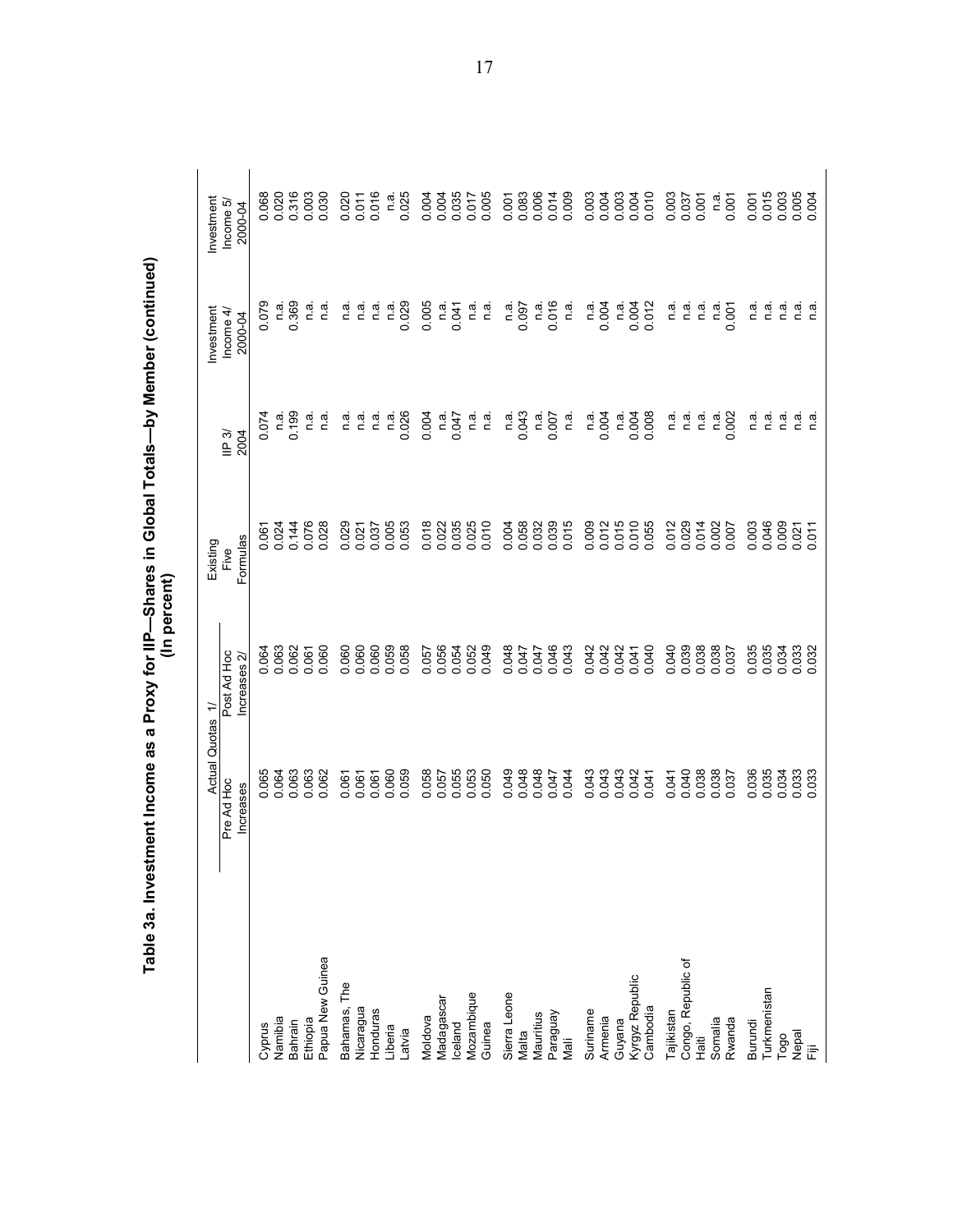# Table 3a. Investment Income as a Proxy for IIP—Shares in Global Totals—by Member (continued)
(In percent)

| | Actual Quotas 1/ | | Existing Five Formulas | IIP 3/ 2004 | Investment Income 4/ 2000-04 | Investment Income 5/ 2000-04 |
|---|---|---|---|---|---|---|
| | Pre Ad Hoc Increases | Post Ad Hoc Increases 2/ | | | | |
| Cyprus | 0.065 | 0.064 | 0.061 | 0.074 | 0.079 | 0.068 |
| Namibia | 0.064 | 0.063 | 0.024 | n.a. | n.a. | 0.020 |
| Bahrain | 0.063 | 0.062 | 0.144 | 0.199 | 0.369 | 0.316 |
| Ethiopia | 0.063 | 0.061 | 0.076 | n.a. | n.a. | 0.003 |
| Papua New Guinea | 0.062 | 0.060 | 0.028 | n.a. | n.a. | 0.030 |
| Bahamas, The | 0.061 | 0.060 | 0.029 | n.a. | n.a. | 0.020 |
| Nicaragua | 0.061 | 0.060 | 0.021 | n.a. | n.a. | 0.011 |
| Honduras | 0.061 | 0.060 | 0.037 | n.a. | n.a. | 0.016 |
| Liberia | 0.060 | 0.059 | 0.005 | n.a. | n.a. | n.a. |
| Latvia | 0.059 | 0.058 | 0.053 | 0.026 | 0.029 | 0.025 |
| Moldova | 0.058 | 0.057 | 0.018 | 0.004 | 0.005 | 0.004 |
| Madagascar | 0.057 | 0.056 | 0.022 | n.a. | n.a. | 0.004 |
| Iceland | 0.055 | 0.054 | 0.035 | 0.047 | 0.041 | 0.035 |
| Mozambique | 0.053 | 0.052 | 0.025 | n.a. | n.a. | 0.017 |
| Guinea | 0.050 | 0.049 | 0.010 | n.a. | n.a. | 0.005 |
| Sierra Leone | 0.049 | 0.048 | 0.004 | n.a. | n.a. | 0.001 |
| Malta | 0.048 | 0.047 | 0.058 | 0.043 | 0.097 | 0.083 |
| Mauritius | 0.048 | 0.047 | 0.032 | n.a. | n.a. | 0.006 |
| Paraguay | 0.047 | 0.046 | 0.039 | 0.007 | 0.016 | 0.014 |
| Mali | 0.044 | 0.043 | 0.015 | n.a. | n.a. | 0.009 |
| Suriname | 0.043 | 0.042 | 0.009 | n.a. | n.a. | 0.003 |
| Armenia | 0.043 | 0.042 | 0.012 | 0.004 | 0.004 | 0.004 |
| Guyana | 0.043 | 0.042 | 0.015 | n.a. | n.a. | 0.003 |
| Kyrgyz Republic | 0.042 | 0.041 | 0.010 | 0.004 | 0.004 | 0.004 |
| Cambodia | 0.041 | 0.040 | 0.055 | 0.008 | 0.012 | 0.010 |
| Tajikistan | 0.041 | 0.040 | 0.012 | n.a. | n.a. | 0.003 |
| Congo, Republic of | 0.040 | 0.039 | 0.029 | n.a. | n.a. | 0.037 |
| Haiti | 0.038 | 0.038 | 0.014 | n.a. | n.a. | 0.001 |
| Somalia | 0.038 | 0.038 | 0.002 | n.a. | n.a. | n.a. |
| Rwanda | 0.037 | 0.037 | 0.007 | 0.002 | 0.001 | 0.001 |
| Burundi | 0.036 | 0.035 | 0.003 | n.a. | n.a. | 0.001 |
| Turkmenistan | 0.035 | 0.035 | 0.046 | n.a. | n.a. | 0.015 |
| Togo | 0.034 | 0.034 | 0.009 | n.a. | n.a. | 0.003 |
| Nepal | 0.033 | 0.033 | 0.021 | n.a. | n.a. | 0.005 |
| Fiji | 0.033 | 0.032 | 0.011 | n.a. | n.a. | 0.004 |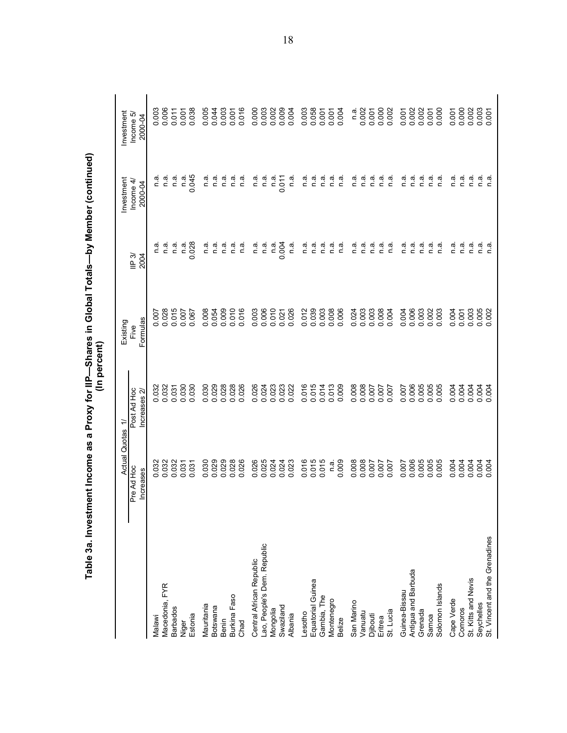# Table 3a. Investment Income as a Proxy for IIP—Shares in Global Totals—by Member (continued)
(In percent)

| | Actual Quotas 1/ | | Existing Five Formulas | IIP 3/ 2004 | Investment Income 4/ 2000-04 | Investment Income 5/ 2000-04 |
|---|---|---|---|---|---|---|
| | Pre Ad Hoc Increases | Post Ad Hoc Increases 2/ | | | | |
| Malawi | 0.032 | 0.032 | 0.007 | n.a. | n.a. | 0.003 |
| Macedonia, FYR | 0.032 | 0.032 | 0.028 | n.a. | n.a. | 0.006 |
| Barbados | 0.032 | 0.031 | 0.015 | n.a. | n.a. | 0.011 |
| Niger | 0.031 | 0.030 | 0.007 | n.a. | n.a. | 0.001 |
| Estonia | 0.031 | 0.030 | 0.067 | 0.028 | 0.045 | 0.038 |
| Mauritania | 0.030 | 0.030 | 0.008 | n.a. | n.a. | 0.005 |
| Botswana | 0.029 | 0.029 | 0.054 | n.a. | n.a. | 0.044 |
| Benin | 0.029 | 0.028 | 0.009 | n.a. | n.a. | 0.003 |
| Burkina Faso | 0.028 | 0.028 | 0.010 | n.a. | n.a. | 0.001 |
| Chad | 0.026 | 0.026 | 0.016 | n.a. | n.a. | 0.016 |
| Central African Republic | 0.026 | 0.026 | 0.003 | n.a. | n.a. | 0.000 |
| Lao, People's Dem. Republic | 0.025 | 0.024 | 0.006 | n.a. | n.a. | 0.003 |
| Mongolia | 0.024 | 0.023 | 0.010 | n.a. | n.a. | 0.002 |
| Swaziland | 0.024 | 0.023 | 0.021 | 0.004 | 0.011 | 0.009 |
| Albania | 0.023 | 0.022 | 0.026 | n.a. | n.a. | 0.004 |
| Lesotho | 0.016 | 0.016 | 0.012 | n.a. | n.a. | 0.003 |
| Equatorial Guinea | 0.015 | 0.015 | 0.039 | n.a. | n.a. | 0.058 |
| Gambia, The | 0.015 | 0.014 | 0.003 | n.a. | n.a. | 0.001 |
| Montenegro | n.a. | 0.013 | 0.008 | n.a. | n.a. | 0.001 |
| Belize | 0.009 | 0.009 | 0.006 | n.a. | n.a. | 0.004 |
| San Marino | 0.008 | 0.008 | 0.024 | n.a. | n.a. | n.a. |
| Vanuatu | 0.008 | 0.008 | 0.003 | n.a. | n.a. | 0.002 |
| Djibouti | 0.007 | 0.007 | 0.003 | n.a. | n.a. | 0.001 |
| Eritrea | 0.007 | 0.007 | 0.008 | n.a. | n.a. | 0.000 |
| St. Lucia | 0.007 | 0.007 | 0.004 | n.a. | n.a. | 0.002 |
| Guinea-Bissau | 0.007 | 0.007 | 0.004 | n.a. | n.a. | 0.001 |
| Antigua and Barbuda | 0.006 | 0.006 | 0.006 | n.a. | n.a. | 0.002 |
| Grenada | 0.005 | 0.005 | 0.003 | n.a. | n.a. | 0.002 |
| Samoa | 0.005 | 0.005 | 0.002 | n.a. | n.a. | 0.001 |
| Solomon Islands | 0.005 | 0.005 | 0.003 | n.a. | n.a. | 0.000 |
| Cape Verde | 0.004 | 0.004 | 0.004 | n.a. | n.a. | 0.001 |
| Comoros | 0.004 | 0.004 | 0.001 | n.a. | n.a. | 0.000 |
| St. Kitts and Nevis | 0.004 | 0.004 | 0.003 | n.a. | n.a. | 0.002 |
| Seychelles | 0.004 | 0.004 | 0.005 | n.a. | n.a. | 0.003 |
| St. Vincent and the Grenadines | 0.004 | 0.004 | 0.002 | n.a. | n.a. | 0.001 |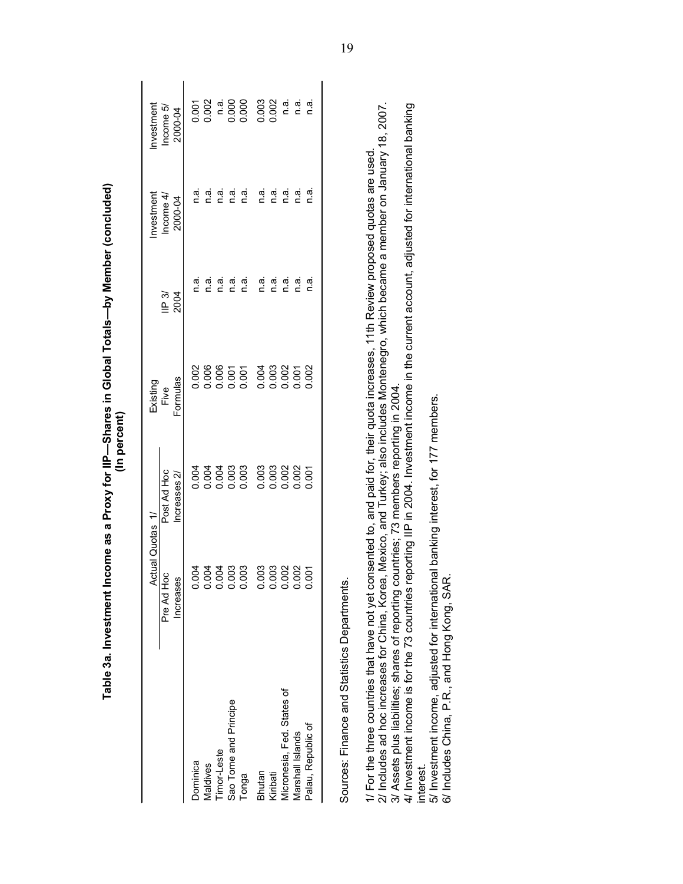**Table 3a. Investment Income as a Proxy for IIP—Shares in Global Totals—by Member (concluded)**
**(In percent)**

| | Actual Quotas 1/ | | Existing Five Formulas | IIP 3/ 2004 | Investment Income 4/ 2000-04 | Investment Income 5/ 2000-04 |
|---|---|---|---|---|---|---|
| | Pre Ad Hoc Increases | Post Ad Hoc Increases 2/ | | | | |
| Dominica | 0.004 | 0.004 | 0.002 | n.a. | n.a. | 0.001 |
| Maldives | 0.004 | 0.004 | 0.006 | n.a. | n.a. | 0.002 |
| Timor-Leste | 0.004 | 0.004 | 0.006 | n.a. | n.a. | n.a. |
| Sao Tome and Principe | 0.003 | 0.003 | 0.001 | n.a. | n.a. | 0.000 |
| Tonga | 0.003 | 0.003 | 0.001 | n.a. | n.a. | 0.000 |
| Bhutan | 0.003 | 0.003 | 0.004 | n.a. | n.a. | 0.003 |
| Kiribati | 0.003 | 0.003 | 0.003 | n.a. | n.a. | 0.002 |
| Micronesia, Fed. States of | 0.002 | 0.002 | 0.002 | n.a. | n.a. | n.a. |
| Marshall Islands | 0.002 | 0.002 | 0.001 | n.a. | n.a. | n.a. |
| Palau, Republic of | 0.001 | 0.001 | 0.002 | n.a. | n.a. | n.a. |

Sources: Finance and Statistics Departments.

1/ For the three countries that have not yet consented to, and paid for, their quota increases, 11th Review proposed quotas are used.
2/ Includes ad hoc increases for China, Korea, Mexico, and Turkey; also includes Montenegro, which became a member on January 18, 2007.
3/ Assets plus liabilities; shares of reporting countries; 73 members reporting in 2004.
4/ Investment income is for the 73 countries reporting IIP in 2004. Investment income in the current account, adjusted for international banking interest.
5/ Investment income, adjusted for international banking interest, for 177 members.
6/ Includes China, P.R., and Hong Kong, SAR.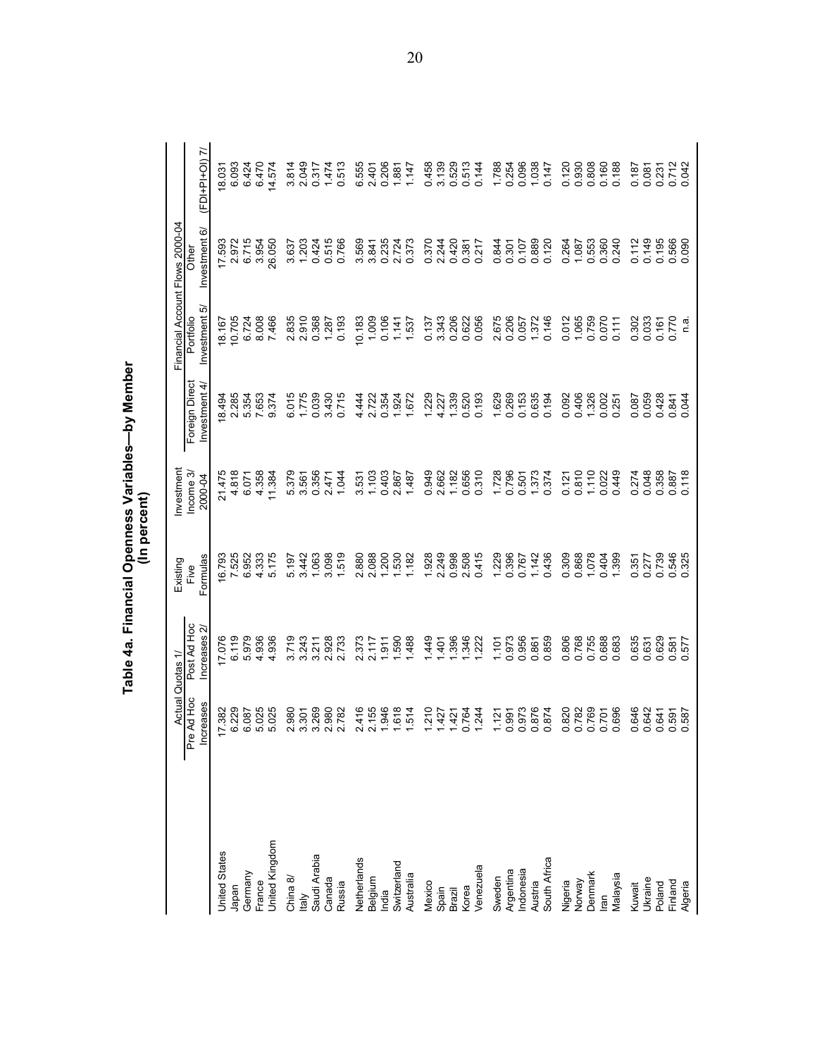## Table 4a. Financial Openness Variables—by Member
### (In percent)

| | Actual Quotas 1/ | | Existing Five Formulas | Investment Income 3/ 2000-04 | Financial Account Flows 2000-04 | | | |
|---|---|---|---|---|---|---|---|---|
| | Pre Ad Hoc Increases | Post Ad Hoc Increases 2/ | | | Foreign Direct Investment 4/ | Portfolio Investment 5/ | Other Investment 6/ | (FDI+PI+OI) 7/ |
| United States | 17.382 | 17.076 | 16.793 | 21.475 | 18.494 | 18.167 | 17.593 | 18.031 |
| Japan | 6.229 | 6.119 | 7.525 | 4.818 | 2.285 | 10.705 | 2.972 | 6.093 |
| Germany | 6.087 | 5.979 | 6.952 | 6.071 | 5.354 | 6.724 | 6.715 | 6.424 |
| France | 5.025 | 4.936 | 4.333 | 4.358 | 7.653 | 8.008 | 3.954 | 6.470 |
| United Kingdom | 5.025 | 4.936 | 5.175 | 11.384 | 9.374 | 7.466 | 26.050 | 14.574 |
| China 8/ | 2.980 | 3.719 | 5.197 | 5.379 | 6.015 | 2.835 | 3.637 | 3.814 |
| Italy | 3.301 | 3.243 | 3.442 | 3.561 | 1.775 | 2.910 | 1.203 | 2.049 |
| Saudi Arabia | 3.269 | 3.211 | 1.063 | 0.356 | 0.039 | 0.368 | 0.424 | 0.317 |
| Canada | 2.980 | 2.928 | 3.098 | 2.471 | 3.430 | 1.287 | 0.515 | 1.474 |
| Russia | 2.782 | 2.733 | 1.519 | 1.044 | 0.715 | 0.193 | 0.766 | 0.513 |
| Netherlands | 2.416 | 2.373 | 2.880 | 3.531 | 4.444 | 10.183 | 3.569 | 6.555 |
| Belgium | 2.155 | 2.117 | 2.088 | 1.103 | 2.722 | 1.009 | 3.841 | 2.401 |
| India | 1.946 | 1.911 | 1.200 | 0.403 | 0.354 | 0.106 | 0.235 | 0.206 |
| Switzerland | 1.618 | 1.590 | 1.530 | 2.867 | 1.924 | 1.141 | 2.724 | 1.881 |
| Australia | 1.514 | 1.488 | 1.182 | 1.487 | 1.672 | 1.537 | 0.373 | 1.147 |
| Mexico | 1.210 | 1.449 | 1.928 | 0.949 | 1.229 | 0.137 | 0.370 | 0.458 |
| Spain | 1.427 | 1.401 | 2.249 | 2.662 | 4.227 | 3.343 | 2.244 | 3.139 |
| Brazil | 1.421 | 1.396 | 0.998 | 1.182 | 1.339 | 0.206 | 0.420 | 0.529 |
| Korea | 0.764 | 1.346 | 2.508 | 0.656 | 0.520 | 0.622 | 0.381 | 0.513 |
| Venezuela | 1.244 | 1.222 | 0.415 | 0.310 | 0.193 | 0.056 | 0.217 | 0.144 |
| Sweden | 1.121 | 1.101 | 1.229 | 1.728 | 1.629 | 2.675 | 0.844 | 1.788 |
| Argentina | 0.991 | 0.973 | 0.396 | 0.796 | 0.269 | 0.206 | 0.301 | 0.254 |
| Indonesia | 0.973 | 0.956 | 0.767 | 0.501 | 0.153 | 0.057 | 0.107 | 0.096 |
| Austria | 0.876 | 0.861 | 1.142 | 1.373 | 0.635 | 1.372 | 0.889 | 1.038 |
| South Africa | 0.874 | 0.859 | 0.436 | 0.374 | 0.194 | 0.146 | 0.120 | 0.147 |
| Nigeria | 0.820 | 0.806 | 0.309 | 0.121 | 0.092 | 0.012 | 0.264 | 0.120 |
| Norway | 0.782 | 0.768 | 0.868 | 0.810 | 0.406 | 1.065 | 1.087 | 0.930 |
| Denmark | 0.769 | 0.755 | 1.078 | 1.110 | 1.326 | 0.759 | 0.553 | 0.808 |
| Iran | 0.701 | 0.688 | 0.404 | 0.022 | 0.002 | 0.070 | 0.360 | 0.160 |
| Malaysia | 0.696 | 0.683 | 1.399 | 0.449 | 0.251 | 0.111 | 0.240 | 0.188 |
| Kuwait | 0.646 | 0.635 | 0.351 | 0.274 | 0.087 | 0.302 | 0.112 | 0.187 |
| Ukraine | 0.642 | 0.631 | 0.277 | 0.048 | 0.059 | 0.033 | 0.149 | 0.081 |
| Poland | 0.641 | 0.629 | 0.739 | 0.358 | 0.428 | 0.161 | 0.195 | 0.231 |
| Finland | 0.591 | 0.581 | 0.546 | 0.887 | 0.841 | 0.770 | 0.566 | 0.712 |
| Algeria | 0.587 | 0.577 | 0.325 | 0.118 | 0.044 | n.a. | 0.090 | 0.042 |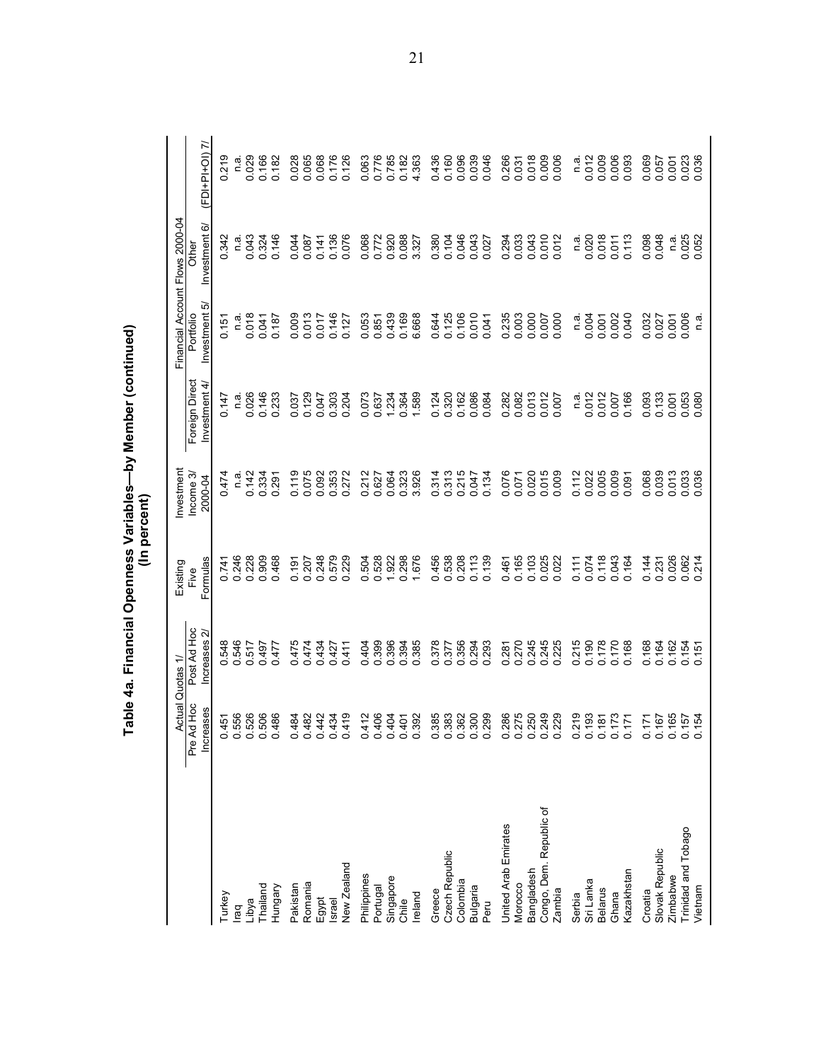# Table 4a. Financial Openness Variables—by Member (continued)
## (In percent)

| | Actual Quotas 1/ | | Existing Five Formulas | Investment Income 3/ 2000-04 | Financial Account Flows 2000-04 | | | |
|---|---|---|---|---|---|---|---|---|
| | Pre Ad Hoc Increases | Post Ad Hoc Increases 2/ | | | Foreign Direct Investment 4/ | Portfolio Investment 5/ | Other Investment 6/ | (FDI+PI+OI) 7/ |
| Turkey | 0.451 | 0.548 | 0.741 | 0.474 | 0.147 | 0.151 | 0.342 | 0.219 |
| Iraq | 0.556 | 0.546 | 0.246 | n.a. | n.a. | n.a. | n.a. | n.a. |
| Libya | 0.526 | 0.517 | 0.228 | 0.142 | 0.026 | 0.018 | 0.043 | 0.029 |
| Thailand | 0.506 | 0.497 | 0.909 | 0.334 | 0.146 | 0.041 | 0.324 | 0.166 |
| Hungary | 0.486 | 0.477 | 0.468 | 0.291 | 0.233 | 0.187 | 0.146 | 0.182 |
| Pakistan | 0.484 | 0.475 | 0.191 | 0.119 | 0.037 | 0.009 | 0.044 | 0.028 |
| Romania | 0.482 | 0.474 | 0.207 | 0.075 | 0.129 | 0.013 | 0.087 | 0.065 |
| Egypt | 0.442 | 0.434 | 0.248 | 0.092 | 0.047 | 0.017 | 0.141 | 0.068 |
| Israel | 0.434 | 0.427 | 0.579 | 0.353 | 0.303 | 0.146 | 0.136 | 0.176 |
| New Zealand | 0.419 | 0.411 | 0.229 | 0.272 | 0.204 | 0.127 | 0.076 | 0.126 |
| Philippines | 0.412 | 0.404 | 0.504 | 0.212 | 0.073 | 0.053 | 0.068 | 0.063 |
| Portugal | 0.406 | 0.399 | 0.528 | 0.627 | 0.637 | 0.851 | 0.772 | 0.776 |
| Singapore | 0.404 | 0.396 | 1.922 | 0.064 | 1.234 | 0.439 | 0.920 | 0.785 |
| Chile | 0.401 | 0.394 | 0.298 | 0.323 | 0.364 | 0.169 | 0.088 | 0.182 |
| Ireland | 0.392 | 0.385 | 1.676 | 3.926 | 1.589 | 6.668 | 3.327 | 4.363 |
| Greece | 0.385 | 0.378 | 0.456 | 0.314 | 0.124 | 0.644 | 0.380 | 0.436 |
| Czech Republic | 0.383 | 0.377 | 0.538 | 0.313 | 0.320 | 0.125 | 0.104 | 0.160 |
| Colombia | 0.362 | 0.356 | 0.208 | 0.215 | 0.162 | 0.106 | 0.046 | 0.096 |
| Bulgaria | 0.300 | 0.294 | 0.113 | 0.047 | 0.086 | 0.010 | 0.043 | 0.039 |
| Peru | 0.299 | 0.293 | 0.139 | 0.134 | 0.084 | 0.041 | 0.027 | 0.046 |
| United Arab Emirates | 0.286 | 0.281 | 0.461 | 0.076 | 0.282 | 0.235 | 0.294 | 0.266 |
| Morocco | 0.275 | 0.270 | 0.165 | 0.071 | 0.082 | 0.003 | 0.033 | 0.031 |
| Bangladesh | 0.250 | 0.245 | 0.103 | 0.020 | 0.013 | 0.000 | 0.043 | 0.018 |
| Congo, Dem. Republic of | 0.249 | 0.245 | 0.025 | 0.015 | 0.012 | 0.007 | 0.010 | 0.009 |
| Zambia | 0.229 | 0.225 | 0.022 | 0.009 | 0.007 | 0.000 | 0.012 | 0.006 |
| Serbia | 0.219 | 0.215 | 0.111 | 0.112 | n.a. | n.a. | n.a. | n.a. |
| Sri Lanka | 0.193 | 0.190 | 0.074 | 0.022 | 0.012 | 0.004 | 0.020 | 0.012 |
| Belarus | 0.181 | 0.178 | 0.118 | 0.005 | 0.012 | 0.001 | 0.018 | 0.009 |
| Ghana | 0.173 | 0.170 | 0.043 | 0.009 | 0.007 | 0.002 | 0.011 | 0.006 |
| Kazakhstan | 0.171 | 0.168 | 0.164 | 0.091 | 0.166 | 0.040 | 0.113 | 0.093 |
| Croatia | 0.171 | 0.168 | 0.144 | 0.068 | 0.093 | 0.032 | 0.098 | 0.069 |
| Slovak Republic | 0.167 | 0.164 | 0.231 | 0.039 | 0.133 | 0.027 | 0.048 | 0.057 |
| Zimbabwe | 0.165 | 0.162 | 0.026 | 0.013 | 0.001 | 0.001 | n.a. | 0.001 |
| Trinidad and Tobago | 0.157 | 0.154 | 0.062 | 0.033 | 0.053 | 0.006 | 0.025 | 0.023 |
| Vietnam | 0.154 | 0.151 | 0.214 | 0.036 | 0.080 | n.a. | 0.052 | 0.036 |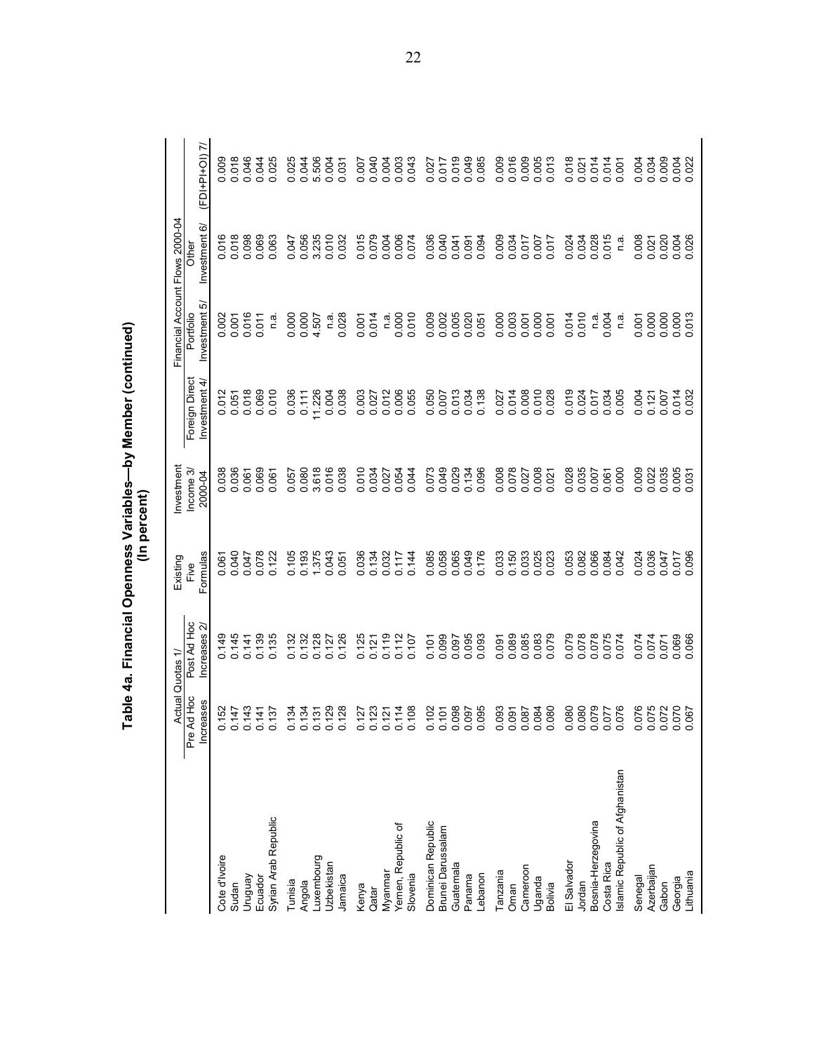# Table 4a. Financial Openness Variables—by Member (continued)
## (In percent)

| | Actual Quotas 1/ | | Existing Five Formulas | Investment Income 3/ 2000-04 | Financial Account Flows 2000-04 | | | |
|---|---|---|---|---|---|---|---|---|
| | Pre Ad Hoc Increases | Post Ad Hoc Increases 2/ | | | Foreign Direct Investment 4/ | Portfolio Investment 5/ | Other Investment 6/ | (FDI+PI+OI) 7/ |
| Cote d'Ivoire | 0.152 | 0.149 | 0.061 | 0.038 | 0.012 | 0.002 | 0.016 | 0.009 |
| Sudan | 0.147 | 0.145 | 0.040 | 0.036 | 0.051 | 0.001 | 0.018 | 0.018 |
| Uruguay | 0.143 | 0.141 | 0.047 | 0.061 | 0.018 | 0.016 | 0.098 | 0.046 |
| Ecuador | 0.141 | 0.139 | 0.078 | 0.069 | 0.069 | 0.011 | 0.069 | 0.044 |
| Syrian Arab Republic | 0.137 | 0.135 | 0.122 | 0.061 | 0.010 | n.a. | 0.063 | 0.025 |
| Tunisia | 0.134 | 0.132 | 0.105 | 0.057 | 0.036 | 0.000 | 0.047 | 0.025 |
| Angola | 0.134 | 0.132 | 0.193 | 0.080 | 0.111 | 0.000 | 0.056 | 0.044 |
| Luxembourg | 0.131 | 0.128 | 1.375 | 3.618 | 11.226 | 4.507 | 3.235 | 5.506 |
| Uzbekistan | 0.129 | 0.127 | 0.043 | 0.016 | 0.004 | n.a. | 0.010 | 0.004 |
| Jamaica | 0.128 | 0.126 | 0.051 | 0.038 | 0.038 | 0.028 | 0.032 | 0.031 |
| Kenya | 0.127 | 0.125 | 0.036 | 0.010 | 0.003 | 0.001 | 0.015 | 0.007 |
| Qatar | 0.123 | 0.121 | 0.134 | 0.034 | 0.027 | 0.014 | 0.079 | 0.040 |
| Myanmar | 0.121 | 0.119 | 0.032 | 0.027 | 0.012 | n.a. | 0.004 | 0.004 |
| Yemen, Republic of | 0.114 | 0.112 | 0.117 | 0.054 | 0.006 | 0.000 | 0.006 | 0.003 |
| Slovenia | 0.108 | 0.107 | 0.144 | 0.044 | 0.055 | 0.010 | 0.074 | 0.043 |
| Dominican Republic | 0.102 | 0.101 | 0.085 | 0.073 | 0.050 | 0.009 | 0.036 | 0.027 |
| Brunei Darussalam | 0.101 | 0.099 | 0.058 | 0.049 | 0.007 | 0.002 | 0.040 | 0.017 |
| Guatemala | 0.098 | 0.097 | 0.065 | 0.029 | 0.013 | 0.005 | 0.041 | 0.019 |
| Panama | 0.097 | 0.095 | 0.049 | 0.134 | 0.034 | 0.020 | 0.091 | 0.049 |
| Lebanon | 0.095 | 0.093 | 0.176 | 0.096 | 0.138 | 0.051 | 0.094 | 0.085 |
| Tanzania | 0.093 | 0.091 | 0.033 | 0.008 | 0.027 | 0.000 | 0.009 | 0.009 |
| Oman | 0.091 | 0.089 | 0.150 | 0.078 | 0.014 | 0.003 | 0.034 | 0.016 |
| Cameroon | 0.087 | 0.085 | 0.033 | 0.027 | 0.008 | 0.001 | 0.017 | 0.009 |
| Uganda | 0.084 | 0.083 | 0.025 | 0.008 | 0.010 | 0.000 | 0.007 | 0.005 |
| Bolivia | 0.080 | 0.079 | 0.023 | 0.021 | 0.028 | 0.001 | 0.017 | 0.013 |
| El Salvador | 0.080 | 0.079 | 0.053 | 0.028 | 0.019 | 0.014 | 0.024 | 0.018 |
| Jordan | 0.080 | 0.078 | 0.082 | 0.035 | 0.024 | 0.010 | 0.034 | 0.021 |
| Bosnia-Herzegovina | 0.079 | 0.078 | 0.066 | 0.007 | 0.017 | n.a. | 0.028 | 0.014 |
| Costa Rica | 0.077 | 0.075 | 0.084 | 0.061 | 0.034 | 0.004 | 0.015 | 0.014 |
| Islamic Republic of Afghanistan | 0.076 | 0.074 | 0.042 | 0.000 | 0.005 | n.a. | n.a. | 0.001 |
| Senegal | 0.076 | 0.074 | 0.024 | 0.009 | 0.004 | 0.001 | 0.008 | 0.004 |
| Azerbaijan | 0.075 | 0.074 | 0.036 | 0.022 | 0.121 | 0.000 | 0.021 | 0.034 |
| Gabon | 0.072 | 0.071 | 0.047 | 0.035 | 0.007 | 0.000 | 0.020 | 0.009 |
| Georgia | 0.070 | 0.069 | 0.017 | 0.005 | 0.014 | 0.000 | 0.004 | 0.004 |
| Lithuania | 0.067 | 0.066 | 0.096 | 0.031 | 0.032 | 0.013 | 0.026 | 0.022 |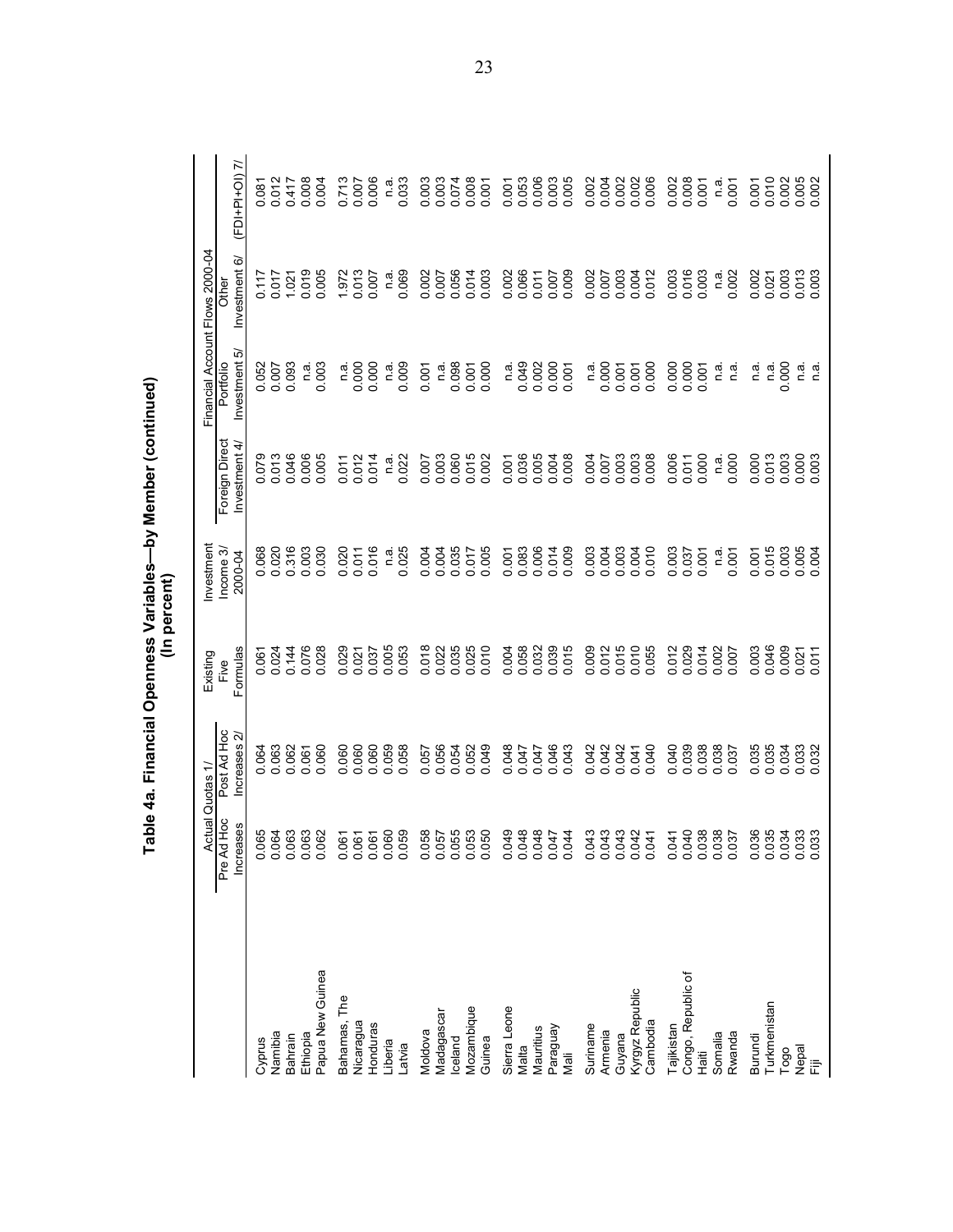# Table 4a. Financial Openness Variables—by Member (continued)
## (In percent)

| | Actual Quotas 1/ | | Existing | Investment | Financial Account Flows 2000-04 | | | |
|---|---|---|---|---|---|---|---|---|
| | Pre Ad Hoc Increases | Post Ad Hoc Increases 2/ | Five Formulas | Income 3/ 2000-04 | Foreign Direct Investment 4/ | Portfolio Investment 5/ | Other Investment 6/ | (FDI+PI+OI) 7/ |
| Cyprus | 0.065 | 0.064 | 0.061 | 0.068 | 0.079 | 0.052 | 0.117 | 0.081 |
| Namibia | 0.064 | 0.063 | 0.024 | 0.020 | 0.013 | 0.007 | 0.017 | 0.012 |
| Bahrain | 0.063 | 0.062 | 0.144 | 0.316 | 0.046 | 0.093 | 1.021 | 0.417 |
| Ethiopia | 0.063 | 0.061 | 0.076 | 0.003 | 0.006 | n.a. | 0.019 | 0.008 |
| Papua New Guinea | 0.062 | 0.060 | 0.028 | 0.030 | 0.005 | 0.003 | 0.005 | 0.004 |
| Bahamas, The | 0.061 | 0.060 | 0.029 | 0.020 | 0.011 | n.a. | 1.972 | 0.713 |
| Nicaragua | 0.061 | 0.060 | 0.021 | 0.011 | 0.012 | 0.000 | 0.013 | 0.007 |
| Honduras | 0.061 | 0.060 | 0.037 | 0.016 | 0.014 | 0.000 | 0.007 | 0.006 |
| Liberia | 0.060 | 0.059 | 0.005 | n.a. | n.a. | n.a. | n.a. | n.a. |
| Latvia | 0.059 | 0.058 | 0.053 | 0.025 | 0.022 | 0.009 | 0.069 | 0.033 |
| Moldova | 0.058 | 0.057 | 0.018 | 0.004 | 0.007 | 0.001 | 0.002 | 0.003 |
| Madagascar | 0.057 | 0.056 | 0.022 | 0.004 | 0.003 | n.a. | 0.007 | 0.003 |
| Iceland | 0.055 | 0.054 | 0.035 | 0.035 | 0.060 | 0.098 | 0.056 | 0.074 |
| Mozambique | 0.053 | 0.052 | 0.025 | 0.017 | 0.015 | 0.001 | 0.014 | 0.008 |
| Guinea | 0.050 | 0.049 | 0.010 | 0.005 | 0.002 | 0.000 | 0.003 | 0.001 |
| Sierra Leone | 0.049 | 0.048 | 0.004 | 0.001 | 0.001 | n.a. | 0.002 | 0.001 |
| Malta | 0.048 | 0.047 | 0.058 | 0.083 | 0.036 | 0.049 | 0.066 | 0.053 |
| Mauritius | 0.048 | 0.047 | 0.032 | 0.006 | 0.005 | 0.002 | 0.011 | 0.006 |
| Paraguay | 0.047 | 0.046 | 0.039 | 0.014 | 0.004 | 0.000 | 0.007 | 0.003 |
| Mali | 0.044 | 0.043 | 0.015 | 0.009 | 0.008 | 0.001 | 0.009 | 0.005 |
| Suriname | 0.043 | 0.042 | 0.009 | 0.003 | 0.004 | n.a. | 0.002 | 0.002 |
| Armenia | 0.043 | 0.042 | 0.012 | 0.004 | 0.007 | 0.000 | 0.007 | 0.004 |
| Guyana | 0.043 | 0.042 | 0.015 | 0.003 | 0.003 | 0.001 | 0.003 | 0.002 |
| Kyrgyz Republic | 0.042 | 0.041 | 0.010 | 0.004 | 0.003 | 0.001 | 0.004 | 0.002 |
| Cambodia | 0.041 | 0.040 | 0.055 | 0.010 | 0.008 | 0.000 | 0.012 | 0.006 |
| Tajikistan | 0.041 | 0.040 | 0.012 | 0.003 | 0.006 | 0.000 | 0.003 | 0.002 |
| Congo, Republic of | 0.040 | 0.039 | 0.029 | 0.037 | 0.011 | 0.000 | 0.016 | 0.008 |
| Haiti | 0.038 | 0.038 | 0.014 | 0.001 | 0.000 | 0.001 | 0.003 | 0.001 |
| Somalia | 0.038 | 0.038 | 0.002 | n.a. | n.a. | n.a. | n.a. | n.a. |
| Rwanda | 0.037 | 0.037 | 0.007 | 0.001 | 0.000 | n.a. | 0.002 | 0.001 |
| Burundi | 0.036 | 0.035 | 0.003 | 0.001 | 0.000 | n.a. | 0.002 | 0.001 |
| Turkmenistan | 0.035 | 0.035 | 0.046 | 0.015 | 0.013 | n.a. | 0.021 | 0.010 |
| Togo | 0.034 | 0.034 | 0.009 | 0.003 | 0.003 | 0.000 | 0.003 | 0.002 |
| Nepal | 0.033 | 0.033 | 0.021 | 0.005 | 0.000 | n.a. | 0.013 | 0.005 |
| Fiji | 0.033 | 0.032 | 0.011 | 0.004 | 0.003 | n.a. | 0.003 | 0.002 |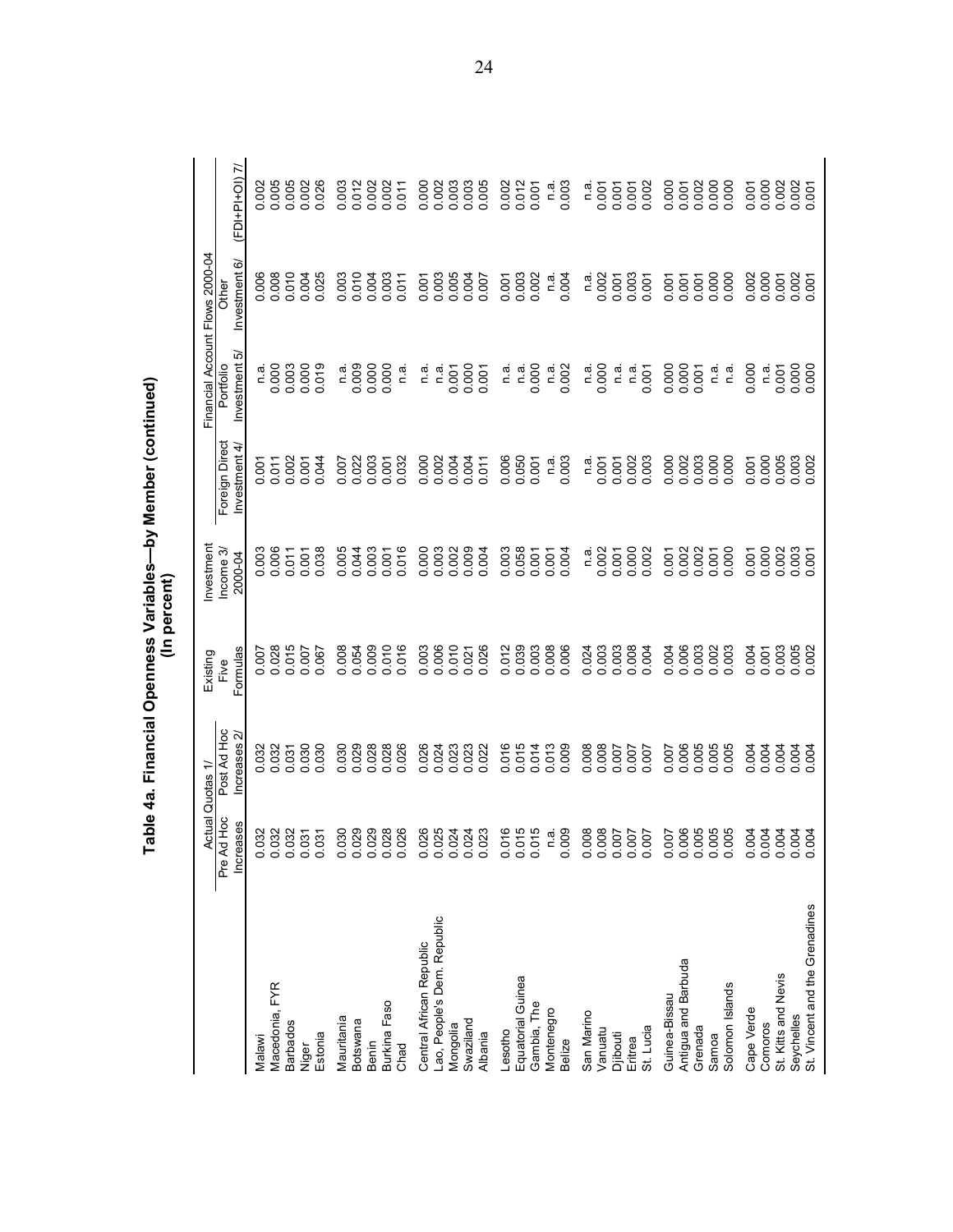# Table 4a. Financial Openness Variables—by Member (continued)
## (In percent)

| | Actual Quotas 1/ | | Existing Five Formulas | Investment Income 3/ 2000-04 | Financial Account Flows 2000-04 | | | |
|---|---|---|---|---|---|---|---|---|
| | Pre Ad Hoc Increases | Post Ad Hoc Increases 2/ | | | Foreign Direct Investment 4/ | Portfolio Investment 5/ | Other Investment 6/ | (FDI+PI+OI) 7/ |
| Malawi | 0.032 | 0.032 | 0.007 | 0.003 | 0.001 | n.a. | 0.006 | 0.002 |
| Macedonia, FYR | 0.032 | 0.032 | 0.028 | 0.006 | 0.011 | 0.000 | 0.008 | 0.005 |
| Barbados | 0.032 | 0.031 | 0.015 | 0.011 | 0.002 | 0.003 | 0.010 | 0.005 |
| Niger | 0.031 | 0.030 | 0.007 | 0.001 | 0.001 | 0.000 | 0.004 | 0.002 |
| Estonia | 0.031 | 0.030 | 0.067 | 0.038 | 0.044 | 0.019 | 0.025 | 0.026 |
| Mauritania | 0.030 | 0.030 | 0.008 | 0.005 | 0.007 | n.a. | 0.003 | 0.003 |
| Botswana | 0.029 | 0.029 | 0.054 | 0.044 | 0.022 | 0.009 | 0.010 | 0.012 |
| Benin | 0.029 | 0.028 | 0.009 | 0.003 | 0.003 | 0.000 | 0.004 | 0.002 |
| Burkina Faso | 0.028 | 0.028 | 0.010 | 0.001 | 0.001 | 0.000 | 0.003 | 0.002 |
| Chad | 0.026 | 0.026 | 0.016 | 0.016 | 0.032 | n.a. | 0.011 | 0.011 |
| Central African Republic | 0.026 | 0.026 | 0.003 | 0.000 | 0.000 | n.a. | 0.001 | 0.000 |
| Lao, People's Dem. Republic | 0.025 | 0.024 | 0.006 | 0.003 | 0.002 | n.a. | 0.003 | 0.002 |
| Mongolia | 0.024 | 0.023 | 0.010 | 0.002 | 0.004 | 0.001 | 0.005 | 0.003 |
| Swaziland | 0.024 | 0.023 | 0.021 | 0.009 | 0.004 | 0.000 | 0.004 | 0.003 |
| Albania | 0.023 | 0.022 | 0.026 | 0.004 | 0.011 | 0.001 | 0.007 | 0.005 |
| Lesotho | 0.016 | 0.016 | 0.012 | 0.003 | 0.006 | n.a. | 0.001 | 0.002 |
| Equatorial Guinea | 0.015 | 0.015 | 0.039 | 0.058 | 0.050 | n.a. | 0.003 | 0.012 |
| Gambia, The | 0.015 | 0.014 | 0.003 | 0.001 | 0.001 | 0.000 | 0.002 | 0.001 |
| Montenegro | n.a. | 0.013 | 0.008 | 0.001 | n.a. | n.a. | n.a. | n.a. |
| Belize | 0.009 | 0.009 | 0.006 | 0.004 | 0.003 | 0.002 | 0.004 | 0.003 |
| San Marino | 0.008 | 0.008 | 0.024 | n.a. | n.a. | n.a. | n.a. | n.a. |
| Vanuatu | 0.008 | 0.008 | 0.003 | 0.002 | 0.001 | 0.000 | 0.002 | 0.001 |
| Djibouti | 0.007 | 0.007 | 0.003 | 0.001 | 0.001 | n.a. | 0.001 | 0.001 |
| Eritrea | 0.007 | 0.007 | 0.008 | 0.000 | 0.002 | n.a. | 0.003 | 0.001 |
| St. Lucia | 0.007 | 0.007 | 0.004 | 0.002 | 0.003 | 0.001 | 0.001 | 0.002 |
| Guinea-Bissau | 0.007 | 0.007 | 0.004 | 0.001 | 0.000 | 0.000 | 0.001 | 0.000 |
| Antigua and Barbuda | 0.006 | 0.006 | 0.006 | 0.002 | 0.002 | 0.000 | 0.001 | 0.001 |
| Grenada | 0.005 | 0.005 | 0.003 | 0.002 | 0.003 | 0.001 | 0.001 | 0.002 |
| Samoa | 0.005 | 0.005 | 0.002 | 0.001 | 0.000 | n.a. | 0.000 | 0.000 |
| Solomon Islands | 0.005 | 0.005 | 0.003 | 0.000 | 0.000 | n.a. | 0.000 | 0.000 |
| Cape Verde | 0.004 | 0.004 | 0.004 | 0.001 | 0.001 | 0.000 | 0.002 | 0.001 |
| Comoros | 0.004 | 0.004 | 0.001 | 0.000 | 0.000 | n.a. | 0.000 | 0.000 |
| St. Kitts and Nevis | 0.004 | 0.004 | 0.003 | 0.002 | 0.005 | 0.001 | 0.001 | 0.002 |
| Seychelles | 0.004 | 0.004 | 0.005 | 0.003 | 0.003 | 0.000 | 0.002 | 0.002 |
| St. Vincent and the Grenadines | 0.004 | 0.004 | 0.002 | 0.001 | 0.002 | 0.000 | 0.001 | 0.001 |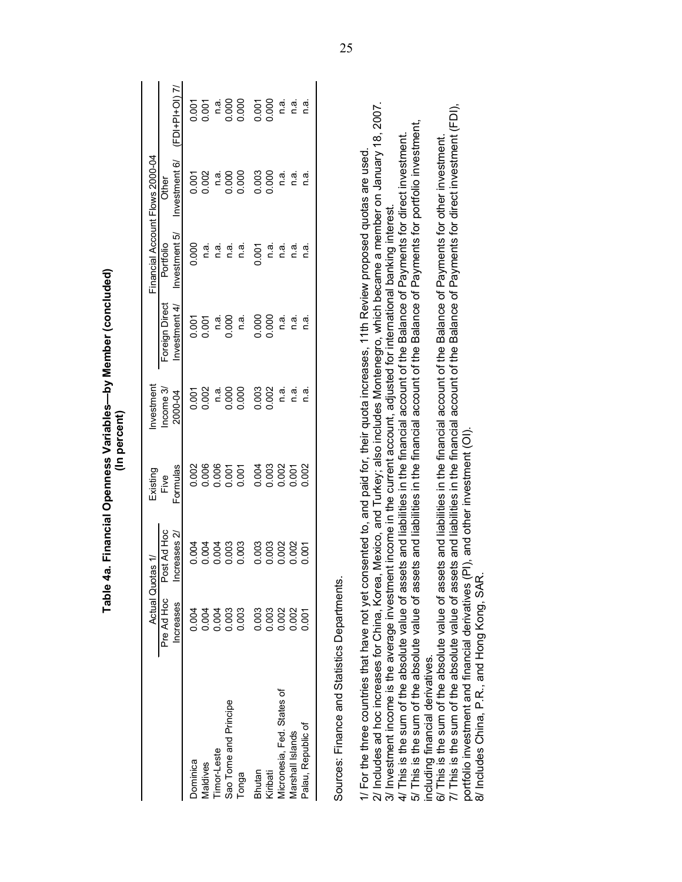**Table 4a. Financial Openness Variables—by Member (concluded)**
**(In percent)**

| | Actual Quotas 1/ | | Existing | Investment | Financial Account Flows 2000-04 | | | |
|---|---|---|---|---|---|---|---|---|
| | Pre Ad Hoc Increases | Post Ad Hoc Increases 2/ | Five Formulas | Income 3/ 2000-04 | Foreign Direct Investment 4/ | Portfolio Investment 5/ | Other Investment 6/ | (FDI+PI+OI) 7/ |
| Dominica | 0.004 | 0.004 | 0.002 | 0.001 | 0.001 | 0.000 | 0.001 | 0.001 |
| Maldives | 0.004 | 0.004 | 0.006 | 0.002 | 0.001 | n.a. | 0.002 | 0.001 |
| Timor-Leste | 0.004 | 0.004 | 0.006 | n.a. | n.a. | n.a. | n.a. | n.a. |
| Sao Tome and Principe | 0.003 | 0.003 | 0.001 | 0.000 | 0.000 | n.a. | 0.000 | 0.000 |
| Tonga | 0.003 | 0.003 | 0.001 | 0.000 | n.a. | n.a. | 0.000 | 0.000 |
| Bhutan | 0.003 | 0.003 | 0.004 | 0.003 | 0.000 | 0.001 | 0.003 | 0.001 |
| Kiribati | 0.003 | 0.003 | 0.003 | 0.002 | 0.000 | n.a. | 0.000 | 0.000 |
| Micronesia, Fed. States of | 0.002 | 0.002 | 0.002 | n.a. | n.a. | n.a. | n.a. | n.a. |
| Marshall Islands | 0.002 | 0.002 | 0.001 | n.a. | n.a. | n.a. | n.a. | n.a. |
| Palau, Republic of | 0.001 | 0.001 | 0.002 | n.a. | n.a. | n.a. | n.a. | n.a. |

Sources: Finance and Statistics Departments.

1/ For the three countries that have not yet consented to, and paid for, their quota increases, 11th Review proposed quotas are used.
2/ Includes ad hoc increases for China, Korea, Mexico, and Turkey; also includes Montenegro, which became a member on January 18, 2007.
3/ Investment income is the average investment income in the current account, adjusted for international banking interest.
4/ This is the sum of the absolute value of assets and liabilities in the financial account of the Balance of Payments for direct investment.
5/ This is the sum of the absolute value of assets and liabilities in the financial account of the Balance of Payments for portfolio investment, including financial derivatives.
6/ This is the sum of the absolute value of assets and liabilities in the financial account of the Balance of Payments for other investment.
7/ This is the sum of the absolute value of assets and liabilities in the financial account of the Balance of Payments for direct investment (FDI), portfolio investment and financial derivatives (PI), and other investment (OI).
8/ Includes China, P.R., and Hong Kong, SAR.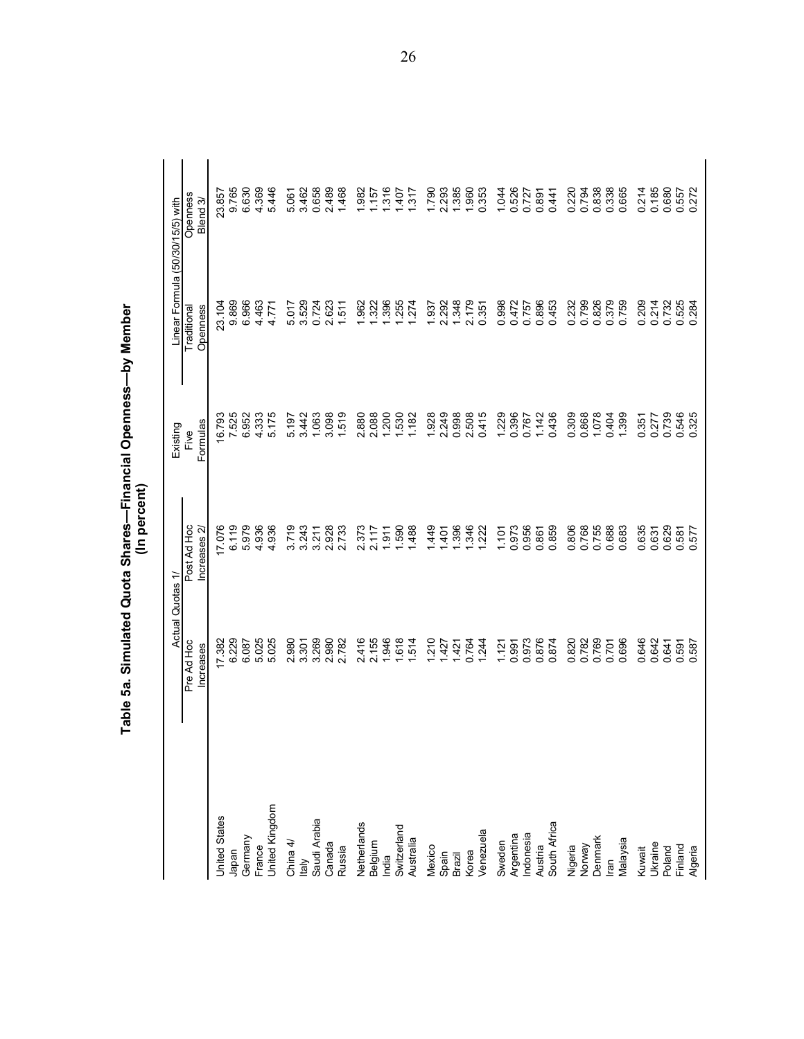# Table 5a. Simulated Quota Shares—Financial Openness—by Member
(In percent)

| | Actual Quotas 1/ | | Existing Five Formulas | Linear Formula (50/30/15/5) with | |
|---|---|---|---|---|---|
| | Pre Ad Hoc Increases | Post Ad Hoc Increases 2/ | | Traditional Openness | Openness Blend 3/ |
| United States | 17.382 | 17.076 | 16.793 | 23.104 | 23.857 |
| Japan | 6.229 | 6.119 | 7.525 | 9.869 | 9.765 |
| Germany | 6.087 | 5.979 | 6.952 | 6.966 | 6.630 |
| France | 5.025 | 4.936 | 4.333 | 4.463 | 4.369 |
| United Kingdom | 5.025 | 4.936 | 5.175 | 4.771 | 5.446 |
| China 4/ | 2.980 | 3.719 | 5.197 | 5.017 | 5.061 |
| Italy | 3.301 | 3.243 | 3.442 | 3.529 | 3.462 |
| Saudi Arabia | 3.269 | 3.211 | 1.063 | 0.724 | 0.658 |
| Canada | 2.980 | 2.928 | 3.098 | 2.623 | 2.489 |
| Russia | 2.782 | 2.733 | 1.519 | 1.511 | 1.468 |
| Netherlands | 2.416 | 2.373 | 2.880 | 1.962 | 1.982 |
| Belgium | 2.155 | 2.117 | 2.088 | 1.322 | 1.157 |
| India | 1.946 | 1.911 | 1.200 | 1.396 | 1.316 |
| Switzerland | 1.618 | 1.590 | 1.530 | 1.255 | 1.407 |
| Australia | 1.514 | 1.488 | 1.182 | 1.274 | 1.317 |
| Mexico | 1.210 | 1.449 | 1.928 | 1.937 | 1.790 |
| Spain | 1.427 | 1.401 | 2.249 | 2.292 | 2.293 |
| Brazil | 1.421 | 1.396 | 0.998 | 1.348 | 1.385 |
| Korea | 0.764 | 1.346 | 2.508 | 2.179 | 1.960 |
| Venezuela | 1.244 | 1.222 | 0.415 | 0.351 | 0.353 |
| Sweden | 1.121 | 1.101 | 1.229 | 0.998 | 1.044 |
| Argentina | 0.991 | 0.973 | 0.396 | 0.472 | 0.526 |
| Indonesia | 0.973 | 0.956 | 0.767 | 0.757 | 0.727 |
| Austria | 0.876 | 0.861 | 1.142 | 0.896 | 0.891 |
| South Africa | 0.874 | 0.859 | 0.436 | 0.453 | 0.441 |
| Nigeria | 0.820 | 0.806 | 0.309 | 0.232 | 0.220 |
| Norway | 0.782 | 0.768 | 0.868 | 0.799 | 0.794 |
| Denmark | 0.769 | 0.755 | 1.078 | 0.826 | 0.838 |
| Iran | 0.701 | 0.688 | 0.404 | 0.379 | 0.338 |
| Malaysia | 0.696 | 0.683 | 1.399 | 0.759 | 0.665 |
| Kuwait | 0.646 | 0.635 | 0.351 | 0.209 | 0.214 |
| Ukraine | 0.642 | 0.631 | 0.277 | 0.214 | 0.185 |
| Poland | 0.641 | 0.629 | 0.739 | 0.732 | 0.680 |
| Finland | 0.591 | 0.581 | 0.546 | 0.525 | 0.557 |
| Algeria | 0.587 | 0.577 | 0.325 | 0.284 | 0.272 |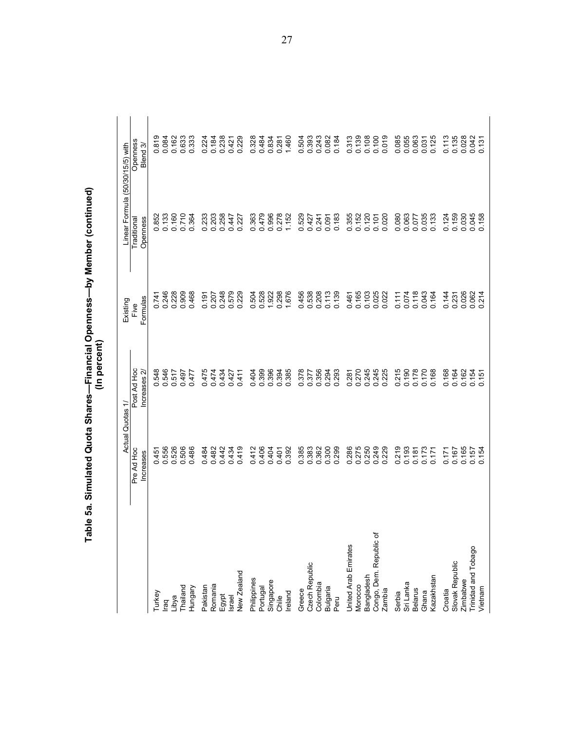# Table 5a. Simulated Quota Shares—Financial Openness—by Member (continued)
(In percent)

| | Actual Quotas 1/ | | Existing Five Formulas | Linear Formula (50/30/15/5) with | |
|---|---|---|---|---|---|
| | Pre Ad Hoc Increases | Post Ad Hoc Increases 2/ | | Traditional Openness | Openness Blend 3/ |
| Turkey | 0.451 | 0.548 | 0.741 | 0.852 | 0.819 |
| Iraq | 0.556 | 0.546 | 0.246 | 0.133 | 0.084 |
| Libya | 0.526 | 0.517 | 0.228 | 0.160 | 0.162 |
| Thailand | 0.506 | 0.497 | 0.909 | 0.710 | 0.633 |
| Hungary | 0.486 | 0.477 | 0.468 | 0.364 | 0.333 |
| Pakistan | 0.484 | 0.475 | 0.191 | 0.233 | 0.224 |
| Romania | 0.482 | 0.474 | 0.207 | 0.203 | 0.184 |
| Egypt | 0.442 | 0.434 | 0.248 | 0.258 | 0.238 |
| Israel | 0.434 | 0.427 | 0.579 | 0.447 | 0.421 |
| New Zealand | 0.419 | 0.411 | 0.229 | 0.227 | 0.229 |
| Philippines | 0.412 | 0.404 | 0.504 | 0.363 | 0.328 |
| Portugal | 0.406 | 0.399 | 0.528 | 0.479 | 0.484 |
| Singapore | 0.404 | 0.396 | 1.922 | 0.996 | 0.834 |
| Chile | 0.401 | 0.394 | 0.298 | 0.278 | 0.281 |
| Ireland | 0.392 | 0.385 | 1.676 | 1.152 | 1.460 |
| Greece | 0.385 | 0.378 | 0.456 | 0.529 | 0.504 |
| Czech Republic | 0.383 | 0.377 | 0.538 | 0.427 | 0.393 |
| Colombia | 0.362 | 0.356 | 0.208 | 0.241 | 0.243 |
| Bulgaria | 0.300 | 0.294 | 0.113 | 0.091 | 0.082 |
| Peru | 0.299 | 0.293 | 0.139 | 0.183 | 0.184 |
| United Arab Emirates | 0.286 | 0.281 | 0.461 | 0.355 | 0.313 |
| Morocco | 0.275 | 0.270 | 0.165 | 0.152 | 0.139 |
| Bangladesh | 0.250 | 0.245 | 0.103 | 0.120 | 0.108 |
| Congo, Dem. Republic of | 0.249 | 0.245 | 0.025 | 0.101 | 0.100 |
| Zambia | 0.229 | 0.225 | 0.022 | 0.020 | 0.019 |
| Serbia | 0.219 | 0.215 | 0.111 | 0.080 | 0.085 |
| Sri Lanka | 0.193 | 0.190 | 0.074 | 0.063 | 0.055 |
| Belarus | 0.181 | 0.178 | 0.118 | 0.077 | 0.063 |
| Ghana | 0.173 | 0.170 | 0.043 | 0.035 | 0.031 |
| Kazakhstan | 0.171 | 0.168 | 0.164 | 0.133 | 0.125 |
| Croatia | 0.171 | 0.168 | 0.144 | 0.124 | 0.113 |
| Slovak Republic | 0.167 | 0.164 | 0.231 | 0.159 | 0.135 |
| Zimbabwe | 0.165 | 0.162 | 0.026 | 0.030 | 0.028 |
| Trinidad and Tobago | 0.157 | 0.154 | 0.062 | 0.045 | 0.042 |
| Vietnam | 0.154 | 0.151 | 0.214 | 0.158 | 0.131 |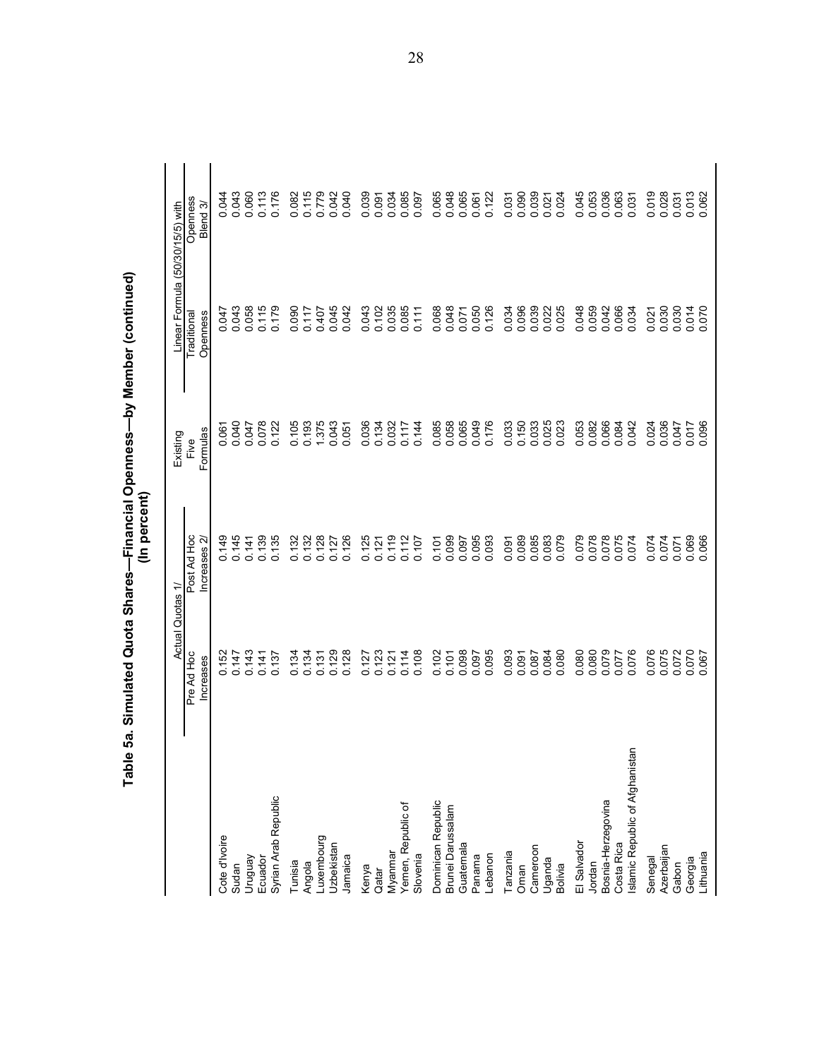# Table 5a. Simulated Quota Shares—Financial Openness—by Member (continued)
## (In percent)

| | Actual Quotas 1/ | | Existing Five Formulas | Linear Formula (50/30/15/5) with | |
|---|---|---|---|---|---|
| | Pre Ad Hoc Increases | Post Ad Hoc Increases 2/ | | Traditional Openness | Openness Blend 3/ |
| Cote d'Ivoire | 0.152 | 0.149 | 0.061 | 0.047 | 0.044 |
| Sudan | 0.147 | 0.145 | 0.040 | 0.043 | 0.043 |
| Uruguay | 0.143 | 0.141 | 0.047 | 0.058 | 0.060 |
| Ecuador | 0.141 | 0.139 | 0.078 | 0.115 | 0.113 |
| Syrian Arab Republic | 0.137 | 0.135 | 0.122 | 0.179 | 0.176 |
| Tunisia | 0.134 | 0.132 | 0.105 | 0.090 | 0.082 |
| Angola | 0.134 | 0.132 | 0.193 | 0.117 | 0.115 |
| Luxembourg | 0.131 | 0.128 | 1.375 | 0.407 | 0.779 |
| Uzbekistan | 0.129 | 0.127 | 0.043 | 0.045 | 0.042 |
| Jamaica | 0.128 | 0.126 | 0.051 | 0.042 | 0.040 |
| Kenya | 0.127 | 0.125 | 0.036 | 0.043 | 0.039 |
| Qatar | 0.123 | 0.121 | 0.134 | 0.102 | 0.091 |
| Myanmar | 0.121 | 0.119 | 0.032 | 0.035 | 0.034 |
| Yemen, Republic of | 0.114 | 0.112 | 0.117 | 0.085 | 0.085 |
| Slovenia | 0.108 | 0.107 | 0.144 | 0.111 | 0.097 |
| Dominican Republic | 0.102 | 0.101 | 0.085 | 0.068 | 0.065 |
| Brunei Darussalam | 0.101 | 0.099 | 0.058 | 0.048 | 0.048 |
| Guatemala | 0.098 | 0.097 | 0.065 | 0.071 | 0.065 |
| Panama | 0.097 | 0.095 | 0.049 | 0.050 | 0.061 |
| Lebanon | 0.095 | 0.093 | 0.176 | 0.126 | 0.122 |
| Tanzania | 0.093 | 0.091 | 0.033 | 0.034 | 0.031 |
| Oman | 0.091 | 0.089 | 0.150 | 0.096 | 0.090 |
| Cameroon | 0.087 | 0.085 | 0.033 | 0.039 | 0.039 |
| Uganda | 0.084 | 0.083 | 0.025 | 0.022 | 0.021 |
| Bolivia | 0.080 | 0.079 | 0.023 | 0.025 | 0.024 |
| El Salvador | 0.080 | 0.079 | 0.053 | 0.048 | 0.045 |
| Jordan | 0.080 | 0.078 | 0.082 | 0.059 | 0.053 |
| Bosnia-Herzegovina | 0.079 | 0.078 | 0.066 | 0.042 | 0.036 |
| Costa Rica | 0.077 | 0.075 | 0.084 | 0.066 | 0.063 |
| Islamic Republic of Afghanistan | 0.076 | 0.074 | 0.042 | 0.034 | 0.031 |
| Senegal | 0.076 | 0.074 | 0.024 | 0.021 | 0.019 |
| Azerbaijan | 0.075 | 0.074 | 0.036 | 0.030 | 0.028 |
| Gabon | 0.072 | 0.071 | 0.047 | 0.030 | 0.031 |
| Georgia | 0.070 | 0.069 | 0.017 | 0.014 | 0.013 |
| Lithuania | 0.067 | 0.066 | 0.096 | 0.070 | 0.062 |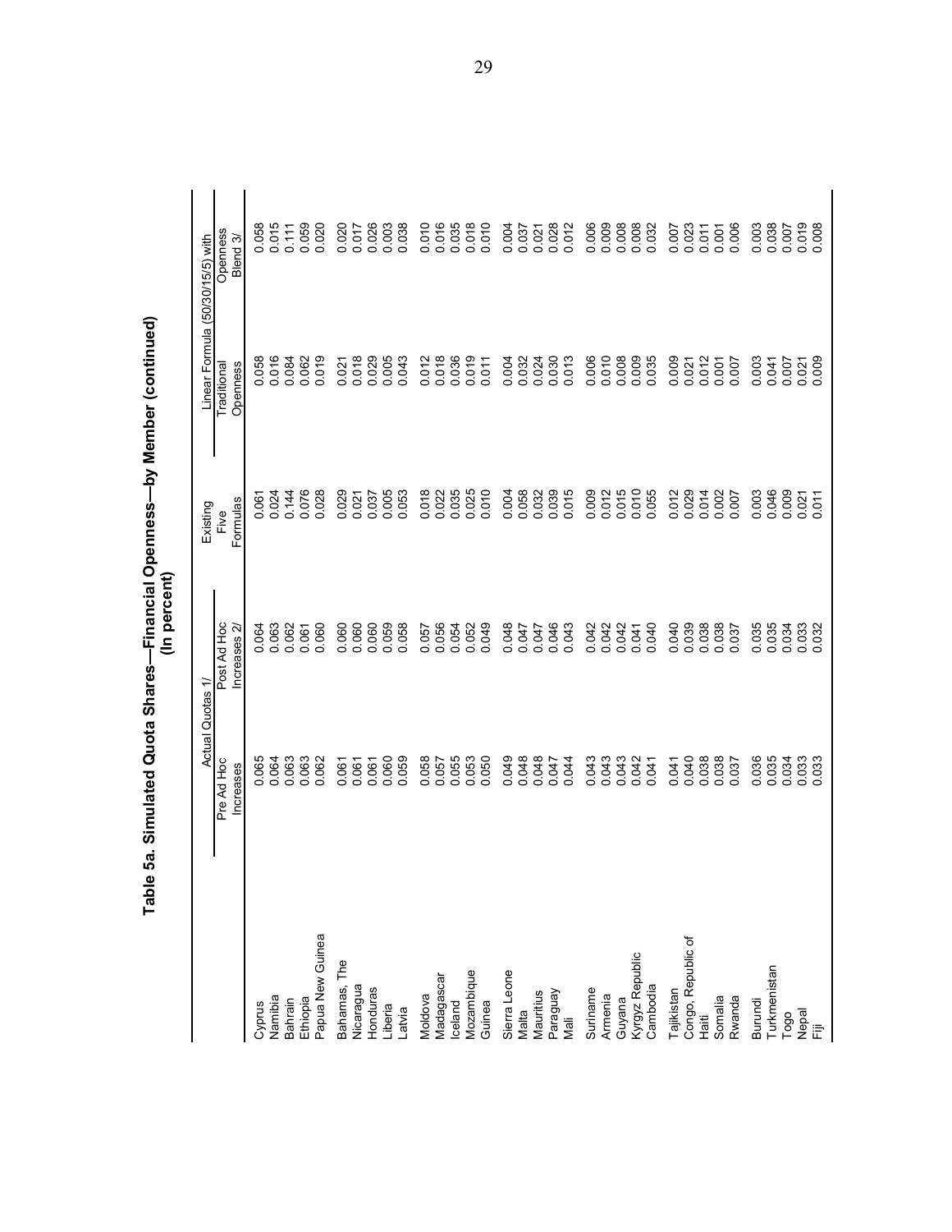**Table 5a. Simulated Quota Shares—Financial Openness—by Member (continued)**
**(In percent)**

| | Actual Quotas 1/ | | Existing Five Formulas | Linear Formula (50/30/15/5) with | |
|---|---|---|---|---|---|
| | Pre Ad Hoc Increases | Post Ad Hoc Increases 2/ | | Traditional Openness | Openness Blend 3/ |
| Cyprus | 0.065 | 0.064 | 0.061 | 0.058 | 0.058 |
| Namibia | 0.064 | 0.063 | 0.024 | 0.016 | 0.015 |
| Bahrain | 0.063 | 0.062 | 0.144 | 0.084 | 0.111 |
| Ethiopia | 0.063 | 0.061 | 0.076 | 0.062 | 0.059 |
| Papua New Guinea | 0.062 | 0.060 | 0.028 | 0.019 | 0.020 |
| Bahamas, The | 0.061 | 0.060 | 0.029 | 0.021 | 0.020 |
| Nicaragua | 0.061 | 0.060 | 0.021 | 0.018 | 0.017 |
| Honduras | 0.061 | 0.060 | 0.037 | 0.029 | 0.026 |
| Liberia | 0.060 | 0.059 | 0.005 | 0.005 | 0.003 |
| Latvia | 0.059 | 0.058 | 0.053 | 0.043 | 0.038 |
| Moldova | 0.058 | 0.057 | 0.018 | 0.012 | 0.010 |
| Madagascar | 0.057 | 0.056 | 0.022 | 0.018 | 0.016 |
| Iceland | 0.055 | 0.054 | 0.035 | 0.036 | 0.035 |
| Mozambique | 0.053 | 0.052 | 0.025 | 0.019 | 0.018 |
| Guinea | 0.050 | 0.049 | 0.010 | 0.011 | 0.010 |
| Sierra Leone | 0.049 | 0.048 | 0.004 | 0.004 | 0.004 |
| Malta | 0.048 | 0.047 | 0.058 | 0.032 | 0.037 |
| Mauritius | 0.048 | 0.047 | 0.032 | 0.024 | 0.021 |
| Paraguay | 0.047 | 0.046 | 0.039 | 0.030 | 0.028 |
| Mali | 0.044 | 0.043 | 0.015 | 0.013 | 0.012 |
| Suriname | 0.043 | 0.042 | 0.009 | 0.006 | 0.006 |
| Armenia | 0.043 | 0.042 | 0.012 | 0.010 | 0.009 |
| Guyana | 0.043 | 0.042 | 0.015 | 0.008 | 0.008 |
| Kyrgyz Republic | 0.042 | 0.041 | 0.010 | 0.009 | 0.008 |
| Cambodia | 0.041 | 0.040 | 0.055 | 0.035 | 0.032 |
| Tajikistan | 0.041 | 0.040 | 0.012 | 0.009 | 0.007 |
| Congo, Republic of | 0.040 | 0.039 | 0.029 | 0.021 | 0.023 |
| Haiti | 0.038 | 0.038 | 0.014 | 0.012 | 0.011 |
| Somalia | 0.038 | 0.038 | 0.002 | 0.001 | 0.001 |
| Rwanda | 0.037 | 0.037 | 0.007 | 0.007 | 0.006 |
| Burundi | 0.036 | 0.035 | 0.003 | 0.003 | 0.003 |
| Turkmenistan | 0.035 | 0.035 | 0.046 | 0.041 | 0.038 |
| Togo | 0.034 | 0.034 | 0.009 | 0.007 | 0.007 |
| Nepal | 0.033 | 0.033 | 0.021 | 0.021 | 0.019 |
| Fiji | 0.033 | 0.032 | 0.011 | 0.009 | 0.008 |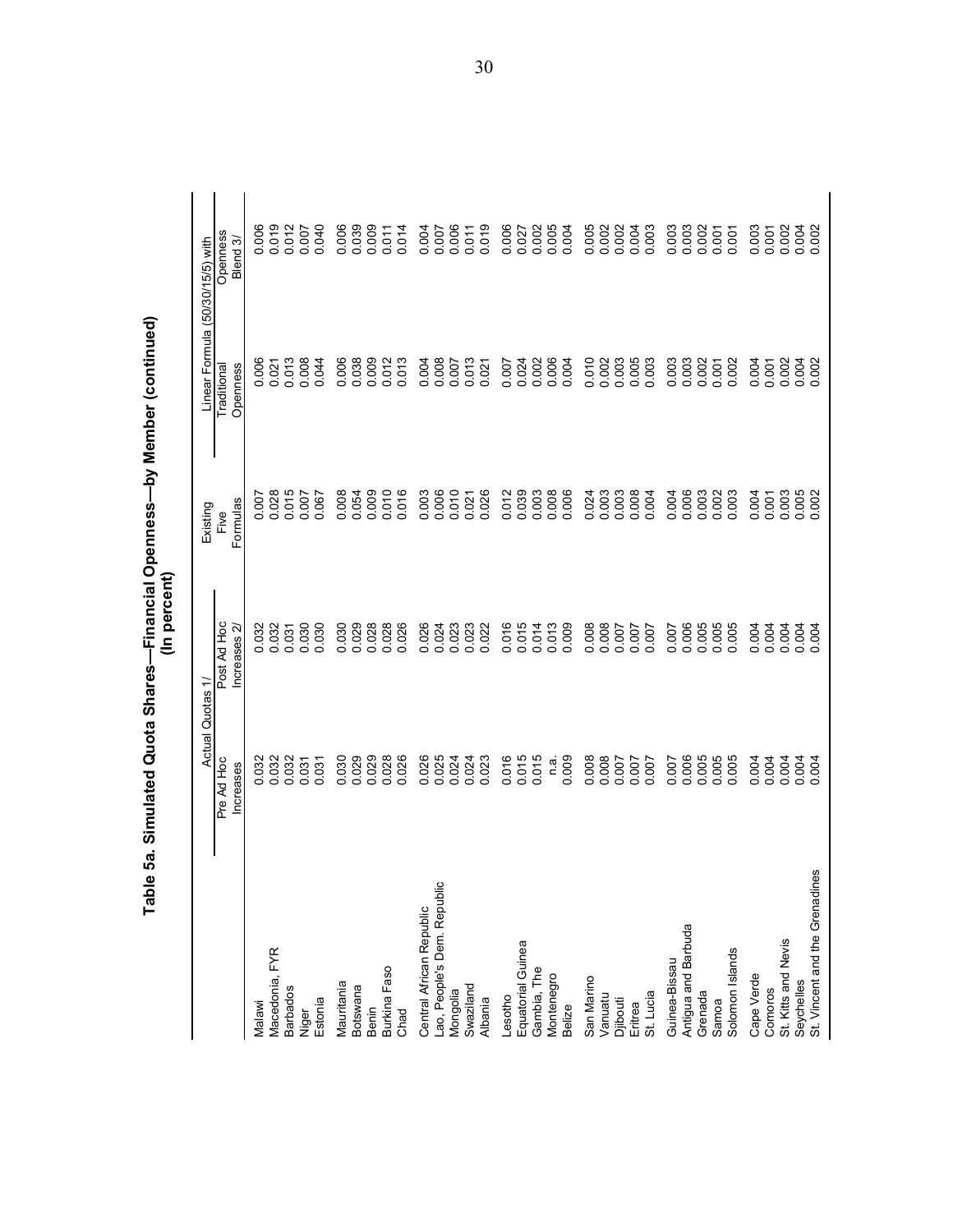# Table 5a. Simulated Quota Shares—Financial Openness—by Member (continued)
## (In percent)

| | Actual Quotas 1/ | | Existing Five Formulas | Linear Formula (50/30/15/5) with | |
|---|---|---|---|---|---|
| | Pre Ad Hoc Increases | Post Ad Hoc Increases 2/ | | Traditional Openness | Openness Blend 3/ |
| Malawi | 0.032 | 0.032 | 0.007 | 0.006 | 0.006 |
| Macedonia, FYR | 0.032 | 0.032 | 0.028 | 0.021 | 0.019 |
| Barbados | 0.032 | 0.031 | 0.015 | 0.013 | 0.012 |
| Niger | 0.031 | 0.030 | 0.007 | 0.008 | 0.007 |
| Estonia | 0.031 | 0.030 | 0.067 | 0.044 | 0.040 |
| Mauritania | 0.030 | 0.030 | 0.008 | 0.006 | 0.006 |
| Botswana | 0.029 | 0.029 | 0.054 | 0.038 | 0.039 |
| Benin | 0.029 | 0.028 | 0.009 | 0.009 | 0.009 |
| Burkina Faso | 0.028 | 0.028 | 0.010 | 0.012 | 0.011 |
| Chad | 0.026 | 0.026 | 0.016 | 0.013 | 0.014 |
| Central African Republic | 0.026 | 0.026 | 0.003 | 0.004 | 0.004 |
| Lao, People's Dem. Republic | 0.025 | 0.024 | 0.006 | 0.008 | 0.007 |
| Mongolia | 0.024 | 0.023 | 0.010 | 0.007 | 0.006 |
| Swaziland | 0.024 | 0.023 | 0.021 | 0.013 | 0.011 |
| Albania | 0.023 | 0.022 | 0.026 | 0.021 | 0.019 |
| Lesotho | 0.016 | 0.016 | 0.012 | 0.007 | 0.006 |
| Equatorial Guinea | 0.015 | 0.015 | 0.039 | 0.024 | 0.027 |
| Gambia, The | 0.015 | 0.014 | 0.003 | 0.002 | 0.002 |
| Montenegro | n.a. | 0.013 | 0.008 | 0.006 | 0.005 |
| Belize | 0.009 | 0.009 | 0.006 | 0.004 | 0.004 |
| San Marino | 0.008 | 0.008 | 0.024 | 0.010 | 0.005 |
| Vanuatu | 0.008 | 0.008 | 0.003 | 0.002 | 0.002 |
| Djibouti | 0.007 | 0.007 | 0.003 | 0.003 | 0.002 |
| Eritrea | 0.007 | 0.007 | 0.008 | 0.005 | 0.004 |
| St. Lucia | 0.007 | 0.007 | 0.004 | 0.003 | 0.003 |
| Guinea-Bissau | 0.007 | 0.007 | 0.004 | 0.003 | 0.003 |
| Antigua and Barbuda | 0.006 | 0.006 | 0.006 | 0.003 | 0.003 |
| Grenada | 0.005 | 0.005 | 0.003 | 0.002 | 0.002 |
| Samoa | 0.005 | 0.005 | 0.002 | 0.001 | 0.001 |
| Solomon Islands | 0.005 | 0.005 | 0.003 | 0.002 | 0.001 |
| Cape Verde | 0.004 | 0.004 | 0.004 | 0.004 | 0.003 |
| Comoros | 0.004 | 0.004 | 0.001 | 0.001 | 0.001 |
| St. Kitts and Nevis | 0.004 | 0.004 | 0.003 | 0.002 | 0.002 |
| Seychelles | 0.004 | 0.004 | 0.005 | 0.004 | 0.004 |
| St. Vincent and the Grenadines | 0.004 | 0.004 | 0.002 | 0.002 | 0.002 |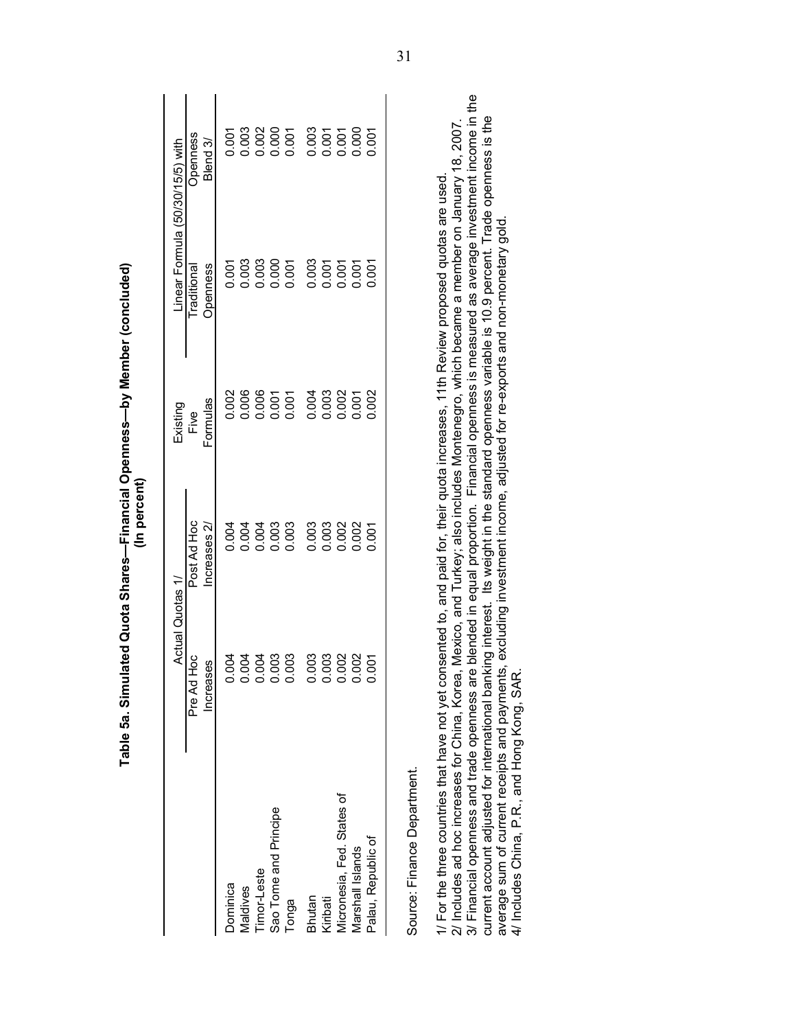**Table 5a. Simulated Quota Shares—Financial Openness—by Member (concluded)**
**(In percent)**

| | Actual Quotas 1/ | | Existing | Linear Formula (50/30/15/5) with | |
|---|---|---|---|---|---|
| | Pre Ad Hoc Increases | Post Ad Hoc Increases 2/ | Five Formulas | Traditional Openness | Openness Blend 3/ |
| Dominica | 0.004 | 0.004 | 0.002 | 0.001 | 0.001 |
| Maldives | 0.004 | 0.004 | 0.006 | 0.003 | 0.003 |
| Timor-Leste | 0.004 | 0.004 | 0.006 | 0.003 | 0.002 |
| Sao Tome and Principe | 0.003 | 0.003 | 0.001 | 0.000 | 0.000 |
| Tonga | 0.003 | 0.003 | 0.001 | 0.001 | 0.001 |
| Bhutan | 0.003 | 0.003 | 0.004 | 0.003 | 0.003 |
| Kiribati | 0.003 | 0.003 | 0.003 | 0.001 | 0.001 |
| Micronesia, Fed. States of | 0.002 | 0.002 | 0.002 | 0.001 | 0.001 |
| Marshall Islands | 0.002 | 0.002 | 0.001 | 0.001 | 0.000 |
| Palau, Republic of | 0.001 | 0.001 | 0.002 | 0.001 | 0.001 |

Source: Finance Department.

1/ For the three countries that have not yet consented to, and paid for, their quota increases, 11th Review proposed quotas are used.
2/ Includes ad hoc increases for China, Korea, Mexico, and Turkey; also includes Montenegro, which became a member on January 18, 2007.
3/ Financial openness and trade openness are blended in equal proportion. Financial openness is measured as average investment income in the current account adjusted for international banking interest. Its weight in the standard openness variable is 10.9 percent. Trade openness is the average sum of current receipts and payments, excluding investment income, adjusted for re-exports and non-monetary gold.
4/ Includes China, P.R., and Hong Kong, SAR.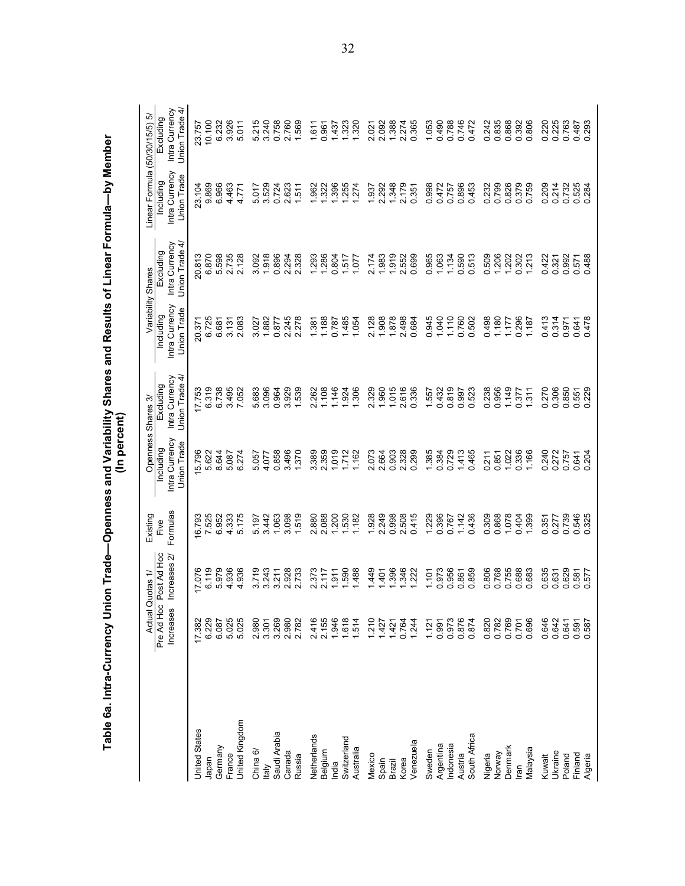# Table 6a. Intra-Currency Union Trade—Openness and Variability Shares and Results of Linear Formula—by Member (In percent)

| | Actual Quotas 1/ | | Existing Five Formulas | Openness Shares 3/ | | Variability Shares | | Linear Formula (50/30/15/5) 5/ | |
|---|---|---|---|---|---|---|---|---|---|
| | Pre Ad Hoc Increases | Post Ad Hoc Increases 2/ | | Including Intra Currency Union Trade | Excluding Intra Currency Union Trade 4/ | Including Intra Currency Union Trade | Excluding Intra Currency Union Trade 4/ | Including Intra Currency Union Trade | Excluding Intra Currency Union Trade 4/ |
| United States | 17.382 | 17.076 | 16.793 | 15.796 | 17.753 | 20.371 | 20.813 | 23.104 | 23.757 |
| Japan | 6.229 | 6.119 | 7.525 | 5.622 | 6.319 | 6.725 | 6.870 | 9.869 | 10.100 |
| Germany | 6.087 | 5.979 | 6.952 | 8.644 | 6.738 | 6.681 | 5.598 | 6.966 | 6.232 |
| France | 5.025 | 4.936 | 4.333 | 5.087 | 3.495 | 3.131 | 2.735 | 4.463 | 3.926 |
| United Kingdom | 5.025 | 4.936 | 5.175 | 6.274 | 7.052 | 2.083 | 2.128 | 4.771 | 5.011 |
| China 6/ | 2.980 | 3.719 | 5.197 | 5.057 | 5.683 | 3.027 | 3.092 | 5.017 | 5.215 |
| Italy | 3.301 | 3.243 | 3.442 | 4.077 | 3.096 | 1.882 | 1.918 | 3.529 | 3.240 |
| Saudi Arabia | 3.269 | 3.211 | 1.063 | 0.858 | 0.964 | 0.877 | 0.896 | 0.724 | 0.758 |
| Canada | 2.980 | 2.928 | 3.098 | 3.496 | 3.929 | 2.245 | 2.294 | 2.623 | 2.760 |
| Russia | 2.782 | 2.733 | 1.519 | 1.370 | 1.539 | 2.278 | 2.328 | 1.511 | 1.569 |
| Netherlands | 2.416 | 2.373 | 2.880 | 3.389 | 2.262 | 1.381 | 1.293 | 1.962 | 1.611 |
| Belgium | 2.155 | 2.117 | 2.088 | 2.359 | 1.108 | 1.188 | 1.286 | 1.322 | 0.961 |
| India | 1.946 | 1.911 | 1.200 | 1.019 | 1.146 | 0.787 | 0.804 | 1.396 | 1.437 |
| Switzerland | 1.618 | 1.590 | 1.530 | 1.712 | 1.924 | 1.485 | 1.517 | 1.255 | 1.323 |
| Australia | 1.514 | 1.488 | 1.182 | 1.162 | 1.306 | 1.054 | 1.077 | 1.274 | 1.320 |
| Mexico | 1.210 | 1.449 | 1.928 | 2.073 | 2.329 | 2.128 | 2.174 | 1.937 | 2.021 |
| Spain | 1.427 | 1.401 | 2.249 | 2.664 | 1.960 | 1.908 | 1.983 | 2.292 | 2.092 |
| Brazil | 1.421 | 1.396 | 0.998 | 0.903 | 1.015 | 1.878 | 1.919 | 1.348 | 1.388 |
| Korea | 0.764 | 1.346 | 2.508 | 2.328 | 2.616 | 2.498 | 2.552 | 2.179 | 2.274 |
| Venezuela | 1.244 | 1.222 | 0.415 | 0.299 | 0.336 | 0.684 | 0.699 | 0.351 | 0.365 |
| Sweden | 1.121 | 1.101 | 1.229 | 1.385 | 1.557 | 0.945 | 0.965 | 0.998 | 1.053 |
| Argentina | 0.991 | 0.973 | 0.396 | 0.384 | 0.432 | 1.040 | 1.063 | 0.472 | 0.490 |
| Indonesia | 0.973 | 0.956 | 0.767 | 0.729 | 0.819 | 1.110 | 1.134 | 0.757 | 0.788 |
| Austria | 0.876 | 0.861 | 1.142 | 1.413 | 0.997 | 0.760 | 0.590 | 0.896 | 0.746 |
| South Africa | 0.874 | 0.859 | 0.436 | 0.465 | 0.523 | 0.502 | 0.513 | 0.453 | 0.472 |
| Nigeria | 0.820 | 0.806 | 0.309 | 0.211 | 0.238 | 0.498 | 0.509 | 0.232 | 0.242 |
| Norway | 0.782 | 0.768 | 0.868 | 0.851 | 0.956 | 1.180 | 1.206 | 0.799 | 0.835 |
| Denmark | 0.769 | 0.755 | 1.078 | 1.022 | 1.149 | 1.177 | 1.202 | 0.826 | 0.868 |
| Iran | 0.701 | 0.688 | 0.404 | 0.336 | 0.377 | 0.296 | 0.302 | 0.379 | 0.392 |
| Malaysia | 0.696 | 0.683 | 1.399 | 1.166 | 1.311 | 1.187 | 1.213 | 0.759 | 0.806 |
| Kuwait | 0.646 | 0.635 | 0.351 | 0.240 | 0.270 | 0.413 | 0.422 | 0.209 | 0.220 |
| Ukraine | 0.642 | 0.631 | 0.277 | 0.272 | 0.306 | 0.314 | 0.321 | 0.214 | 0.225 |
| Poland | 0.641 | 0.629 | 0.739 | 0.757 | 0.850 | 0.971 | 0.992 | 0.732 | 0.763 |
| Finland | 0.591 | 0.581 | 0.546 | 0.641 | 0.551 | 0.641 | 0.571 | 0.525 | 0.487 |
| Algeria | 0.587 | 0.577 | 0.325 | 0.204 | 0.229 | 0.478 | 0.488 | 0.284 | 0.293 |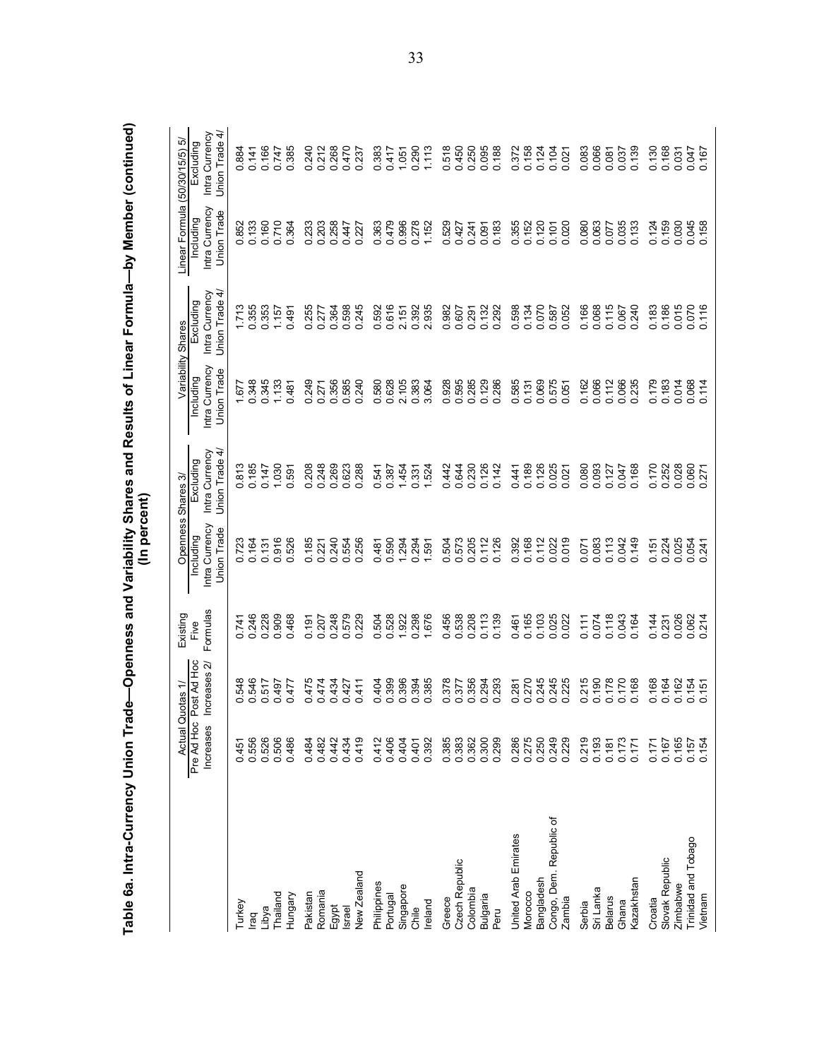## Table 6a. Intra-Currency Union Trade—Openness and Variability Shares and Results of Linear Formula—by Member (continued)
**(In percent)**

| | Actual Quotas 1/ | | Existing Five Formulas | Openness Shares 3/ | | Variability Shares | | Linear Formula (50/30/15/5) 5/ | |
|---|---|---|---|---|---|---|---|---|---|
| | Pre Ad Hoc Increases | Post Ad Hoc Increases 2/ | | Including Intra Currency Union Trade | Excluding Intra Currency Union Trade 4/ | Including Intra Currency Union Trade | Excluding Intra Currency Union Trade 4/ | Including Intra Currency Union Trade | Excluding Intra Currency Union Trade 4/ |
| Turkey | 0.451 | 0.548 | 0.741 | 0.723 | 0.813 | 1.677 | 1.713 | 0.852 | 0.884 |
| Iraq | 0.556 | 0.546 | 0.246 | 0.164 | 0.185 | 0.348 | 0.355 | 0.133 | 0.141 |
| Libya | 0.526 | 0.517 | 0.228 | 0.131 | 0.147 | 0.345 | 0.353 | 0.160 | 0.166 |
| Thailand | 0.506 | 0.497 | 0.909 | 0.916 | 1.030 | 1.133 | 1.157 | 0.710 | 0.747 |
| Hungary | 0.486 | 0.477 | 0.468 | 0.526 | 0.591 | 0.481 | 0.491 | 0.364 | 0.385 |
| Pakistan | 0.484 | 0.475 | 0.191 | 0.185 | 0.208 | 0.249 | 0.255 | 0.233 | 0.240 |
| Romania | 0.482 | 0.474 | 0.207 | 0.221 | 0.248 | 0.271 | 0.277 | 0.203 | 0.212 |
| Egypt | 0.442 | 0.434 | 0.248 | 0.240 | 0.269 | 0.356 | 0.364 | 0.258 | 0.268 |
| Israel | 0.434 | 0.427 | 0.579 | 0.554 | 0.623 | 0.585 | 0.598 | 0.447 | 0.470 |
| New Zealand | 0.419 | 0.411 | 0.229 | 0.256 | 0.288 | 0.240 | 0.245 | 0.227 | 0.237 |
| Philippines | 0.412 | 0.404 | 0.504 | 0.481 | 0.541 | 0.580 | 0.592 | 0.363 | 0.383 |
| Portugal | 0.406 | 0.399 | 0.528 | 0.590 | 0.387 | 0.628 | 0.616 | 0.479 | 0.417 |
| Singapore | 0.404 | 0.396 | 1.922 | 1.294 | 1.454 | 2.105 | 2.151 | 0.996 | 1.051 |
| Chile | 0.401 | 0.394 | 0.298 | 0.294 | 0.331 | 0.383 | 0.392 | 0.278 | 0.290 |
| Ireland | 0.392 | 0.385 | 1.676 | 1.591 | 1.524 | 3.064 | 2.935 | 1.152 | 1.113 |
| Greece | 0.385 | 0.378 | 0.456 | 0.504 | 0.442 | 0.928 | 0.982 | 0.529 | 0.518 |
| Czech Republic | 0.383 | 0.377 | 0.538 | 0.573 | 0.644 | 0.595 | 0.607 | 0.427 | 0.450 |
| Colombia | 0.362 | 0.356 | 0.208 | 0.205 | 0.230 | 0.285 | 0.291 | 0.241 | 0.250 |
| Bulgaria | 0.300 | 0.294 | 0.113 | 0.112 | 0.126 | 0.129 | 0.132 | 0.091 | 0.095 |
| Peru | 0.299 | 0.293 | 0.139 | 0.126 | 0.142 | 0.286 | 0.292 | 0.183 | 0.188 |
| United Arab Emirates | 0.286 | 0.281 | 0.461 | 0.392 | 0.441 | 0.585 | 0.598 | 0.355 | 0.372 |
| Morocco | 0.275 | 0.270 | 0.165 | 0.168 | 0.189 | 0.131 | 0.134 | 0.152 | 0.158 |
| Bangladesh | 0.250 | 0.245 | 0.103 | 0.112 | 0.126 | 0.069 | 0.070 | 0.120 | 0.124 |
| Congo, Dem. Republic of | 0.249 | 0.245 | 0.025 | 0.022 | 0.025 | 0.575 | 0.587 | 0.101 | 0.104 |
| Zambia | 0.229 | 0.225 | 0.022 | 0.019 | 0.021 | 0.051 | 0.052 | 0.020 | 0.021 |
| Serbia | 0.219 | 0.215 | 0.111 | 0.071 | 0.080 | 0.162 | 0.166 | 0.080 | 0.083 |
| Sri Lanka | 0.193 | 0.190 | 0.074 | 0.083 | 0.093 | 0.066 | 0.068 | 0.063 | 0.066 |
| Belarus | 0.181 | 0.178 | 0.118 | 0.113 | 0.127 | 0.112 | 0.115 | 0.077 | 0.081 |
| Ghana | 0.173 | 0.170 | 0.043 | 0.042 | 0.047 | 0.066 | 0.067 | 0.035 | 0.037 |
| Kazakhstan | 0.171 | 0.168 | 0.164 | 0.149 | 0.168 | 0.235 | 0.240 | 0.133 | 0.139 |
| Croatia | 0.171 | 0.168 | 0.144 | 0.151 | 0.170 | 0.179 | 0.183 | 0.124 | 0.130 |
| Slovak Republic | 0.167 | 0.164 | 0.231 | 0.224 | 0.252 | 0.183 | 0.186 | 0.159 | 0.168 |
| Zimbabwe | 0.165 | 0.162 | 0.026 | 0.025 | 0.028 | 0.014 | 0.015 | 0.030 | 0.031 |
| Trinidad and Tobago | 0.157 | 0.154 | 0.062 | 0.054 | 0.060 | 0.068 | 0.070 | 0.045 | 0.047 |
| Vietnam | 0.154 | 0.151 | 0.214 | 0.241 | 0.271 | 0.114 | 0.116 | 0.158 | 0.167 |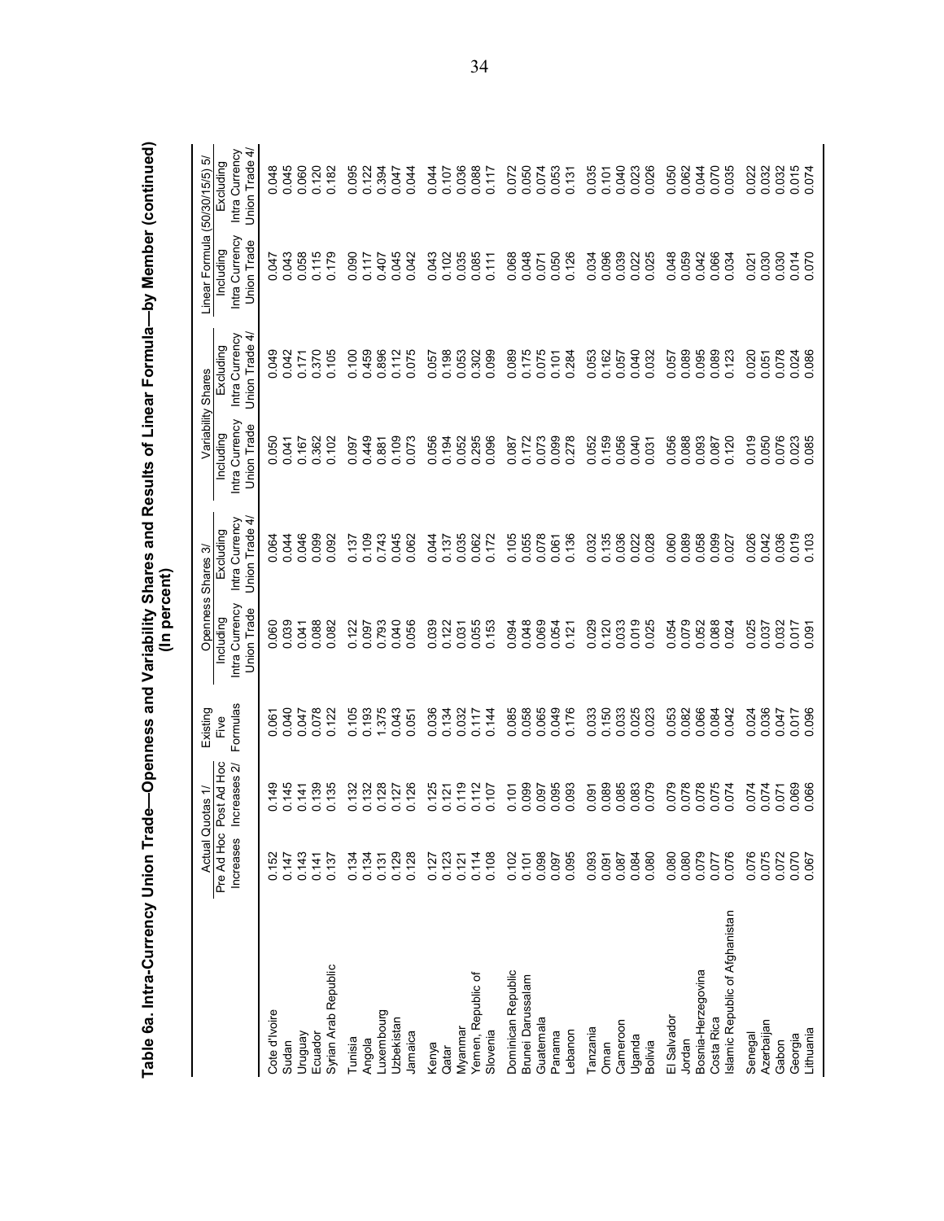# Table 6a. Intra-Currency Union Trade—Openness and Variability Shares and Results of Linear Formula—by Member (continued)
(In percent)

| | Actual Quotas 1/ | | Existing Five Formulas | Openness Shares 3/ | | Variability Shares | | Linear Formula (50/30/15/5) 5/ | |
|---|---|---|---|---|---|---|---|---|---|
| | Pre Ad Hoc Increases | Post Ad Hoc Increases 2/ | | Including Intra Currency Union Trade | Excluding Intra Currency Union Trade 4/ | Including Intra Currency Union Trade | Excluding Intra Currency Union Trade 4/ | Including Intra Currency Union Trade | Excluding Intra Currency Union Trade 4/ |
| Cote d'Ivoire | 0.152 | 0.149 | 0.061 | 0.060 | 0.064 | 0.050 | 0.049 | 0.047 | 0.048 |
| Sudan | 0.147 | 0.145 | 0.040 | 0.039 | 0.044 | 0.041 | 0.042 | 0.043 | 0.045 |
| Uruguay | 0.143 | 0.141 | 0.047 | 0.041 | 0.046 | 0.167 | 0.171 | 0.058 | 0.060 |
| Ecuador | 0.141 | 0.139 | 0.078 | 0.088 | 0.099 | 0.362 | 0.370 | 0.115 | 0.120 |
| Syrian Arab Republic | 0.137 | 0.135 | 0.122 | 0.082 | 0.092 | 0.102 | 0.105 | 0.179 | 0.182 |
| Tunisia | 0.134 | 0.132 | 0.105 | 0.122 | 0.137 | 0.097 | 0.100 | 0.090 | 0.095 |
| Angola | 0.134 | 0.132 | 0.193 | 0.097 | 0.109 | 0.449 | 0.459 | 0.117 | 0.122 |
| Luxembourg | 0.131 | 0.128 | 1.375 | 0.793 | 0.743 | 0.881 | 0.896 | 0.407 | 0.394 |
| Uzbekistan | 0.129 | 0.127 | 0.043 | 0.040 | 0.045 | 0.109 | 0.112 | 0.045 | 0.047 |
| Jamaica | 0.128 | 0.126 | 0.051 | 0.056 | 0.062 | 0.073 | 0.075 | 0.042 | 0.044 |
| Kenya | 0.127 | 0.125 | 0.036 | 0.039 | 0.044 | 0.056 | 0.057 | 0.043 | 0.044 |
| Qatar | 0.123 | 0.121 | 0.134 | 0.122 | 0.137 | 0.194 | 0.198 | 0.102 | 0.107 |
| Myanmar | 0.121 | 0.119 | 0.032 | 0.031 | 0.035 | 0.052 | 0.053 | 0.035 | 0.036 |
| Yemen, Republic of | 0.114 | 0.112 | 0.117 | 0.055 | 0.062 | 0.295 | 0.302 | 0.085 | 0.088 |
| Slovenia | 0.108 | 0.107 | 0.144 | 0.153 | 0.172 | 0.096 | 0.099 | 0.111 | 0.117 |
| Dominican Republic | 0.102 | 0.101 | 0.085 | 0.094 | 0.105 | 0.087 | 0.089 | 0.068 | 0.072 |
| Brunei Darussalam | 0.101 | 0.099 | 0.058 | 0.048 | 0.055 | 0.172 | 0.175 | 0.048 | 0.050 |
| Guatemala | 0.098 | 0.097 | 0.065 | 0.069 | 0.078 | 0.073 | 0.075 | 0.071 | 0.074 |
| Panama | 0.097 | 0.095 | 0.049 | 0.054 | 0.061 | 0.099 | 0.101 | 0.050 | 0.053 |
| Lebanon | 0.095 | 0.093 | 0.176 | 0.121 | 0.136 | 0.278 | 0.284 | 0.126 | 0.131 |
| Tanzania | 0.093 | 0.091 | 0.033 | 0.029 | 0.032 | 0.052 | 0.053 | 0.034 | 0.035 |
| Oman | 0.091 | 0.089 | 0.150 | 0.120 | 0.135 | 0.159 | 0.162 | 0.096 | 0.101 |
| Cameroon | 0.087 | 0.085 | 0.033 | 0.033 | 0.036 | 0.056 | 0.057 | 0.039 | 0.040 |
| Uganda | 0.084 | 0.083 | 0.025 | 0.019 | 0.022 | 0.040 | 0.040 | 0.022 | 0.023 |
| Bolivia | 0.080 | 0.079 | 0.023 | 0.025 | 0.028 | 0.031 | 0.032 | 0.025 | 0.026 |
| El Salvador | 0.080 | 0.079 | 0.053 | 0.054 | 0.060 | 0.056 | 0.057 | 0.048 | 0.050 |
| Jordan | 0.080 | 0.078 | 0.082 | 0.079 | 0.089 | 0.088 | 0.089 | 0.059 | 0.062 |
| Bosnia-Herzegovina | 0.079 | 0.078 | 0.066 | 0.052 | 0.058 | 0.093 | 0.095 | 0.042 | 0.044 |
| Costa Rica | 0.077 | 0.075 | 0.084 | 0.088 | 0.099 | 0.087 | 0.089 | 0.066 | 0.070 |
| Islamic Republic of Afghanistan | 0.076 | 0.074 | 0.042 | 0.024 | 0.027 | 0.120 | 0.123 | 0.034 | 0.035 |
| Senegal | 0.076 | 0.074 | 0.024 | 0.025 | 0.026 | 0.019 | 0.020 | 0.021 | 0.022 |
| Azerbaijan | 0.075 | 0.074 | 0.036 | 0.037 | 0.042 | 0.050 | 0.051 | 0.030 | 0.032 |
| Gabon | 0.072 | 0.071 | 0.047 | 0.032 | 0.036 | 0.076 | 0.078 | 0.030 | 0.032 |
| Georgia | 0.070 | 0.069 | 0.017 | 0.017 | 0.019 | 0.023 | 0.024 | 0.014 | 0.015 |
| Lithuania | 0.067 | 0.066 | 0.096 | 0.091 | 0.103 | 0.085 | 0.086 | 0.070 | 0.074 |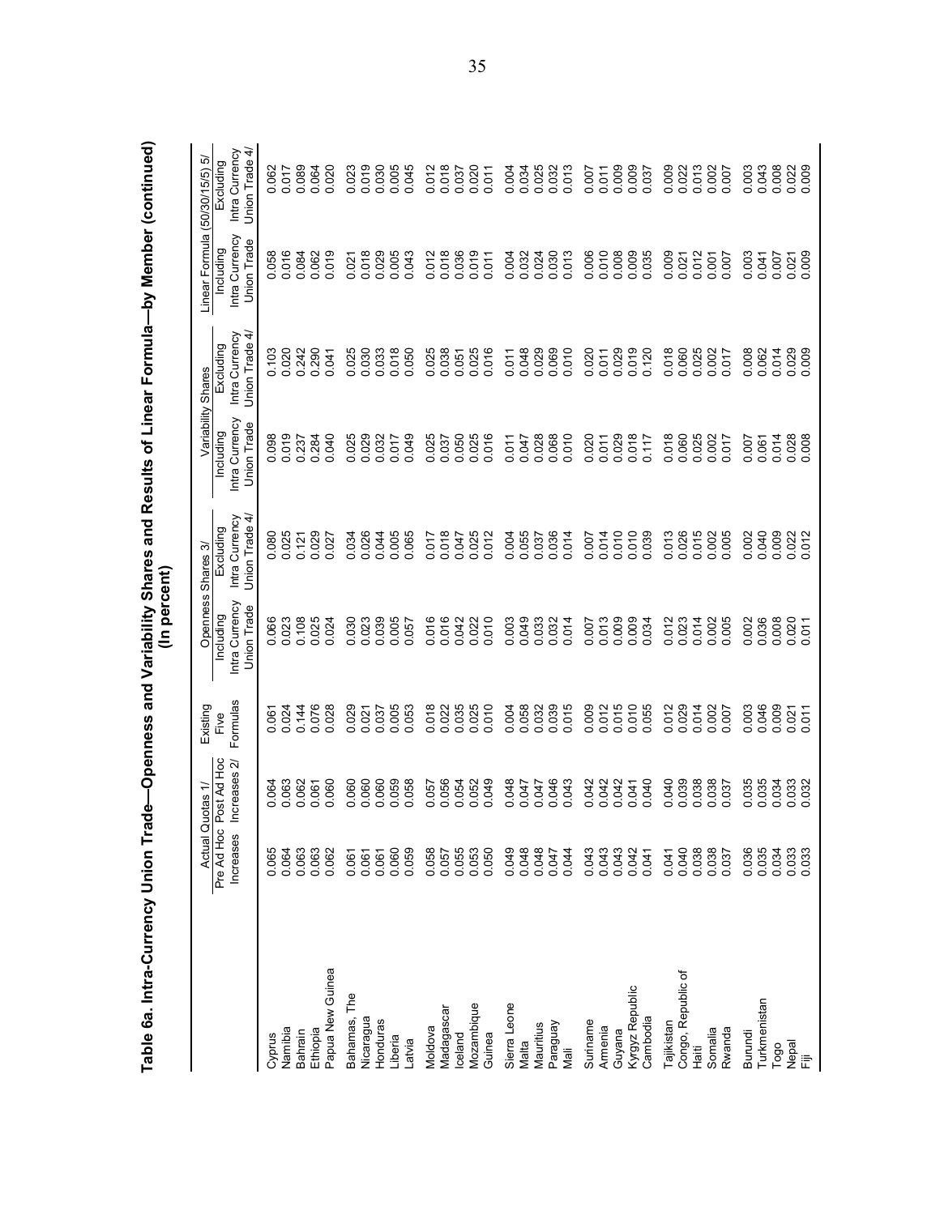# Table 6a. Intra-Currency Union Trade—Openness and Variability Shares and Results of Linear Formula—by Member (continued)
(In percent)

| | Actual Quotas 1/ | | Existing Five Formulas | Openness Shares 3/ | | Variability Shares | | Linear Formula (50/30/15/5) 5/ | |
|---|---|---|---|---|---|---|---|---|---|
| | Pre Ad Hoc Increases | Post Ad Hoc Increases 2/ | | Including Intra Currency Union Trade | Excluding Intra Currency Union Trade 4/ | Including Intra Currency Union Trade | Excluding Intra Currency Union Trade 4/ | Including Intra Currency Union Trade | Excluding Intra Currency Union Trade 4/ |
| Cyprus | 0.065 | 0.064 | 0.061 | 0.066 | 0.080 | 0.098 | 0.103 | 0.058 | 0.062 |
| Namibia | 0.064 | 0.063 | 0.024 | 0.023 | 0.025 | 0.019 | 0.020 | 0.016 | 0.017 |
| Bahrain | 0.063 | 0.062 | 0.144 | 0.108 | 0.121 | 0.237 | 0.242 | 0.084 | 0.089 |
| Ethiopia | 0.063 | 0.061 | 0.076 | 0.025 | 0.029 | 0.284 | 0.290 | 0.062 | 0.064 |
| Papua New Guinea | 0.062 | 0.060 | 0.028 | 0.024 | 0.027 | 0.040 | 0.041 | 0.019 | 0.020 |
| Bahamas, The | 0.061 | 0.060 | 0.029 | 0.030 | 0.034 | 0.025 | 0.025 | 0.021 | 0.023 |
| Nicaragua | 0.061 | 0.060 | 0.021 | 0.023 | 0.026 | 0.029 | 0.030 | 0.018 | 0.019 |
| Honduras | 0.061 | 0.060 | 0.037 | 0.039 | 0.044 | 0.032 | 0.033 | 0.029 | 0.030 |
| Liberia | 0.060 | 0.059 | 0.005 | 0.005 | 0.005 | 0.017 | 0.018 | 0.005 | 0.005 |
| Latvia | 0.059 | 0.058 | 0.053 | 0.057 | 0.065 | 0.049 | 0.050 | 0.043 | 0.045 |
| Moldova | 0.058 | 0.057 | 0.018 | 0.016 | 0.017 | 0.025 | 0.025 | 0.012 | 0.012 |
| Madagascar | 0.057 | 0.056 | 0.022 | 0.016 | 0.018 | 0.037 | 0.038 | 0.018 | 0.018 |
| Iceland | 0.055 | 0.054 | 0.035 | 0.042 | 0.047 | 0.050 | 0.051 | 0.036 | 0.037 |
| Mozambique | 0.053 | 0.052 | 0.025 | 0.022 | 0.025 | 0.025 | 0.025 | 0.019 | 0.020 |
| Guinea | 0.050 | 0.049 | 0.010 | 0.010 | 0.012 | 0.016 | 0.016 | 0.011 | 0.011 |
| Sierra Leone | 0.049 | 0.048 | 0.004 | 0.003 | 0.004 | 0.011 | 0.011 | 0.004 | 0.004 |
| Malta | 0.048 | 0.047 | 0.058 | 0.049 | 0.055 | 0.047 | 0.048 | 0.032 | 0.034 |
| Mauritius | 0.048 | 0.047 | 0.032 | 0.033 | 0.037 | 0.028 | 0.029 | 0.024 | 0.025 |
| Paraguay | 0.047 | 0.046 | 0.039 | 0.032 | 0.036 | 0.068 | 0.069 | 0.030 | 0.032 |
| Mali | 0.044 | 0.043 | 0.015 | 0.014 | 0.014 | 0.010 | 0.010 | 0.013 | 0.013 |
| Suriname | 0.043 | 0.042 | 0.009 | 0.007 | 0.007 | 0.020 | 0.020 | 0.006 | 0.007 |
| Armenia | 0.043 | 0.042 | 0.012 | 0.013 | 0.014 | 0.011 | 0.011 | 0.010 | 0.011 |
| Guyana | 0.043 | 0.042 | 0.015 | 0.009 | 0.010 | 0.029 | 0.029 | 0.008 | 0.009 |
| Kyrgyz Republic | 0.042 | 0.041 | 0.010 | 0.009 | 0.010 | 0.018 | 0.019 | 0.009 | 0.009 |
| Cambodia | 0.041 | 0.040 | 0.055 | 0.034 | 0.039 | 0.117 | 0.120 | 0.035 | 0.037 |
| Tajikistan | 0.041 | 0.040 | 0.012 | 0.012 | 0.013 | 0.018 | 0.018 | 0.009 | 0.009 |
| Congo, Republic of | 0.040 | 0.039 | 0.029 | 0.023 | 0.026 | 0.060 | 0.060 | 0.021 | 0.022 |
| Haiti | 0.038 | 0.038 | 0.014 | 0.014 | 0.015 | 0.025 | 0.025 | 0.012 | 0.013 |
| Somalia | 0.038 | 0.038 | 0.002 | 0.002 | 0.002 | 0.002 | 0.002 | 0.001 | 0.002 |
| Rwanda | 0.037 | 0.037 | 0.007 | 0.005 | 0.005 | 0.017 | 0.017 | 0.007 | 0.007 |
| Burundi | 0.036 | 0.035 | 0.003 | 0.002 | 0.002 | 0.007 | 0.008 | 0.003 | 0.003 |
| Turkmenistan | 0.035 | 0.035 | 0.046 | 0.036 | 0.040 | 0.061 | 0.062 | 0.041 | 0.043 |
| Togo | 0.034 | 0.034 | 0.009 | 0.008 | 0.009 | 0.014 | 0.014 | 0.007 | 0.008 |
| Nepal | 0.033 | 0.033 | 0.021 | 0.020 | 0.022 | 0.028 | 0.029 | 0.021 | 0.022 |
| Fiji | 0.033 | 0.032 | 0.011 | 0.011 | 0.012 | 0.008 | 0.009 | 0.009 | 0.009 |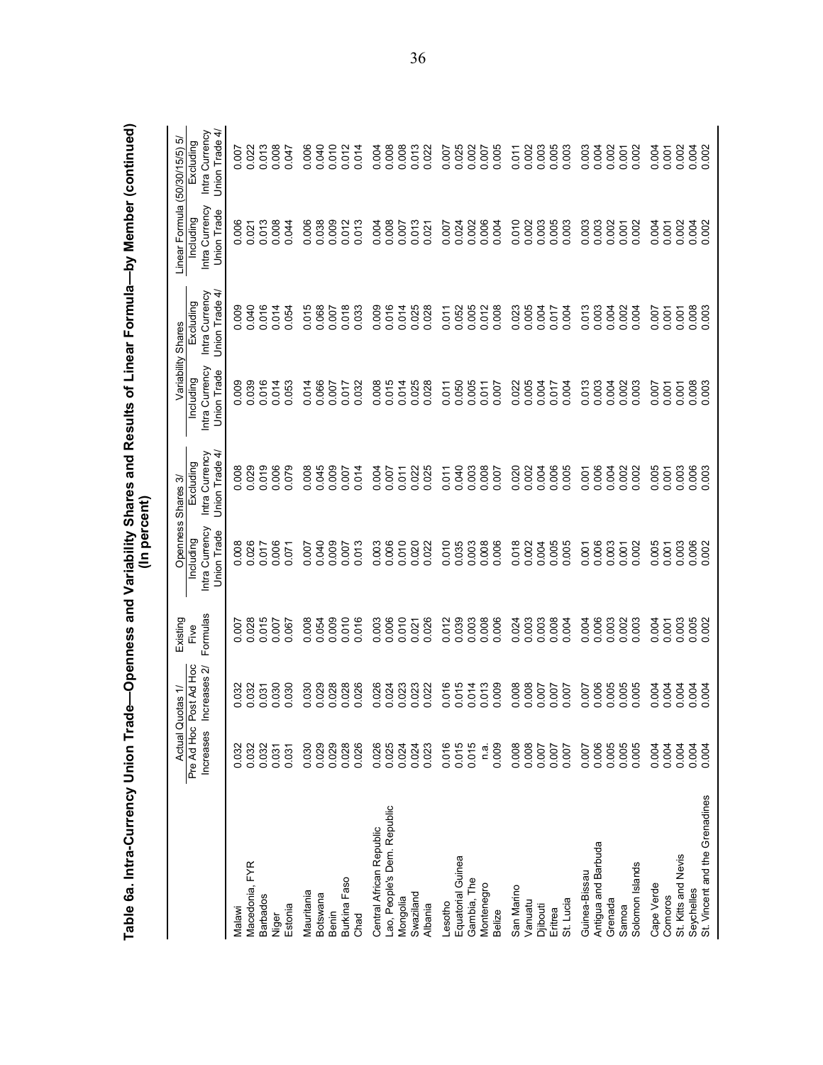# Table 6a. Intra-Currency Union Trade—Openness and Variability Shares and Results of Linear Formula—by Member (continued)
(In percent)

| | Actual Quotas 1/ | | Existing Five Formulas | Openness Shares 3/ | | Variability Shares | | Linear Formula (50/30/15/5) 5/ | |
|---|---|---|---|---|---|---|---|---|---|
| | Pre Ad Hoc Increases | Post Ad Hoc Increases 2/ | | Including Intra Currency Union Trade | Excluding Intra Currency Union Trade 4/ | Including Intra Currency Union Trade | Excluding Intra Currency Union Trade 4/ | Including Intra Currency Union Trade | Excluding Intra Currency Union Trade 4/ |
| Malawi | 0.032 | 0.032 | 0.007 | 0.008 | 0.008 | 0.009 | 0.009 | 0.006 | 0.007 |
| Macedonia, FYR | 0.032 | 0.032 | 0.028 | 0.026 | 0.029 | 0.039 | 0.040 | 0.021 | 0.022 |
| Barbados | 0.032 | 0.031 | 0.015 | 0.017 | 0.019 | 0.016 | 0.016 | 0.013 | 0.013 |
| Niger | 0.031 | 0.030 | 0.007 | 0.006 | 0.006 | 0.014 | 0.014 | 0.008 | 0.008 |
| Estonia | 0.031 | 0.030 | 0.067 | 0.071 | 0.079 | 0.053 | 0.054 | 0.044 | 0.047 |
| Mauritania | 0.030 | 0.030 | 0.008 | 0.007 | 0.008 | 0.014 | 0.015 | 0.006 | 0.006 |
| Botswana | 0.029 | 0.029 | 0.054 | 0.040 | 0.045 | 0.066 | 0.068 | 0.038 | 0.040 |
| Benin | 0.029 | 0.028 | 0.009 | 0.009 | 0.009 | 0.007 | 0.007 | 0.009 | 0.010 |
| Burkina Faso | 0.028 | 0.028 | 0.010 | 0.007 | 0.007 | 0.017 | 0.018 | 0.012 | 0.012 |
| Chad | 0.026 | 0.026 | 0.016 | 0.013 | 0.014 | 0.032 | 0.033 | 0.013 | 0.014 |
| Central African Republic | 0.026 | 0.026 | 0.003 | 0.003 | 0.004 | 0.008 | 0.009 | 0.004 | 0.004 |
| Lao, People's Dem. Republic | 0.025 | 0.024 | 0.006 | 0.006 | 0.007 | 0.015 | 0.016 | 0.008 | 0.008 |
| Mongolia | 0.024 | 0.023 | 0.010 | 0.010 | 0.011 | 0.014 | 0.014 | 0.007 | 0.008 |
| Swaziland | 0.024 | 0.023 | 0.021 | 0.020 | 0.022 | 0.025 | 0.025 | 0.013 | 0.013 |
| Albania | 0.023 | 0.022 | 0.026 | 0.022 | 0.025 | 0.028 | 0.028 | 0.021 | 0.022 |
| Lesotho | 0.016 | 0.016 | 0.012 | 0.010 | 0.011 | 0.011 | 0.011 | 0.007 | 0.007 |
| Equatorial Guinea | 0.015 | 0.015 | 0.039 | 0.035 | 0.040 | 0.050 | 0.052 | 0.024 | 0.025 |
| Gambia, The | 0.015 | 0.014 | 0.003 | 0.003 | 0.003 | 0.005 | 0.005 | 0.002 | 0.002 |
| Montenegro | n.a. | 0.013 | 0.008 | 0.008 | 0.008 | 0.011 | 0.012 | 0.006 | 0.007 |
| Belize | 0.009 | 0.009 | 0.006 | 0.006 | 0.007 | 0.007 | 0.008 | 0.004 | 0.005 |
| San Marino | 0.008 | 0.008 | 0.024 | 0.018 | 0.020 | 0.022 | 0.023 | 0.010 | 0.011 |
| Vanuatu | 0.008 | 0.008 | 0.003 | 0.002 | 0.002 | 0.005 | 0.005 | 0.002 | 0.002 |
| Djibouti | 0.007 | 0.007 | 0.003 | 0.004 | 0.004 | 0.004 | 0.004 | 0.003 | 0.003 |
| Eritrea | 0.007 | 0.007 | 0.008 | 0.005 | 0.006 | 0.017 | 0.017 | 0.005 | 0.005 |
| St. Lucia | 0.007 | 0.007 | 0.004 | 0.005 | 0.005 | 0.004 | 0.004 | 0.003 | 0.003 |
| Guinea-Bissau | 0.007 | 0.007 | 0.004 | 0.001 | 0.001 | 0.013 | 0.013 | 0.003 | 0.003 |
| Antigua and Barbuda | 0.006 | 0.006 | 0.006 | 0.006 | 0.006 | 0.003 | 0.003 | 0.003 | 0.004 |
| Grenada | 0.005 | 0.005 | 0.003 | 0.003 | 0.004 | 0.004 | 0.004 | 0.002 | 0.002 |
| Samoa | 0.005 | 0.005 | 0.002 | 0.001 | 0.002 | 0.002 | 0.002 | 0.001 | 0.001 |
| Solomon Islands | 0.005 | 0.005 | 0.003 | 0.002 | 0.002 | 0.003 | 0.004 | 0.002 | 0.002 |
| Cape Verde | 0.004 | 0.004 | 0.004 | 0.005 | 0.005 | 0.007 | 0.007 | 0.004 | 0.004 |
| Comoros | 0.004 | 0.004 | 0.001 | 0.001 | 0.001 | 0.001 | 0.001 | 0.001 | 0.001 |
| St. Kitts and Nevis | 0.004 | 0.004 | 0.003 | 0.003 | 0.003 | 0.001 | 0.001 | 0.002 | 0.002 |
| Seychelles | 0.004 | 0.004 | 0.005 | 0.006 | 0.006 | 0.008 | 0.008 | 0.004 | 0.004 |
| St. Vincent and the Grenadines | 0.004 | 0.004 | 0.002 | 0.002 | 0.003 | 0.003 | 0.003 | 0.002 | 0.002 |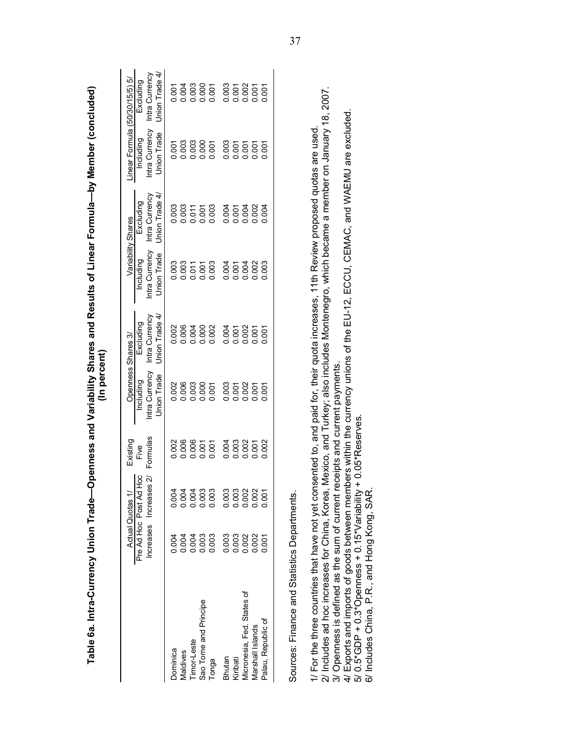**Table 6a. Intra-Currency Union Trade—Openness and Variability Shares and Results of Linear Formula—by Member (concluded)**
**(In percent)**

| | Actual Quotas 1/ | | Existing Five Formulas | Openness Shares 3/ | | Variability Shares | | Linear Formula (50/30/15/5) 5/ | |
|---|---|---|---|---|---|---|---|---|---|
| | Pre Ad Hoc Increases | Post Ad Hoc Increases 2/ | | Including Intra Currency Union Trade | Excluding Intra Currency Union Trade 4/ | Including Intra Currency Union Trade | Excluding Intra Currency Union Trade 4/ | Including Intra Currency Union Trade | Excluding Intra Currency Union Trade 4/ |
| Dominica | 0.004 | 0.004 | 0.002 | 0.002 | 0.002 | 0.003 | 0.003 | 0.001 | 0.001 |
| Maldives | 0.004 | 0.004 | 0.006 | 0.006 | 0.006 | 0.003 | 0.003 | 0.003 | 0.004 |
| Timor-Leste | 0.004 | 0.004 | 0.006 | 0.003 | 0.004 | 0.011 | 0.011 | 0.003 | 0.003 |
| Sao Tome and Principe | 0.003 | 0.003 | 0.001 | 0.000 | 0.000 | 0.001 | 0.001 | 0.000 | 0.000 |
| Tonga | 0.003 | 0.003 | 0.001 | 0.001 | 0.002 | 0.003 | 0.003 | 0.001 | 0.001 |
| Bhutan | 0.003 | 0.003 | 0.004 | 0.003 | 0.004 | 0.004 | 0.004 | 0.003 | 0.003 |
| Kiribati | 0.003 | 0.003 | 0.003 | 0.001 | 0.001 | 0.001 | 0.001 | 0.001 | 0.001 |
| Micronesia, Fed. States of | 0.002 | 0.002 | 0.002 | 0.002 | 0.002 | 0.004 | 0.004 | 0.001 | 0.002 |
| Marshall Islands | 0.002 | 0.002 | 0.001 | 0.001 | 0.001 | 0.002 | 0.002 | 0.001 | 0.001 |
| Palau, Republic of | 0.001 | 0.001 | 0.002 | 0.001 | 0.001 | 0.003 | 0.004 | 0.001 | 0.001 |

Sources: Finance and Statistics Departments.

1/ For the three countries that have not yet consented to, and paid for, their quota increases, 11th Review proposed quotas are used.
2/ Includes ad hoc increases for China, Korea, Mexico, and Turkey; also includes Montenegro, which became a member on January 18, 2007.
3/ Openness is defined as the sum of current receipts and current payments.
4/ Exports and imports of goods between members within the currency unions of the EU-12, ECCU, CEMAC, and WAEMU are excluded.
5/ 0.5*GDP + 0.3*Openness + 0.15*Variability + 0.05*Reserves.
6/ Includes China, P.R., and Hong Kong, SAR.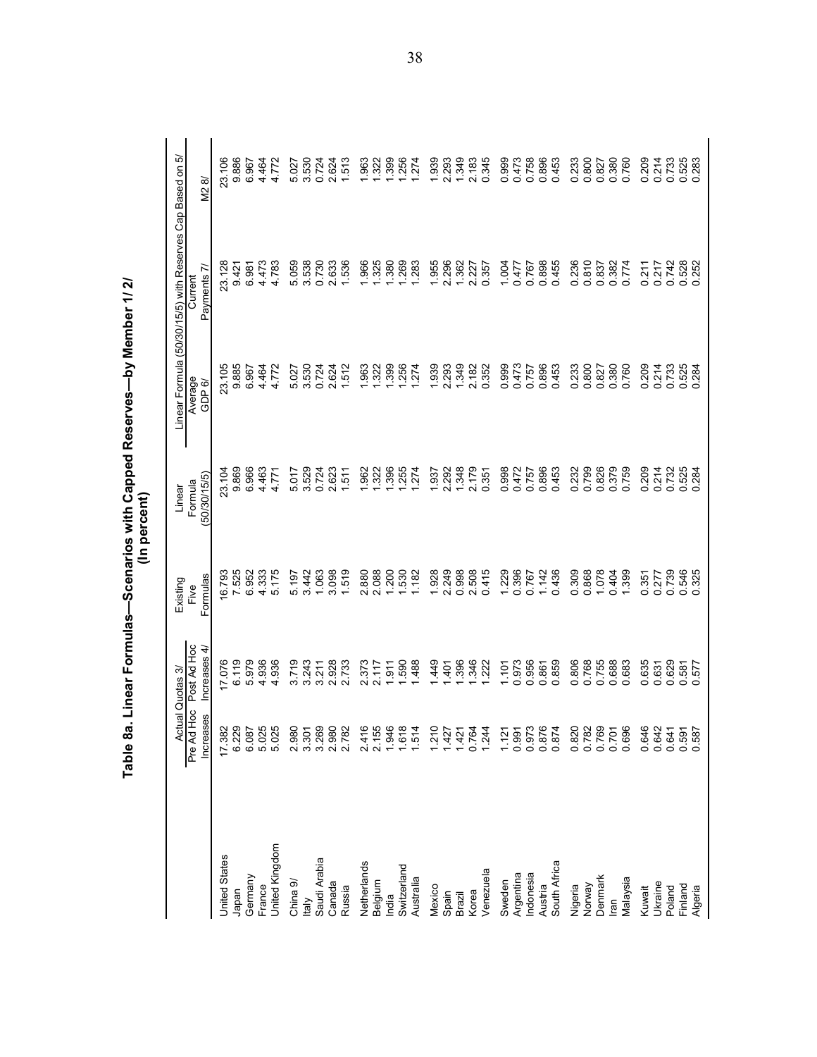## Table 8a. Linear Formulas—Scenarios with Capped Reserves—by Member 1/ 2/
**(In percent)**

| | Actual Quotas 3/ | | Existing Five Formulas | Linear Formula (50/30/15/5) | Linear Formula (50/30/15/5) with Reserves Cap Based on 5/ | | |
|---|---|---|---|---|---|---|---|
| | Pre Ad Hoc Increases | Post Ad Hoc Increases 4/ | | | Average GDP 6/ | Current Payments 7/ | M2 8/ |
| United States | 17.382 | 17.076 | 16.793 | 23.104 | 23.105 | 23.128 | 23.106 |
| Japan | 6.229 | 6.119 | 7.525 | 9.869 | 9.885 | 9.421 | 9.886 |
| Germany | 6.087 | 5.979 | 6.952 | 6.966 | 6.967 | 6.981 | 6.967 |
| France | 5.025 | 4.936 | 4.333 | 4.463 | 4.464 | 4.473 | 4.464 |
| United Kingdom | 5.025 | 4.936 | 5.175 | 4.771 | 4.772 | 4.783 | 4.772 |
| China 9/ | 2.980 | 3.719 | 5.197 | 5.017 | 5.027 | 5.059 | 5.027 |
| Italy | 3.301 | 3.243 | 3.442 | 3.529 | 3.530 | 3.538 | 3.530 |
| Saudi Arabia | 3.269 | 3.211 | 1.063 | 0.724 | 0.724 | 0.730 | 0.724 |
| Canada | 2.980 | 2.928 | 3.098 | 2.623 | 2.624 | 2.633 | 2.624 |
| Russia | 2.782 | 2.733 | 1.519 | 1.511 | 1.512 | 1.536 | 1.513 |
| Netherlands | 2.416 | 2.373 | 2.880 | 1.962 | 1.963 | 1.966 | 1.963 |
| Belgium | 2.155 | 2.117 | 2.088 | 1.322 | 1.322 | 1.325 | 1.322 |
| India | 1.946 | 1.911 | 1.200 | 1.396 | 1.399 | 1.380 | 1.399 |
| Switzerland | 1.618 | 1.590 | 1.530 | 1.255 | 1.256 | 1.269 | 1.256 |
| Australia | 1.514 | 1.488 | 1.182 | 1.274 | 1.274 | 1.283 | 1.274 |
| Mexico | 1.210 | 1.449 | 1.928 | 1.937 | 1.939 | 1.955 | 1.939 |
| Spain | 1.427 | 1.401 | 2.249 | 2.292 | 2.293 | 2.296 | 2.293 |
| Brazil | 1.421 | 1.396 | 0.998 | 1.348 | 1.349 | 1.362 | 1.349 |
| Korea | 0.764 | 1.346 | 2.508 | 2.179 | 2.182 | 2.227 | 2.183 |
| Venezuela | 1.244 | 1.222 | 0.415 | 0.351 | 0.352 | 0.357 | 0.345 |
| Sweden | 1.121 | 1.101 | 1.229 | 0.998 | 0.999 | 1.004 | 0.999 |
| Argentina | 0.991 | 0.973 | 0.396 | 0.472 | 0.473 | 0.477 | 0.473 |
| Indonesia | 0.973 | 0.956 | 0.767 | 0.757 | 0.757 | 0.767 | 0.758 |
| Austria | 0.876 | 0.861 | 1.142 | 0.896 | 0.896 | 0.898 | 0.896 |
| South Africa | 0.874 | 0.859 | 0.436 | 0.453 | 0.453 | 0.455 | 0.453 |
| Nigeria | 0.820 | 0.806 | 0.309 | 0.232 | 0.233 | 0.236 | 0.233 |
| Norway | 0.782 | 0.768 | 0.868 | 0.799 | 0.800 | 0.810 | 0.800 |
| Denmark | 0.769 | 0.755 | 1.078 | 0.826 | 0.827 | 0.837 | 0.827 |
| Iran | 0.701 | 0.688 | 0.404 | 0.379 | 0.380 | 0.382 | 0.380 |
| Malaysia | 0.696 | 0.683 | 1.399 | 0.759 | 0.760 | 0.774 | 0.760 |
| Kuwait | 0.646 | 0.635 | 0.351 | 0.209 | 0.209 | 0.211 | 0.209 |
| Ukraine | 0.642 | 0.631 | 0.277 | 0.214 | 0.214 | 0.217 | 0.214 |
| Poland | 0.641 | 0.629 | 0.739 | 0.732 | 0.733 | 0.742 | 0.733 |
| Finland | 0.591 | 0.581 | 0.546 | 0.525 | 0.525 | 0.528 | 0.525 |
| Algeria | 0.587 | 0.577 | 0.325 | 0.284 | 0.284 | 0.252 | 0.283 |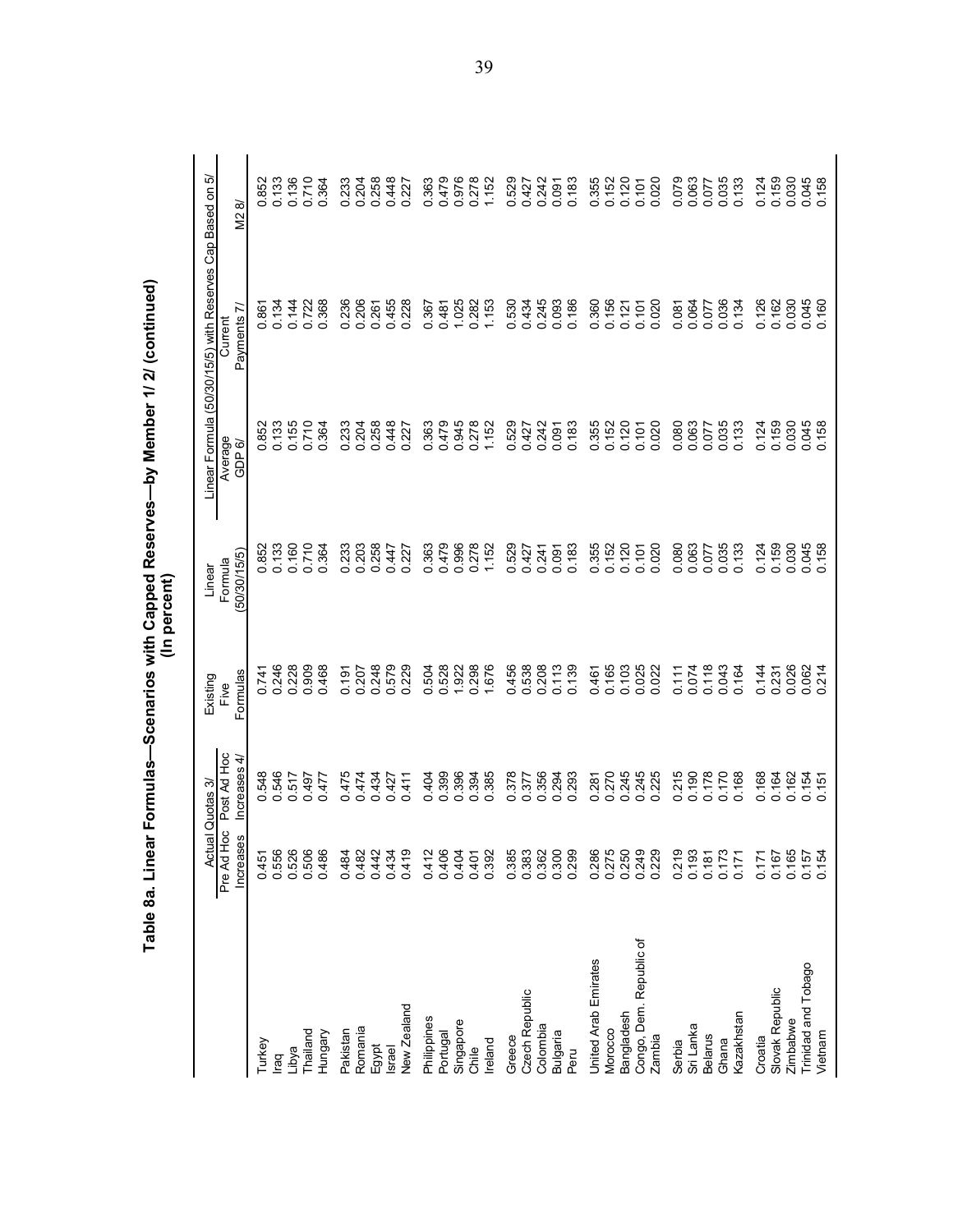**Table 8a. Linear Formulas—Scenarios with Capped Reserves—by Member 1/ 2/ (continued)**
**(In percent)**

| | Actual Quotas 3/ | | Existing Five Formulas | Linear Formula (50/30/15/5) | Linear Formula (50/30/15/5) with Reserves Cap Based on 5/ | | |
|---|---|---|---|---|---|---|---|
| | Pre Ad Hoc Increases | Post Ad Hoc Increases 4/ | | | Average GDP 6/ | Current Payments 7/ | M2 8/ |
| Turkey | 0.451 | 0.548 | 0.741 | 0.852 | 0.852 | 0.861 | 0.852 |
| Iraq | 0.556 | 0.546 | 0.246 | 0.133 | 0.133 | 0.134 | 0.133 |
| Libya | 0.526 | 0.517 | 0.228 | 0.160 | 0.155 | 0.144 | 0.136 |
| Thailand | 0.506 | 0.497 | 0.909 | 0.710 | 0.710 | 0.722 | 0.710 |
| Hungary | 0.486 | 0.477 | 0.468 | 0.364 | 0.364 | 0.368 | 0.364 |
| Pakistan | 0.484 | 0.475 | 0.191 | 0.233 | 0.233 | 0.236 | 0.233 |
| Romania | 0.482 | 0.474 | 0.207 | 0.203 | 0.204 | 0.206 | 0.204 |
| Egypt | 0.442 | 0.434 | 0.248 | 0.258 | 0.258 | 0.261 | 0.258 |
| Israel | 0.434 | 0.427 | 0.579 | 0.447 | 0.448 | 0.455 | 0.448 |
| New Zealand | 0.419 | 0.411 | 0.229 | 0.227 | 0.227 | 0.228 | 0.227 |
| Philippines | 0.412 | 0.404 | 0.504 | 0.363 | 0.363 | 0.367 | 0.363 |
| Portugal | 0.406 | 0.399 | 0.528 | 0.479 | 0.479 | 0.481 | 0.479 |
| Singapore | 0.404 | 0.396 | 1.922 | 0.996 | 0.945 | 1.025 | 0.976 |
| Chile | 0.401 | 0.394 | 0.298 | 0.278 | 0.278 | 0.282 | 0.278 |
| Ireland | 0.392 | 0.385 | 1.676 | 1.152 | 1.152 | 1.153 | 1.152 |
| Greece | 0.385 | 0.378 | 0.456 | 0.529 | 0.529 | 0.530 | 0.529 |
| Czech Republic | 0.383 | 0.377 | 0.538 | 0.427 | 0.427 | 0.434 | 0.427 |
| Colombia | 0.362 | 0.356 | 0.208 | 0.241 | 0.242 | 0.245 | 0.242 |
| Bulgaria | 0.300 | 0.294 | 0.113 | 0.091 | 0.091 | 0.093 | 0.091 |
| Peru | 0.299 | 0.293 | 0.139 | 0.183 | 0.183 | 0.186 | 0.183 |
| United Arab Emirates | 0.286 | 0.281 | 0.461 | 0.355 | 0.355 | 0.360 | 0.355 |
| Morocco | 0.275 | 0.270 | 0.165 | 0.152 | 0.152 | 0.156 | 0.152 |
| Bangladesh | 0.250 | 0.245 | 0.103 | 0.120 | 0.120 | 0.121 | 0.120 |
| Congo, Dem. Republic of | 0.249 | 0.245 | 0.025 | 0.101 | 0.101 | 0.101 | 0.101 |
| Zambia | 0.229 | 0.225 | 0.022 | 0.020 | 0.020 | 0.020 | 0.020 |
| Serbia | 0.219 | 0.215 | 0.111 | 0.080 | 0.080 | 0.081 | 0.079 |
| Sri Lanka | 0.193 | 0.190 | 0.074 | 0.063 | 0.063 | 0.064 | 0.063 |
| Belarus | 0.181 | 0.178 | 0.118 | 0.077 | 0.077 | 0.077 | 0.077 |
| Ghana | 0.173 | 0.170 | 0.043 | 0.035 | 0.035 | 0.036 | 0.035 |
| Kazakhstan | 0.171 | 0.168 | 0.164 | 0.133 | 0.133 | 0.134 | 0.133 |
| Croatia | 0.171 | 0.168 | 0.144 | 0.124 | 0.124 | 0.126 | 0.124 |
| Slovak Republic | 0.167 | 0.164 | 0.231 | 0.159 | 0.159 | 0.162 | 0.159 |
| Zimbabwe | 0.165 | 0.162 | 0.026 | 0.030 | 0.030 | 0.030 | 0.030 |
| Trinidad and Tobago | 0.157 | 0.154 | 0.062 | 0.045 | 0.045 | 0.045 | 0.045 |
| Vietnam | 0.154 | 0.151 | 0.214 | 0.158 | 0.158 | 0.160 | 0.158 |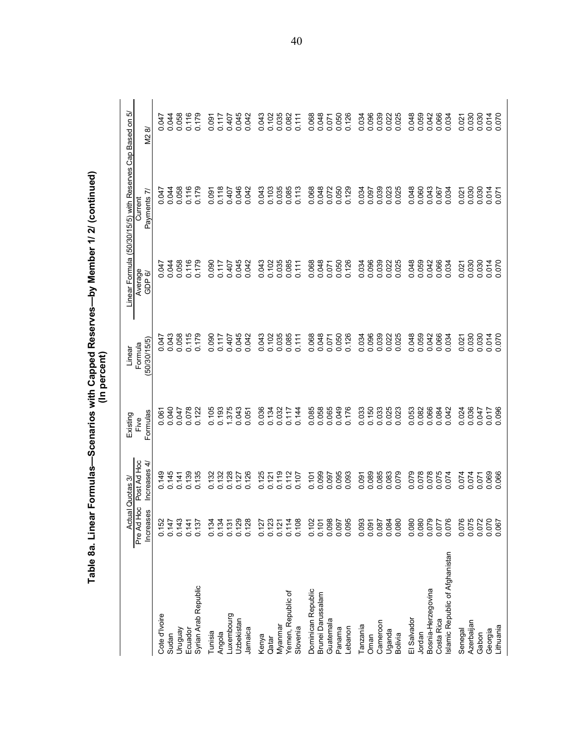# Table 8a. Linear Formulas—Scenarios with Capped Reserves—by Member 1/ 2/ (continued)
(In percent)

| | Actual Quotas 3/ | | Existing Five Formulas | Linear Formula (50/30/15/5) | Linear Formula (50/30/15/5) with Reserves Cap Based on 5/ | | |
|---|---|---|---|---|---|---|---|
| | Pre Ad Hoc Increases | Post Ad Hoc Increases 4/ | | | Average GDP 6/ | Current Payments 7/ | M2 8/ |
| Cote d'Ivoire | 0.152 | 0.149 | 0.061 | 0.047 | 0.047 | 0.047 | 0.047 |
| Sudan | 0.147 | 0.145 | 0.040 | 0.043 | 0.044 | 0.044 | 0.044 |
| Uruguay | 0.143 | 0.141 | 0.047 | 0.058 | 0.058 | 0.058 | 0.058 |
| Ecuador | 0.141 | 0.139 | 0.078 | 0.115 | 0.116 | 0.116 | 0.116 |
| Syrian Arab Republic | 0.137 | 0.135 | 0.122 | 0.179 | 0.179 | 0.179 | 0.179 |
| Tunisia | 0.134 | 0.132 | 0.105 | 0.090 | 0.090 | 0.091 | 0.091 |
| Angola | 0.134 | 0.132 | 0.193 | 0.117 | 0.117 | 0.118 | 0.117 |
| Luxembourg | 0.131 | 0.128 | 1.375 | 0.407 | 0.407 | 0.407 | 0.407 |
| Uzbekistan | 0.129 | 0.127 | 0.043 | 0.045 | 0.045 | 0.046 | 0.045 |
| Jamaica | 0.128 | 0.126 | 0.051 | 0.042 | 0.042 | 0.042 | 0.042 |
| Kenya | 0.127 | 0.125 | 0.036 | 0.043 | 0.043 | 0.043 | 0.043 |
| Qatar | 0.123 | 0.121 | 0.134 | 0.102 | 0.102 | 0.103 | 0.102 |
| Myanmar | 0.121 | 0.119 | 0.032 | 0.035 | 0.035 | 0.035 | 0.035 |
| Yemen, Republic of | 0.114 | 0.112 | 0.117 | 0.085 | 0.085 | 0.085 | 0.082 |
| Slovenia | 0.108 | 0.107 | 0.144 | 0.111 | 0.111 | 0.113 | 0.111 |
| Dominican Republic | 0.102 | 0.101 | 0.085 | 0.068 | 0.068 | 0.068 | 0.068 |
| Brunei Darussalam | 0.101 | 0.099 | 0.058 | 0.048 | 0.048 | 0.048 | 0.048 |
| Guatemala | 0.098 | 0.097 | 0.065 | 0.071 | 0.071 | 0.072 | 0.071 |
| Panama | 0.097 | 0.095 | 0.049 | 0.050 | 0.050 | 0.050 | 0.050 |
| Lebanon | 0.095 | 0.093 | 0.176 | 0.126 | 0.126 | 0.129 | 0.126 |
| Tanzania | 0.093 | 0.091 | 0.033 | 0.034 | 0.034 | 0.034 | 0.034 |
| Oman | 0.091 | 0.089 | 0.150 | 0.096 | 0.096 | 0.097 | 0.096 |
| Cameroon | 0.087 | 0.085 | 0.033 | 0.039 | 0.039 | 0.039 | 0.039 |
| Uganda | 0.084 | 0.083 | 0.025 | 0.022 | 0.022 | 0.023 | 0.022 |
| Bolivia | 0.080 | 0.079 | 0.023 | 0.025 | 0.025 | 0.025 | 0.025 |
| El Salvador | 0.080 | 0.079 | 0.053 | 0.048 | 0.048 | 0.048 | 0.048 |
| Jordan | 0.080 | 0.078 | 0.082 | 0.059 | 0.059 | 0.060 | 0.059 |
| Bosnia-Herzegovina | 0.079 | 0.078 | 0.066 | 0.042 | 0.042 | 0.043 | 0.042 |
| Costa Rica | 0.077 | 0.075 | 0.084 | 0.066 | 0.066 | 0.067 | 0.066 |
| Islamic Republic of Afghanistan | 0.076 | 0.074 | 0.042 | 0.034 | 0.034 | 0.034 | 0.034 |
| Senegal | 0.076 | 0.074 | 0.024 | 0.021 | 0.021 | 0.021 | 0.021 |
| Azerbaijan | 0.075 | 0.074 | 0.036 | 0.030 | 0.030 | 0.030 | 0.030 |
| Gabon | 0.072 | 0.071 | 0.047 | 0.030 | 0.030 | 0.030 | 0.030 |
| Georgia | 0.070 | 0.069 | 0.017 | 0.014 | 0.014 | 0.014 | 0.014 |
| Lithuania | 0.067 | 0.066 | 0.096 | 0.070 | 0.070 | 0.071 | 0.070 |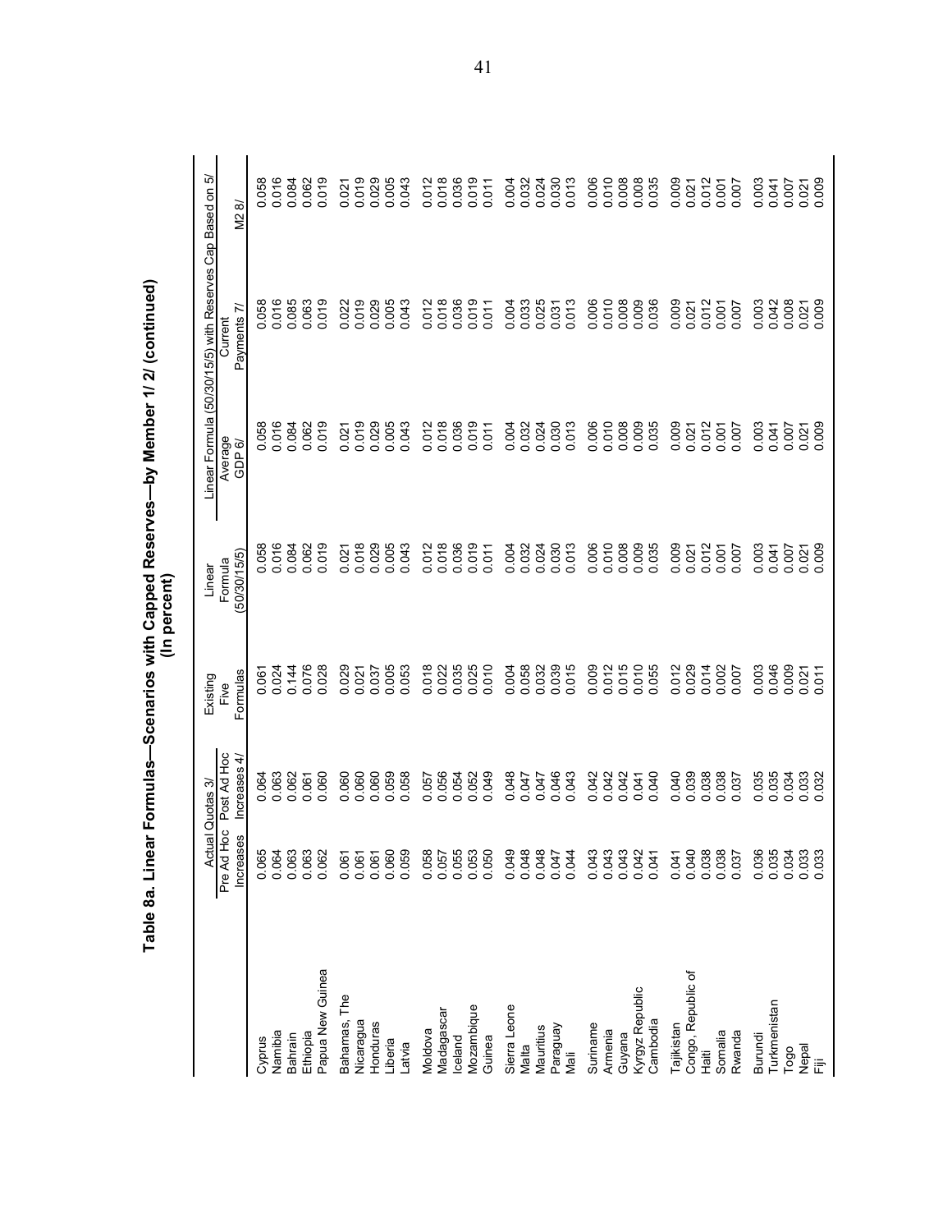# Table 8a. Linear Formulas—Scenarios with Capped Reserves—by Member 1/ 2/ (continued)

(In percent)

| | Actual Quotas 3/ | | Existing Five Formulas | Linear Formula (50/30/15/5) | Linear Formula (50/30/15/5) with Reserves Cap Based on 5/ | | |
|---|---|---|---|---|---|---|---|
| | Pre Ad Hoc Increases | Post Ad Hoc Increases 4/ | | | Average GDP 6/ | Current Payments 7/ | M2 8/ |
| Cyprus | 0.065 | 0.064 | 0.061 | 0.058 | 0.058 | 0.058 | 0.058 |
| Namibia | 0.064 | 0.063 | 0.024 | 0.016 | 0.016 | 0.016 | 0.016 |
| Bahrain | 0.063 | 0.062 | 0.144 | 0.084 | 0.084 | 0.085 | 0.084 |
| Ethiopia | 0.063 | 0.061 | 0.076 | 0.062 | 0.062 | 0.063 | 0.062 |
| Papua New Guinea | 0.062 | 0.060 | 0.028 | 0.019 | 0.019 | 0.019 | 0.019 |
| Bahamas, The | 0.061 | 0.060 | 0.029 | 0.021 | 0.021 | 0.022 | 0.021 |
| Nicaragua | 0.061 | 0.060 | 0.021 | 0.018 | 0.019 | 0.019 | 0.019 |
| Honduras | 0.061 | 0.060 | 0.037 | 0.029 | 0.029 | 0.029 | 0.029 |
| Liberia | 0.060 | 0.059 | 0.005 | 0.005 | 0.005 | 0.005 | 0.005 |
| Latvia | 0.059 | 0.058 | 0.053 | 0.043 | 0.043 | 0.043 | 0.043 |
| Moldova | 0.058 | 0.057 | 0.018 | 0.012 | 0.012 | 0.012 | 0.012 |
| Madagascar | 0.057 | 0.056 | 0.022 | 0.018 | 0.018 | 0.018 | 0.018 |
| Iceland | 0.055 | 0.054 | 0.035 | 0.036 | 0.036 | 0.036 | 0.036 |
| Mozambique | 0.053 | 0.052 | 0.025 | 0.019 | 0.019 | 0.019 | 0.019 |
| Guinea | 0.050 | 0.049 | 0.010 | 0.011 | 0.011 | 0.011 | 0.011 |
| Sierra Leone | 0.049 | 0.048 | 0.004 | 0.004 | 0.004 | 0.004 | 0.004 |
| Malta | 0.048 | 0.047 | 0.058 | 0.032 | 0.032 | 0.033 | 0.032 |
| Mauritius | 0.048 | 0.047 | 0.032 | 0.024 | 0.024 | 0.025 | 0.024 |
| Paraguay | 0.047 | 0.046 | 0.039 | 0.030 | 0.030 | 0.031 | 0.030 |
| Mali | 0.044 | 0.043 | 0.015 | 0.013 | 0.013 | 0.013 | 0.013 |
| Suriname | 0.043 | 0.042 | 0.009 | 0.006 | 0.006 | 0.006 | 0.006 |
| Armenia | 0.043 | 0.042 | 0.012 | 0.010 | 0.010 | 0.010 | 0.010 |
| Guyana | 0.043 | 0.042 | 0.015 | 0.008 | 0.008 | 0.008 | 0.008 |
| Kyrgyz Republic | 0.042 | 0.041 | 0.010 | 0.009 | 0.009 | 0.009 | 0.008 |
| Cambodia | 0.041 | 0.040 | 0.055 | 0.035 | 0.035 | 0.036 | 0.035 |
| Tajikistan | 0.041 | 0.040 | 0.012 | 0.009 | 0.009 | 0.009 | 0.009 |
| Congo, Republic of | 0.040 | 0.039 | 0.029 | 0.021 | 0.021 | 0.021 | 0.021 |
| Haiti | 0.038 | 0.038 | 0.014 | 0.012 | 0.012 | 0.012 | 0.012 |
| Somalia | 0.038 | 0.038 | 0.002 | 0.001 | 0.001 | 0.001 | 0.001 |
| Rwanda | 0.037 | 0.037 | 0.007 | 0.007 | 0.007 | 0.007 | 0.007 |
| Burundi | 0.036 | 0.035 | 0.003 | 0.003 | 0.003 | 0.003 | 0.003 |
| Turkmenistan | 0.035 | 0.035 | 0.046 | 0.041 | 0.041 | 0.042 | 0.041 |
| Togo | 0.034 | 0.034 | 0.009 | 0.007 | 0.007 | 0.008 | 0.007 |
| Nepal | 0.033 | 0.033 | 0.021 | 0.021 | 0.021 | 0.021 | 0.021 |
| Fiji | 0.033 | 0.032 | 0.011 | 0.009 | 0.009 | 0.009 | 0.009 |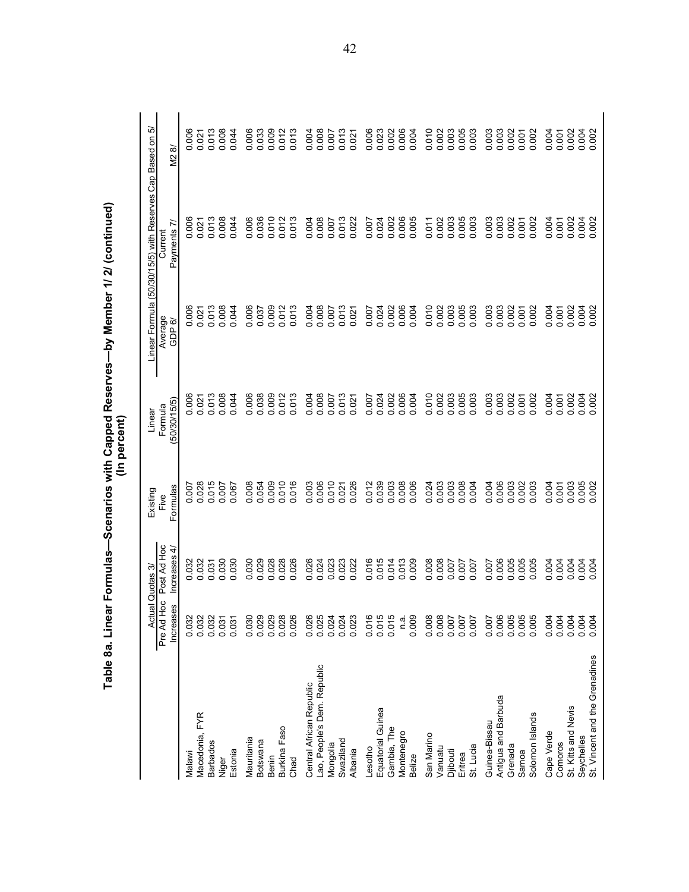# Table 8a. Linear Formulas—Scenarios with Capped Reserves—by Member 1/ 2/ (continued)
(In percent)

| | Actual Quotas 3/ | | Existing Five Formulas | Linear Formula (50/30/15/5) | Linear Formula (50/30/15/5) with Reserves Cap Based on 5/ | | |
|---|---|---|---|---|---|---|---|
| | Pre Ad Hoc Increases | Post Ad Hoc Increases 4/ | | | Average GDP 6/ | Current Payments 7/ | M2 8/ |
| Malawi | 0.032 | 0.032 | 0.007 | 0.006 | 0.006 | 0.006 | 0.006 |
| Macedonia, FYR | 0.032 | 0.032 | 0.028 | 0.021 | 0.021 | 0.021 | 0.021 |
| Barbados | 0.032 | 0.031 | 0.015 | 0.013 | 0.013 | 0.013 | 0.013 |
| Niger | 0.031 | 0.030 | 0.007 | 0.008 | 0.008 | 0.008 | 0.008 |
| Estonia | 0.031 | 0.030 | 0.067 | 0.044 | 0.044 | 0.044 | 0.044 |
| Mauritania | 0.030 | 0.030 | 0.008 | 0.006 | 0.006 | 0.006 | 0.006 |
| Botswana | 0.029 | 0.029 | 0.054 | 0.038 | 0.037 | 0.036 | 0.033 |
| Benin | 0.029 | 0.028 | 0.009 | 0.009 | 0.009 | 0.010 | 0.009 |
| Burkina Faso | 0.028 | 0.028 | 0.010 | 0.012 | 0.012 | 0.012 | 0.012 |
| Chad | 0.026 | 0.026 | 0.016 | 0.013 | 0.013 | 0.013 | 0.013 |
| Central African Republic | 0.026 | 0.026 | 0.003 | 0.004 | 0.004 | 0.004 | 0.004 |
| Lao, People's Dem. Republic | 0.025 | 0.024 | 0.006 | 0.008 | 0.008 | 0.008 | 0.008 |
| Mongolia | 0.024 | 0.023 | 0.010 | 0.007 | 0.007 | 0.007 | 0.007 |
| Swaziland | 0.024 | 0.023 | 0.021 | 0.013 | 0.013 | 0.013 | 0.013 |
| Albania | 0.023 | 0.022 | 0.026 | 0.021 | 0.021 | 0.022 | 0.021 |
| Lesotho | 0.016 | 0.016 | 0.012 | 0.007 | 0.007 | 0.007 | 0.006 |
| Equatorial Guinea | 0.015 | 0.015 | 0.039 | 0.024 | 0.024 | 0.024 | 0.023 |
| Gambia, The | 0.015 | 0.014 | 0.003 | 0.002 | 0.002 | 0.002 | 0.002 |
| Montenegro | n.a. | 0.013 | 0.008 | 0.006 | 0.006 | 0.006 | 0.006 |
| Belize | 0.009 | 0.009 | 0.006 | 0.004 | 0.004 | 0.005 | 0.004 |
| San Marino | 0.008 | 0.008 | 0.024 | 0.010 | 0.010 | 0.011 | 0.010 |
| Vanuatu | 0.008 | 0.008 | 0.003 | 0.002 | 0.002 | 0.002 | 0.002 |
| Djibouti | 0.007 | 0.007 | 0.003 | 0.003 | 0.003 | 0.003 | 0.003 |
| Eritrea | 0.007 | 0.007 | 0.008 | 0.005 | 0.005 | 0.005 | 0.005 |
| St. Lucia | 0.007 | 0.007 | 0.004 | 0.003 | 0.003 | 0.003 | 0.003 |
| Guinea-Bissau | 0.007 | 0.007 | 0.004 | 0.003 | 0.003 | 0.003 | 0.003 |
| Antigua and Barbuda | 0.006 | 0.006 | 0.006 | 0.003 | 0.003 | 0.003 | 0.003 |
| Grenada | 0.005 | 0.005 | 0.003 | 0.002 | 0.002 | 0.002 | 0.002 |
| Samoa | 0.005 | 0.005 | 0.002 | 0.001 | 0.001 | 0.001 | 0.001 |
| Solomon Islands | 0.005 | 0.005 | 0.003 | 0.002 | 0.002 | 0.002 | 0.002 |
| Cape Verde | 0.004 | 0.004 | 0.004 | 0.004 | 0.004 | 0.004 | 0.004 |
| Comoros | 0.004 | 0.004 | 0.001 | 0.001 | 0.001 | 0.001 | 0.001 |
| St. Kitts and Nevis | 0.004 | 0.004 | 0.003 | 0.002 | 0.002 | 0.002 | 0.002 |
| Seychelles | 0.004 | 0.004 | 0.005 | 0.004 | 0.004 | 0.004 | 0.004 |
| St. Vincent and the Grenadines | 0.004 | 0.004 | 0.002 | 0.002 | 0.002 | 0.002 | 0.002 |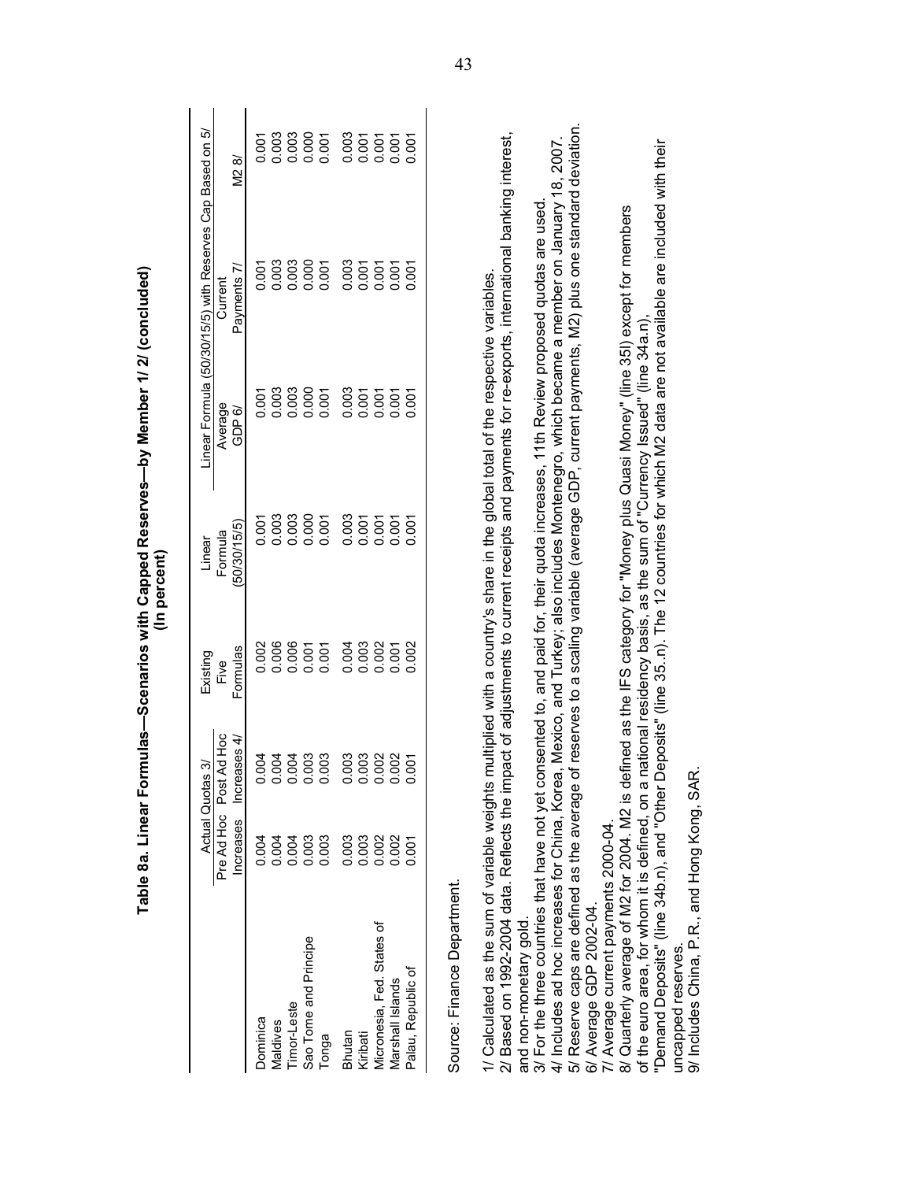**Table 8a. Linear Formulas—Scenarios with Capped Reserves—by Member 1/ 2/ (concluded)**
**(In percent)**

| | Actual Quotas 3/ | | Existing Five Formulas | Linear Formula (50/30/15/5) | Linear Formula (50/30/15/5) with Reserves Cap Based on 5/ | | |
|---|---|---|---|---|---|---|---|
| | Pre Ad Hoc Increases | Post Ad Hoc Increases 4/ | | | Average GDP 6/ | Current Payments 7/ | M2 8/ |
| Dominica | 0.004 | 0.004 | 0.002 | 0.001 | 0.001 | 0.001 | 0.001 |
| Maldives | 0.004 | 0.004 | 0.006 | 0.003 | 0.003 | 0.003 | 0.003 |
| Timor-Leste | 0.004 | 0.004 | 0.006 | 0.003 | 0.003 | 0.003 | 0.003 |
| Sao Tome and Principe | 0.003 | 0.003 | 0.001 | 0.000 | 0.000 | 0.000 | 0.000 |
| Tonga | 0.003 | 0.003 | 0.001 | 0.001 | 0.001 | 0.001 | 0.001 |
| Bhutan | 0.003 | 0.003 | 0.004 | 0.003 | 0.003 | 0.003 | 0.003 |
| Kiribati | 0.003 | 0.003 | 0.003 | 0.001 | 0.001 | 0.001 | 0.001 |
| Micronesia, Fed. States of | 0.002 | 0.002 | 0.002 | 0.001 | 0.001 | 0.001 | 0.001 |
| Marshall Islands | 0.002 | 0.002 | 0.001 | 0.001 | 0.001 | 0.001 | 0.001 |
| Palau, Republic of | 0.001 | 0.001 | 0.002 | 0.001 | 0.001 | 0.001 | 0.001 |

Source: Finance Department.

1/ Calculated as the sum of variable weights multiplied with a country's share in the global total of the respective variables.
2/ Based on 1992-2004 data. Reflects the impact of adjustments to current receipts and payments for re-exports, international banking interest, and non-monetary gold.
3/ For the three countries that have not yet consented to, and paid for, their quota increases, 11th Review proposed quotas are used.
4/ Includes ad hoc increases for China, Korea, Mexico, and Turkey; also includes Montenegro, which became a member on January 18, 2007.
5/ Reserve caps are defined as the average of reserves to a scaling variable (average GDP, current payments, M2) plus one standard deviation.
6/ Average GDP 2002-04.
7/ Average current payments 2000-04.
8/ Quarterly average of M2 for 2004. M2 is defined as the IFS category for "Money plus Quasi Money" (line 35l) except for members of the euro area, for whom it is defined, on a national residency basis, as the sum of "Currency Issued" (line 34a.n), "Demand Deposits" (line 34b.n), and "Other Deposits" (line 35..n). The 12 countries for which M2 data are not available are included with their uncapped reserves.
9/ Includes China, P.R., and Hong Kong, SAR.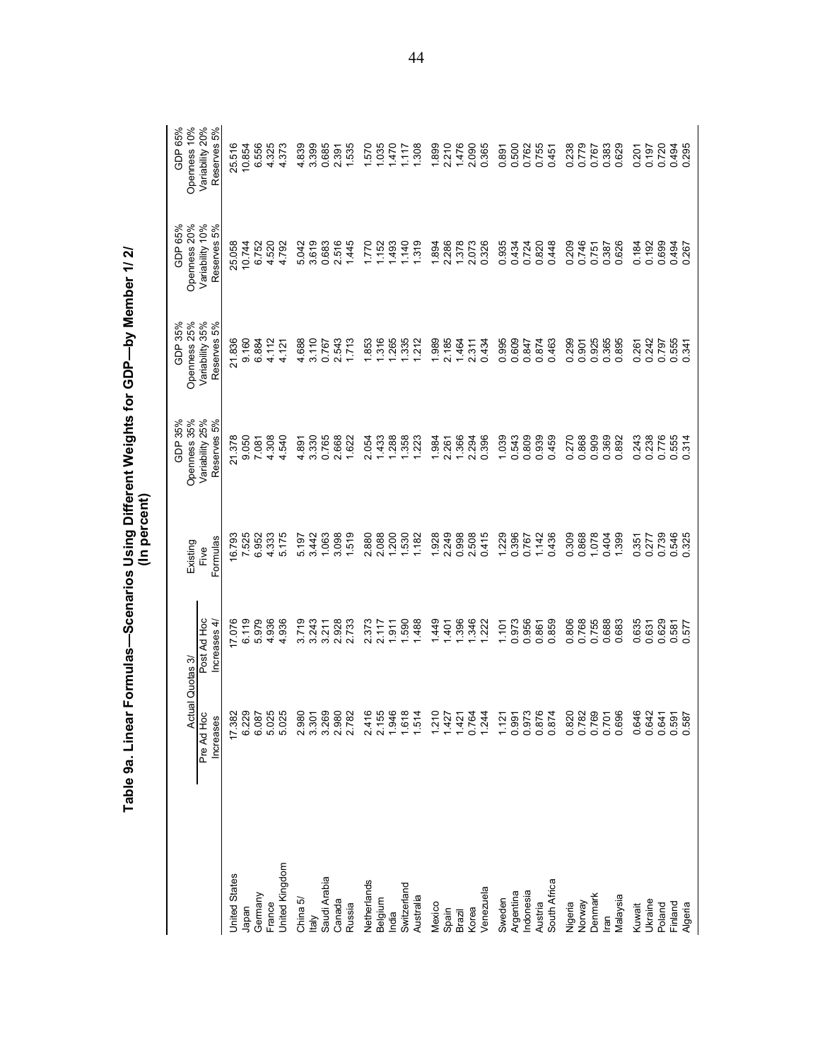# Table 9a. Linear Formulas—Scenarios Using Different Weights for GDP—by Member 1/ 2/
(In percent)

| | Actual Quotas 3/ | | Existing Five Formulas | GDP 35% Openness 35% Variability 25% Reserves 5% | GDP 35% Openness 25% Variability 35% Reserves 5% | GDP 65% Openness 20% Variability 10% Reserves 5% | GDP 65% Openness 10% Variability 20% Reserves 5% |
|---|---|---|---|---|---|---|---|
| | Pre Ad Hoc Increases | Post Ad Hoc Increases 4/ | | | | | |
| United States | 17.382 | 17.076 | 16.793 | 21.378 | 21.836 | 25.058 | 25.516 |
| Japan | 6.229 | 6.119 | 7.525 | 9.050 | 9.160 | 10.744 | 10.854 |
| Germany | 6.087 | 5.979 | 6.952 | 7.081 | 6.884 | 6.752 | 6.556 |
| France | 5.025 | 4.936 | 4.333 | 4.308 | 4.112 | 4.520 | 4.325 |
| United Kingdom | 5.025 | 4.936 | 5.175 | 4.540 | 4.121 | 4.792 | 4.373 |
| China 5/ | 2.980 | 3.719 | 5.197 | 4.891 | 4.688 | 5.042 | 4.839 |
| Italy | 3.301 | 3.243 | 3.442 | 3.330 | 3.110 | 3.619 | 3.399 |
| Saudi Arabia | 3.269 | 3.211 | 1.063 | 0.765 | 0.767 | 0.683 | 0.685 |
| Canada | 2.980 | 2.928 | 3.098 | 2.668 | 2.543 | 2.516 | 2.391 |
| Russia | 2.782 | 2.733 | 1.519 | 1.622 | 1.713 | 1.445 | 1.535 |
| Netherlands | 2.416 | 2.373 | 2.880 | 2.054 | 1.853 | 1.770 | 1.570 |
| Belgium | 2.155 | 2.117 | 2.088 | 1.433 | 1.316 | 1.152 | 1.035 |
| India | 1.946 | 1.911 | 1.200 | 1.288 | 1.265 | 1.493 | 1.470 |
| Switzerland | 1.618 | 1.590 | 1.530 | 1.358 | 1.335 | 1.140 | 1.117 |
| Australia | 1.514 | 1.488 | 1.182 | 1.223 | 1.212 | 1.319 | 1.308 |
| Mexico | 1.210 | 1.449 | 1.928 | 1.984 | 1.989 | 1.894 | 1.899 |
| Spain | 1.427 | 1.401 | 2.249 | 2.261 | 2.185 | 2.286 | 2.210 |
| Brazil | 1.421 | 1.396 | 0.998 | 1.366 | 1.464 | 1.378 | 1.476 |
| Korea | 0.764 | 1.346 | 2.508 | 2.294 | 2.311 | 2.073 | 2.090 |
| Venezuela | 1.244 | 1.222 | 0.415 | 0.396 | 0.434 | 0.326 | 0.365 |
| Sweden | 1.121 | 1.101 | 1.229 | 1.039 | 0.995 | 0.935 | 0.891 |
| Argentina | 0.991 | 0.973 | 0.396 | 0.543 | 0.609 | 0.434 | 0.500 |
| Indonesia | 0.973 | 0.956 | 0.767 | 0.809 | 0.847 | 0.724 | 0.762 |
| Austria | 0.876 | 0.861 | 1.142 | 0.939 | 0.874 | 0.820 | 0.755 |
| South Africa | 0.874 | 0.859 | 0.436 | 0.459 | 0.463 | 0.448 | 0.451 |
| Nigeria | 0.820 | 0.806 | 0.309 | 0.270 | 0.299 | 0.209 | 0.238 |
| Norway | 0.782 | 0.768 | 0.868 | 0.868 | 0.901 | 0.746 | 0.779 |
| Denmark | 0.769 | 0.755 | 1.078 | 0.909 | 0.925 | 0.751 | 0.767 |
| Iran | 0.701 | 0.688 | 0.404 | 0.369 | 0.365 | 0.387 | 0.383 |
| Malaysia | 0.696 | 0.683 | 1.399 | 0.892 | 0.895 | 0.626 | 0.629 |
| Kuwait | 0.646 | 0.635 | 0.351 | 0.243 | 0.261 | 0.184 | 0.201 |
| Ukraine | 0.642 | 0.631 | 0.277 | 0.238 | 0.242 | 0.192 | 0.197 |
| Poland | 0.641 | 0.629 | 0.739 | 0.776 | 0.797 | 0.699 | 0.720 |
| Finland | 0.591 | 0.581 | 0.546 | 0.555 | 0.555 | 0.494 | 0.494 |
| Algeria | 0.587 | 0.577 | 0.325 | 0.314 | 0.341 | 0.267 | 0.295 |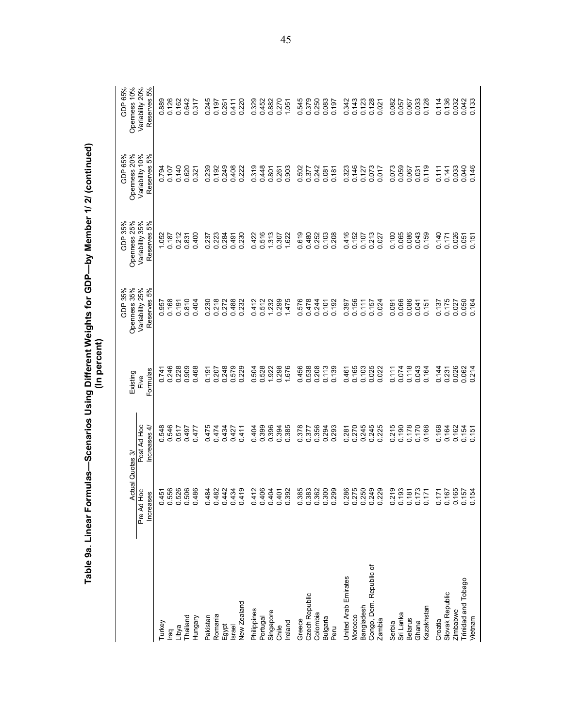**Table 9a. Linear Formulas—Scenarios Using Different Weights for GDP—by Member 1/ 2/ (continued)**
**(In percent)**

| | Actual Quotas 3/ | | Existing Five Formulas | GDP 35% Openness 35% Variability 25% Reserves 5% | GDP 35% Openness 25% Variability 35% Reserves 5% | GDP 65% Openness 20% Variability 10% Reserves 5% | GDP 65% Openness 10% Variability 20% Reserves 5% |
|---|---|---|---|---|---|---|---|
| | Pre Ad Hoc Increases | Post Ad Hoc Increases 4/ | | | | | |
| Turkey | 0.451 | 0.548 | 0.741 | 0.957 | 1.052 | 0.794 | 0.889 |
| Iraq | 0.556 | 0.546 | 0.246 | 0.168 | 0.187 | 0.107 | 0.126 |
| Libya | 0.526 | 0.517 | 0.228 | 0.191 | 0.212 | 0.140 | 0.162 |
| Thailand | 0.506 | 0.497 | 0.909 | 0.810 | 0.831 | 0.620 | 0.642 |
| Hungary | 0.486 | 0.477 | 0.468 | 0.404 | 0.400 | 0.321 | 0.317 |
| Pakistan | 0.484 | 0.475 | 0.191 | 0.230 | 0.237 | 0.239 | 0.245 |
| Romania | 0.482 | 0.474 | 0.207 | 0.218 | 0.223 | 0.192 | 0.197 |
| Egypt | 0.442 | 0.434 | 0.248 | 0.272 | 0.284 | 0.249 | 0.261 |
| Israel | 0.434 | 0.427 | 0.579 | 0.488 | 0.491 | 0.408 | 0.411 |
| New Zealand | 0.419 | 0.411 | 0.229 | 0.232 | 0.230 | 0.222 | 0.220 |
| Philippines | 0.412 | 0.404 | 0.504 | 0.412 | 0.422 | 0.319 | 0.329 |
| Portugal | 0.406 | 0.399 | 0.528 | 0.512 | 0.516 | 0.448 | 0.452 |
| Singapore | 0.404 | 0.396 | 1.922 | 1.232 | 1.313 | 0.801 | 0.882 |
| Chile | 0.401 | 0.394 | 0.298 | 0.299 | 0.307 | 0.261 | 0.270 |
| Ireland | 0.392 | 0.385 | 1.676 | 1.475 | 1.622 | 0.903 | 1.051 |
| Greece | 0.385 | 0.378 | 0.456 | 0.576 | 0.619 | 0.502 | 0.545 |
| Czech Republic | 0.383 | 0.377 | 0.538 | 0.478 | 0.480 | 0.377 | 0.379 |
| Colombia | 0.362 | 0.356 | 0.208 | 0.244 | 0.252 | 0.242 | 0.250 |
| Bulgaria | 0.300 | 0.294 | 0.113 | 0.101 | 0.103 | 0.081 | 0.083 |
| Peru | 0.299 | 0.293 | 0.139 | 0.192 | 0.208 | 0.181 | 0.197 |
| United Arab Emirates | 0.286 | 0.281 | 0.461 | 0.397 | 0.416 | 0.323 | 0.342 |
| Morocco | 0.275 | 0.270 | 0.165 | 0.156 | 0.152 | 0.146 | 0.143 |
| Bangladesh | 0.250 | 0.245 | 0.103 | 0.111 | 0.107 | 0.127 | 0.123 |
| Congo, Dem. Republic of | 0.249 | 0.245 | 0.025 | 0.157 | 0.213 | 0.073 | 0.128 |
| Zambia | 0.229 | 0.225 | 0.022 | 0.024 | 0.027 | 0.017 | 0.021 |
| Serbia | 0.219 | 0.215 | 0.111 | 0.091 | 0.100 | 0.073 | 0.082 |
| Sri Lanka | 0.193 | 0.190 | 0.074 | 0.066 | 0.065 | 0.059 | 0.057 |
| Belarus | 0.181 | 0.178 | 0.118 | 0.086 | 0.086 | 0.067 | 0.067 |
| Ghana | 0.173 | 0.170 | 0.043 | 0.041 | 0.043 | 0.031 | 0.033 |
| Kazakhstan | 0.171 | 0.168 | 0.164 | 0.151 | 0.159 | 0.119 | 0.128 |
| Croatia | 0.171 | 0.168 | 0.144 | 0.137 | 0.140 | 0.111 | 0.114 |
| Slovak Republic | 0.167 | 0.164 | 0.231 | 0.175 | 0.171 | 0.141 | 0.136 |
| Zimbabwe | 0.165 | 0.162 | 0.026 | 0.027 | 0.026 | 0.033 | 0.032 |
| Trinidad and Tobago | 0.157 | 0.154 | 0.062 | 0.050 | 0.051 | 0.040 | 0.042 |
| Vietnam | 0.154 | 0.151 | 0.214 | 0.164 | 0.151 | 0.146 | 0.133 |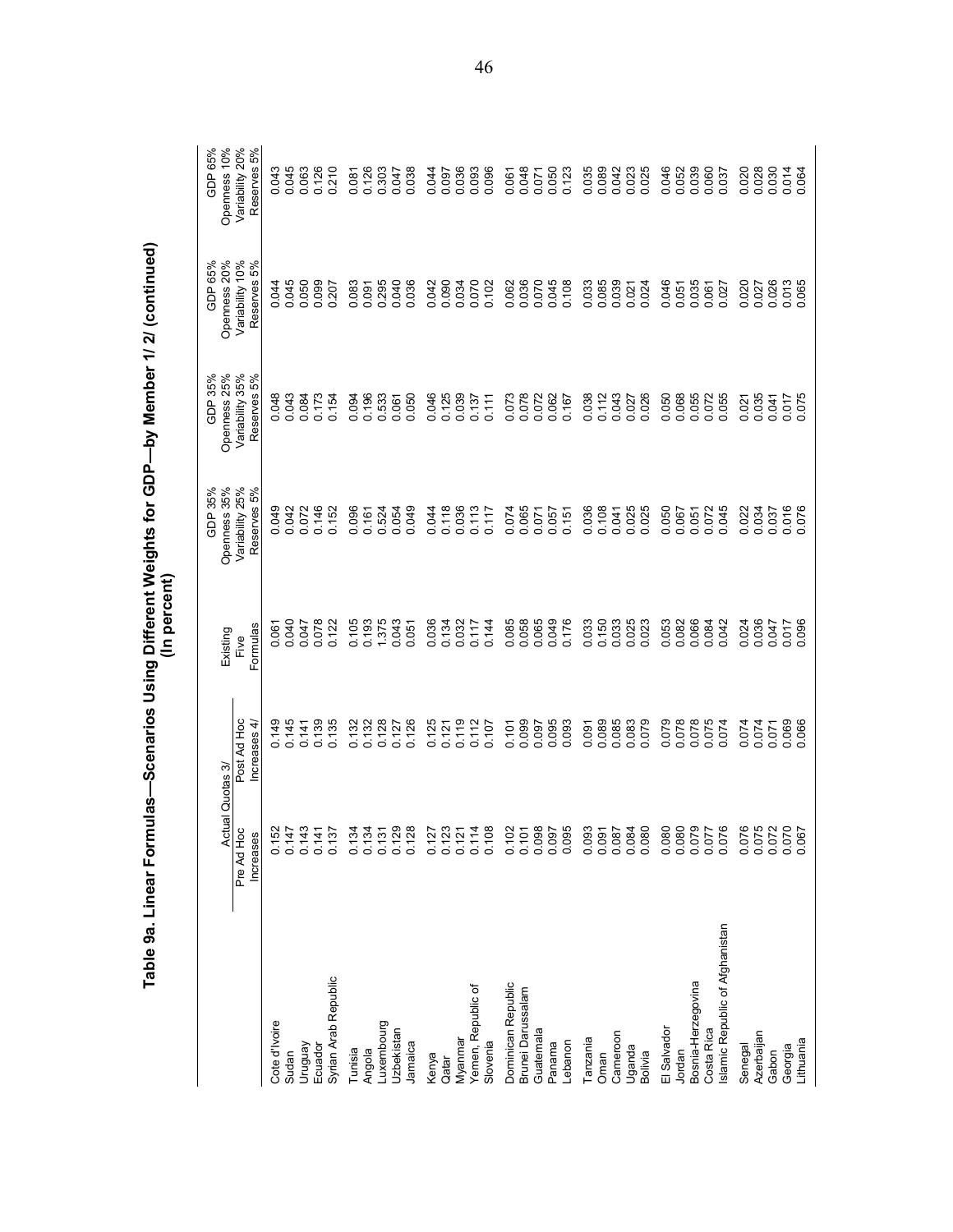# Table 9a. Linear Formulas—Scenarios Using Different Weights for GDP—by Member 1/ 2/ (continued)
(In percent)

| | Actual Quotas 3/ | | Existing Five Formulas | GDP 35% Openness 35% Variability 25% Reserves 5% | GDP 35% Openness 25% Variability 35% Reserves 5% | GDP 65% Openness 20% Variability 10% Reserves 5% | GDP 65% Openness 10% Variability 20% Reserves 5% |
|---|---|---|---|---|---|---|---|
| | Pre Ad Hoc Increases | Post Ad Hoc Increases 4/ | | | | | |
| Cote d'Ivoire | 0.152 | 0.149 | 0.061 | 0.049 | 0.048 | 0.044 | 0.043 |
| Sudan | 0.147 | 0.145 | 0.040 | 0.042 | 0.043 | 0.045 | 0.045 |
| Uruguay | 0.143 | 0.141 | 0.047 | 0.072 | 0.084 | 0.050 | 0.063 |
| Ecuador | 0.141 | 0.139 | 0.078 | 0.146 | 0.173 | 0.099 | 0.126 |
| Syrian Arab Republic | 0.137 | 0.135 | 0.122 | 0.152 | 0.154 | 0.207 | 0.210 |
| Tunisia | 0.134 | 0.132 | 0.105 | 0.096 | 0.094 | 0.083 | 0.081 |
| Angola | 0.134 | 0.132 | 0.193 | 0.161 | 0.196 | 0.091 | 0.126 |
| Luxembourg | 0.131 | 0.128 | 1.375 | 0.524 | 0.533 | 0.295 | 0.303 |
| Uzbekistan | 0.129 | 0.127 | 0.043 | 0.054 | 0.061 | 0.040 | 0.047 |
| Jamaica | 0.128 | 0.126 | 0.051 | 0.049 | 0.050 | 0.036 | 0.038 |
| Kenya | 0.127 | 0.125 | 0.036 | 0.044 | 0.046 | 0.042 | 0.044 |
| Qatar | 0.123 | 0.121 | 0.134 | 0.118 | 0.125 | 0.090 | 0.097 |
| Myanmar | 0.121 | 0.119 | 0.032 | 0.036 | 0.039 | 0.034 | 0.036 |
| Yemen, Republic of | 0.114 | 0.112 | 0.117 | 0.113 | 0.137 | 0.070 | 0.093 |
| Slovenia | 0.108 | 0.107 | 0.144 | 0.117 | 0.111 | 0.102 | 0.096 |
| Dominican Republic | 0.102 | 0.101 | 0.085 | 0.074 | 0.073 | 0.062 | 0.061 |
| Brunei Darussalam | 0.101 | 0.099 | 0.058 | 0.065 | 0.078 | 0.036 | 0.048 |
| Guatemala | 0.098 | 0.097 | 0.065 | 0.071 | 0.072 | 0.070 | 0.071 |
| Panama | 0.097 | 0.095 | 0.049 | 0.057 | 0.062 | 0.045 | 0.050 |
| Lebanon | 0.095 | 0.093 | 0.176 | 0.151 | 0.167 | 0.108 | 0.123 |
| Tanzania | 0.093 | 0.091 | 0.033 | 0.036 | 0.038 | 0.033 | 0.035 |
| Oman | 0.091 | 0.089 | 0.150 | 0.108 | 0.112 | 0.085 | 0.089 |
| Cameroon | 0.087 | 0.085 | 0.033 | 0.041 | 0.043 | 0.039 | 0.042 |
| Uganda | 0.084 | 0.083 | 0.025 | 0.025 | 0.027 | 0.021 | 0.023 |
| Bolivia | 0.080 | 0.079 | 0.023 | 0.025 | 0.026 | 0.024 | 0.025 |
| El Salvador | 0.080 | 0.079 | 0.053 | 0.050 | 0.050 | 0.046 | 0.046 |
| Jordan | 0.080 | 0.078 | 0.082 | 0.067 | 0.068 | 0.051 | 0.052 |
| Bosnia-Herzegovina | 0.079 | 0.078 | 0.066 | 0.051 | 0.055 | 0.035 | 0.039 |
| Costa Rica | 0.077 | 0.075 | 0.084 | 0.072 | 0.072 | 0.061 | 0.060 |
| Islamic Republic of Afghanistan | 0.076 | 0.074 | 0.042 | 0.045 | 0.055 | 0.027 | 0.037 |
| Senegal | 0.076 | 0.074 | 0.024 | 0.022 | 0.021 | 0.020 | 0.020 |
| Azerbaijan | 0.075 | 0.074 | 0.036 | 0.034 | 0.035 | 0.027 | 0.028 |
| Gabon | 0.072 | 0.071 | 0.047 | 0.037 | 0.041 | 0.026 | 0.030 |
| Georgia | 0.070 | 0.069 | 0.017 | 0.016 | 0.017 | 0.013 | 0.014 |
| Lithuania | 0.067 | 0.066 | 0.096 | 0.076 | 0.075 | 0.065 | 0.064 |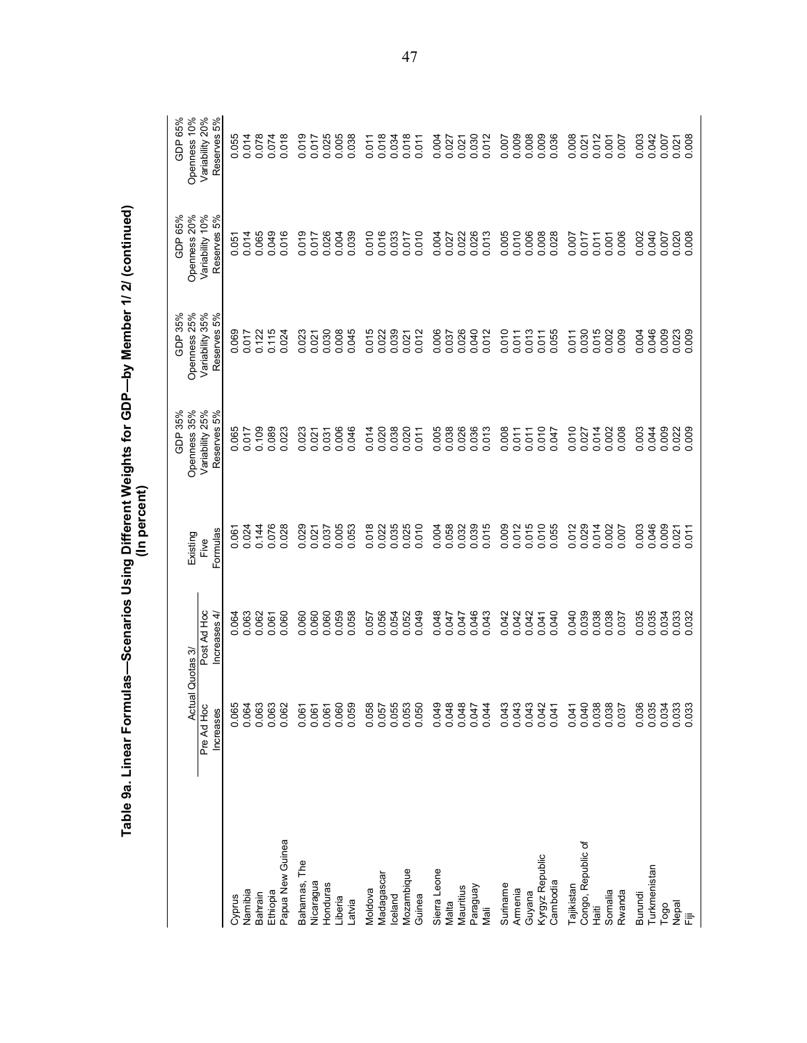# Table 9a. Linear Formulas—Scenarios Using Different Weights for GDP—by Member 1/ 2/ (continued)
## (In percent)

| | Actual Quotas 3/ | | Existing Five Formulas | GDP 35% Openness 35% Variability 25% Reserves 5% | GDP 35% Openness 25% Variability 35% Reserves 5% | GDP 65% Openness 20% Variability 10% Reserves 5% | GDP 65% Openness 10% Variability 20% Reserves 5% |
|---|---|---|---|---|---|---|---|
| | Pre Ad Hoc Increases | Post Ad Hoc Increases 4/ | | | | | |
| Cyprus | 0.065 | 0.064 | 0.061 | 0.065 | 0.069 | 0.051 | 0.055 |
| Namibia | 0.064 | 0.063 | 0.024 | 0.017 | 0.017 | 0.014 | 0.014 |
| Bahrain | 0.063 | 0.062 | 0.144 | 0.109 | 0.122 | 0.065 | 0.078 |
| Ethiopia | 0.063 | 0.061 | 0.076 | 0.089 | 0.115 | 0.049 | 0.074 |
| Papua New Guinea | 0.062 | 0.060 | 0.028 | 0.023 | 0.024 | 0.016 | 0.018 |
| Bahamas, The | 0.061 | 0.060 | 0.029 | 0.023 | 0.023 | 0.019 | 0.019 |
| Nicaragua | 0.061 | 0.060 | 0.021 | 0.021 | 0.021 | 0.017 | 0.017 |
| Honduras | 0.061 | 0.060 | 0.037 | 0.031 | 0.030 | 0.026 | 0.025 |
| Liberia | 0.060 | 0.059 | 0.005 | 0.006 | 0.008 | 0.004 | 0.005 |
| Latvia | 0.059 | 0.058 | 0.053 | 0.046 | 0.045 | 0.039 | 0.038 |
| Moldova | 0.058 | 0.057 | 0.018 | 0.014 | 0.015 | 0.010 | 0.011 |
| Madagascar | 0.057 | 0.056 | 0.022 | 0.020 | 0.022 | 0.016 | 0.018 |
| Iceland | 0.055 | 0.054 | 0.035 | 0.038 | 0.039 | 0.033 | 0.034 |
| Mozambique | 0.053 | 0.052 | 0.025 | 0.020 | 0.021 | 0.017 | 0.018 |
| Guinea | 0.050 | 0.049 | 0.010 | 0.011 | 0.012 | 0.010 | 0.011 |
| Sierra Leone | 0.049 | 0.048 | 0.004 | 0.005 | 0.006 | 0.004 | 0.004 |
| Malta | 0.048 | 0.047 | 0.058 | 0.038 | 0.037 | 0.027 | 0.027 |
| Mauritius | 0.048 | 0.047 | 0.032 | 0.026 | 0.026 | 0.022 | 0.021 |
| Paraguay | 0.047 | 0.046 | 0.039 | 0.036 | 0.040 | 0.026 | 0.030 |
| Mali | 0.044 | 0.043 | 0.015 | 0.013 | 0.012 | 0.013 | 0.012 |
| Suriname | 0.043 | 0.042 | 0.009 | 0.008 | 0.010 | 0.005 | 0.007 |
| Armenia | 0.043 | 0.042 | 0.012 | 0.011 | 0.011 | 0.010 | 0.009 |
| Guyana | 0.043 | 0.042 | 0.015 | 0.011 | 0.013 | 0.006 | 0.008 |
| Kyrgyz Republic | 0.042 | 0.041 | 0.010 | 0.010 | 0.011 | 0.008 | 0.009 |
| Cambodia | 0.041 | 0.040 | 0.055 | 0.047 | 0.055 | 0.028 | 0.036 |
| Tajikistan | 0.041 | 0.040 | 0.012 | 0.010 | 0.011 | 0.007 | 0.008 |
| Congo, Republic of | 0.040 | 0.039 | 0.029 | 0.027 | 0.030 | 0.017 | 0.021 |
| Haiti | 0.038 | 0.038 | 0.014 | 0.014 | 0.015 | 0.011 | 0.012 |
| Somalia | 0.038 | 0.038 | 0.002 | 0.002 | 0.002 | 0.001 | 0.001 |
| Rwanda | 0.037 | 0.037 | 0.007 | 0.008 | 0.009 | 0.006 | 0.007 |
| Burundi | 0.036 | 0.035 | 0.003 | 0.003 | 0.004 | 0.002 | 0.003 |
| Turkmenistan | 0.035 | 0.035 | 0.046 | 0.044 | 0.046 | 0.040 | 0.042 |
| Togo | 0.034 | 0.034 | 0.009 | 0.009 | 0.009 | 0.007 | 0.007 |
| Nepal | 0.033 | 0.033 | 0.021 | 0.022 | 0.023 | 0.020 | 0.021 |
| Fiji | 0.033 | 0.032 | 0.011 | 0.009 | 0.009 | 0.008 | 0.008 |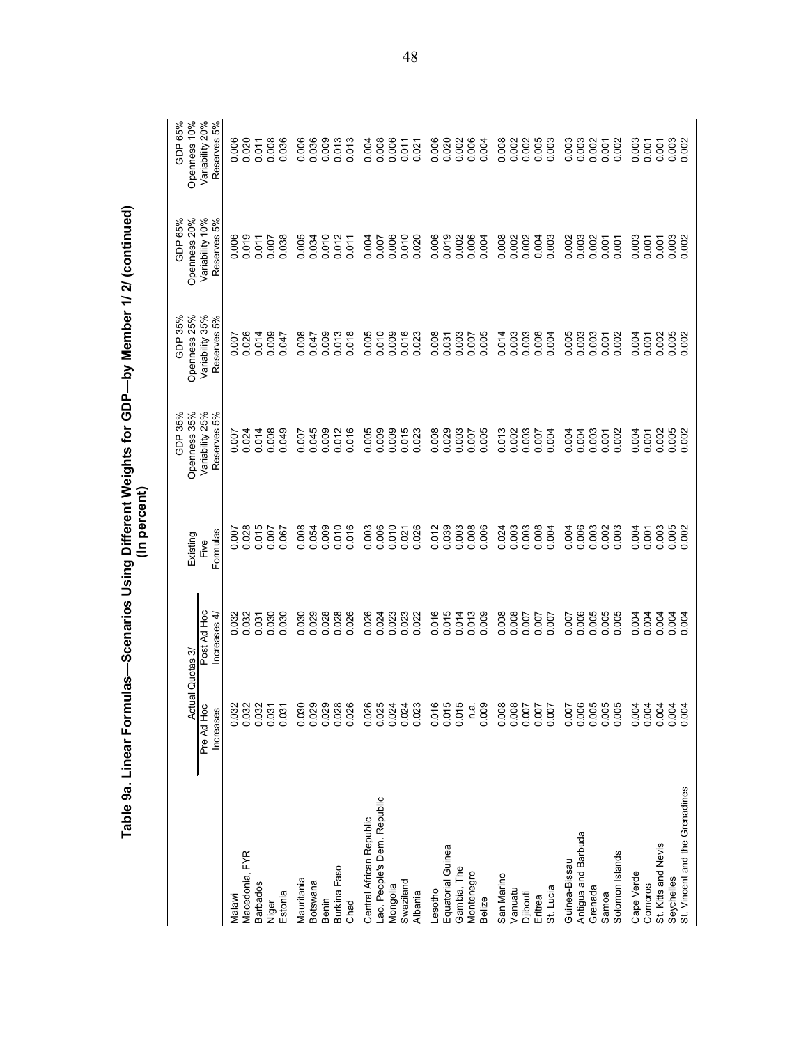# Table 9a. Linear Formulas—Scenarios Using Different Weights for GDP—by Member 1/ 2/ (continued)
(In percent)

| | Actual Quotas 3/ | | Existing Five Formulas | GDP 35% Openness 35% Variability 25% Reserves 5% | GDP 35% Openness 25% Variability 35% Reserves 5% | GDP 65% Openness 20% Variability 10% Reserves 5% | GDP 65% Openness 10% Variability 20% Reserves 5% |
|---|---|---|---|---|---|---|---|
| | Pre Ad Hoc Increases | Post Ad Hoc Increases 4/ | | | | | |
| Malawi | 0.032 | 0.032 | 0.007 | 0.007 | 0.007 | 0.006 | 0.006 |
| Macedonia, FYR | 0.032 | 0.032 | 0.028 | 0.024 | 0.026 | 0.019 | 0.020 |
| Barbados | 0.032 | 0.031 | 0.015 | 0.014 | 0.014 | 0.011 | 0.011 |
| Niger | 0.031 | 0.030 | 0.007 | 0.008 | 0.009 | 0.007 | 0.008 |
| Estonia | 0.031 | 0.030 | 0.067 | 0.049 | 0.047 | 0.038 | 0.036 |
| Mauritania | 0.030 | 0.030 | 0.008 | 0.007 | 0.008 | 0.005 | 0.006 |
| Botswana | 0.029 | 0.029 | 0.054 | 0.045 | 0.047 | 0.034 | 0.036 |
| Benin | 0.029 | 0.028 | 0.009 | 0.009 | 0.009 | 0.010 | 0.009 |
| Burkina Faso | 0.028 | 0.028 | 0.010 | 0.012 | 0.013 | 0.012 | 0.013 |
| Chad | 0.026 | 0.026 | 0.016 | 0.016 | 0.018 | 0.011 | 0.013 |
| Central African Republic | 0.026 | 0.026 | 0.003 | 0.005 | 0.005 | 0.004 | 0.004 |
| Lao, People's Dem. Republic | 0.025 | 0.024 | 0.006 | 0.009 | 0.010 | 0.007 | 0.008 |
| Mongolia | 0.024 | 0.023 | 0.010 | 0.009 | 0.009 | 0.006 | 0.006 |
| Swaziland | 0.024 | 0.023 | 0.021 | 0.015 | 0.016 | 0.010 | 0.011 |
| Albania | 0.023 | 0.022 | 0.026 | 0.023 | 0.023 | 0.020 | 0.021 |
| Lesotho | 0.016 | 0.016 | 0.012 | 0.008 | 0.008 | 0.006 | 0.006 |
| Equatorial Guinea | 0.015 | 0.015 | 0.039 | 0.029 | 0.031 | 0.019 | 0.020 |
| Gambia, The | 0.015 | 0.014 | 0.003 | 0.003 | 0.003 | 0.002 | 0.002 |
| Montenegro | n.a. | 0.013 | 0.008 | 0.007 | 0.007 | 0.006 | 0.006 |
| Belize | 0.009 | 0.009 | 0.006 | 0.005 | 0.005 | 0.004 | 0.004 |
| San Marino | 0.008 | 0.008 | 0.024 | 0.013 | 0.014 | 0.008 | 0.008 |
| Vanuatu | 0.008 | 0.008 | 0.003 | 0.002 | 0.003 | 0.002 | 0.002 |
| Djibouti | 0.007 | 0.007 | 0.003 | 0.003 | 0.003 | 0.002 | 0.002 |
| Eritrea | 0.007 | 0.007 | 0.008 | 0.007 | 0.008 | 0.004 | 0.005 |
| St. Lucia | 0.007 | 0.007 | 0.004 | 0.004 | 0.004 | 0.003 | 0.003 |
| Guinea-Bissau | 0.007 | 0.007 | 0.004 | 0.004 | 0.005 | 0.002 | 0.003 |
| Antigua and Barbuda | 0.006 | 0.006 | 0.006 | 0.004 | 0.003 | 0.003 | 0.003 |
| Grenada | 0.005 | 0.005 | 0.003 | 0.003 | 0.003 | 0.002 | 0.002 |
| Samoa | 0.005 | 0.005 | 0.002 | 0.001 | 0.001 | 0.001 | 0.001 |
| Solomon Islands | 0.005 | 0.005 | 0.003 | 0.002 | 0.002 | 0.001 | 0.002 |
| Cape Verde | 0.004 | 0.004 | 0.004 | 0.004 | 0.004 | 0.003 | 0.003 |
| Comoros | 0.004 | 0.004 | 0.001 | 0.001 | 0.001 | 0.001 | 0.001 |
| St. Kitts and Nevis | 0.004 | 0.004 | 0.003 | 0.002 | 0.002 | 0.001 | 0.001 |
| Seychelles | 0.004 | 0.004 | 0.005 | 0.005 | 0.005 | 0.003 | 0.003 |
| St. Vincent and the Grenadines | 0.004 | 0.004 | 0.002 | 0.002 | 0.002 | 0.002 | 0.002 |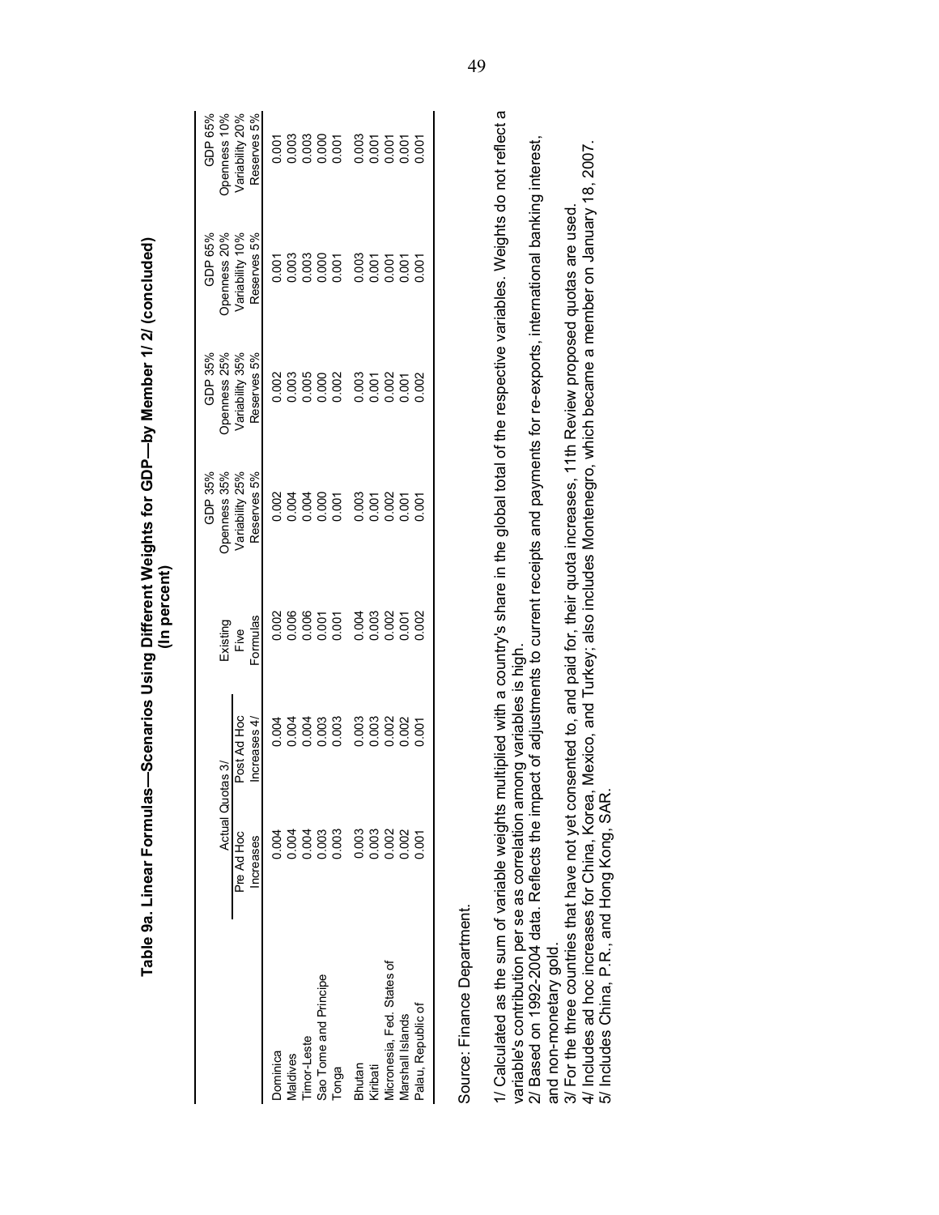# Table 9a. Linear Formulas—Scenarios Using Different Weights for GDP—by Member 1/ 2/ (concluded)

(In percent)

| | Actual Quotas 3/ | | Existing Five Formulas | GDP 35% Openness 35% Variability 25% Reserves 5% | GDP 35% Openness 25% Variability 35% Reserves 5% | GDP 65% Openness 20% Variability 10% Reserves 5% | GDP 65% Openness 10% Variability 20% Reserves 5% |
|---|---|---|---|---|---|---|---|
| | Pre Ad Hoc Increases | Post Ad Hoc Increases 4/ | | | | | |
| Dominica | 0.004 | 0.004 | 0.002 | 0.002 | 0.002 | 0.001 | 0.001 |
| Maldives | 0.004 | 0.004 | 0.006 | 0.004 | 0.003 | 0.003 | 0.003 |
| Timor-Leste | 0.004 | 0.004 | 0.006 | 0.004 | 0.005 | 0.003 | 0.003 |
| Sao Tome and Principe | 0.003 | 0.003 | 0.001 | 0.000 | 0.000 | 0.000 | 0.000 |
| Tonga | 0.003 | 0.003 | 0.001 | 0.001 | 0.002 | 0.001 | 0.001 |
| | | | | | | | |
| Bhutan | 0.003 | 0.003 | 0.004 | 0.003 | 0.003 | 0.003 | 0.003 |
| Kiribati | 0.003 | 0.003 | 0.003 | 0.001 | 0.001 | 0.001 | 0.001 |
| Micronesia, Fed. States of | 0.002 | 0.002 | 0.002 | 0.002 | 0.002 | 0.001 | 0.001 |
| Marshall Islands | 0.002 | 0.002 | 0.001 | 0.001 | 0.001 | 0.001 | 0.001 |
| Palau, Republic of | 0.001 | 0.001 | 0.002 | 0.001 | 0.002 | 0.001 | 0.001 |

Source: Finance Department.

1/ Calculated as the sum of variable weights multiplied with a country's share in the global total of the respective variables. Weights do not reflect a variable's contribution per se as correlation among variables is high.

2/ Based on 1992-2004 data. Reflects the impact of adjustments to current receipts and payments for re-exports, international banking interest, and non-monetary gold.

3/ For the three countries that have not yet consented to, and paid for, their quota increases, 11th Review proposed quotas are used.

4/ Includes ad hoc increases for China, Korea, Mexico, and Turkey; also includes Montenegro, which became a member on January 18, 2007.

5/ Includes China, P.R., and Hong Kong, SAR.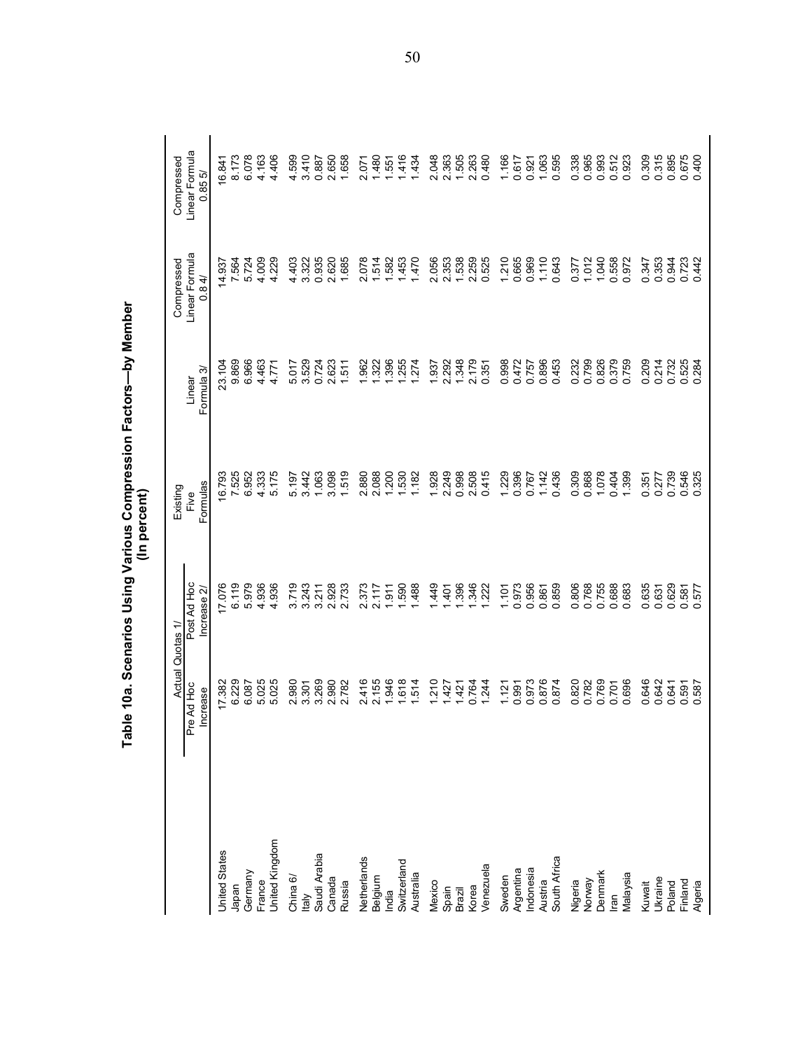# Table 10a. Scenarios Using Various Compression Factors—by Member
(In percent)

| | Actual Quotas 1/ | | Existing Five Formulas | Linear Formula 3/ | Compressed Linear Formula 0.8 4/ | Compressed Linear Formula 0.85 5/ |
|---|---|---|---|---|---|---|
| | Pre Ad Hoc Increase | Post Ad Hoc Increase 2/ | | | | |
| United States | 17.382 | 17.076 | 16.793 | 23.104 | 14.937 | 16.841 |
| Japan | 6.229 | 6.119 | 7.525 | 9.869 | 7.564 | 8.173 |
| Germany | 6.087 | 5.979 | 6.952 | 6.966 | 5.724 | 6.078 |
| France | 5.025 | 4.936 | 4.333 | 4.463 | 4.009 | 4.163 |
| United Kingdom | 5.025 | 4.936 | 5.175 | 4.771 | 4.229 | 4.406 |
| China 6/ | 2.980 | 3.719 | 5.197 | 5.017 | 4.403 | 4.599 |
| Italy | 3.301 | 3.243 | 3.442 | 3.529 | 3.322 | 3.410 |
| Saudi Arabia | 3.269 | 3.211 | 1.063 | 0.724 | 0.935 | 0.887 |
| Canada | 2.980 | 2.928 | 3.098 | 2.623 | 2.620 | 2.650 |
| Russia | 2.782 | 2.733 | 1.519 | 1.511 | 1.685 | 1.658 |
| Netherlands | 2.416 | 2.373 | 2.880 | 1.962 | 2.078 | 2.071 |
| Belgium | 2.155 | 2.117 | 2.088 | 1.322 | 1.514 | 1.480 |
| India | 1.946 | 1.911 | 1.200 | 1.396 | 1.582 | 1.551 |
| Switzerland | 1.618 | 1.590 | 1.530 | 1.255 | 1.453 | 1.416 |
| Australia | 1.514 | 1.488 | 1.182 | 1.274 | 1.470 | 1.434 |
| Mexico | 1.210 | 1.449 | 1.928 | 1.937 | 2.056 | 2.048 |
| Spain | 1.427 | 1.401 | 2.249 | 2.292 | 2.353 | 2.363 |
| Brazil | 1.421 | 1.396 | 0.998 | 1.348 | 1.538 | 1.505 |
| Korea | 0.764 | 1.346 | 2.508 | 2.179 | 2.259 | 2.263 |
| Venezuela | 1.244 | 1.222 | 0.415 | 0.351 | 0.525 | 0.480 |
| Sweden | 1.121 | 1.101 | 1.229 | 0.998 | 1.210 | 1.166 |
| Argentina | 0.991 | 0.973 | 0.396 | 0.472 | 0.665 | 0.617 |
| Indonesia | 0.973 | 0.956 | 0.767 | 0.757 | 0.969 | 0.921 |
| Austria | 0.876 | 0.861 | 1.142 | 0.896 | 1.110 | 1.063 |
| South Africa | 0.874 | 0.859 | 0.436 | 0.453 | 0.643 | 0.595 |
| Nigeria | 0.820 | 0.806 | 0.309 | 0.232 | 0.377 | 0.338 |
| Norway | 0.782 | 0.768 | 0.868 | 0.799 | 1.012 | 0.965 |
| Denmark | 0.769 | 0.755 | 1.078 | 0.826 | 1.040 | 0.993 |
| Iran | 0.701 | 0.688 | 0.404 | 0.379 | 0.558 | 0.512 |
| Malaysia | 0.696 | 0.683 | 1.399 | 0.759 | 0.972 | 0.923 |
| Kuwait | 0.646 | 0.635 | 0.351 | 0.209 | 0.347 | 0.309 |
| Ukraine | 0.642 | 0.631 | 0.277 | 0.214 | 0.353 | 0.315 |
| Poland | 0.641 | 0.629 | 0.739 | 0.732 | 0.944 | 0.895 |
| Finland | 0.591 | 0.581 | 0.546 | 0.525 | 0.723 | 0.675 |
| Algeria | 0.587 | 0.577 | 0.325 | 0.284 | 0.442 | 0.400 |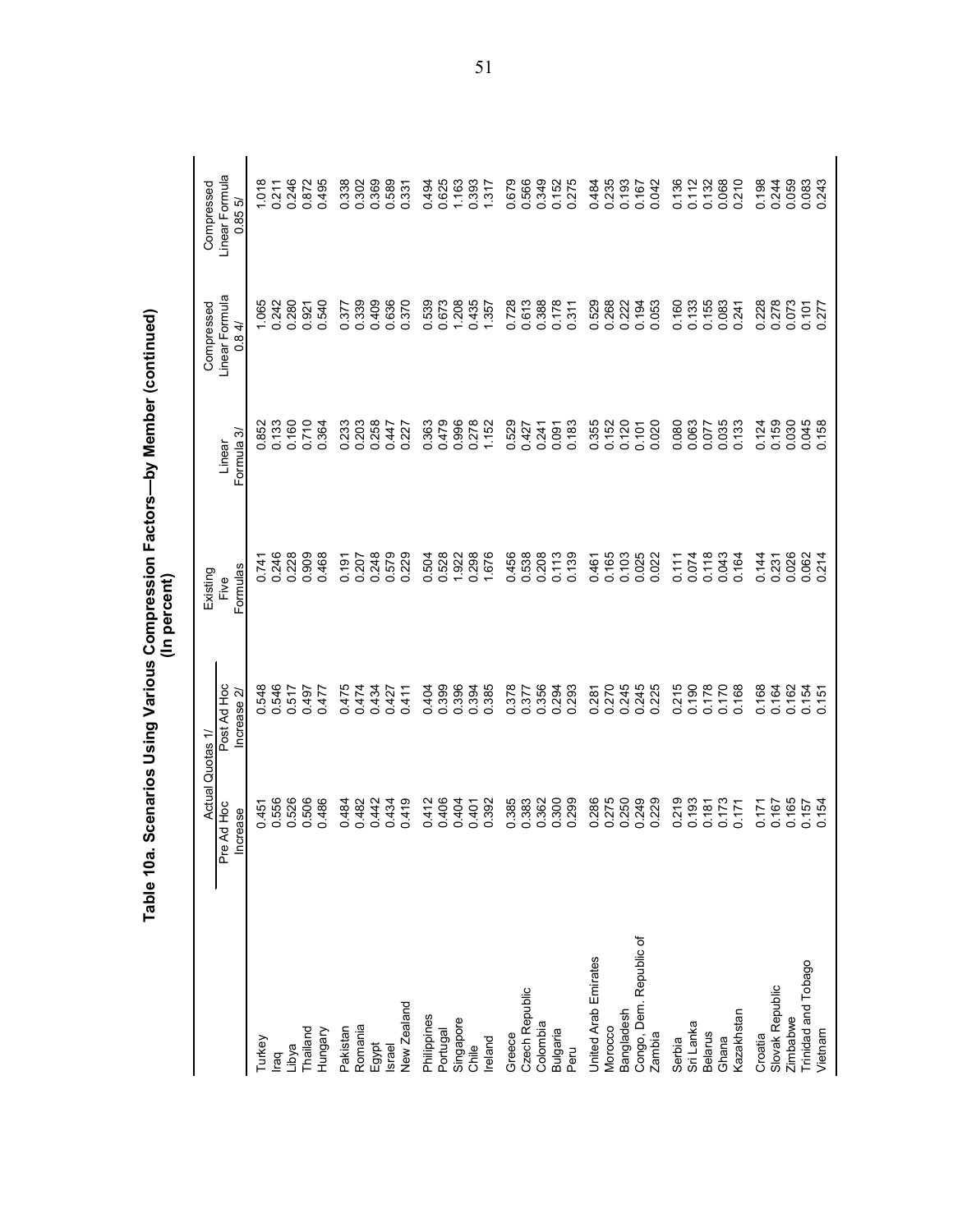# Table 10a. Scenarios Using Various Compression Factors—by Member (continued)
**(In percent)**

| | Actual Quotas 1/ | | Existing Five Formulas | Linear Formula 3/ | Compressed Linear Formula 0.8 4/ | Compressed Linear Formula 0.85 5/ |
|---|---|---|---|---|---|---|
| | Pre Ad Hoc Increase | Post Ad Hoc Increase 2/ | | | | |
| Turkey | 0.451 | 0.548 | 0.741 | 0.852 | 1.065 | 1.018 |
| Iraq | 0.556 | 0.546 | 0.246 | 0.133 | 0.242 | 0.211 |
| Libya | 0.526 | 0.517 | 0.228 | 0.160 | 0.280 | 0.246 |
| Thailand | 0.506 | 0.497 | 0.909 | 0.710 | 0.921 | 0.872 |
| Hungary | 0.486 | 0.477 | 0.468 | 0.364 | 0.540 | 0.495 |
| Pakistan | 0.484 | 0.475 | 0.191 | 0.233 | 0.377 | 0.338 |
| Romania | 0.482 | 0.474 | 0.207 | 0.203 | 0.339 | 0.302 |
| Egypt | 0.442 | 0.434 | 0.248 | 0.258 | 0.409 | 0.369 |
| Israel | 0.434 | 0.427 | 0.579 | 0.447 | 0.636 | 0.589 |
| New Zealand | 0.419 | 0.411 | 0.229 | 0.227 | 0.370 | 0.331 |
| Philippines | 0.412 | 0.404 | 0.504 | 0.363 | 0.539 | 0.494 |
| Portugal | 0.406 | 0.399 | 0.528 | 0.479 | 0.673 | 0.625 |
| Singapore | 0.404 | 0.396 | 1.922 | 0.996 | 1.208 | 1.163 |
| Chile | 0.401 | 0.394 | 0.298 | 0.278 | 0.435 | 0.393 |
| Ireland | 0.392 | 0.385 | 1.676 | 1.152 | 1.357 | 1.317 |
| Greece | 0.385 | 0.378 | 0.456 | 0.529 | 0.728 | 0.679 |
| Czech Republic | 0.383 | 0.377 | 0.538 | 0.427 | 0.613 | 0.566 |
| Colombia | 0.362 | 0.356 | 0.208 | 0.241 | 0.388 | 0.349 |
| Bulgaria | 0.300 | 0.294 | 0.113 | 0.091 | 0.178 | 0.152 |
| Peru | 0.299 | 0.293 | 0.139 | 0.183 | 0.311 | 0.275 |
| United Arab Emirates | 0.286 | 0.281 | 0.461 | 0.355 | 0.529 | 0.484 |
| Morocco | 0.275 | 0.270 | 0.165 | 0.152 | 0.268 | 0.235 |
| Bangladesh | 0.250 | 0.245 | 0.103 | 0.120 | 0.222 | 0.193 |
| Congo, Dem. Republic of | 0.249 | 0.245 | 0.025 | 0.101 | 0.194 | 0.167 |
| Zambia | 0.229 | 0.225 | 0.022 | 0.020 | 0.053 | 0.042 |
| Serbia | 0.219 | 0.215 | 0.111 | 0.080 | 0.160 | 0.136 |
| Sri Lanka | 0.193 | 0.190 | 0.074 | 0.063 | 0.133 | 0.112 |
| Belarus | 0.181 | 0.178 | 0.118 | 0.077 | 0.155 | 0.132 |
| Ghana | 0.173 | 0.170 | 0.043 | 0.035 | 0.083 | 0.068 |
| Kazakhstan | 0.171 | 0.168 | 0.164 | 0.133 | 0.241 | 0.210 |
| Croatia | 0.171 | 0.168 | 0.144 | 0.124 | 0.228 | 0.198 |
| Slovak Republic | 0.167 | 0.164 | 0.231 | 0.159 | 0.278 | 0.244 |
| Zimbabwe | 0.165 | 0.162 | 0.026 | 0.030 | 0.073 | 0.059 |
| Trinidad and Tobago | 0.157 | 0.154 | 0.062 | 0.045 | 0.101 | 0.083 |
| Vietnam | 0.154 | 0.151 | 0.214 | 0.158 | 0.277 | 0.243 |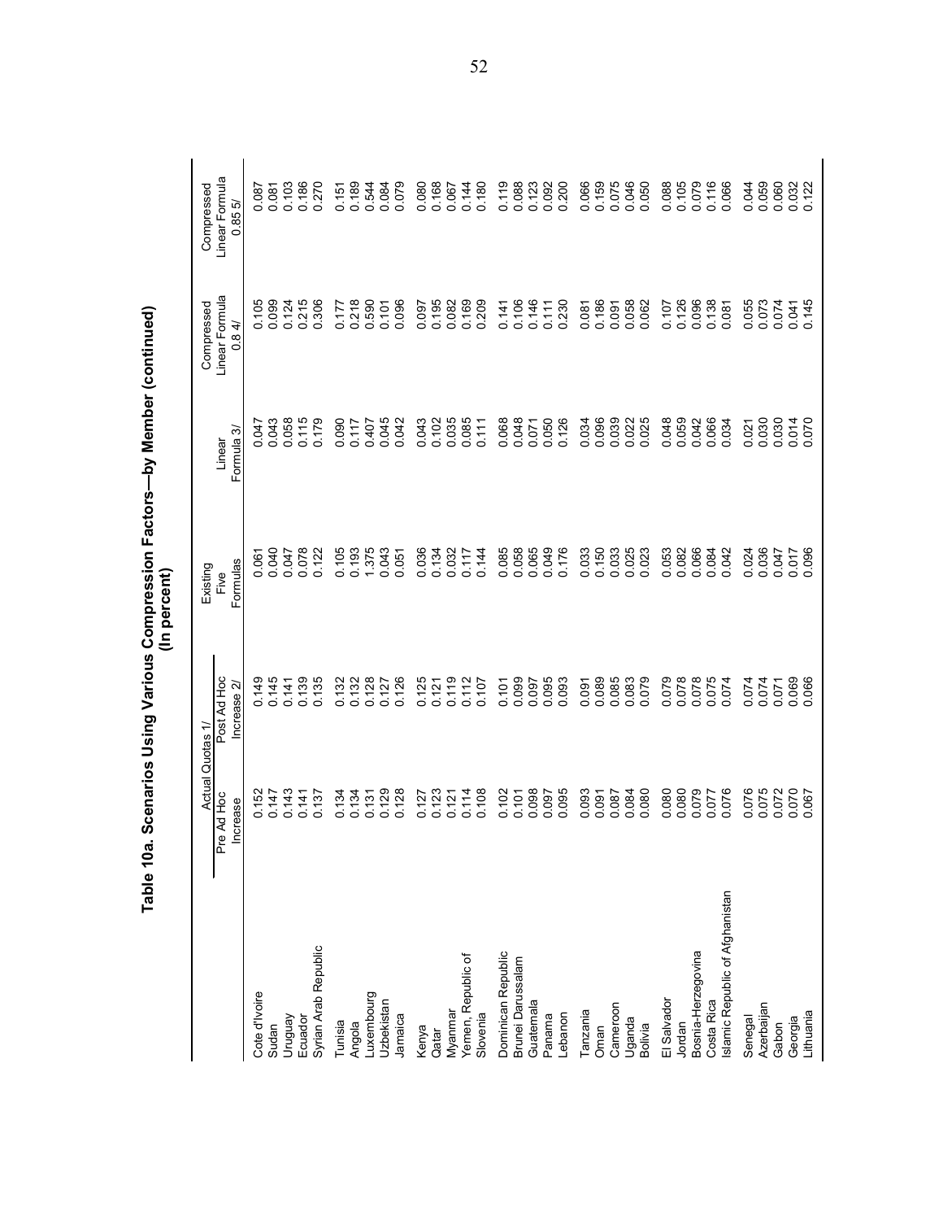# Table 10a. Scenarios Using Various Compression Factors—by Member (continued)
(In percent)

| | Actual Quotas 1/ | | Existing Five Formulas | Linear Formula 3/ | Compressed Linear Formula 0.8 4/ | Compressed Linear Formula 0.85 5/ |
|---|---|---|---|---|---|---|
| | Pre Ad Hoc Increase | Post Ad Hoc Increase 2/ | | | | |
| Cote d'Ivoire | 0.152 | 0.149 | 0.061 | 0.047 | 0.105 | 0.087 |
| Sudan | 0.147 | 0.145 | 0.040 | 0.043 | 0.099 | 0.081 |
| Uruguay | 0.143 | 0.141 | 0.047 | 0.058 | 0.124 | 0.103 |
| Ecuador | 0.141 | 0.139 | 0.078 | 0.115 | 0.215 | 0.186 |
| Syrian Arab Republic | 0.137 | 0.135 | 0.122 | 0.179 | 0.306 | 0.270 |
| Tunisia | 0.134 | 0.132 | 0.105 | 0.090 | 0.177 | 0.151 |
| Angola | 0.134 | 0.132 | 0.193 | 0.117 | 0.218 | 0.189 |
| Luxembourg | 0.131 | 0.128 | 1.375 | 0.407 | 0.590 | 0.544 |
| Uzbekistan | 0.129 | 0.127 | 0.043 | 0.045 | 0.101 | 0.084 |
| Jamaica | 0.128 | 0.126 | 0.051 | 0.042 | 0.096 | 0.079 |
| Kenya | 0.127 | 0.125 | 0.036 | 0.043 | 0.097 | 0.080 |
| Qatar | 0.123 | 0.121 | 0.134 | 0.102 | 0.195 | 0.168 |
| Myanmar | 0.121 | 0.119 | 0.032 | 0.035 | 0.082 | 0.067 |
| Yemen, Republic of | 0.114 | 0.112 | 0.117 | 0.085 | 0.169 | 0.144 |
| Slovenia | 0.108 | 0.107 | 0.144 | 0.111 | 0.209 | 0.180 |
| Dominican Republic | 0.102 | 0.101 | 0.085 | 0.068 | 0.141 | 0.119 |
| Brunei Darussalam | 0.101 | 0.099 | 0.058 | 0.048 | 0.106 | 0.088 |
| Guatemala | 0.098 | 0.097 | 0.065 | 0.071 | 0.146 | 0.123 |
| Panama | 0.097 | 0.095 | 0.049 | 0.050 | 0.111 | 0.092 |
| Lebanon | 0.095 | 0.093 | 0.176 | 0.126 | 0.230 | 0.200 |
| Tanzania | 0.093 | 0.091 | 0.033 | 0.034 | 0.081 | 0.066 |
| Oman | 0.091 | 0.089 | 0.150 | 0.096 | 0.186 | 0.159 |
| Cameroon | 0.087 | 0.085 | 0.033 | 0.039 | 0.091 | 0.075 |
| Uganda | 0.084 | 0.083 | 0.025 | 0.022 | 0.058 | 0.046 |
| Bolivia | 0.080 | 0.079 | 0.023 | 0.025 | 0.062 | 0.050 |
| El Salvador | 0.080 | 0.079 | 0.053 | 0.048 | 0.107 | 0.088 |
| Jordan | 0.080 | 0.078 | 0.082 | 0.059 | 0.126 | 0.105 |
| Bosnia-Herzegovina | 0.079 | 0.078 | 0.066 | 0.042 | 0.096 | 0.079 |
| Costa Rica | 0.077 | 0.075 | 0.084 | 0.066 | 0.138 | 0.116 |
| Islamic Republic of Afghanistan | 0.076 | 0.074 | 0.042 | 0.034 | 0.081 | 0.066 |
| Senegal | 0.076 | 0.074 | 0.024 | 0.021 | 0.055 | 0.044 |
| Azerbaijan | 0.075 | 0.074 | 0.036 | 0.030 | 0.073 | 0.059 |
| Gabon | 0.072 | 0.071 | 0.047 | 0.030 | 0.074 | 0.060 |
| Georgia | 0.070 | 0.069 | 0.017 | 0.014 | 0.041 | 0.032 |
| Lithuania | 0.067 | 0.066 | 0.096 | 0.070 | 0.145 | 0.122 |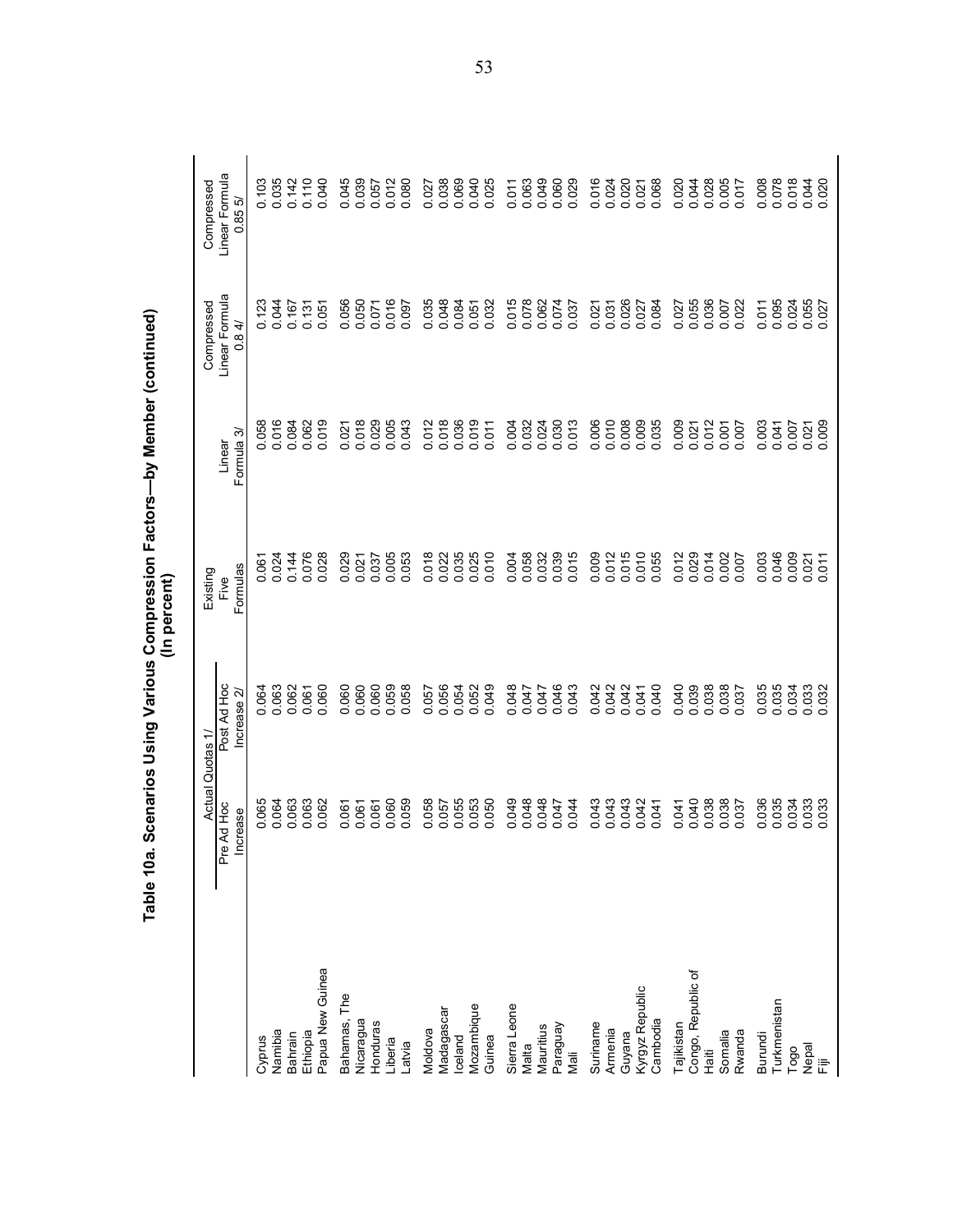# Table 10a. Scenarios Using Various Compression Factors—by Member (continued)
(In percent)

| | Actual Quotas 1/ | | Existing Five Formulas | Linear Formula 3/ | Compressed Linear Formula 0.8 4/ | Compressed Linear Formula 0.85 5/ |
|---|---|---|---|---|---|---|
| | Pre Ad Hoc Increase | Post Ad Hoc Increase 2/ | | | | |
| Cyprus | 0.065 | 0.064 | 0.061 | 0.058 | 0.123 | 0.103 |
| Namibia | 0.064 | 0.063 | 0.024 | 0.016 | 0.044 | 0.035 |
| Bahrain | 0.063 | 0.062 | 0.144 | 0.084 | 0.167 | 0.142 |
| Ethiopia | 0.063 | 0.061 | 0.076 | 0.062 | 0.131 | 0.110 |
| Papua New Guinea | 0.062 | 0.060 | 0.028 | 0.019 | 0.051 | 0.040 |
| Bahamas, The | 0.061 | 0.060 | 0.029 | 0.021 | 0.056 | 0.045 |
| Nicaragua | 0.061 | 0.060 | 0.021 | 0.018 | 0.050 | 0.039 |
| Honduras | 0.061 | 0.060 | 0.037 | 0.029 | 0.071 | 0.057 |
| Liberia | 0.060 | 0.059 | 0.005 | 0.005 | 0.016 | 0.012 |
| Latvia | 0.059 | 0.058 | 0.053 | 0.043 | 0.097 | 0.080 |
| Moldova | 0.058 | 0.057 | 0.018 | 0.012 | 0.035 | 0.027 |
| Madagascar | 0.057 | 0.056 | 0.022 | 0.018 | 0.048 | 0.038 |
| Iceland | 0.055 | 0.054 | 0.035 | 0.036 | 0.084 | 0.069 |
| Mozambique | 0.053 | 0.052 | 0.025 | 0.019 | 0.051 | 0.040 |
| Guinea | 0.050 | 0.049 | 0.010 | 0.011 | 0.032 | 0.025 |
| Sierra Leone | 0.049 | 0.048 | 0.004 | 0.004 | 0.015 | 0.011 |
| Malta | 0.048 | 0.047 | 0.058 | 0.032 | 0.078 | 0.063 |
| Mauritius | 0.048 | 0.047 | 0.032 | 0.024 | 0.062 | 0.049 |
| Paraguay | 0.047 | 0.046 | 0.039 | 0.030 | 0.074 | 0.060 |
| Mali | 0.044 | 0.043 | 0.015 | 0.013 | 0.037 | 0.029 |
| Suriname | 0.043 | 0.042 | 0.009 | 0.006 | 0.021 | 0.016 |
| Armenia | 0.043 | 0.042 | 0.012 | 0.010 | 0.031 | 0.024 |
| Guyana | 0.043 | 0.042 | 0.015 | 0.008 | 0.026 | 0.020 |
| Kyrgyz Republic | 0.042 | 0.041 | 0.010 | 0.009 | 0.027 | 0.021 |
| Cambodia | 0.041 | 0.040 | 0.055 | 0.035 | 0.084 | 0.068 |
| Tajikistan | 0.041 | 0.040 | 0.012 | 0.009 | 0.027 | 0.020 |
| Congo, Republic of | 0.040 | 0.039 | 0.029 | 0.021 | 0.055 | 0.044 |
| Haiti | 0.038 | 0.038 | 0.014 | 0.012 | 0.036 | 0.028 |
| Somalia | 0.038 | 0.038 | 0.002 | 0.001 | 0.007 | 0.005 |
| Rwanda | 0.037 | 0.037 | 0.007 | 0.007 | 0.022 | 0.017 |
| Burundi | 0.036 | 0.035 | 0.003 | 0.003 | 0.011 | 0.008 |
| Turkmenistan | 0.035 | 0.035 | 0.046 | 0.041 | 0.095 | 0.078 |
| Togo | 0.034 | 0.034 | 0.009 | 0.007 | 0.024 | 0.018 |
| Nepal | 0.033 | 0.033 | 0.021 | 0.021 | 0.055 | 0.044 |
| Fiji | 0.033 | 0.032 | 0.011 | 0.009 | 0.027 | 0.020 |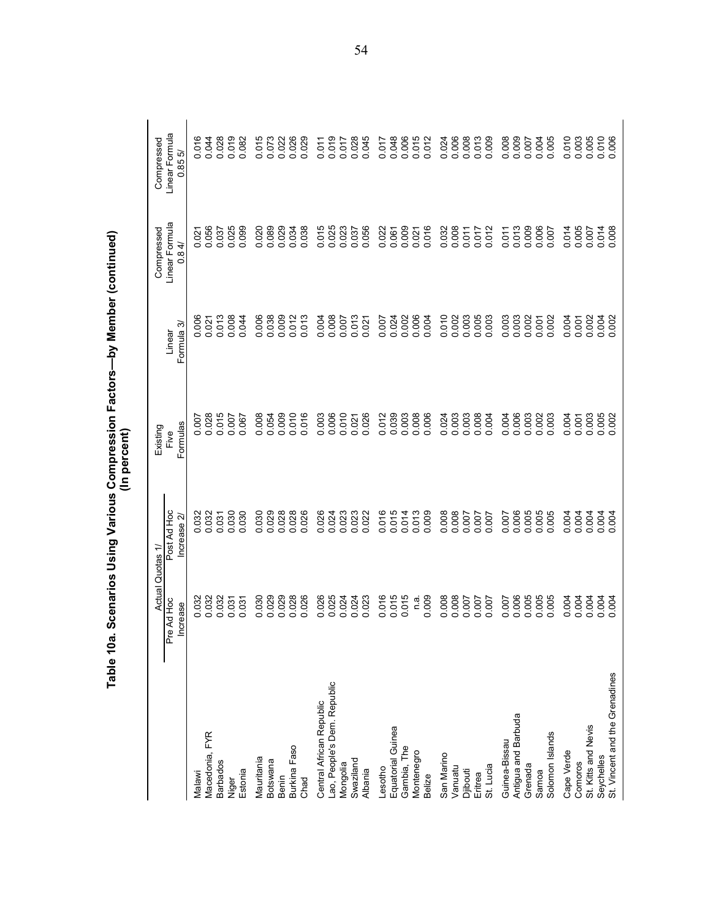# Table 10a. Scenarios Using Various Compression Factors—by Member (continued)
(In percent)

| | Actual Quotas 1/ | | Existing Five Formulas | Linear Formula 3/ | Compressed Linear Formula 0.8 4/ | Compressed Linear Formula 0.85 5/ |
|---|---|---|---|---|---|---|
| | Pre Ad Hoc Increase | Post Ad Hoc Increase 2/ | | | | |
| Malawi | 0.032 | 0.032 | 0.007 | 0.006 | 0.021 | 0.016 |
| Macedonia, FYR | 0.032 | 0.032 | 0.028 | 0.021 | 0.056 | 0.044 |
| Barbados | 0.032 | 0.031 | 0.015 | 0.013 | 0.037 | 0.028 |
| Niger | 0.031 | 0.030 | 0.007 | 0.008 | 0.025 | 0.019 |
| Estonia | 0.031 | 0.030 | 0.067 | 0.044 | 0.099 | 0.082 |
| Mauritania | 0.030 | 0.030 | 0.008 | 0.006 | 0.020 | 0.015 |
| Botswana | 0.029 | 0.029 | 0.054 | 0.038 | 0.089 | 0.073 |
| Benin | 0.029 | 0.028 | 0.009 | 0.009 | 0.029 | 0.022 |
| Burkina Faso | 0.028 | 0.028 | 0.010 | 0.012 | 0.034 | 0.026 |
| Chad | 0.026 | 0.026 | 0.016 | 0.013 | 0.038 | 0.029 |
| Central African Republic | 0.026 | 0.026 | 0.003 | 0.004 | 0.015 | 0.011 |
| Lao, People's Dem. Republic | 0.025 | 0.024 | 0.006 | 0.008 | 0.025 | 0.019 |
| Mongolia | 0.024 | 0.023 | 0.010 | 0.007 | 0.023 | 0.017 |
| Swaziland | 0.024 | 0.023 | 0.021 | 0.013 | 0.037 | 0.028 |
| Albania | 0.023 | 0.022 | 0.026 | 0.021 | 0.056 | 0.045 |
| Lesotho | 0.016 | 0.016 | 0.012 | 0.007 | 0.022 | 0.017 |
| Equatorial Guinea | 0.015 | 0.015 | 0.039 | 0.024 | 0.061 | 0.048 |
| Gambia, The | 0.015 | 0.014 | 0.003 | 0.002 | 0.009 | 0.006 |
| Montenegro | n.a. | 0.013 | 0.008 | 0.006 | 0.021 | 0.015 |
| Belize | 0.009 | 0.009 | 0.006 | 0.004 | 0.016 | 0.012 |
| San Marino | 0.008 | 0.008 | 0.024 | 0.010 | 0.032 | 0.024 |
| Vanuatu | 0.008 | 0.008 | 0.003 | 0.002 | 0.008 | 0.006 |
| Djibouti | 0.007 | 0.007 | 0.003 | 0.003 | 0.011 | 0.008 |
| Eritrea | 0.007 | 0.007 | 0.008 | 0.005 | 0.017 | 0.013 |
| St. Lucia | 0.007 | 0.007 | 0.004 | 0.003 | 0.012 | 0.009 |
| Guinea-Bissau | 0.007 | 0.007 | 0.004 | 0.003 | 0.011 | 0.008 |
| Antigua and Barbuda | 0.006 | 0.006 | 0.006 | 0.003 | 0.013 | 0.009 |
| Grenada | 0.005 | 0.005 | 0.003 | 0.002 | 0.009 | 0.007 |
| Samoa | 0.005 | 0.005 | 0.002 | 0.001 | 0.006 | 0.004 |
| Solomon Islands | 0.005 | 0.005 | 0.003 | 0.002 | 0.007 | 0.005 |
| Cape Verde | 0.004 | 0.004 | 0.004 | 0.004 | 0.014 | 0.010 |
| Comoros | 0.004 | 0.004 | 0.001 | 0.001 | 0.005 | 0.003 |
| St. Kitts and Nevis | 0.004 | 0.004 | 0.003 | 0.002 | 0.007 | 0.005 |
| Seychelles | 0.004 | 0.004 | 0.005 | 0.004 | 0.014 | 0.010 |
| St. Vincent and the Grenadines | 0.004 | 0.004 | 0.002 | 0.002 | 0.008 | 0.006 |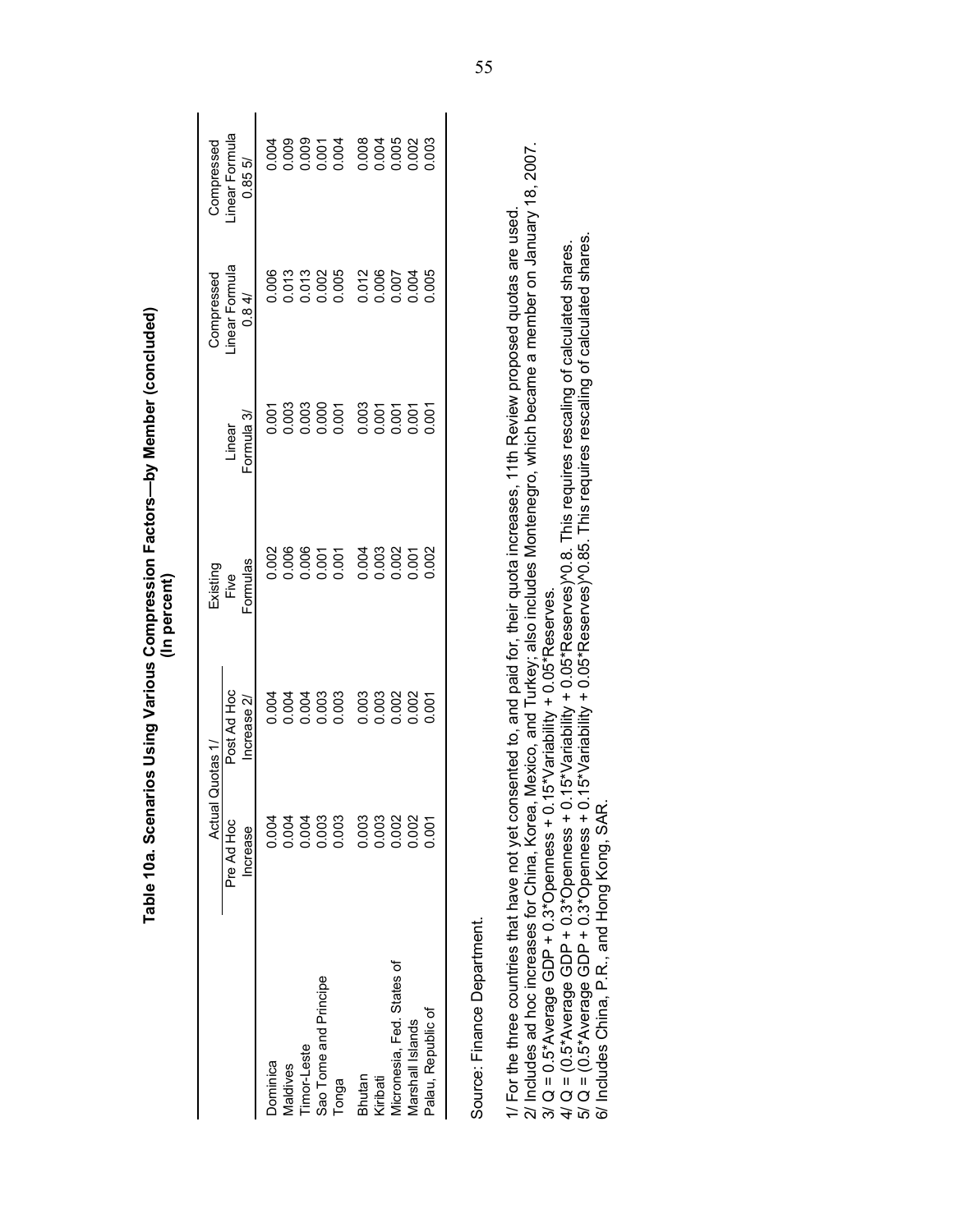# Table 10a. Scenarios Using Various Compression Factors—by Member (concluded)
(In percent)

| | Actual Quotas 1/ | | Existing Five Formulas | Linear Formula 3/ | Compressed Linear Formula 0.8 4/ | Compressed Linear Formula 0.85 5/ |
|---|---|---|---|---|---|---|
| | Pre Ad Hoc Increase | Post Ad Hoc Increase 2/ | | | | |
| Dominica | 0.004 | 0.004 | 0.002 | 0.001 | 0.006 | 0.004 |
| Maldives | 0.004 | 0.004 | 0.006 | 0.003 | 0.013 | 0.009 |
| Timor-Leste | 0.004 | 0.004 | 0.006 | 0.003 | 0.013 | 0.009 |
| Sao Tome and Principe | 0.003 | 0.003 | 0.001 | 0.000 | 0.002 | 0.001 |
| Tonga | 0.003 | 0.003 | 0.001 | 0.001 | 0.005 | 0.004 |
| Bhutan | 0.003 | 0.003 | 0.004 | 0.003 | 0.012 | 0.008 |
| Kiribati | 0.003 | 0.003 | 0.003 | 0.001 | 0.006 | 0.004 |
| Micronesia, Fed. States of | 0.002 | 0.002 | 0.002 | 0.001 | 0.007 | 0.005 |
| Marshall Islands | 0.002 | 0.002 | 0.001 | 0.001 | 0.004 | 0.002 |
| Palau, Republic of | 0.001 | 0.001 | 0.002 | 0.001 | 0.005 | 0.003 |

Source: Finance Department.

1/ For the three countries that have not yet consented to, and paid for, their quota increases, 11th Review proposed quotas are used.
2/ Includes ad hoc increases for China, Korea, Mexico, and Turkey; also includes Montenegro, which became a member on January 18, 2007.
3/ Q = 0.5*Average GDP + 0.3*Openness + 0.15*Variability + 0.05*Reserves.
4/ Q = (0.5*Average GDP + 0.3*Openness + 0.15*Variability + 0.05*Reserves)^0.8. This requires rescaling of calculated shares.
5/ Q = (0.5*Average GDP + 0.3*Openness + 0.15*Variability + 0.05*Reserves)^0.85. This requires rescaling of calculated shares.
6/ Includes China, P.R., and Hong Kong, SAR.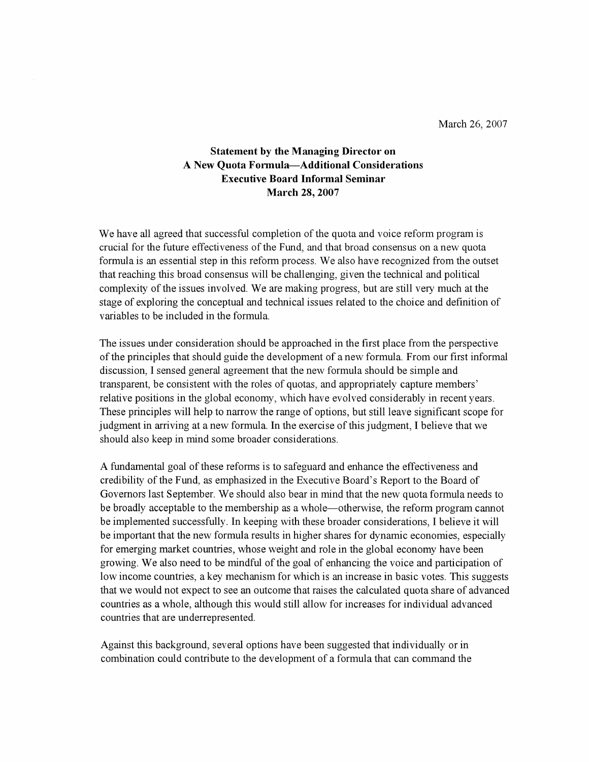March 26, 2007

**Statement by the Managing Director on**
**A New Quota Formula—Additional Considerations**
**Executive Board Informal Seminar**
**March 28, 2007**

We have all agreed that successful completion of the quota and voice reform program is crucial for the future effectiveness of the Fund, and that broad consensus on a new quota formula is an essential step in this reform process. We also have recognized from the outset that reaching this broad consensus will be challenging, given the technical and political complexity of the issues involved. We are making progress, but are still very much at the stage of exploring the conceptual and technical issues related to the choice and definition of variables to be included in the formula.

The issues under consideration should be approached in the first place from the perspective of the principles that should guide the development of a new formula. From our first informal discussion, I sensed general agreement that the new formula should be simple and transparent, be consistent with the roles of quotas, and appropriately capture members' relative positions in the global economy, which have evolved considerably in recent years. These principles will help to narrow the range of options, but still leave significant scope for judgment in arriving at a new formula. In the exercise of this judgment, I believe that we should also keep in mind some broader considerations.

A fundamental goal of these reforms is to safeguard and enhance the effectiveness and credibility of the Fund, as emphasized in the Executive Board's Report to the Board of Governors last September. We should also bear in mind that the new quota formula needs to be broadly acceptable to the membership as a whole—otherwise, the reform program cannot be implemented successfully. In keeping with these broader considerations, I believe it will be important that the new formula results in higher shares for dynamic economies, especially for emerging market countries, whose weight and role in the global economy have been growing. We also need to be mindful of the goal of enhancing the voice and participation of low income countries, a key mechanism for which is an increase in basic votes. This suggests that we would not expect to see an outcome that raises the calculated quota share of advanced countries as a whole, although this would still allow for increases for individual advanced countries that are underrepresented.

Against this background, several options have been suggested that individually or in combination could contribute to the development of a formula that can command the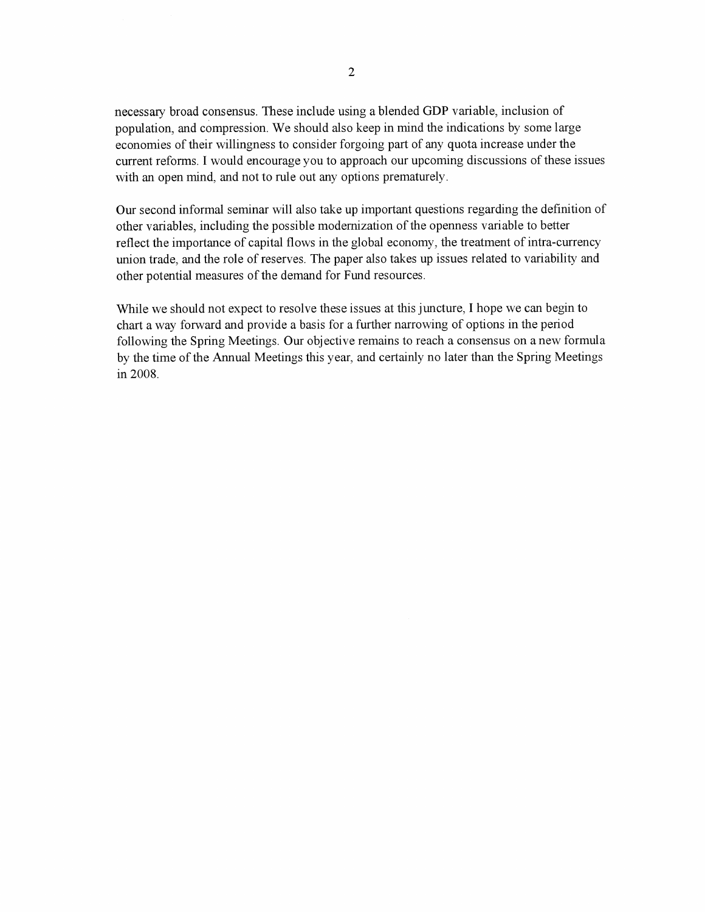necessary broad consensus. These include using a blended GDP variable, inclusion of population, and compression. We should also keep in mind the indications by some large economies of their willingness to consider forgoing part of any quota increase under the current reforms. I would encourage you to approach our upcoming discussions of these issues with an open mind, and not to rule out any options prematurely.

Our second informal seminar will also take up important questions regarding the definition of other variables, including the possible modernization of the openness variable to better reflect the importance of capital flows in the global economy, the treatment of intra-currency union trade, and the role of reserves. The paper also takes up issues related to variability and other potential measures of the demand for Fund resources.

While we should not expect to resolve these issues at this juncture, I hope we can begin to chart a way forward and provide a basis for a further narrowing of options in the period following the Spring Meetings. Our objective remains to reach a consensus on a new formula by the time of the Annual Meetings this year, and certainly no later than the Spring Meetings in 2008.